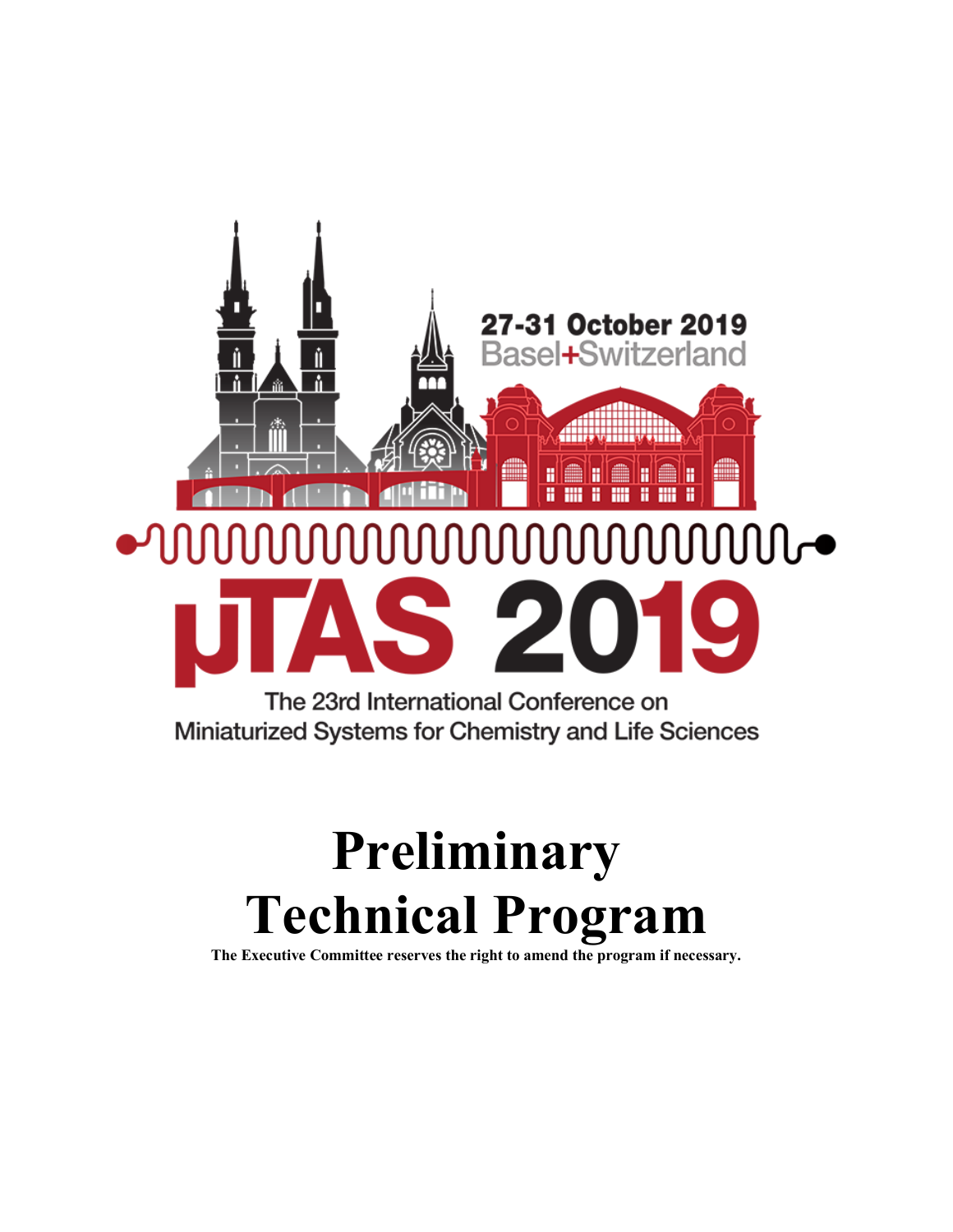27-31 October 2019

Basel+Switzerland

# µTAS 2019

The 23rd International Conference on Miniaturized Systems for Chemistry and Life Sciences

# Preliminary Technical Program

**The Executive Committee reserves the right to amend the program if necessary.**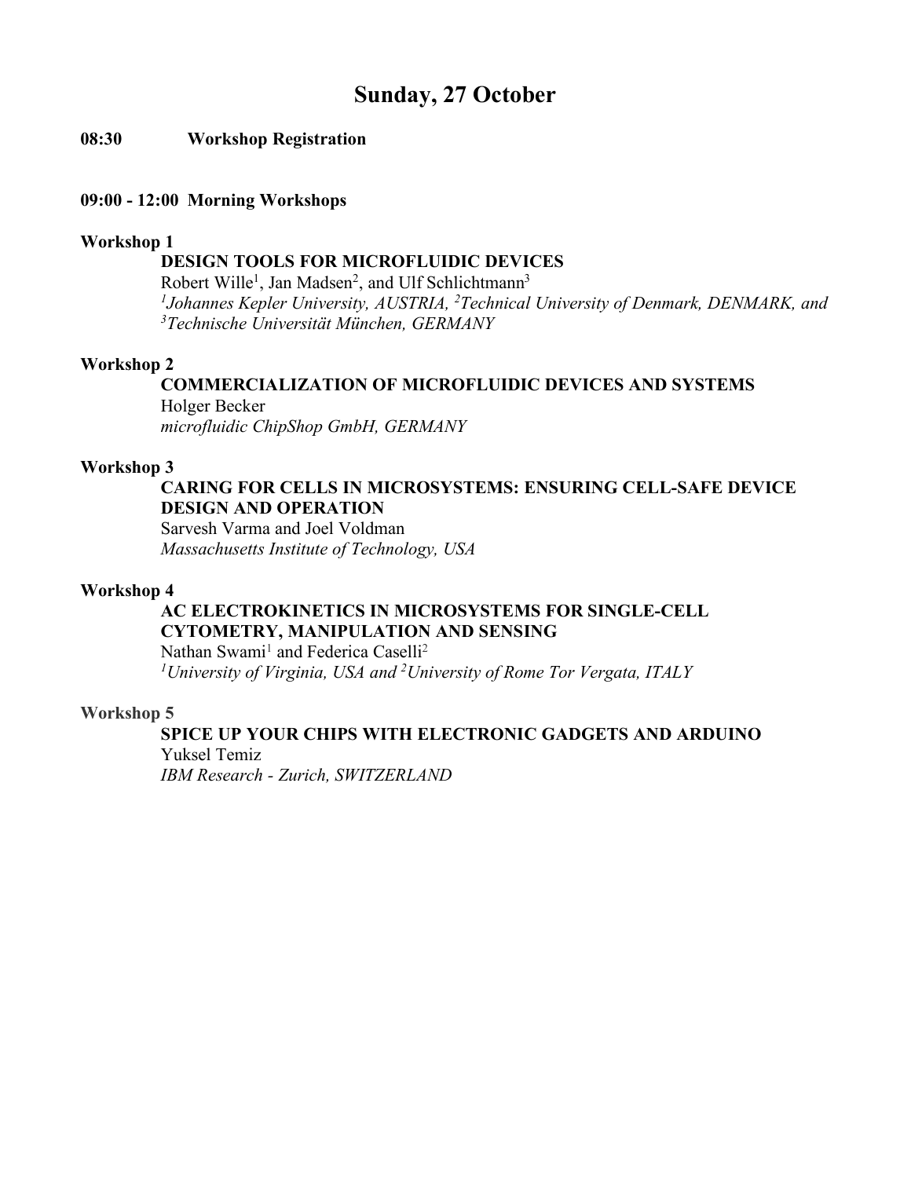# Sunday, 27 October

**08:30 Workshop Registration**

**09:00 - 12:00 Morning Workshops**

**Workshop 1**

**DESIGN TOOLS FOR MICROFLUIDIC DEVICES**

Robert Wille[1], Jan Madsen[2], and Ulf Schlichtmann[3]

*[1]Johannes Kepler University, AUSTRIA, [2]Technical University of Denmark, DENMARK, and [3]Technische Universität München, GERMANY*

**Workshop 2**

**COMMERCIALIZATION OF MICROFLUIDIC DEVICES AND SYSTEMS**

Holger Becker

*microfluidic ChipShop GmbH, GERMANY*

**Workshop 3**

**CARING FOR CELLS IN MICROSYSTEMS: ENSURING CELL-SAFE DEVICE DESIGN AND OPERATION**

Sarvesh Varma and Joel Voldman

*Massachusetts Institute of Technology, USA*

**Workshop 4**

**AC ELECTROKINETICS IN MICROSYSTEMS FOR SINGLE-CELL CYTOMETRY, MANIPULATION AND SENSING**

Nathan Swami[1] and Federica Caselli[2]

*[1]University of Virginia, USA and [2]University of Rome Tor Vergata, ITALY*

**Workshop 5**

**SPICE UP YOUR CHIPS WITH ELECTRONIC GADGETS AND ARDUINO**

Yuksel Temiz

*IBM Research - Zurich, SWITZERLAND*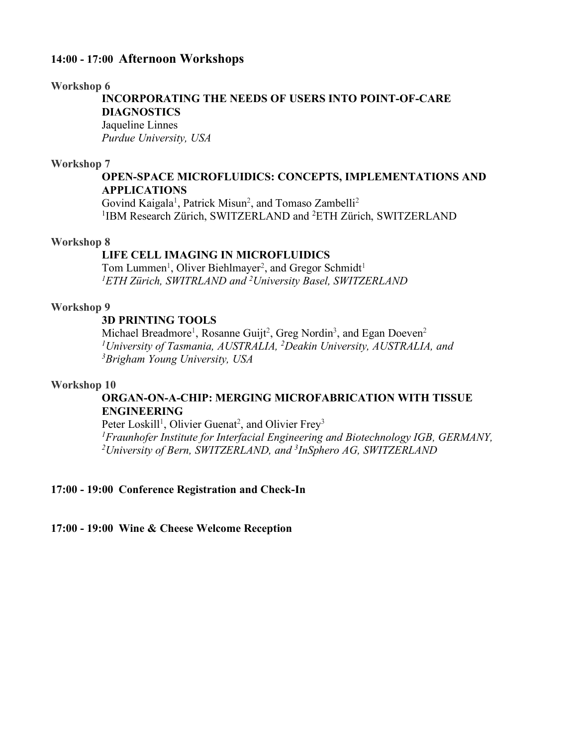## 14:00 - 17:00 Afternoon Workshops

**Workshop 6**

**INCORPORATING THE NEEDS OF USERS INTO POINT-OF-CARE DIAGNOSTICS**
Jaqueline Linnes
*Purdue University, USA*

**Workshop 7**

**OPEN-SPACE MICROFLUIDICS: CONCEPTS, IMPLEMENTATIONS AND APPLICATIONS**
Govind Kaigala[1], Patrick Misun[2], and Tomaso Zambelli[2]
[1]IBM Research Zürich, SWITZERLAND and [2]ETH Zürich, SWITZERLAND

**Workshop 8**

**LIFE CELL IMAGING IN MICROFLUIDICS**
Tom Lummen[1], Oliver Biehlmayer[2], and Gregor Schmidt[1]
*[1]ETH Zürich, SWITRLAND and [2]University Basel, SWITZERLAND*

**Workshop 9**

**3D PRINTING TOOLS**
Michael Breadmore[1], Rosanne Guijt[2], Greg Nordin[3], and Egan Doeven[2]
*[1]University of Tasmania, AUSTRALIA, [2]Deakin University, AUSTRALIA, and [3]Brigham Young University, USA*

**Workshop 10**

**ORGAN-ON-A-CHIP: MERGING MICROFABRICATION WITH TISSUE ENGINEERING**
Peter Loskill[1], Olivier Guenat[2], and Olivier Frey[3]
*[1]Fraunhofer Institute for Interfacial Engineering and Biotechnology IGB, GERMANY, [2]University of Bern, SWITZERLAND, and [3]InSphero AG, SWITZERLAND*

**17:00 - 19:00 Conference Registration and Check-In**

**17:00 - 19:00 Wine & Cheese Welcome Reception**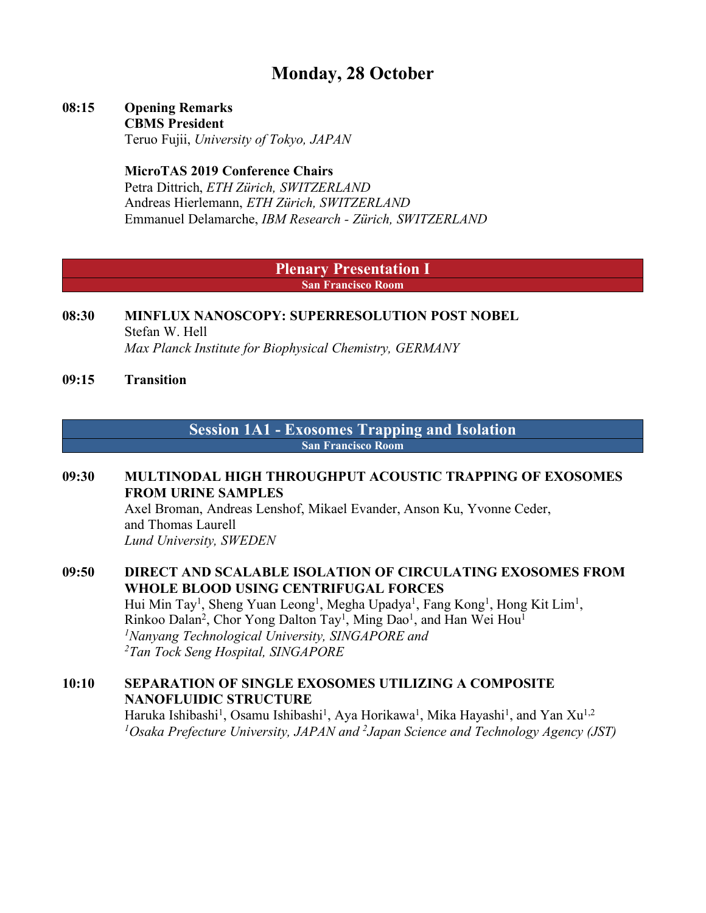# Monday, 28 October

**08:15** **Opening Remarks**
**CBMS President**
Teruo Fujii, *University of Tokyo, JAPAN*

**MicroTAS 2019 Conference Chairs**
Petra Dittrich, *ETH Zürich, SWITZERLAND*
Andreas Hierlemann, *ETH Zürich, SWITZERLAND*
Emmanuel Delamarche, *IBM Research - Zürich, SWITZERLAND*

## Plenary Presentation I
**San Francisco Room**

**08:30** **MINFLUX NANOSCOPY: SUPERRESOLUTION POST NOBEL**
Stefan W. Hell
*Max Planck Institute for Biophysical Chemistry, GERMANY*

**09:15** **Transition**

## Session 1A1 - Exosomes Trapping and Isolation
**San Francisco Room**

**09:30** **MULTINODAL HIGH THROUGHPUT ACOUSTIC TRAPPING OF EXOSOMES FROM URINE SAMPLES**
Axel Broman, Andreas Lenshof, Mikael Evander, Anson Ku, Yvonne Ceder, and Thomas Laurell
*Lund University, SWEDEN*

**09:50** **DIRECT AND SCALABLE ISOLATION OF CIRCULATING EXOSOMES FROM WHOLE BLOOD USING CENTRIFUGAL FORCES**
Hui Min Tay[1], Sheng Yuan Leong[1], Megha Upadya[1], Fang Kong[1], Hong Kit Lim[1], Rinkoo Dalan[2], Chor Yong Dalton Tay[1], Ming Dao[1], and Han Wei Hou[1]
*[1]Nanyang Technological University, SINGAPORE and*
*[2]Tan Tock Seng Hospital, SINGAPORE*

**10:10** **SEPARATION OF SINGLE EXOSOMES UTILIZING A COMPOSITE NANOFLUIDIC STRUCTURE**
Haruka Ishibashi[1], Osamu Ishibashi[1], Aya Horikawa[1], Mika Hayashi[1], and Yan Xu[1,2]
*[1]Osaka Prefecture University, JAPAN and [2]Japan Science and Technology Agency (JST)*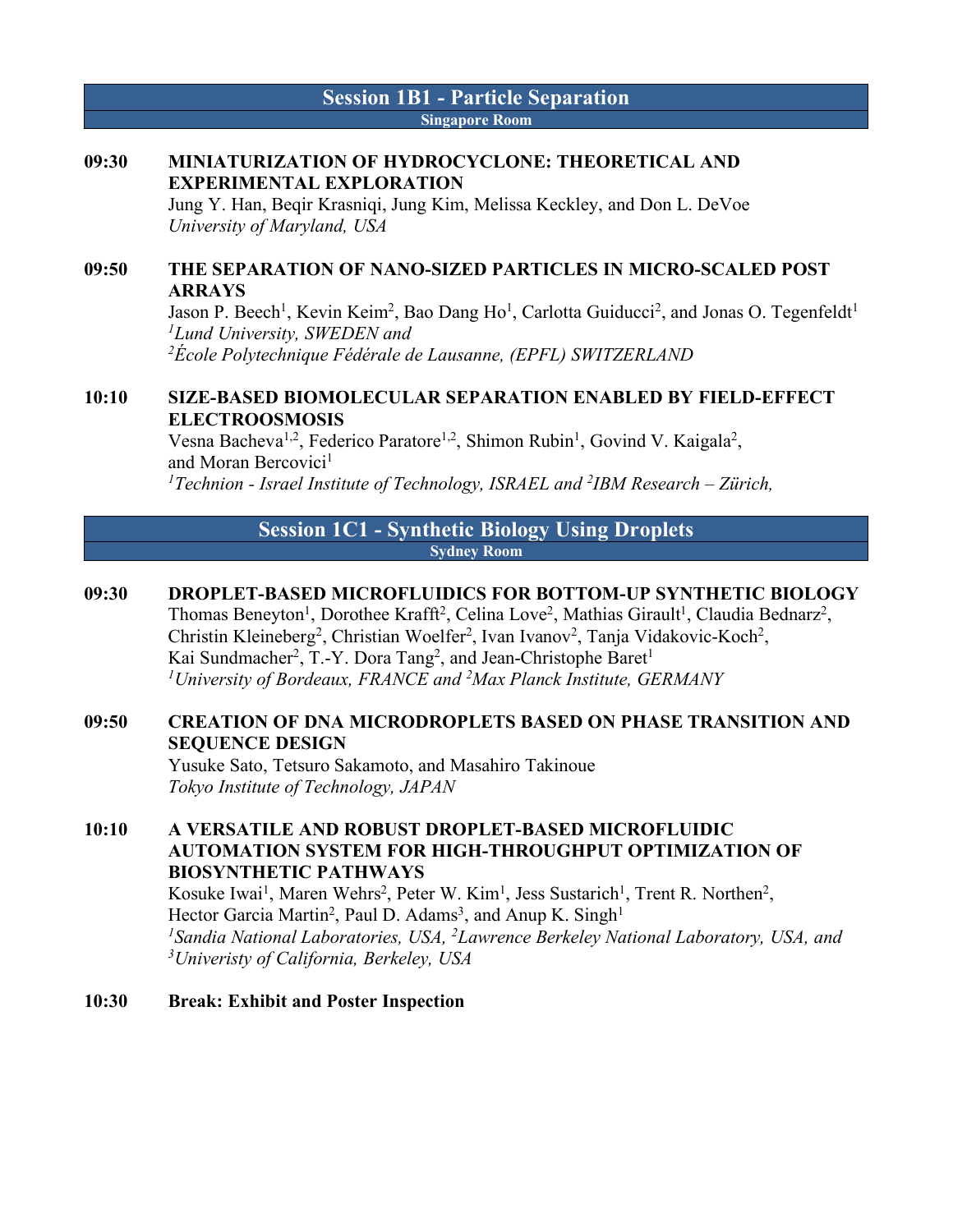## Session 1B1 - Particle Separation

**Singapore Room**

**09:30** **MINIATURIZATION OF HYDROCYCLONE: THEORETICAL AND EXPERIMENTAL EXPLORATION**
Jung Y. Han, Beqir Krasniqi, Jung Kim, Melissa Keckley, and Don L. DeVoe
*University of Maryland, USA*

**09:50** **THE SEPARATION OF NANO-SIZED PARTICLES IN MICRO-SCALED POST ARRAYS**
Jason P. Beech[1], Kevin Keim[2], Bao Dang Ho[1], Carlotta Guiducci[2], and Jonas O. Tegenfeldt[1]
*[1]Lund University, SWEDEN and*
*[2]École Polytechnique Fédérale de Lausanne, (EPFL) SWITZERLAND*

**10:10** **SIZE-BASED BIOMOLECULAR SEPARATION ENABLED BY FIELD-EFFECT ELECTROOSMOSIS**
Vesna Bacheva[1,2], Federico Paratore[1,2], Shimon Rubin[1], Govind V. Kaigala[2], and Moran Bercovici[1]
*[1]Technion - Israel Institute of Technology, ISRAEL and [2]IBM Research – Zürich,*

## Session 1C1 - Synthetic Biology Using Droplets

**Sydney Room**

**09:30** **DROPLET-BASED MICROFLUIDICS FOR BOTTOM-UP SYNTHETIC BIOLOGY**
Thomas Beneyton[1], Dorothee Krafft[2], Celina Love[2], Mathias Girault[1], Claudia Bednarz[2], Christin Kleineberg[2], Christian Woelfer[2], Ivan Ivanov[2], Tanja Vidakovic-Koch[2], Kai Sundmacher[2], T.-Y. Dora Tang[2], and Jean-Christophe Baret[1]
*[1]University of Bordeaux, FRANCE and [2]Max Planck Institute, GERMANY*

**09:50** **CREATION OF DNA MICRODROPLETS BASED ON PHASE TRANSITION AND SEQUENCE DESIGN**
Yusuke Sato, Tetsuro Sakamoto, and Masahiro Takinoue
*Tokyo Institute of Technology, JAPAN*

**10:10** **A VERSATILE AND ROBUST DROPLET-BASED MICROFLUIDIC AUTOMATION SYSTEM FOR HIGH-THROUGHPUT OPTIMIZATION OF BIOSYNTHETIC PATHWAYS**
Kosuke Iwai[1], Maren Wehrs[2], Peter W. Kim[1], Jess Sustarich[1], Trent R. Northen[2], Hector Garcia Martin[2], Paul D. Adams[3], and Anup K. Singh[1]
*[1]Sandia National Laboratories, USA, [2]Lawrence Berkeley National Laboratory, USA, and [3]Univeristy of California, Berkeley, USA*

**10:30** **Break: Exhibit and Poster Inspection**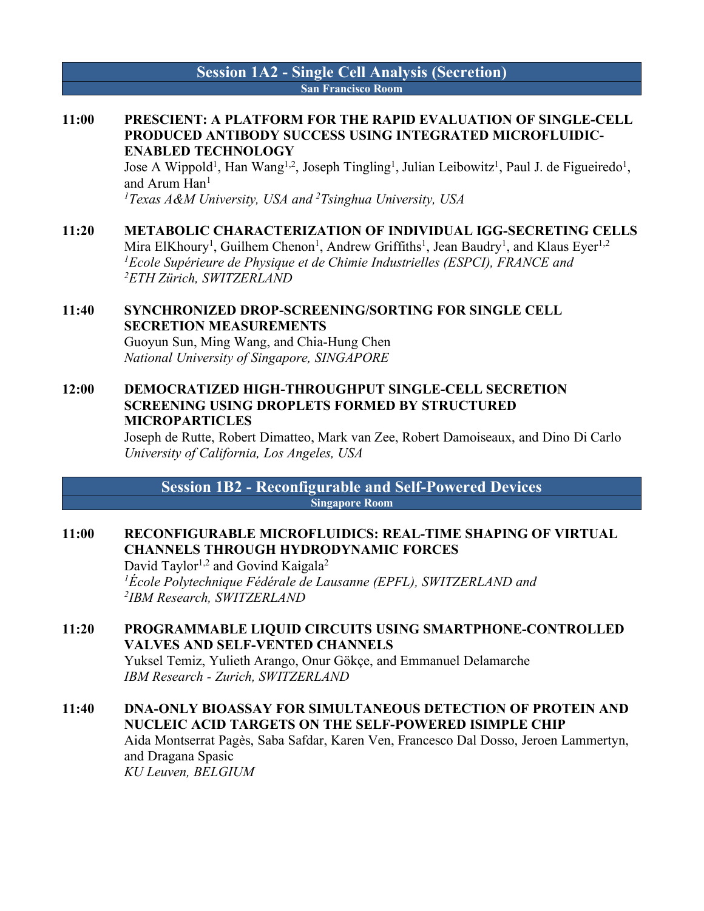## Session 1A2 - Single Cell Analysis (Secretion)

**San Francisco Room**

**11:00** **PRESCIENT: A PLATFORM FOR THE RAPID EVALUATION OF SINGLE-CELL PRODUCED ANTIBODY SUCCESS USING INTEGRATED MICROFLUIDIC-ENABLED TECHNOLOGY**

Jose A Wippold[1], Han Wang[1,2], Joseph Tingling[1], Julian Leibowitz[1], Paul J. de Figueiredo[1], and Arum Han[1]

*[1]Texas A&M University, USA and [2]Tsinghua University, USA*

**11:20** **METABOLIC CHARACTERIZATION OF INDIVIDUAL IGG-SECRETING CELLS**

Mira ElKhoury[1], Guilhem Chenon[1], Andrew Griffiths[1], Jean Baudry[1], and Klaus Eyer[1,2]

*[1]Ecole Supérieure de Physique et de Chimie Industrielles (ESPCI), FRANCE and [2]ETH Zürich, SWITZERLAND*

**11:40** **SYNCHRONIZED DROP-SCREENING/SORTING FOR SINGLE CELL SECRETION MEASUREMENTS**

Guoyun Sun, Ming Wang, and Chia-Hung Chen

*National University of Singapore, SINGAPORE*

**12:00** **DEMOCRATIZED HIGH-THROUGHPUT SINGLE-CELL SECRETION SCREENING USING DROPLETS FORMED BY STRUCTURED MICROPARTICLES**

Joseph de Rutte, Robert Dimatteo, Mark van Zee, Robert Damoiseaux, and Dino Di Carlo

*University of California, Los Angeles, USA*

## Session 1B2 - Reconfigurable and Self-Powered Devices

**Singapore Room**

**11:00** **RECONFIGURABLE MICROFLUIDICS: REAL-TIME SHAPING OF VIRTUAL CHANNELS THROUGH HYDRODYNAMIC FORCES**

David Taylor[1,2] and Govind Kaigala[2]

*[1]École Polytechnique Fédérale de Lausanne (EPFL), SWITZERLAND and [2]IBM Research, SWITZERLAND*

**11:20** **PROGRAMMABLE LIQUID CIRCUITS USING SMARTPHONE-CONTROLLED VALVES AND SELF-VENTED CHANNELS**

Yuksel Temiz, Yulieth Arango, Onur Gökçe, and Emmanuel Delamarche

*IBM Research - Zurich, SWITZERLAND*

**11:40** **DNA-ONLY BIOASSAY FOR SIMULTANEOUS DETECTION OF PROTEIN AND NUCLEIC ACID TARGETS ON THE SELF-POWERED ISIMPLE CHIP**

Aida Montserrat Pagès, Saba Safdar, Karen Ven, Francesco Dal Dosso, Jeroen Lammertyn, and Dragana Spasic

*KU Leuven, BELGIUM*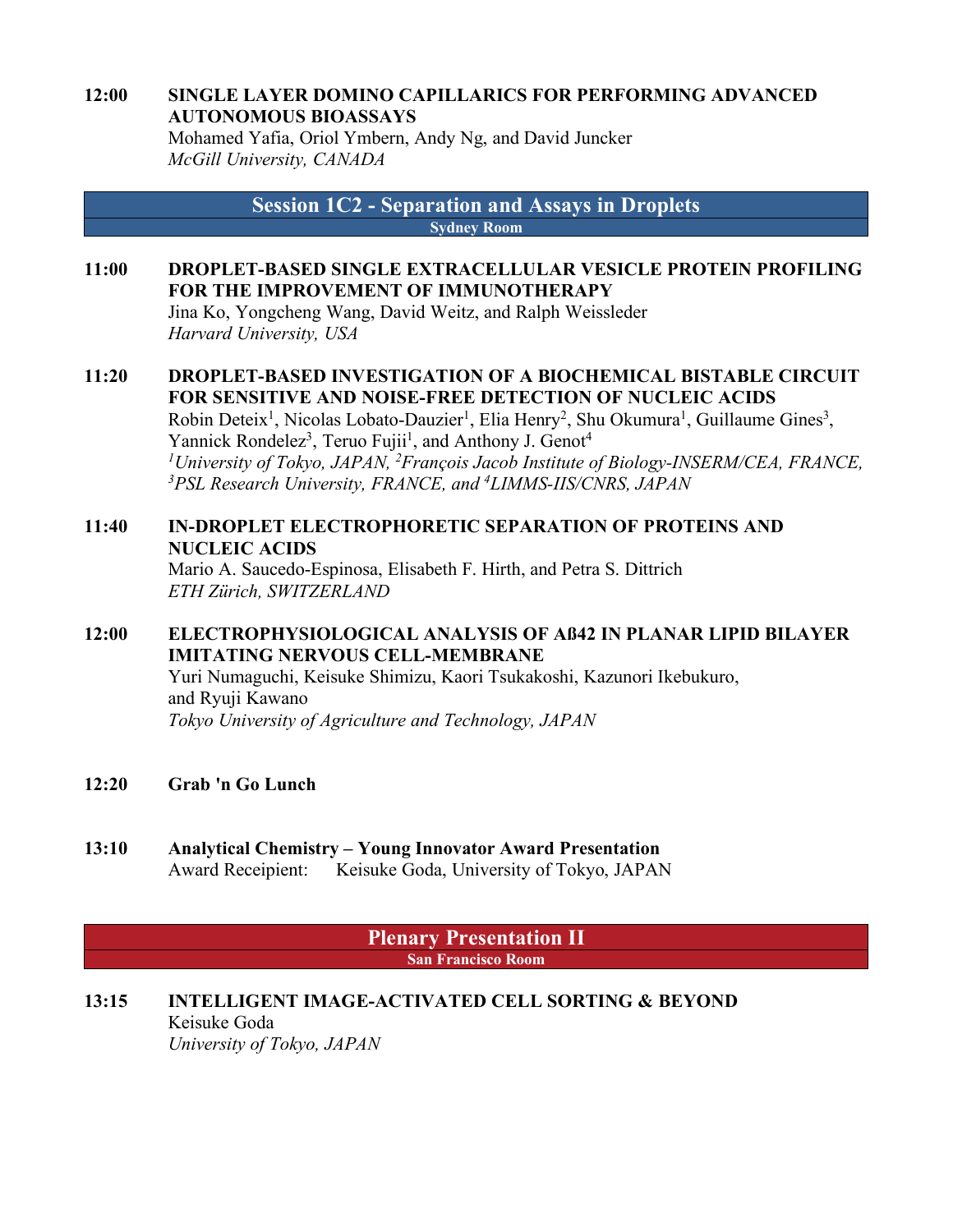**12:00** **SINGLE LAYER DOMINO CAPILLARICS FOR PERFORMING ADVANCED AUTONOMOUS BIOASSAYS**
Mohamed Yafia, Oriol Ymbern, Andy Ng, and David Juncker
*McGill University, CANADA*

## Session 1C2 - Separation and Assays in Droplets

**Sydney Room**

**11:00** **DROPLET-BASED SINGLE EXTRACELLULAR VESICLE PROTEIN PROFILING FOR THE IMPROVEMENT OF IMMUNOTHERAPY**
Jina Ko, Yongcheng Wang, David Weitz, and Ralph Weissleder
*Harvard University, USA*

**11:20** **DROPLET-BASED INVESTIGATION OF A BIOCHEMICAL BISTABLE CIRCUIT FOR SENSITIVE AND NOISE-FREE DETECTION OF NUCLEIC ACIDS**
Robin Deteix[1], Nicolas Lobato-Dauzier[1], Elia Henry[2], Shu Okumura[1], Guillaume Gines[3], Yannick Rondelez[3], Teruo Fujii[1], and Anthony J. Genot[4]
*[1]University of Tokyo, JAPAN, [2]François Jacob Institute of Biology-INSERM/CEA, FRANCE, [3]PSL Research University, FRANCE, and [4]LIMMS-IIS/CNRS, JAPAN*

**11:40** **IN-DROPLET ELECTROPHORETIC SEPARATION OF PROTEINS AND NUCLEIC ACIDS**
Mario A. Saucedo-Espinosa, Elisabeth F. Hirth, and Petra S. Dittrich
*ETH Zürich, SWITZERLAND*

**12:00** **ELECTROPHYSIOLOGICAL ANALYSIS OF Aß42 IN PLANAR LIPID BILAYER IMITATING NERVOUS CELL-MEMBRANE**
Yuri Numaguchi, Keisuke Shimizu, Kaori Tsukakoshi, Kazunori Ikebukuro, and Ryuji Kawano
*Tokyo University of Agriculture and Technology, JAPAN*

**12:20** **Grab 'n Go Lunch**

**13:10** **Analytical Chemistry – Young Innovator Award Presentation**
Award Receipient: Keisuke Goda, University of Tokyo, JAPAN

## Plenary Presentation II

**San Francisco Room**

**13:15** **INTELLIGENT IMAGE-ACTIVATED CELL SORTING & BEYOND**
Keisuke Goda
*University of Tokyo, JAPAN*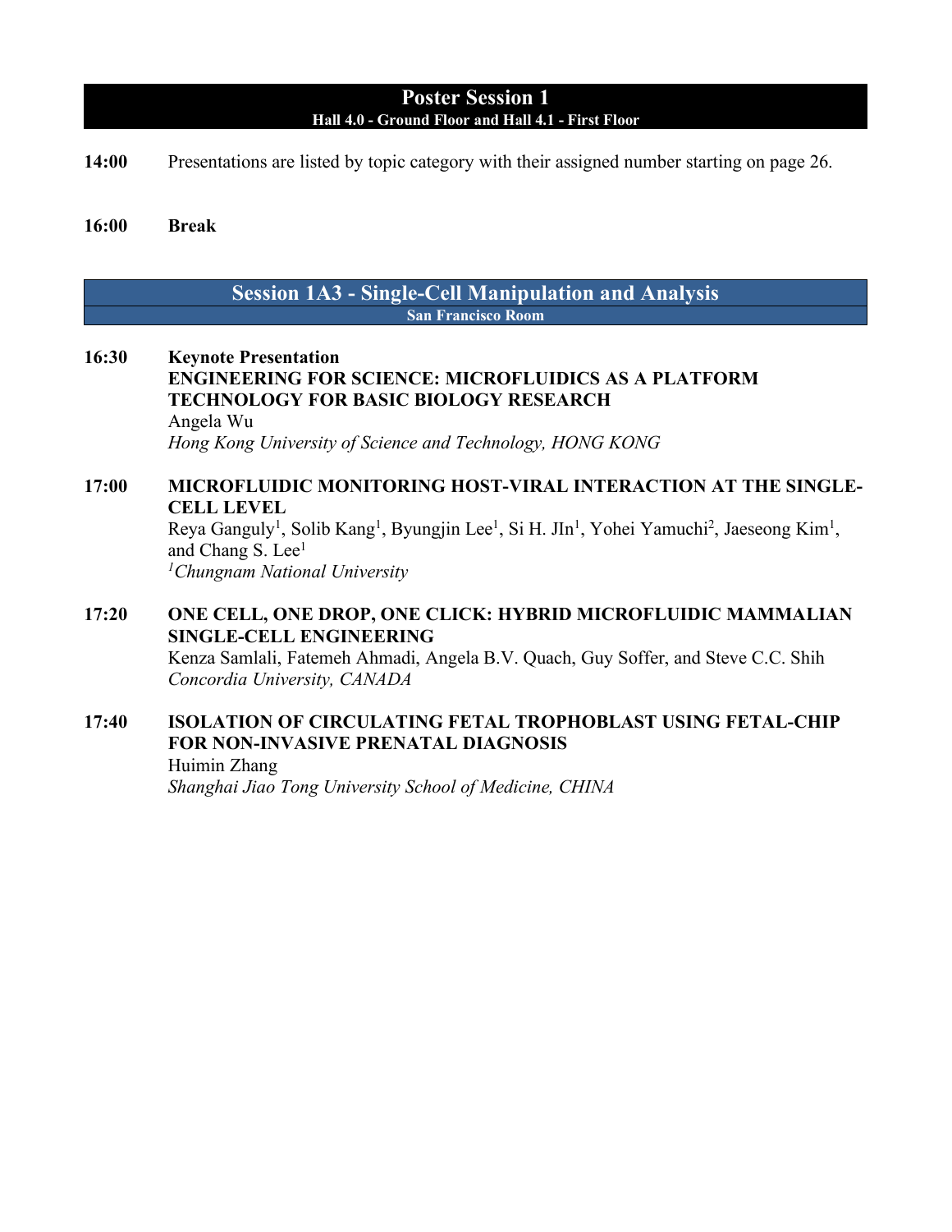## Poster Session 1

**Hall 4.0 - Ground Floor and Hall 4.1 - First Floor**

**14:00** Presentations are listed by topic category with their assigned number starting on page 26.

**16:00** **Break**

## Session 1A3 - Single-Cell Manipulation and Analysis

**San Francisco Room**

**16:30** **Keynote Presentation**
**ENGINEERING FOR SCIENCE: MICROFLUIDICS AS A PLATFORM TECHNOLOGY FOR BASIC BIOLOGY RESEARCH**
Angela Wu
*Hong Kong University of Science and Technology, HONG KONG*

**17:00** **MICROFLUIDIC MONITORING HOST-VIRAL INTERACTION AT THE SINGLE-CELL LEVEL**
Reya Ganguly[1], Solib Kang[1], Byungjin Lee[1], Si H. JIn[1], Yohei Yamuchi[2], Jaeseong Kim[1], and Chang S. Lee[1]
*[1]Chungnam National University*

**17:20** **ONE CELL, ONE DROP, ONE CLICK: HYBRID MICROFLUIDIC MAMMALIAN SINGLE-CELL ENGINEERING**
Kenza Samlali, Fatemeh Ahmadi, Angela B.V. Quach, Guy Soffer, and Steve C.C. Shih
*Concordia University, CANADA*

**17:40** **ISOLATION OF CIRCULATING FETAL TROPHOBLAST USING FETAL-CHIP FOR NON-INVASIVE PRENATAL DIAGNOSIS**
Huimin Zhang
*Shanghai Jiao Tong University School of Medicine, CHINA*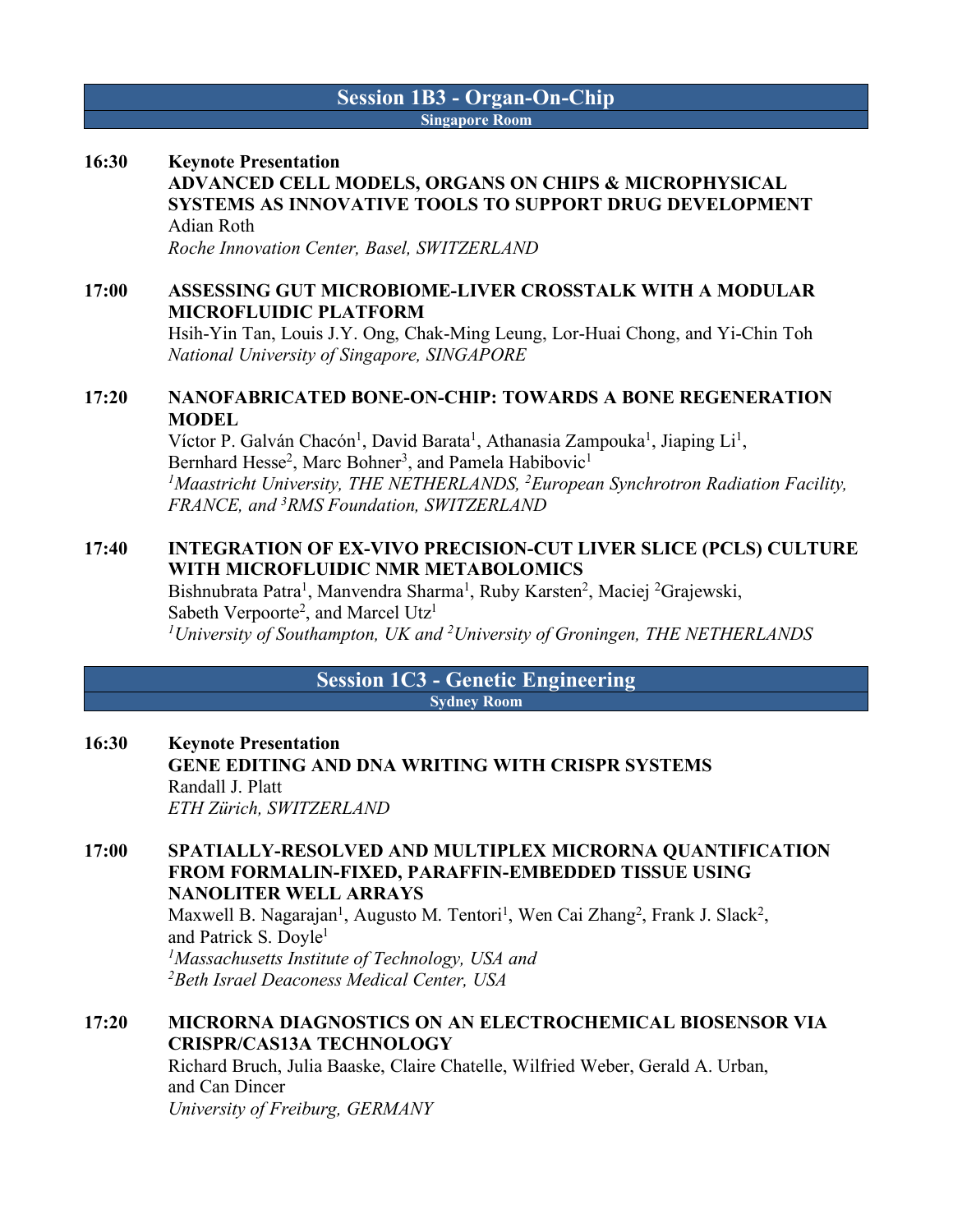## Session 1B3 - Organ-On-Chip

**Singapore Room**

**16:30** **Keynote Presentation**
**ADVANCED CELL MODELS, ORGANS ON CHIPS & MICROPHYSICAL SYSTEMS AS INNOVATIVE TOOLS TO SUPPORT DRUG DEVELOPMENT**
Adian Roth
*Roche Innovation Center, Basel, SWITZERLAND*

**17:00** **ASSESSING GUT MICROBIOME-LIVER CROSSTALK WITH A MODULAR MICROFLUIDIC PLATFORM**
Hsih-Yin Tan, Louis J.Y. Ong, Chak-Ming Leung, Lor-Huai Chong, and Yi-Chin Toh
*National University of Singapore, SINGAPORE*

**17:20** **NANOFABRICATED BONE-ON-CHIP: TOWARDS A BONE REGENERATION MODEL**
Víctor P. Galván Chacón[1], David Barata[1], Athanasia Zampouka[1], Jiaping Li[1], Bernhard Hesse[2], Marc Bohner[3], and Pamela Habibovic[1]
*[1]Maastricht University, THE NETHERLANDS, [2]European Synchrotron Radiation Facility, FRANCE, and [3]RMS Foundation, SWITZERLAND*

**17:40** **INTEGRATION OF EX-VIVO PRECISION-CUT LIVER SLICE (PCLS) CULTURE WITH MICROFLUIDIC NMR METABOLOMICS**
Bishnubrata Patra[1], Manvendra Sharma[1], Ruby Karsten[2], Maciej [2]Grajewski, Sabeth Verpoorte[2], and Marcel Utz[1]
*[1]University of Southampton, UK and [2]University of Groningen, THE NETHERLANDS*

## Session 1C3 - Genetic Engineering

**Sydney Room**

**16:30** **Keynote Presentation**
**GENE EDITING AND DNA WRITING WITH CRISPR SYSTEMS**
Randall J. Platt
*ETH Zürich, SWITZERLAND*

**17:00** **SPATIALLY-RESOLVED AND MULTIPLEX MICRORNA QUANTIFICATION FROM FORMALIN-FIXED, PARAFFIN-EMBEDDED TISSUE USING NANOLITER WELL ARRAYS**
Maxwell B. Nagarajan[1], Augusto M. Tentori[1], Wen Cai Zhang[2], Frank J. Slack[2], and Patrick S. Doyle[1]
*[1]Massachusetts Institute of Technology, USA and*
*[2]Beth Israel Deaconess Medical Center, USA*

**17:20** **MICRORNA DIAGNOSTICS ON AN ELECTROCHEMICAL BIOSENSOR VIA CRISPR/CAS13A TECHNOLOGY**
Richard Bruch, Julia Baaske, Claire Chatelle, Wilfried Weber, Gerald A. Urban, and Can Dincer
*University of Freiburg, GERMANY*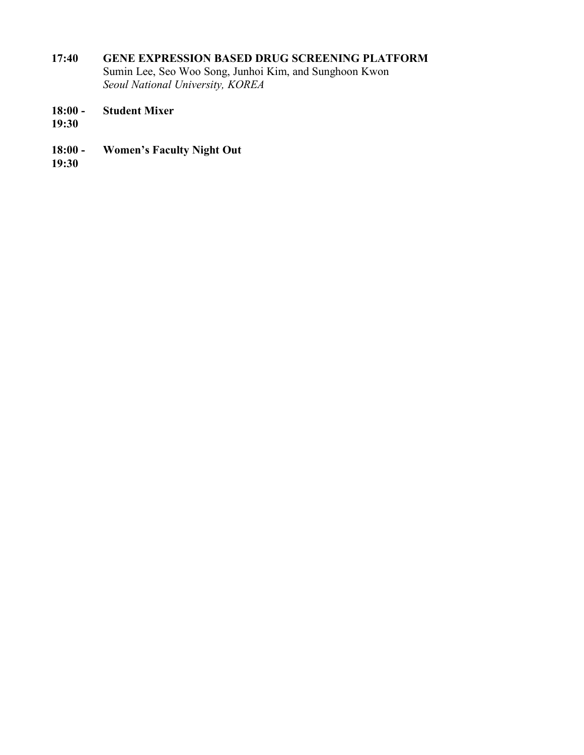**17:40** **GENE EXPRESSION BASED DRUG SCREENING PLATFORM**
Sumin Lee, Seo Woo Song, Junhoi Kim, and Sunghoon Kwon
*Seoul National University, KOREA*

**18:00 - 19:30** **Student Mixer**

**18:00 - 19:30** **Women's Faculty Night Out**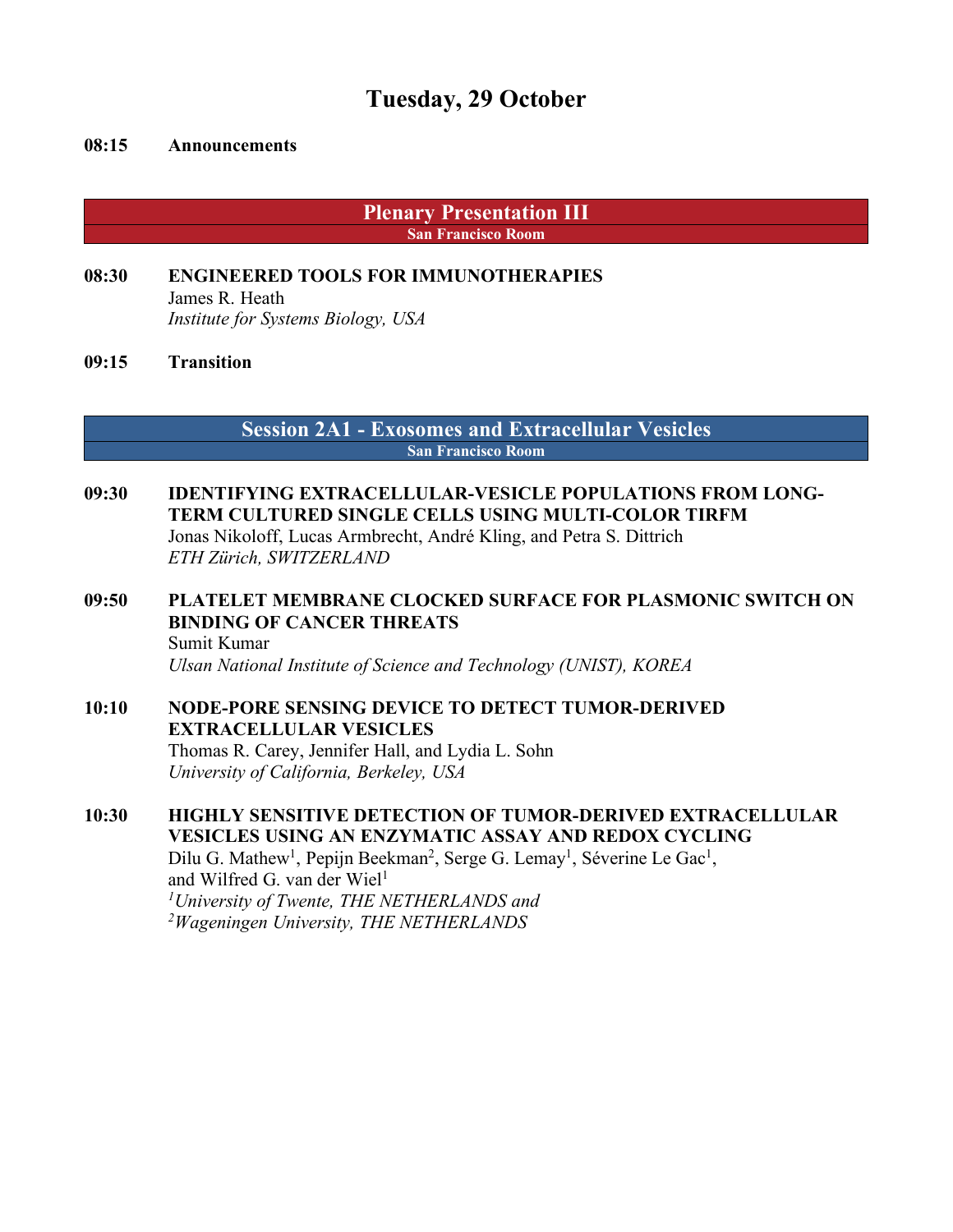# Tuesday, 29 October

**08:15 Announcements**

## Plenary Presentation III
**San Francisco Room**

**08:30 ENGINEERED TOOLS FOR IMMUNOTHERAPIES**
James R. Heath
*Institute for Systems Biology, USA*

**09:15 Transition**

## Session 2A1 - Exosomes and Extracellular Vesicles
**San Francisco Room**

**09:30 IDENTIFYING EXTRACELLULAR-VESICLE POPULATIONS FROM LONG-TERM CULTURED SINGLE CELLS USING MULTI-COLOR TIRFM**
Jonas Nikoloff, Lucas Armbrecht, André Kling, and Petra S. Dittrich
*ETH Zürich, SWITZERLAND*

**09:50 PLATELET MEMBRANE CLOCKED SURFACE FOR PLASMONIC SWITCH ON BINDING OF CANCER THREATS**
Sumit Kumar
*Ulsan National Institute of Science and Technology (UNIST), KOREA*

**10:10 NODE-PORE SENSING DEVICE TO DETECT TUMOR-DERIVED EXTRACELLULAR VESICLES**
Thomas R. Carey, Jennifer Hall, and Lydia L. Sohn
*University of California, Berkeley, USA*

**10:30 HIGHLY SENSITIVE DETECTION OF TUMOR-DERIVED EXTRACELLULAR VESICLES USING AN ENZYMATIC ASSAY AND REDOX CYCLING**
Dilu G. Mathew[1], Pepijn Beekman[2], Serge G. Lemay[1], Séverine Le Gac[1], and Wilfred G. van der Wiel[1]
*[1]University of Twente, THE NETHERLANDS and*
*[2]Wageningen University, THE NETHERLANDS*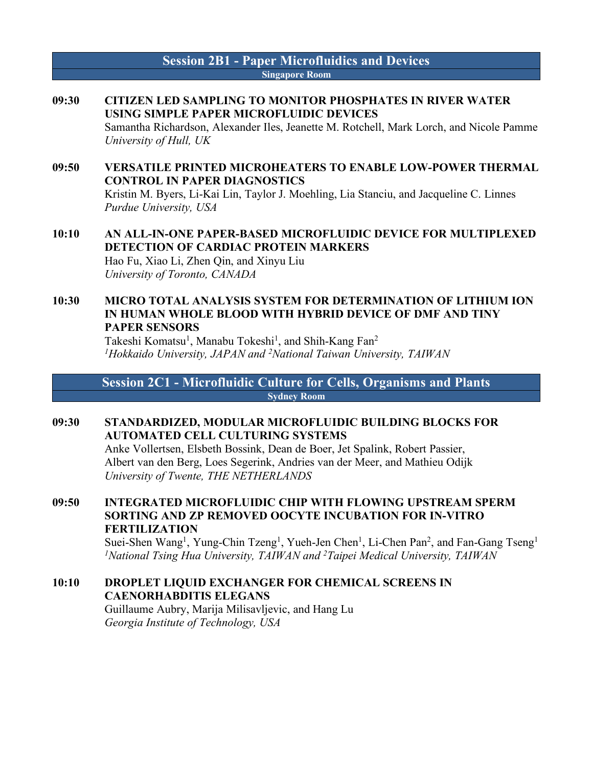## Session 2B1 - Paper Microfluidics and Devices

**Singapore Room**

**09:30** **CITIZEN LED SAMPLING TO MONITOR PHOSPHATES IN RIVER WATER USING SIMPLE PAPER MICROFLUIDIC DEVICES**
Samantha Richardson, Alexander Iles, Jeanette M. Rotchell, Mark Lorch, and Nicole Pamme
*University of Hull, UK*

**09:50** **VERSATILE PRINTED MICROHEATERS TO ENABLE LOW-POWER THERMAL CONTROL IN PAPER DIAGNOSTICS**
Kristin M. Byers, Li-Kai Lin, Taylor J. Moehling, Lia Stanciu, and Jacqueline C. Linnes
*Purdue University, USA*

**10:10** **AN ALL-IN-ONE PAPER-BASED MICROFLUIDIC DEVICE FOR MULTIPLEXED DETECTION OF CARDIAC PROTEIN MARKERS**
Hao Fu, Xiao Li, Zhen Qin, and Xinyu Liu
*University of Toronto, CANADA*

**10:30** **MICRO TOTAL ANALYSIS SYSTEM FOR DETERMINATION OF LITHIUM ION IN HUMAN WHOLE BLOOD WITH HYBRID DEVICE OF DMF AND TINY PAPER SENSORS**
Takeshi Komatsu[1], Manabu Tokeshi[1], and Shih-Kang Fan[2]
*[1]Hokkaido University, JAPAN and [2]National Taiwan University, TAIWAN*

## Session 2C1 - Microfluidic Culture for Cells, Organisms and Plants

**Sydney Room**

**09:30** **STANDARDIZED, MODULAR MICROFLUIDIC BUILDING BLOCKS FOR AUTOMATED CELL CULTURING SYSTEMS**
Anke Vollertsen, Elsbeth Bossink, Dean de Boer, Jet Spalink, Robert Passier, Albert van den Berg, Loes Segerink, Andries van der Meer, and Mathieu Odijk
*University of Twente, THE NETHERLANDS*

**09:50** **INTEGRATED MICROFLUIDIC CHIP WITH FLOWING UPSTREAM SPERM SORTING AND ZP REMOVED OOCYTE INCUBATION FOR IN-VITRO FERTILIZATION**
Suei-Shen Wang[1], Yung-Chin Tzeng[1], Yueh-Jen Chen[1], Li-Chen Pan[2], and Fan-Gang Tseng[1]
*[1]National Tsing Hua University, TAIWAN and [2]Taipei Medical University, TAIWAN*

**10:10** **DROPLET LIQUID EXCHANGER FOR CHEMICAL SCREENS IN CAENORHABDITIS ELEGANS**
Guillaume Aubry, Marija Milisavljevic, and Hang Lu
*Georgia Institute of Technology, USA*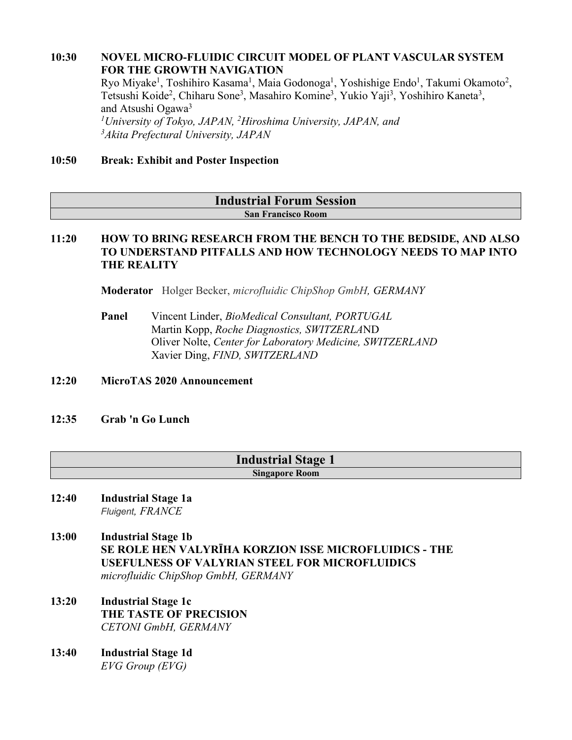**10:30 NOVEL MICRO-FLUIDIC CIRCUIT MODEL OF PLANT VASCULAR SYSTEM FOR THE GROWTH NAVIGATION**

Ryo Miyake[1], Toshihiro Kasama[1], Maia Godonoga[1], Yoshishige Endo[1], Takumi Okamoto[2], Tetsushi Koide[2], Chiharu Sone[3], Masahiro Komine[3], Yukio Yaji[3], Yoshihiro Kaneta[3], and Atsushi Ogawa[3]

*[1]University of Tokyo, JAPAN, [2]Hiroshima University, JAPAN, and [3]Akita Prefectural University, JAPAN*

**10:50 Break: Exhibit and Poster Inspection**

## Industrial Forum Session

**San Francisco Room**

**11:20 HOW TO BRING RESEARCH FROM THE BENCH TO THE BEDSIDE, AND ALSO TO UNDERSTAND PITFALLS AND HOW TECHNOLOGY NEEDS TO MAP INTO THE REALITY**

**Moderator** Holger Becker, *microfluidic ChipShop GmbH, GERMANY*

**Panel**
Vincent Linder, *BioMedical Consultant, PORTUGAL*
Martin Kopp, *Roche Diagnostics, SWITZERLA*ND
Oliver Nolte, *Center for Laboratory Medicine, SWITZERLAND*
Xavier Ding, *FIND, SWITZERLAND*

**12:20 MicroTAS 2020 Announcement**

**12:35 Grab 'n Go Lunch**

## Industrial Stage 1

**Singapore Room**

**12:40 Industrial Stage 1a**
*Fluigent, FRANCE*

**13:00 Industrial Stage 1b**
**SE ROLE HEN VALYRĪHA KORZION ISSE MICROFLUIDICS - THE USEFULNESS OF VALYRIAN STEEL FOR MICROFLUIDICS**
*microfluidic ChipShop GmbH, GERMANY*

**13:20 Industrial Stage 1c**
**THE TASTE OF PRECISION**
*CETONI GmbH, GERMANY*

**13:40 Industrial Stage 1d**
*EVG Group (EVG)*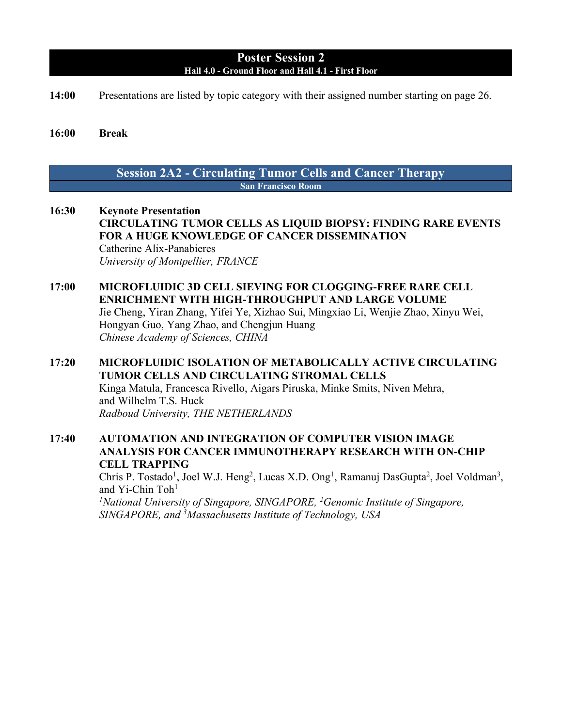## Poster Session 2

**Hall 4.0 - Ground Floor and Hall 4.1 - First Floor**

**14:00** Presentations are listed by topic category with their assigned number starting on page 26.

**16:00** **Break**

## Session 2A2 - Circulating Tumor Cells and Cancer Therapy

**San Francisco Room**

**16:30** **Keynote Presentation**
**CIRCULATING TUMOR CELLS AS LIQUID BIOPSY: FINDING RARE EVENTS FOR A HUGE KNOWLEDGE OF CANCER DISSEMINATION**
Catherine Alix-Panabieres
*University of Montpellier, FRANCE*

**17:00** **MICROFLUIDIC 3D CELL SIEVING FOR CLOGGING-FREE RARE CELL ENRICHMENT WITH HIGH-THROUGHPUT AND LARGE VOLUME**
Jie Cheng, Yiran Zhang, Yifei Ye, Xizhao Sui, Mingxiao Li, Wenjie Zhao, Xinyu Wei, Hongyan Guo, Yang Zhao, and Chengjun Huang
*Chinese Academy of Sciences, CHINA*

**17:20** **MICROFLUIDIC ISOLATION OF METABOLICALLY ACTIVE CIRCULATING TUMOR CELLS AND CIRCULATING STROMAL CELLS**
Kinga Matula, Francesca Rivello, Aigars Piruska, Minke Smits, Niven Mehra, and Wilhelm T.S. Huck
*Radboud University, THE NETHERLANDS*

**17:40** **AUTOMATION AND INTEGRATION OF COMPUTER VISION IMAGE ANALYSIS FOR CANCER IMMUNOTHERAPY RESEARCH WITH ON-CHIP CELL TRAPPING**
Chris P. Tostado[1], Joel W.J. Heng[2], Lucas X.D. Ong[1], Ramanuj DasGupta[2], Joel Voldman[3], and Yi-Chin Toh[1]
*[1]National University of Singapore, SINGAPORE, [2]Genomic Institute of Singapore, SINGAPORE, and [3]Massachusetts Institute of Technology, USA*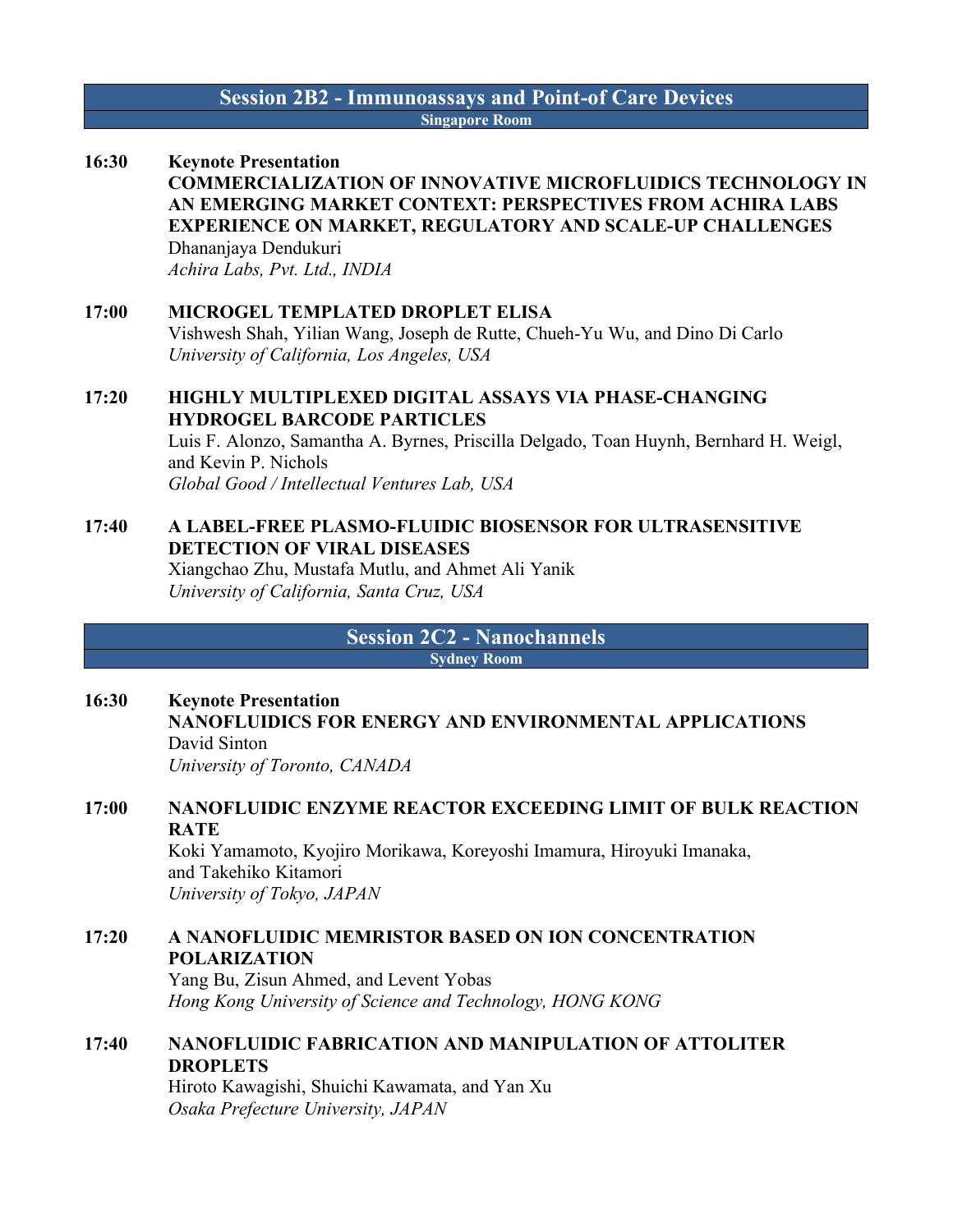## Session 2B2 - Immunoassays and Point-of Care Devices

**Singapore Room**

**16:30** **Keynote Presentation**
**COMMERCIALIZATION OF INNOVATIVE MICROFLUIDICS TECHNOLOGY IN AN EMERGING MARKET CONTEXT: PERSPECTIVES FROM ACHIRA LABS EXPERIENCE ON MARKET, REGULATORY AND SCALE-UP CHALLENGES**
Dhananjaya Dendukuri
*Achira Labs, Pvt. Ltd., INDIA*

**17:00** **MICROGEL TEMPLATED DROPLET ELISA**
Vishwesh Shah, Yilian Wang, Joseph de Rutte, Chueh-Yu Wu, and Dino Di Carlo
*University of California, Los Angeles, USA*

**17:20** **HIGHLY MULTIPLEXED DIGITAL ASSAYS VIA PHASE-CHANGING HYDROGEL BARCODE PARTICLES**
Luis F. Alonzo, Samantha A. Byrnes, Priscilla Delgado, Toan Huynh, Bernhard H. Weigl, and Kevin P. Nichols
*Global Good / Intellectual Ventures Lab, USA*

**17:40** **A LABEL-FREE PLASMO-FLUIDIC BIOSENSOR FOR ULTRASENSITIVE DETECTION OF VIRAL DISEASES**
Xiangchao Zhu, Mustafa Mutlu, and Ahmet Ali Yanik
*University of California, Santa Cruz, USA*

## Session 2C2 - Nanochannels

**Sydney Room**

**16:30** **Keynote Presentation**
**NANOFLUIDICS FOR ENERGY AND ENVIRONMENTAL APPLICATIONS**
David Sinton
*University of Toronto, CANADA*

**17:00** **NANOFLUIDIC ENZYME REACTOR EXCEEDING LIMIT OF BULK REACTION RATE**
Koki Yamamoto, Kyojiro Morikawa, Koreyoshi Imamura, Hiroyuki Imanaka, and Takehiko Kitamori
*University of Tokyo, JAPAN*

**17:20** **A NANOFLUIDIC MEMRISTOR BASED ON ION CONCENTRATION POLARIZATION**
Yang Bu, Zisun Ahmed, and Levent Yobas
*Hong Kong University of Science and Technology, HONG KONG*

**17:40** **NANOFLUIDIC FABRICATION AND MANIPULATION OF ATTOLITER DROPLETS**
Hiroto Kawagishi, Shuichi Kawamata, and Yan Xu
*Osaka Prefecture University, JAPAN*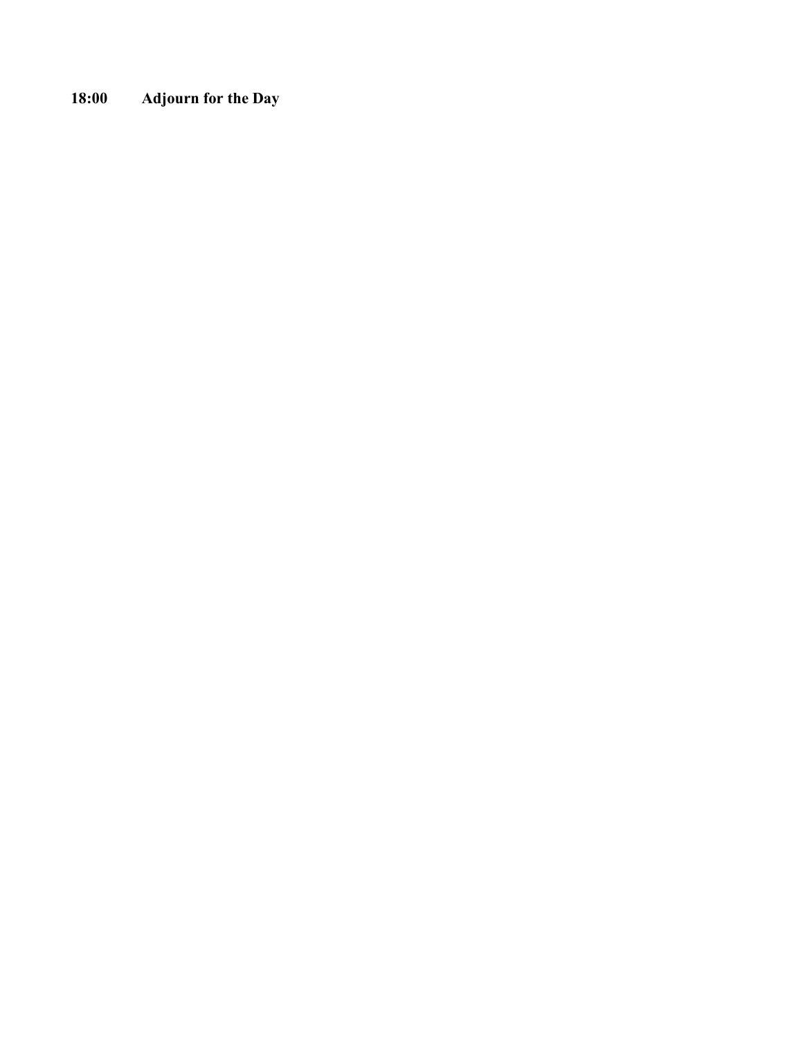**18:00 Adjourn for the Day**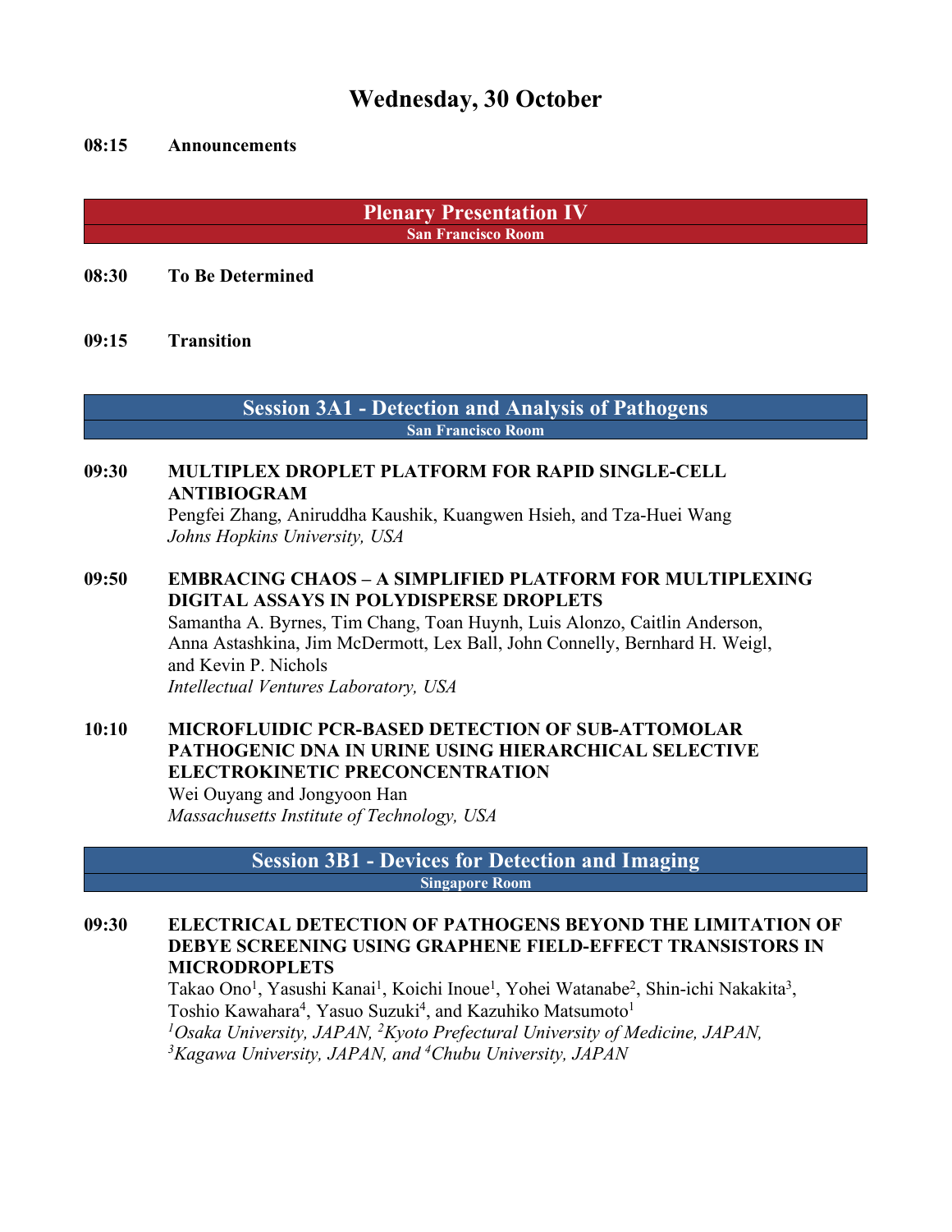# Wednesday, 30 October

**08:15 Announcements**

## Plenary Presentation IV
**San Francisco Room**

**08:30 To Be Determined**

**09:15 Transition**

## Session 3A1 - Detection and Analysis of Pathogens
**San Francisco Room**

**09:30 MULTIPLEX DROPLET PLATFORM FOR RAPID SINGLE-CELL ANTIBIOGRAM**
Pengfei Zhang, Aniruddha Kaushik, Kuangwen Hsieh, and Tza-Huei Wang
*Johns Hopkins University, USA*

**09:50 EMBRACING CHAOS – A SIMPLIFIED PLATFORM FOR MULTIPLEXING DIGITAL ASSAYS IN POLYDISPERSE DROPLETS**
Samantha A. Byrnes, Tim Chang, Toan Huynh, Luis Alonzo, Caitlin Anderson, Anna Astashkina, Jim McDermott, Lex Ball, John Connelly, Bernhard H. Weigl, and Kevin P. Nichols
*Intellectual Ventures Laboratory, USA*

**10:10 MICROFLUIDIC PCR-BASED DETECTION OF SUB-ATTOMOLAR PATHOGENIC DNA IN URINE USING HIERARCHICAL SELECTIVE ELECTROKINETIC PRECONCENTRATION**
Wei Ouyang and Jongyoon Han
*Massachusetts Institute of Technology, USA*

## Session 3B1 - Devices for Detection and Imaging
**Singapore Room**

**09:30 ELECTRICAL DETECTION OF PATHOGENS BEYOND THE LIMITATION OF DEBYE SCREENING USING GRAPHENE FIELD-EFFECT TRANSISTORS IN MICRODROPLETS**
Takao Ono[1], Yasushi Kanai[1], Koichi Inoue[1], Yohei Watanabe[2], Shin-ichi Nakakita[3], Toshio Kawahara[4], Yasuo Suzuki[4], and Kazuhiko Matsumoto[1]
*[1]Osaka University, JAPAN, [2]Kyoto Prefectural University of Medicine, JAPAN, [3]Kagawa University, JAPAN, and [4]Chubu University, JAPAN*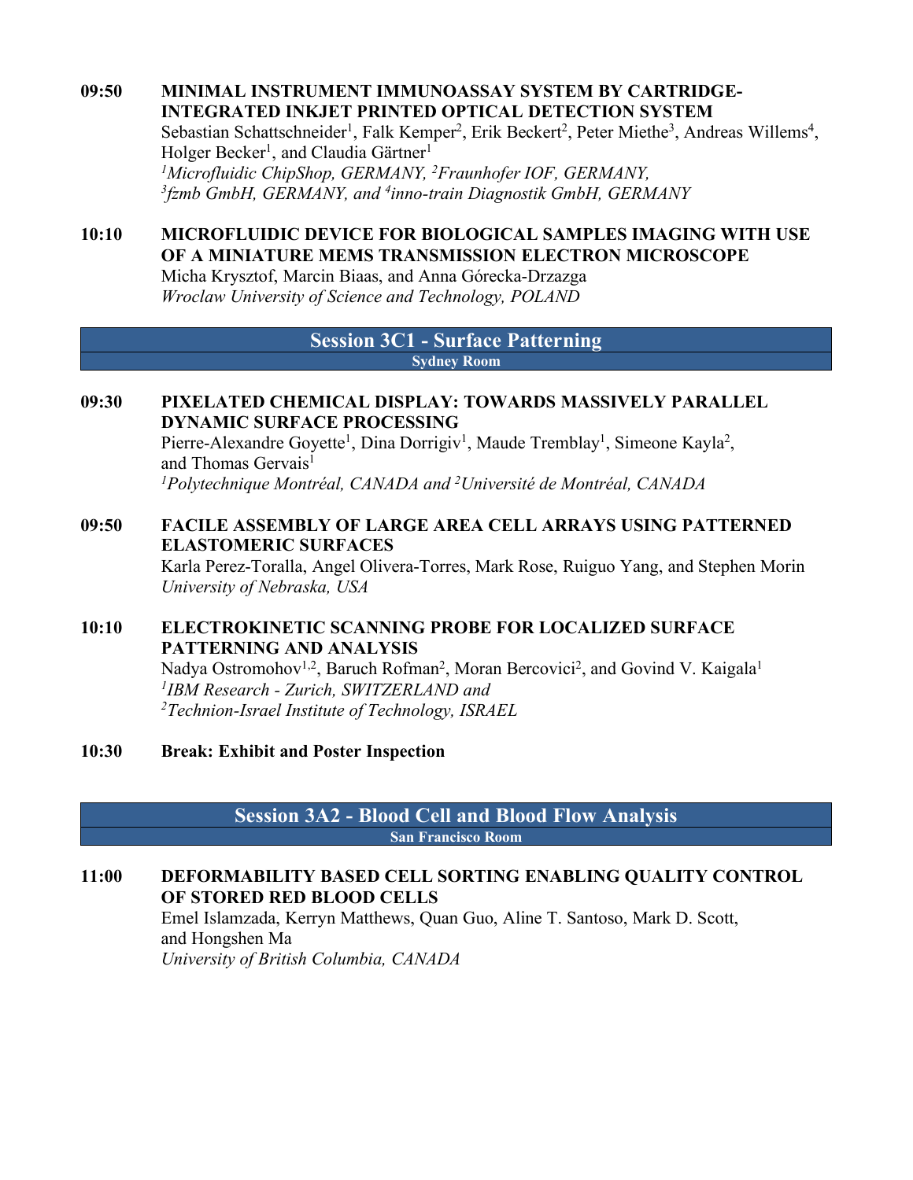**09:50 MINIMAL INSTRUMENT IMMUNOASSAY SYSTEM BY CARTRIDGE-INTEGRATED INKJET PRINTED OPTICAL DETECTION SYSTEM**
Sebastian Schattschneider[1], Falk Kemper[2], Erik Beckert[2], Peter Miethe[3], Andreas Willems[4], Holger Becker[1], and Claudia Gärtner[1]
*[1]Microfluidic ChipShop, GERMANY, [2]Fraunhofer IOF, GERMANY, [3]fzmb GmbH, GERMANY, and [4]inno-train Diagnostik GmbH, GERMANY*

**10:10 MICROFLUIDIC DEVICE FOR BIOLOGICAL SAMPLES IMAGING WITH USE OF A MINIATURE MEMS TRANSMISSION ELECTRON MICROSCOPE**
Micha Krysztof, Marcin Biaas, and Anna Górecka-Drzazga
*Wroclaw University of Science and Technology, POLAND*

## Session 3C1 - Surface Patterning
**Sydney Room**

**09:30 PIXELATED CHEMICAL DISPLAY: TOWARDS MASSIVELY PARALLEL DYNAMIC SURFACE PROCESSING**
Pierre-Alexandre Goyette[1], Dina Dorrigiv[1], Maude Tremblay[1], Simeone Kayla[2], and Thomas Gervais[1]
*[1]Polytechnique Montréal, CANADA and [2]Université de Montréal, CANADA*

**09:50 FACILE ASSEMBLY OF LARGE AREA CELL ARRAYS USING PATTERNED ELASTOMERIC SURFACES**
Karla Perez-Toralla, Angel Olivera-Torres, Mark Rose, Ruiguo Yang, and Stephen Morin
*University of Nebraska, USA*

**10:10 ELECTROKINETIC SCANNING PROBE FOR LOCALIZED SURFACE PATTERNING AND ANALYSIS**
Nadya Ostromohov[1,2], Baruch Rofman[2], Moran Bercovici[2], and Govind V. Kaigala[1]
*[1]IBM Research - Zurich, SWITZERLAND and [2]Technion-Israel Institute of Technology, ISRAEL*

**10:30 Break: Exhibit and Poster Inspection**

## Session 3A2 - Blood Cell and Blood Flow Analysis
**San Francisco Room**

**11:00 DEFORMABILITY BASED CELL SORTING ENABLING QUALITY CONTROL OF STORED RED BLOOD CELLS**
Emel Islamzada, Kerryn Matthews, Quan Guo, Aline T. Santoso, Mark D. Scott, and Hongshen Ma
*University of British Columbia, CANADA*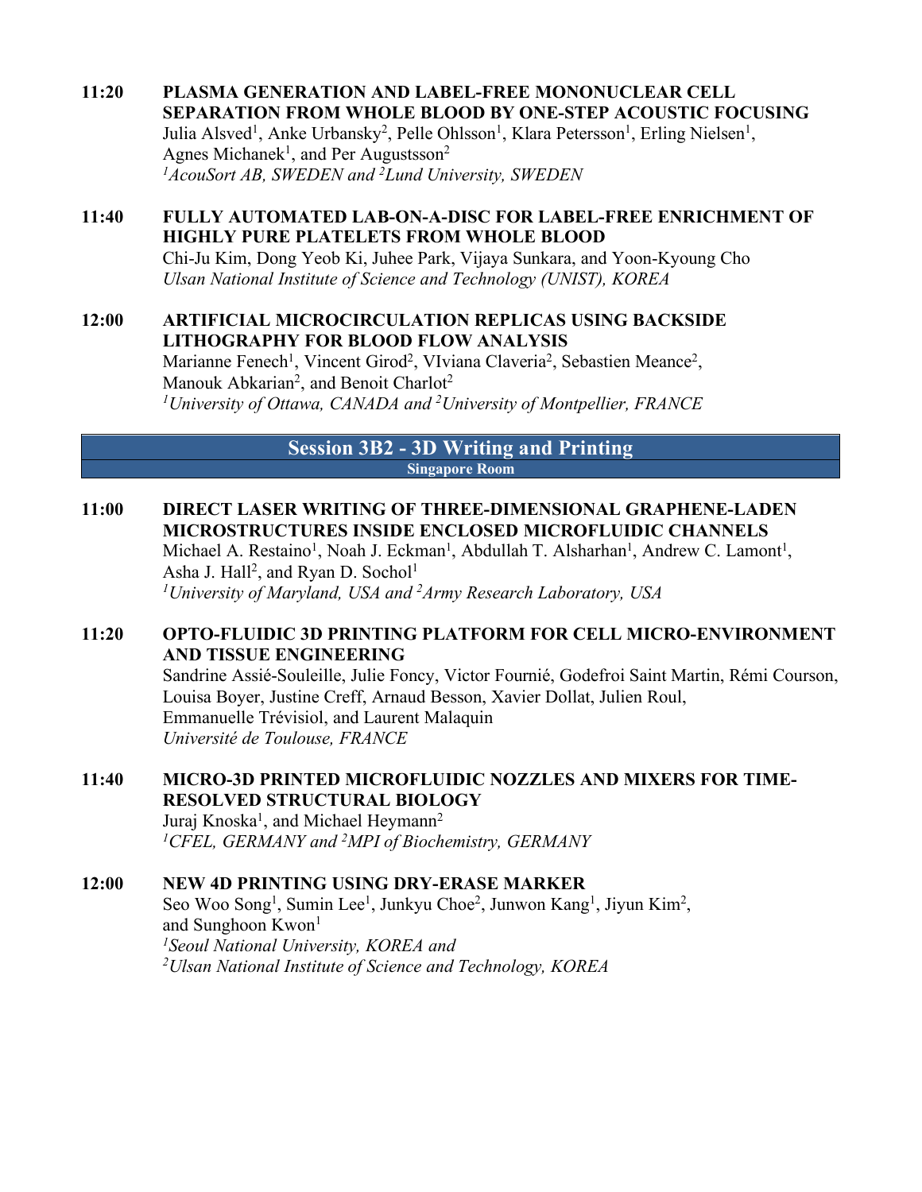**11:20 PLASMA GENERATION AND LABEL-FREE MONONUCLEAR CELL SEPARATION FROM WHOLE BLOOD BY ONE-STEP ACOUSTIC FOCUSING**
Julia Alsved[1], Anke Urbansky[2], Pelle Ohlsson[1], Klara Petersson[1], Erling Nielsen[1], Agnes Michanek[1], and Per Augustsson[2]
*[1]AcouSort AB, SWEDEN and [2]Lund University, SWEDEN*

**11:40 FULLY AUTOMATED LAB-ON-A-DISC FOR LABEL-FREE ENRICHMENT OF HIGHLY PURE PLATELETS FROM WHOLE BLOOD**
Chi-Ju Kim, Dong Yeob Ki, Juhee Park, Vijaya Sunkara, and Yoon-Kyoung Cho
*Ulsan National Institute of Science and Technology (UNIST), KOREA*

**12:00 ARTIFICIAL MICROCIRCULATION REPLICAS USING BACKSIDE LITHOGRAPHY FOR BLOOD FLOW ANALYSIS**
Marianne Fenech[1], Vincent Girod[2], VIviana Claveria[2], Sebastien Meance[2], Manouk Abkarian[2], and Benoit Charlot[2]
*[1]University of Ottawa, CANADA and [2]University of Montpellier, FRANCE*

## Session 3B2 - 3D Writing and Printing
**Singapore Room**

**11:00 DIRECT LASER WRITING OF THREE-DIMENSIONAL GRAPHENE-LADEN MICROSTRUCTURES INSIDE ENCLOSED MICROFLUIDIC CHANNELS**
Michael A. Restaino[1], Noah J. Eckman[1], Abdullah T. Alsharhan[1], Andrew C. Lamont[1], Asha J. Hall[2], and Ryan D. Sochol[1]
*[1]University of Maryland, USA and [2]Army Research Laboratory, USA*

**11:20 OPTO-FLUIDIC 3D PRINTING PLATFORM FOR CELL MICRO-ENVIRONMENT AND TISSUE ENGINEERING**
Sandrine Assié-Souleille, Julie Foncy, Victor Fournié, Godefroi Saint Martin, Rémi Courson, Louisa Boyer, Justine Creff, Arnaud Besson, Xavier Dollat, Julien Roul, Emmanuelle Trévisiol, and Laurent Malaquin
*Université de Toulouse, FRANCE*

**11:40 MICRO-3D PRINTED MICROFLUIDIC NOZZLES AND MIXERS FOR TIME-RESOLVED STRUCTURAL BIOLOGY**
Juraj Knoska[1], and Michael Heymann[2]
*[1]CFEL, GERMANY and [2]MPI of Biochemistry, GERMANY*

**12:00 NEW 4D PRINTING USING DRY-ERASE MARKER**
Seo Woo Song[1], Sumin Lee[1], Junkyu Choe[2], Junwon Kang[1], Jiyun Kim[2], and Sunghoon Kwon[1]
*[1]Seoul National University, KOREA and*
*[2]Ulsan National Institute of Science and Technology, KOREA*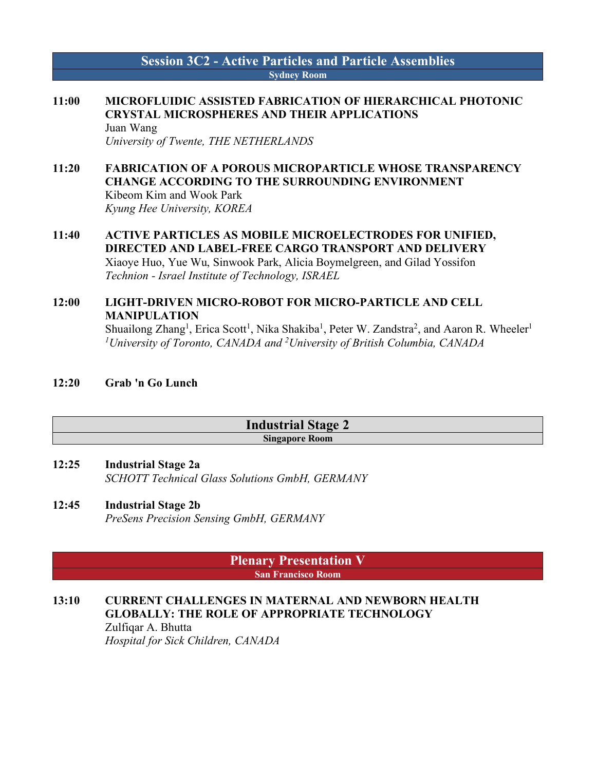## Session 3C2 - Active Particles and Particle Assemblies

**Sydney Room**

**11:00** **MICROFLUIDIC ASSISTED FABRICATION OF HIERARCHICAL PHOTONIC CRYSTAL MICROSPHERES AND THEIR APPLICATIONS**
Juan Wang
*University of Twente, THE NETHERLANDS*

**11:20** **FABRICATION OF A POROUS MICROPARTICLE WHOSE TRANSPARENCY CHANGE ACCORDING TO THE SURROUNDING ENVIRONMENT**
Kibeom Kim and Wook Park
*Kyung Hee University, KOREA*

**11:40** **ACTIVE PARTICLES AS MOBILE MICROELECTRODES FOR UNIFIED, DIRECTED AND LABEL-FREE CARGO TRANSPORT AND DELIVERY**
Xiaoye Huo, Yue Wu, Sinwook Park, Alicia Boymelgreen, and Gilad Yossifon
*Technion - Israel Institute of Technology, ISRAEL*

**12:00** **LIGHT-DRIVEN MICRO-ROBOT FOR MICRO-PARTICLE AND CELL MANIPULATION**
Shuailong Zhang[1], Erica Scott[1], Nika Shakiba[1], Peter W. Zandstra[2], and Aaron R. Wheeler[1]
*[1]University of Toronto, CANADA and [2]University of British Columbia, CANADA*

**12:20** **Grab 'n Go Lunch**

## Industrial Stage 2

**Singapore Room**

**12:25** **Industrial Stage 2a**
*SCHOTT Technical Glass Solutions GmbH, GERMANY*

**12:45** **Industrial Stage 2b**
*PreSens Precision Sensing GmbH, GERMANY*

## Plenary Presentation V

**San Francisco Room**

**13:10** **CURRENT CHALLENGES IN MATERNAL AND NEWBORN HEALTH GLOBALLY: THE ROLE OF APPROPRIATE TECHNOLOGY**
Zulfiqar A. Bhutta
*Hospital for Sick Children, CANADA*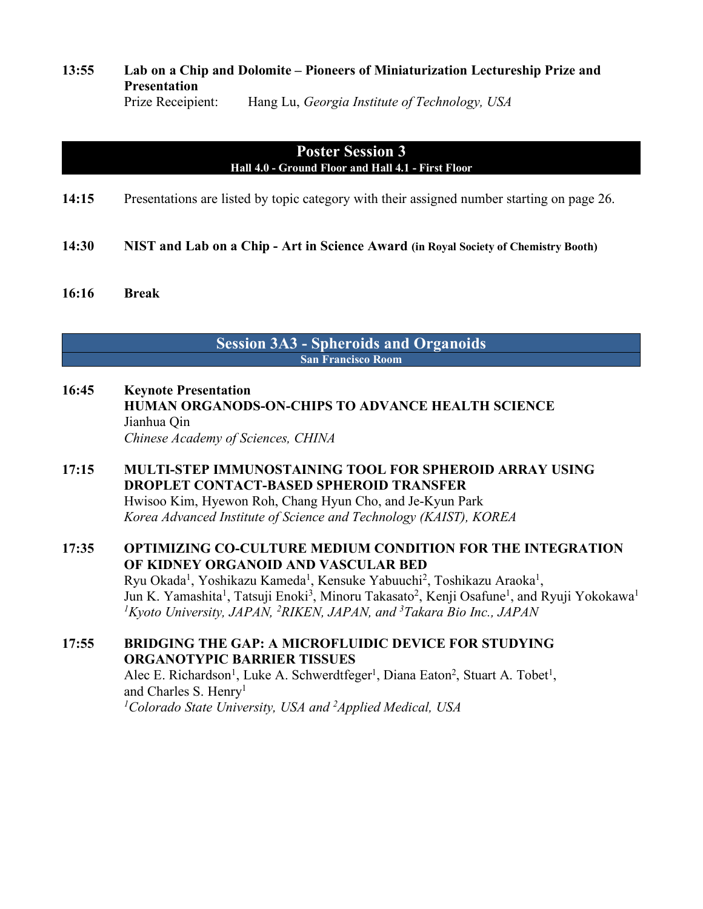**13:55** **Lab on a Chip and Dolomite – Pioneers of Miniaturization Lectureship Prize and Presentation**
Prize Receipient: Hang Lu, *Georgia Institute of Technology, USA*

## Poster Session 3

**Hall 4.0 - Ground Floor and Hall 4.1 - First Floor**

**14:15** Presentations are listed by topic category with their assigned number starting on page 26.

**14:30** **NIST and Lab on a Chip - Art in Science Award (in Royal Society of Chemistry Booth)**

**16:16** **Break**

## Session 3A3 - Spheroids and Organoids

**San Francisco Room**

**16:45** **Keynote Presentation**
**HUMAN ORGANODS-ON-CHIPS TO ADVANCE HEALTH SCIENCE**
Jianhua Qin
*Chinese Academy of Sciences, CHINA*

**17:15** **MULTI-STEP IMMUNOSTAINING TOOL FOR SPHEROID ARRAY USING DROPLET CONTACT-BASED SPHEROID TRANSFER**
Hwisoo Kim, Hyewon Roh, Chang Hyun Cho, and Je-Kyun Park
*Korea Advanced Institute of Science and Technology (KAIST), KOREA*

**17:35** **OPTIMIZING CO-CULTURE MEDIUM CONDITION FOR THE INTEGRATION OF KIDNEY ORGANOID AND VASCULAR BED**
Ryu Okada[1], Yoshikazu Kameda[1], Kensuke Yabuuchi[2], Toshikazu Araoka[1], Jun K. Yamashita[1], Tatsuji Enoki[3], Minoru Takasato[2], Kenji Osafune[1], and Ryuji Yokokawa[1]
*[1]Kyoto University, JAPAN, [2]RIKEN, JAPAN, and [3]Takara Bio Inc., JAPAN*

**17:55** **BRIDGING THE GAP: A MICROFLUIDIC DEVICE FOR STUDYING ORGANOTYPIC BARRIER TISSUES**
Alec E. Richardson[1], Luke A. Schwerdtfeger[1], Diana Eaton[2], Stuart A. Tobet[1], and Charles S. Henry[1]
*[1]Colorado State University, USA and [2]Applied Medical, USA*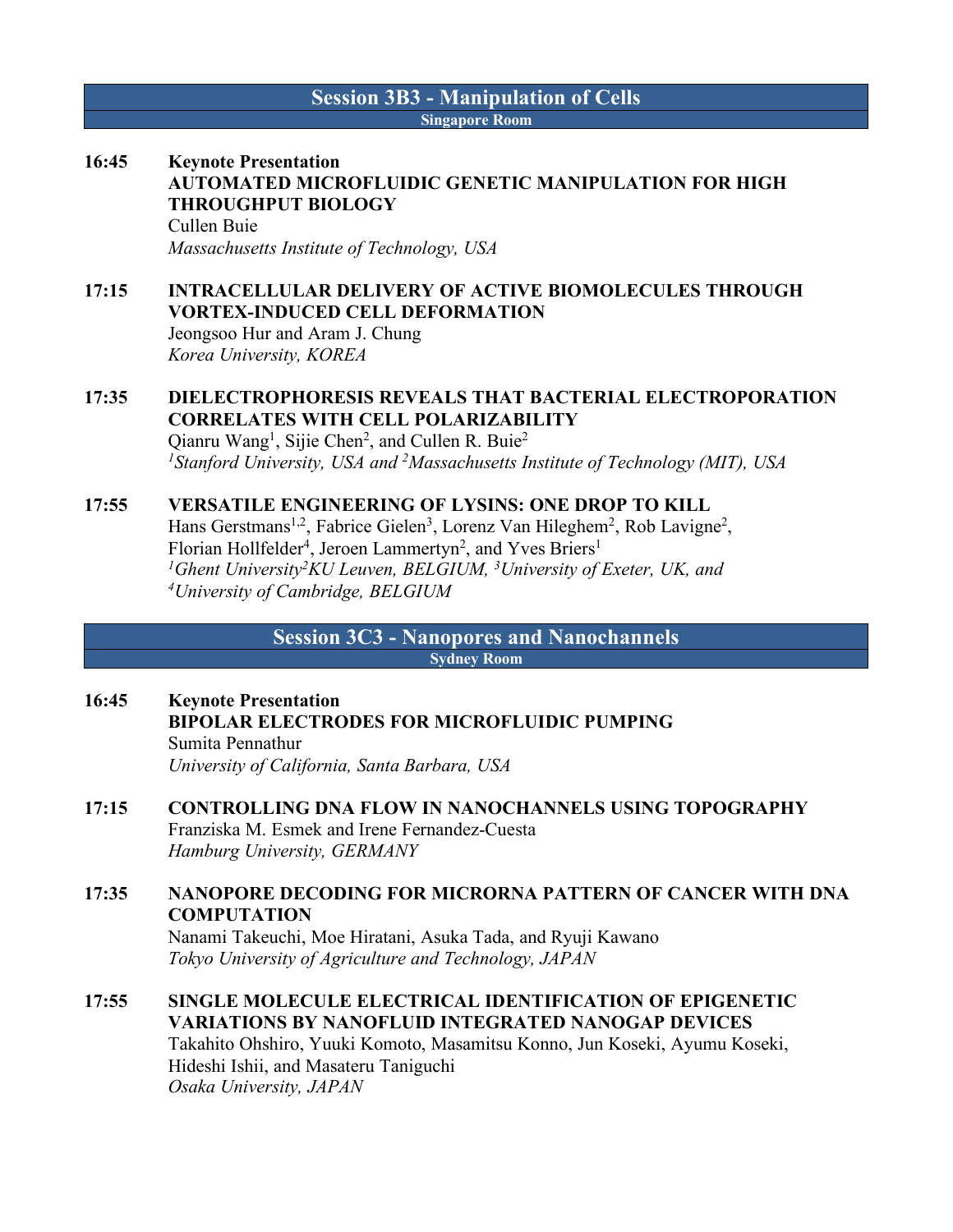## Session 3B3 - Manipulation of Cells

**Singapore Room**

**16:45** **Keynote Presentation**
**AUTOMATED MICROFLUIDIC GENETIC MANIPULATION FOR HIGH THROUGHPUT BIOLOGY**
Cullen Buie
*Massachusetts Institute of Technology, USA*

**17:15** **INTRACELLULAR DELIVERY OF ACTIVE BIOMOLECULES THROUGH VORTEX-INDUCED CELL DEFORMATION**
Jeongsoo Hur and Aram J. Chung
*Korea University, KOREA*

**17:35** **DIELECTROPHORESIS REVEALS THAT BACTERIAL ELECTROPORATION CORRELATES WITH CELL POLARIZABILITY**
Qianru Wang[1], Sijie Chen[2], and Cullen R. Buie[2]
*[1]Stanford University, USA and [2]Massachusetts Institute of Technology (MIT), USA*

**17:55** **VERSATILE ENGINEERING OF LYSINS: ONE DROP TO KILL**
Hans Gerstmans[1,2], Fabrice Gielen[3], Lorenz Van Hileghem[2], Rob Lavigne[2], Florian Hollfelder[4], Jeroen Lammertyn[2], and Yves Briers[1]
*[1]Ghent University[2]KU Leuven, BELGIUM, [3]University of Exeter, UK, and [4]University of Cambridge, BELGIUM*

## Session 3C3 - Nanopores and Nanochannels

**Sydney Room**

**16:45** **Keynote Presentation**
**BIPOLAR ELECTRODES FOR MICROFLUIDIC PUMPING**
Sumita Pennathur
*University of California, Santa Barbara, USA*

**17:15** **CONTROLLING DNA FLOW IN NANOCHANNELS USING TOPOGRAPHY**
Franziska M. Esmek and Irene Fernandez-Cuesta
*Hamburg University, GERMANY*

**17:35** **NANOPORE DECODING FOR MICRORNA PATTERN OF CANCER WITH DNA COMPUTATION**
Nanami Takeuchi, Moe Hiratani, Asuka Tada, and Ryuji Kawano
*Tokyo University of Agriculture and Technology, JAPAN*

**17:55** **SINGLE MOLECULE ELECTRICAL IDENTIFICATION OF EPIGENETIC VARIATIONS BY NANOFLUID INTEGRATED NANOGAP DEVICES**
Takahito Ohshiro, Yuuki Komoto, Masamitsu Konno, Jun Koseki, Ayumu Koseki, Hideshi Ishii, and Masateru Taniguchi
*Osaka University, JAPAN*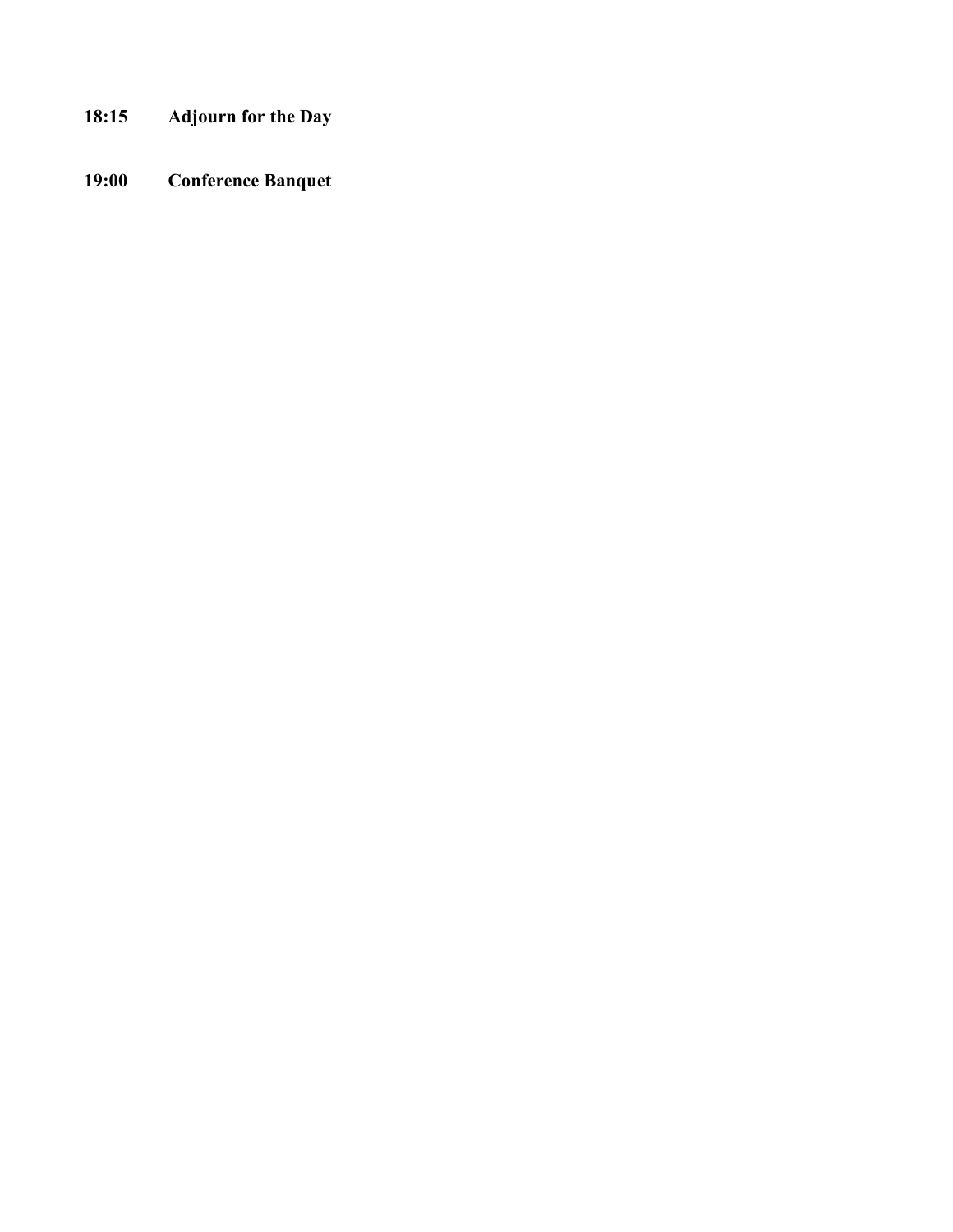**18:15 Adjourn for the Day**

**19:00 Conference Banquet**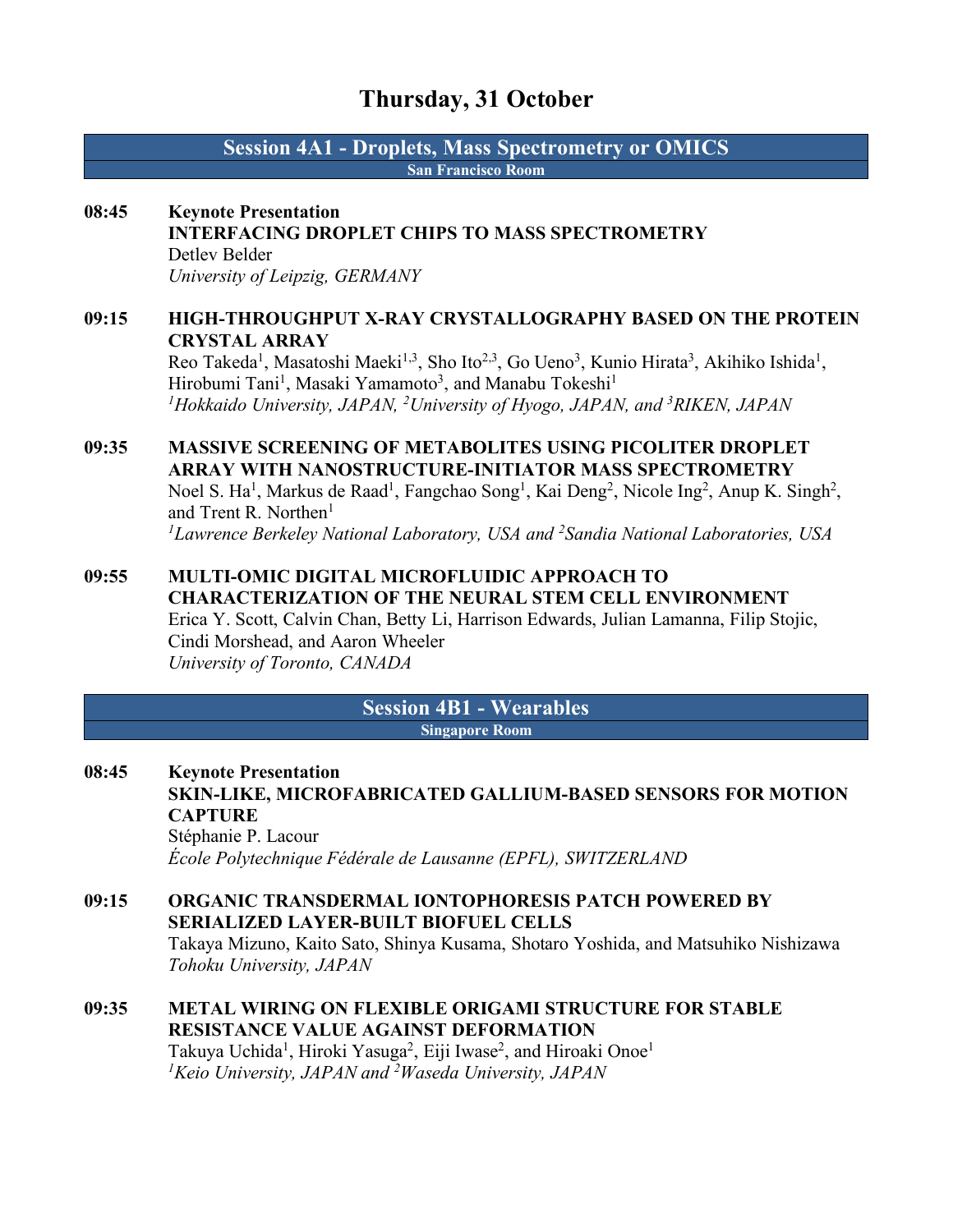# Thursday, 31 October

## Session 4A1 - Droplets, Mass Spectrometry or OMICS

**San Francisco Room**

**08:45** **Keynote Presentation**
**INTERFACING DROPLET CHIPS TO MASS SPECTROMETRY**
Detlev Belder
*University of Leipzig, GERMANY*

**09:15** **HIGH-THROUGHPUT X-RAY CRYSTALLOGRAPHY BASED ON THE PROTEIN CRYSTAL ARRAY**
Reo Takeda[1], Masatoshi Maeki[1,3], Sho Ito[2,3], Go Ueno[3], Kunio Hirata[3], Akihiko Ishida[1], Hirobumi Tani[1], Masaki Yamamoto[3], and Manabu Tokeshi[1]
*[1]Hokkaido University, JAPAN, [2]University of Hyogo, JAPAN, and [3]RIKEN, JAPAN*

**09:35** **MASSIVE SCREENING OF METABOLITES USING PICOLITER DROPLET ARRAY WITH NANOSTRUCTURE-INITIATOR MASS SPECTROMETRY**
Noel S. Ha[1], Markus de Raad[1], Fangchao Song[1], Kai Deng[2], Nicole Ing[2], Anup K. Singh[2], and Trent R. Northen[1]
*[1]Lawrence Berkeley National Laboratory, USA and [2]Sandia National Laboratories, USA*

**09:55** **MULTI-OMIC DIGITAL MICROFLUIDIC APPROACH TO CHARACTERIZATION OF THE NEURAL STEM CELL ENVIRONMENT**
Erica Y. Scott, Calvin Chan, Betty Li, Harrison Edwards, Julian Lamanna, Filip Stojic, Cindi Morshead, and Aaron Wheeler
*University of Toronto, CANADA*

## Session 4B1 - Wearables

**Singapore Room**

**08:45** **Keynote Presentation**
**SKIN-LIKE, MICROFABRICATED GALLIUM-BASED SENSORS FOR MOTION CAPTURE**
Stéphanie P. Lacour
*École Polytechnique Fédérale de Lausanne (EPFL), SWITZERLAND*

**09:15** **ORGANIC TRANSDERMAL IONTOPHORESIS PATCH POWERED BY SERIALIZED LAYER-BUILT BIOFUEL CELLS**
Takaya Mizuno, Kaito Sato, Shinya Kusama, Shotaro Yoshida, and Matsuhiko Nishizawa
*Tohoku University, JAPAN*

**09:35** **METAL WIRING ON FLEXIBLE ORIGAMI STRUCTURE FOR STABLE RESISTANCE VALUE AGAINST DEFORMATION**
Takuya Uchida[1], Hiroki Yasuga[2], Eiji Iwase[2], and Hiroaki Onoe[1]
*[1]Keio University, JAPAN and [2]Waseda University, JAPAN*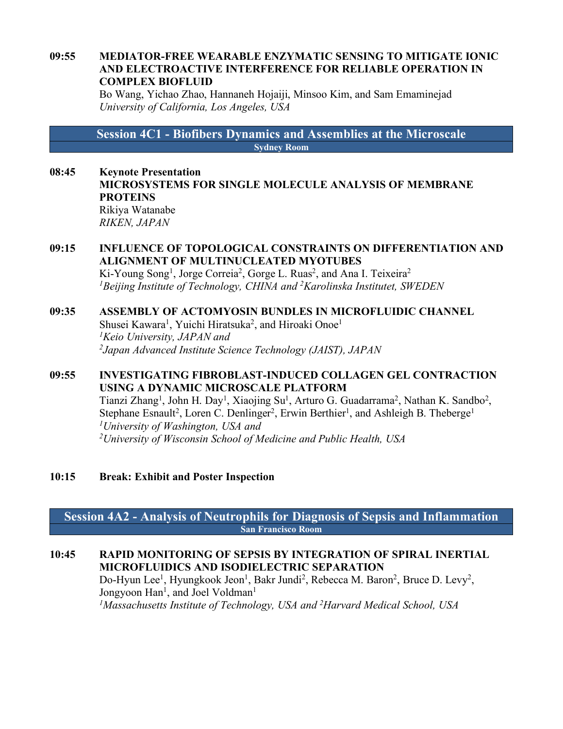**09:55** **MEDIATOR-FREE WEARABLE ENZYMATIC SENSING TO MITIGATE IONIC AND ELECTROACTIVE INTERFERENCE FOR RELIABLE OPERATION IN COMPLEX BIOFLUID**
Bo Wang, Yichao Zhao, Hannaneh Hojaiji, Minsoo Kim, and Sam Emaminejad
*University of California, Los Angeles, USA*

## Session 4C1 - Biofibers Dynamics and Assemblies at the Microscale

**Sydney Room**

**08:45** **Keynote Presentation**
**MICROSYSTEMS FOR SINGLE MOLECULE ANALYSIS OF MEMBRANE PROTEINS**
Rikiya Watanabe
*RIKEN, JAPAN*

**09:15** **INFLUENCE OF TOPOLOGICAL CONSTRAINTS ON DIFFERENTIATION AND ALIGNMENT OF MULTINUCLEATED MYOTUBES**
Ki-Young Song[1], Jorge Correia[2], Gorge L. Ruas[2], and Ana I. Teixeira[2]
*[1]Beijing Institute of Technology, CHINA and [2]Karolinska Institutet, SWEDEN*

**09:35** **ASSEMBLY OF ACTOMYOSIN BUNDLES IN MICROFLUIDIC CHANNEL**
Shusei Kawara[1], Yuichi Hiratsuka[2], and Hiroaki Onoe[1]
*[1]Keio University, JAPAN and*
*[2]Japan Advanced Institute Science Technology (JAIST), JAPAN*

**09:55** **INVESTIGATING FIBROBLAST-INDUCED COLLAGEN GEL CONTRACTION USING A DYNAMIC MICROSCALE PLATFORM**
Tianzi Zhang[1], John H. Day[1], Xiaojing Su[1], Arturo G. Guadarrama[2], Nathan K. Sandbo[2], Stephane Esnault[2], Loren C. Denlinger[2], Erwin Berthier[1], and Ashleigh B. Theberge[1]
*[1]University of Washington, USA and*
*[2]University of Wisconsin School of Medicine and Public Health, USA*

**10:15** **Break: Exhibit and Poster Inspection**

## Session 4A2 - Analysis of Neutrophils for Diagnosis of Sepsis and Inflammation

**San Francisco Room**

**10:45** **RAPID MONITORING OF SEPSIS BY INTEGRATION OF SPIRAL INERTIAL MICROFLUIDICS AND ISODIELECTRIC SEPARATION**
Do-Hyun Lee[1], Hyungkook Jeon[1], Bakr Jundi[2], Rebecca M. Baron[2], Bruce D. Levy[2], Jongyoon Han[1], and Joel Voldman[1]
*[1]Massachusetts Institute of Technology, USA and [2]Harvard Medical School, USA*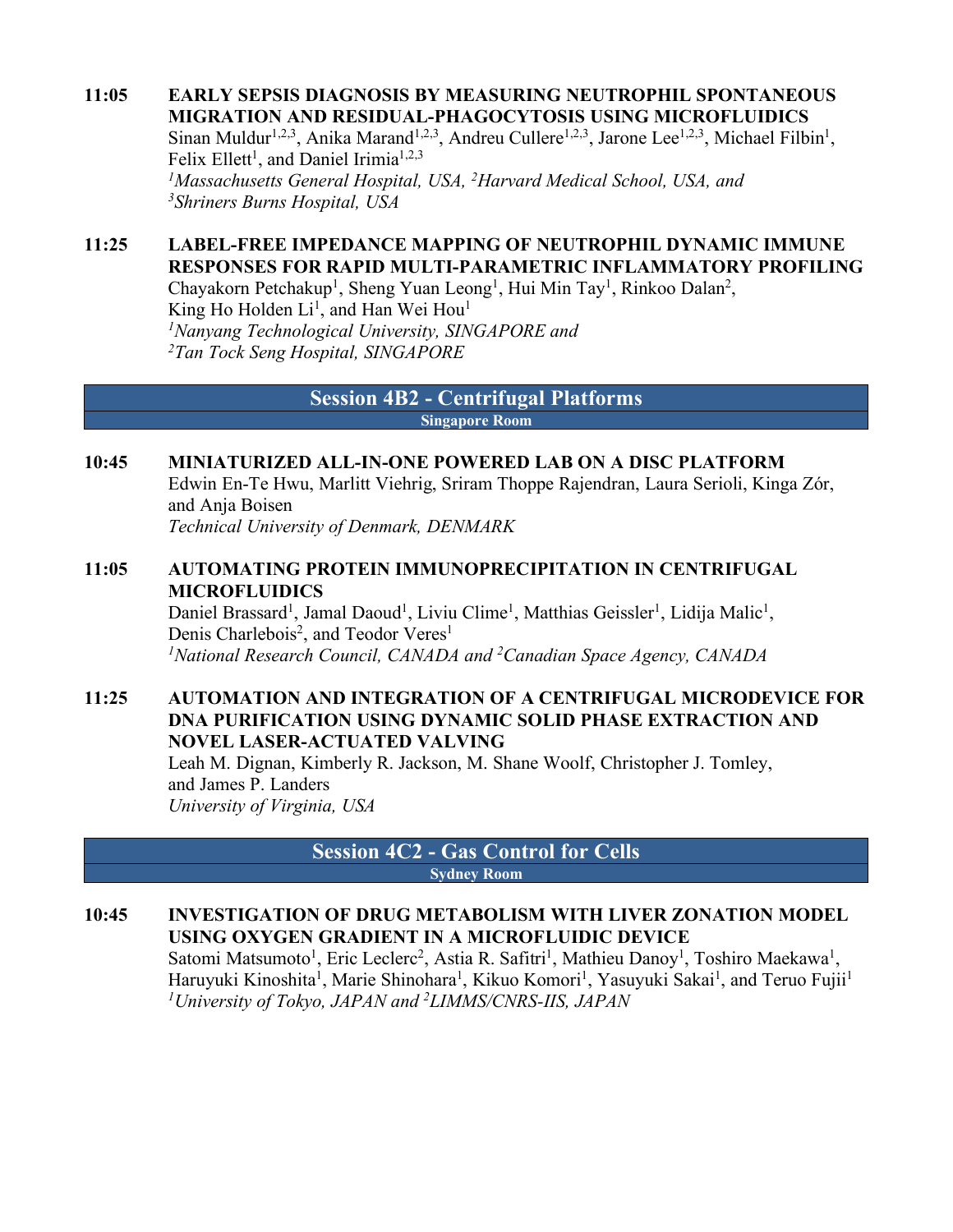**11:05 EARLY SEPSIS DIAGNOSIS BY MEASURING NEUTROPHIL SPONTANEOUS MIGRATION AND RESIDUAL-PHAGOCYTOSIS USING MICROFLUIDICS**

Sinan Muldur[1,2,3], Anika Marand[1,2,3], Andreu Cullere[1,2,3], Jarone Lee[1,2,3], Michael Filbin[1], Felix Ellett[1], and Daniel Irimia[1,2,3]

*[1]Massachusetts General Hospital, USA, [2]Harvard Medical School, USA, and [3]Shriners Burns Hospital, USA*

**11:25 LABEL-FREE IMPEDANCE MAPPING OF NEUTROPHIL DYNAMIC IMMUNE RESPONSES FOR RAPID MULTI-PARAMETRIC INFLAMMATORY PROFILING**

Chayakorn Petchakup[1], Sheng Yuan Leong[1], Hui Min Tay[1], Rinkoo Dalan[2], King Ho Holden Li[1], and Han Wei Hou[1]

*[1]Nanyang Technological University, SINGAPORE and [2]Tan Tock Seng Hospital, SINGAPORE*

## Session 4B2 - Centrifugal Platforms

**Singapore Room**

**10:45 MINIATURIZED ALL-IN-ONE POWERED LAB ON A DISC PLATFORM**

Edwin En-Te Hwu, Marlitt Viehrig, Sriram Thoppe Rajendran, Laura Serioli, Kinga Zór, and Anja Boisen

*Technical University of Denmark, DENMARK*

**11:05 AUTOMATING PROTEIN IMMUNOPRECIPITATION IN CENTRIFUGAL MICROFLUIDICS**

Daniel Brassard[1], Jamal Daoud[1], Liviu Clime[1], Matthias Geissler[1], Lidija Malic[1], Denis Charlebois[2], and Teodor Veres[1]

*[1]National Research Council, CANADA and [2]Canadian Space Agency, CANADA*

**11:25 AUTOMATION AND INTEGRATION OF A CENTRIFUGAL MICRODEVICE FOR DNA PURIFICATION USING DYNAMIC SOLID PHASE EXTRACTION AND NOVEL LASER-ACTUATED VALVING**

Leah M. Dignan, Kimberly R. Jackson, M. Shane Woolf, Christopher J. Tomley, and James P. Landers

*University of Virginia, USA*

## Session 4C2 - Gas Control for Cells

**Sydney Room**

**10:45 INVESTIGATION OF DRUG METABOLISM WITH LIVER ZONATION MODEL USING OXYGEN GRADIENT IN A MICROFLUIDIC DEVICE**

Satomi Matsumoto[1], Eric Leclerc[2], Astia R. Safitri[1], Mathieu Danoy[1], Toshiro Maekawa[1], Haruyuki Kinoshita[1], Marie Shinohara[1], Kikuo Komori[1], Yasuyuki Sakai[1], and Teruo Fujii[1]

*[1]University of Tokyo, JAPAN and [2]LIMMS/CNRS-IIS, JAPAN*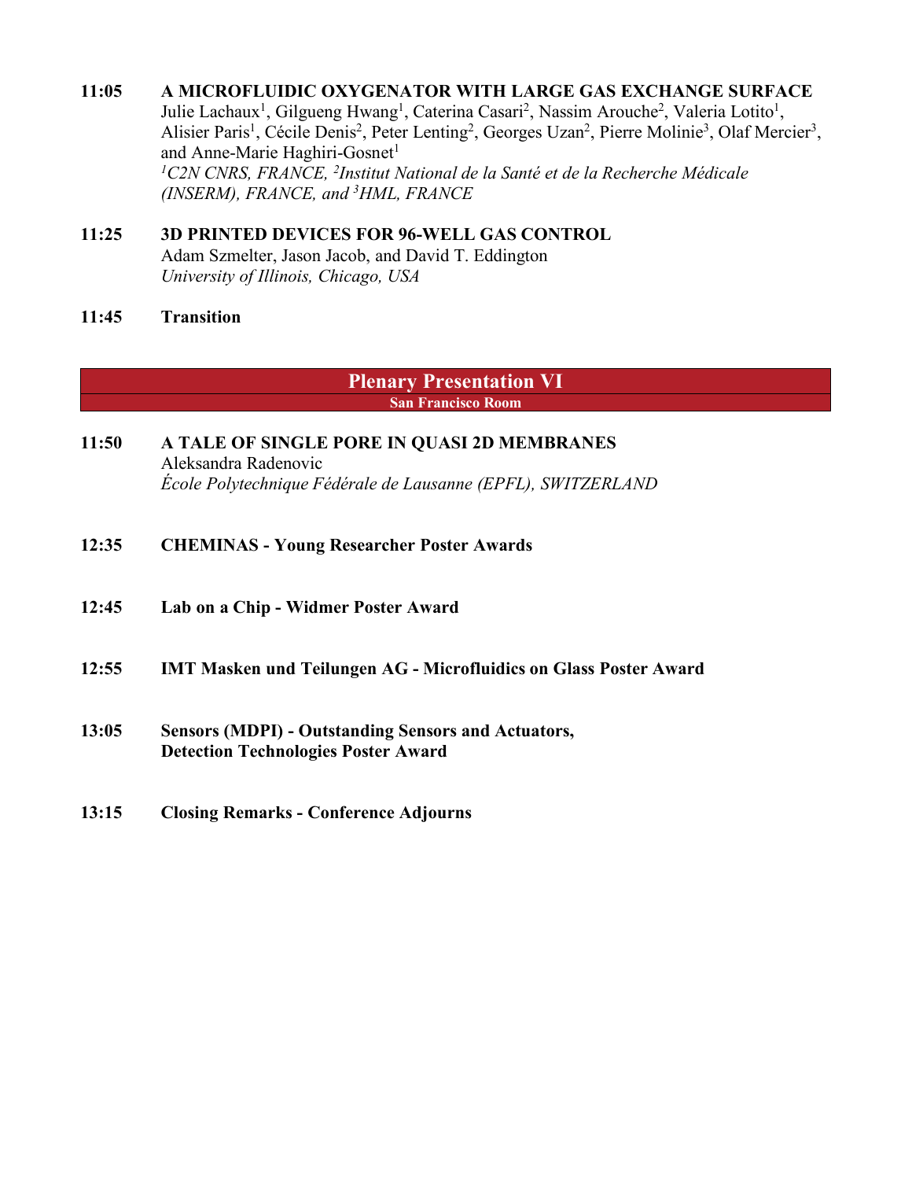**11:05 A MICROFLUIDIC OXYGENATOR WITH LARGE GAS EXCHANGE SURFACE**
Julie Lachaux[1], Gilgueng Hwang[1], Caterina Casari[2], Nassim Arouche[2], Valeria Lotito[1], Alisier Paris[1], Cécile Denis[2], Peter Lenting[2], Georges Uzan[2], Pierre Molinie[3], Olaf Mercier[3], and Anne-Marie Haghiri-Gosnet[1]
*[1]C2N CNRS, FRANCE, [2]Institut National de la Santé et de la Recherche Médicale (INSERM), FRANCE, and [3]HML, FRANCE*

**11:25 3D PRINTED DEVICES FOR 96-WELL GAS CONTROL**
Adam Szmelter, Jason Jacob, and David T. Eddington
*University of Illinois, Chicago, USA*

**11:45 Transition**

## Plenary Presentation VI

**San Francisco Room**

**11:50 A TALE OF SINGLE PORE IN QUASI 2D MEMBRANES**
Aleksandra Radenovic
*École Polytechnique Fédérale de Lausanne (EPFL), SWITZERLAND*

**12:35 CHEMINAS - Young Researcher Poster Awards**

**12:45 Lab on a Chip - Widmer Poster Award**

**12:55 IMT Masken und Teilungen AG - Microfluidics on Glass Poster Award**

**13:05 Sensors (MDPI) - Outstanding Sensors and Actuators, Detection Technologies Poster Award**

**13:15 Closing Remarks - Conference Adjourns**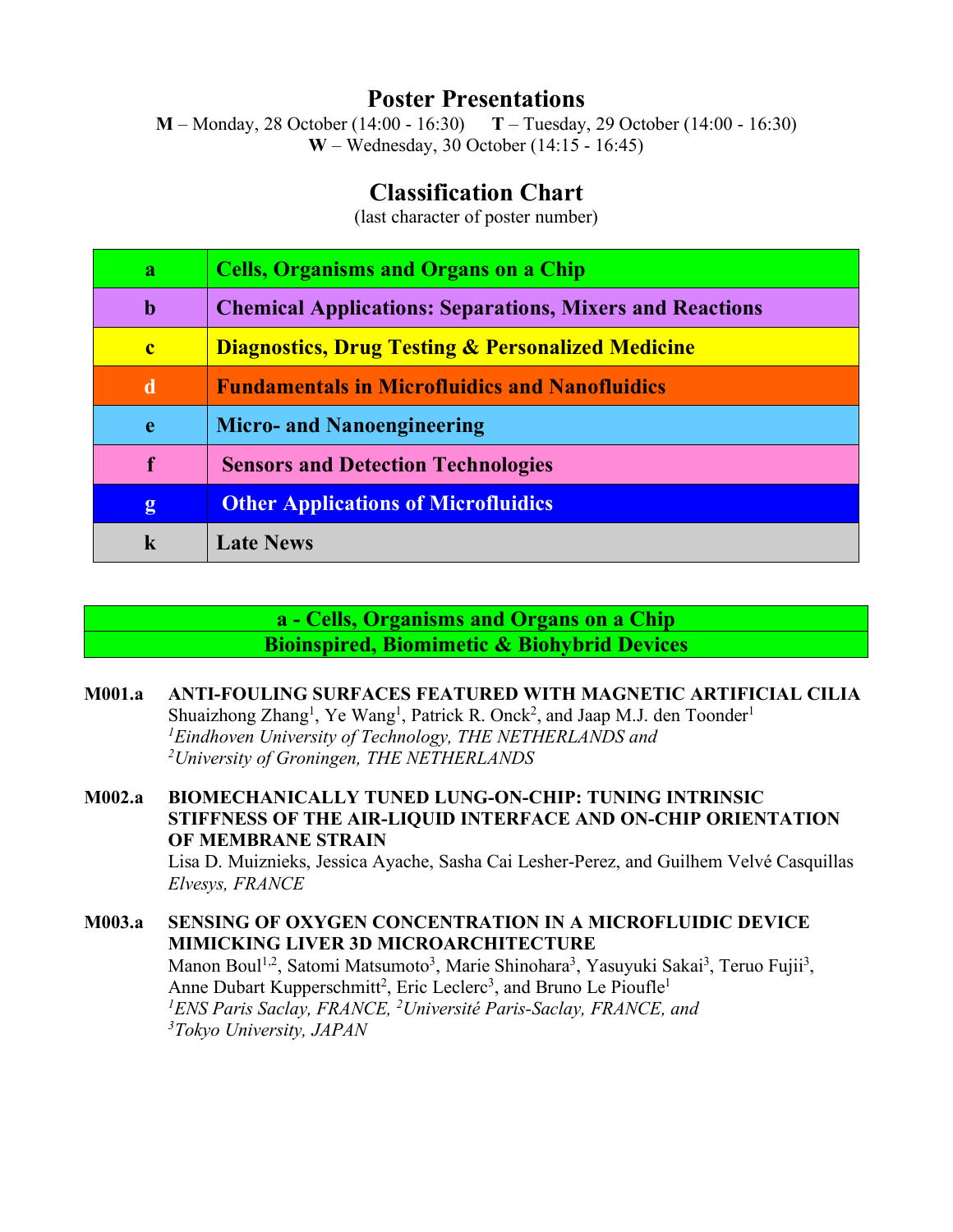# Poster Presentations

**M** – Monday, 28 October (14:00 - 16:30) **T** – Tuesday, 29 October (14:00 - 16:30)
**W** – Wednesday, 30 October (14:15 - 16:45)

## Classification Chart

(last character of poster number)

| | |
|---|---|
| **a** | **Cells, Organisms and Organs on a Chip** |
| **b** | **Chemical Applications: Separations, Mixers and Reactions** |
| **c** | **Diagnostics, Drug Testing & Personalized Medicine** |
| **d** | **Fundamentals in Microfluidics and Nanofluidics** |
| **e** | **Micro- and Nanoengineering** |
| **f** | **Sensors and Detection Technologies** |
| **g** | **Other Applications of Microfluidics** |
| **k** | **Late News** |

## a - Cells, Organisms and Organs on a Chip

### Bioinspired, Biomimetic & Biohybrid Devices

**M001.a** **ANTI-FOULING SURFACES FEATURED WITH MAGNETIC ARTIFICIAL CILIA**
Shuaizhong Zhang[1], Ye Wang[1], Patrick R. Onck[2], and Jaap M.J. den Toonder[1]
*[1]Eindhoven University of Technology, THE NETHERLANDS and*
*[2]University of Groningen, THE NETHERLANDS*

**M002.a** **BIOMECHANICALLY TUNED LUNG-ON-CHIP: TUNING INTRINSIC STIFFNESS OF THE AIR-LIQUID INTERFACE AND ON-CHIP ORIENTATION OF MEMBRANE STRAIN**
Lisa D. Muiznieks, Jessica Ayache, Sasha Cai Lesher-Perez, and Guilhem Velvé Casquillas
*Elvesys, FRANCE*

**M003.a** **SENSING OF OXYGEN CONCENTRATION IN A MICROFLUIDIC DEVICE MIMICKING LIVER 3D MICROARCHITECTURE**
Manon Boul[1,2], Satomi Matsumoto[3], Marie Shinohara[3], Yasuyuki Sakai[3], Teruo Fujii[3], Anne Dubart Kupperschmitt[2], Eric Leclerc[3], and Bruno Le Pioufle[1]
*[1]ENS Paris Saclay, FRANCE, [2]Université Paris-Saclay, FRANCE, and*
*[3]Tokyo University, JAPAN*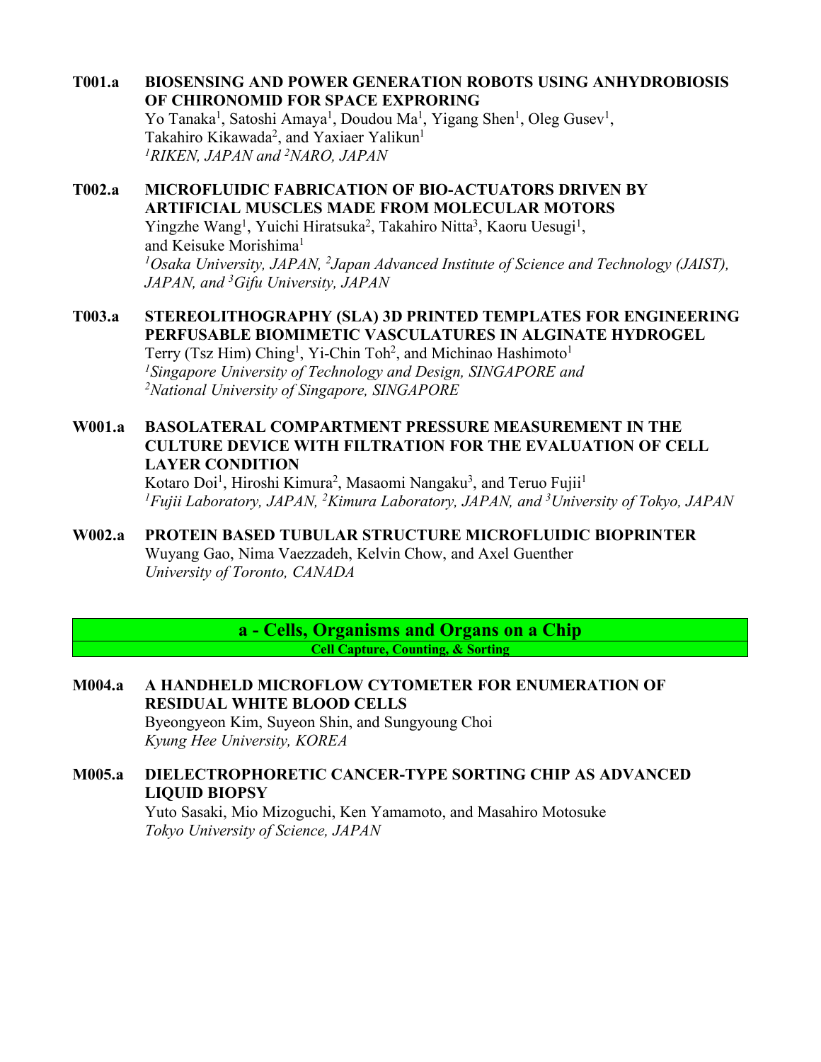**T001.a BIOSENSING AND POWER GENERATION ROBOTS USING ANHYDROBIOSIS OF CHIRONOMID FOR SPACE EXPRORING**
Yo Tanaka[1], Satoshi Amaya[1], Doudou Ma[1], Yigang Shen[1], Oleg Gusev[1], Takahiro Kikawada[2], and Yaxiaer Yalikun[1]
*[1]RIKEN, JAPAN and [2]NARO, JAPAN*

**T002.a MICROFLUIDIC FABRICATION OF BIO-ACTUATORS DRIVEN BY ARTIFICIAL MUSCLES MADE FROM MOLECULAR MOTORS**
Yingzhe Wang[1], Yuichi Hiratsuka[2], Takahiro Nitta[3], Kaoru Uesugi[1], and Keisuke Morishima[1]
*[1]Osaka University, JAPAN, [2]Japan Advanced Institute of Science and Technology (JAIST), JAPAN, and [3]Gifu University, JAPAN*

**T003.a STEREOLITHOGRAPHY (SLA) 3D PRINTED TEMPLATES FOR ENGINEERING PERFUSABLE BIOMIMETIC VASCULATURES IN ALGINATE HYDROGEL**
Terry (Tsz Him) Ching[1], Yi-Chin Toh[2], and Michinao Hashimoto[1]
*[1]Singapore University of Technology and Design, SINGAPORE and [2]National University of Singapore, SINGAPORE*

**W001.a BASOLATERAL COMPARTMENT PRESSURE MEASUREMENT IN THE CULTURE DEVICE WITH FILTRATION FOR THE EVALUATION OF CELL LAYER CONDITION**
Kotaro Doi[1], Hiroshi Kimura[2], Masaomi Nangaku[3], and Teruo Fujii[1]
*[1]Fujii Laboratory, JAPAN, [2]Kimura Laboratory, JAPAN, and [3]University of Tokyo, JAPAN*

**W002.a PROTEIN BASED TUBULAR STRUCTURE MICROFLUIDIC BIOPRINTER**
Wuyang Gao, Nima Vaezzadeh, Kelvin Chow, and Axel Guenther
*University of Toronto, CANADA*

## a - Cells, Organisms and Organs on a Chip

### Cell Capture, Counting, & Sorting

**M004.a A HANDHELD MICROFLOW CYTOMETER FOR ENUMERATION OF RESIDUAL WHITE BLOOD CELLS**
Byeongyeon Kim, Suyeon Shin, and Sungyoung Choi
*Kyung Hee University, KOREA*

**M005.a DIELECTROPHORETIC CANCER-TYPE SORTING CHIP AS ADVANCED LIQUID BIOPSY**
Yuto Sasaki, Mio Mizoguchi, Ken Yamamoto, and Masahiro Motosuke
*Tokyo University of Science, JAPAN*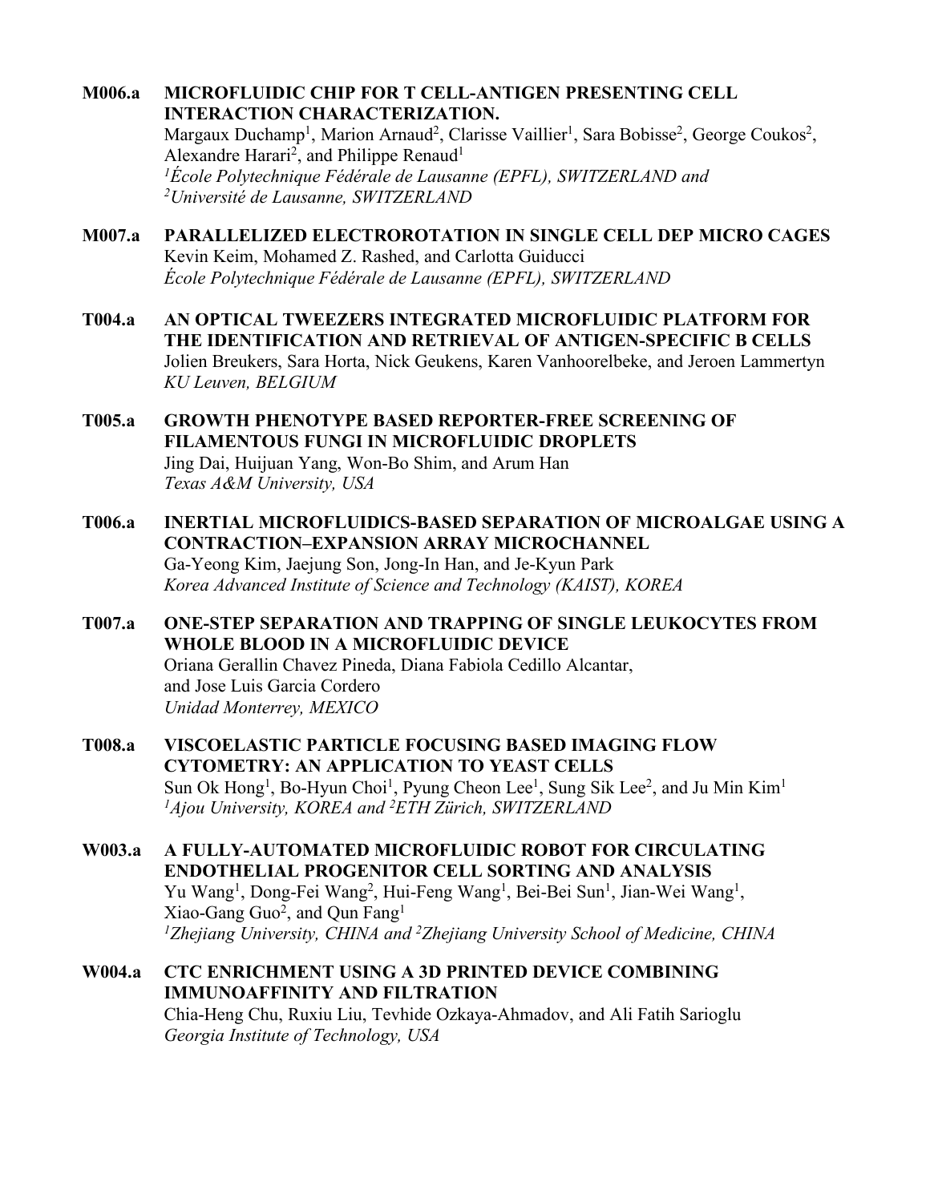**M006.a MICROFLUIDIC CHIP FOR T CELL-ANTIGEN PRESENTING CELL INTERACTION CHARACTERIZATION.**
Margaux Duchamp[1], Marion Arnaud[2], Clarisse Vaillier[1], Sara Bobisse[2], George Coukos[2], Alexandre Harari[2], and Philippe Renaud[1]
*[1]École Polytechnique Fédérale de Lausanne (EPFL), SWITZERLAND and [2]Université de Lausanne, SWITZERLAND*

**M007.a PARALLELIZED ELECTROROTATION IN SINGLE CELL DEP MICRO CAGES**
Kevin Keim, Mohamed Z. Rashed, and Carlotta Guiducci
*École Polytechnique Fédérale de Lausanne (EPFL), SWITZERLAND*

**T004.a AN OPTICAL TWEEZERS INTEGRATED MICROFLUIDIC PLATFORM FOR THE IDENTIFICATION AND RETRIEVAL OF ANTIGEN-SPECIFIC B CELLS**
Jolien Breukers, Sara Horta, Nick Geukens, Karen Vanhoorelbeke, and Jeroen Lammertyn
*KU Leuven, BELGIUM*

**T005.a GROWTH PHENOTYPE BASED REPORTER-FREE SCREENING OF FILAMENTOUS FUNGI IN MICROFLUIDIC DROPLETS**
Jing Dai, Huijuan Yang, Won-Bo Shim, and Arum Han
*Texas A&M University, USA*

**T006.a INERTIAL MICROFLUIDICS-BASED SEPARATION OF MICROALGAE USING A CONTRACTION–EXPANSION ARRAY MICROCHANNEL**
Ga-Yeong Kim, Jaejung Son, Jong-In Han, and Je-Kyun Park
*Korea Advanced Institute of Science and Technology (KAIST), KOREA*

**T007.a ONE-STEP SEPARATION AND TRAPPING OF SINGLE LEUKOCYTES FROM WHOLE BLOOD IN A MICROFLUIDIC DEVICE**
Oriana Gerallin Chavez Pineda, Diana Fabiola Cedillo Alcantar, and Jose Luis Garcia Cordero
*Unidad Monterrey, MEXICO*

**T008.a VISCOELASTIC PARTICLE FOCUSING BASED IMAGING FLOW CYTOMETRY: AN APPLICATION TO YEAST CELLS**
Sun Ok Hong[1], Bo-Hyun Choi[1], Pyung Cheon Lee[1], Sung Sik Lee[2], and Ju Min Kim[1]
*[1]Ajou University, KOREA and [2]ETH Zürich, SWITZERLAND*

**W003.a A FULLY-AUTOMATED MICROFLUIDIC ROBOT FOR CIRCULATING ENDOTHELIAL PROGENITOR CELL SORTING AND ANALYSIS**
Yu Wang[1], Dong-Fei Wang[2], Hui-Feng Wang[1], Bei-Bei Sun[1], Jian-Wei Wang[1], Xiao-Gang Guo[2], and Qun Fang[1]
*[1]Zhejiang University, CHINA and [2]Zhejiang University School of Medicine, CHINA*

**W004.a CTC ENRICHMENT USING A 3D PRINTED DEVICE COMBINING IMMUNOAFFINITY AND FILTRATION**
Chia-Heng Chu, Ruxiu Liu, Tevhide Ozkaya-Ahmadov, and Ali Fatih Sarioglu
*Georgia Institute of Technology, USA*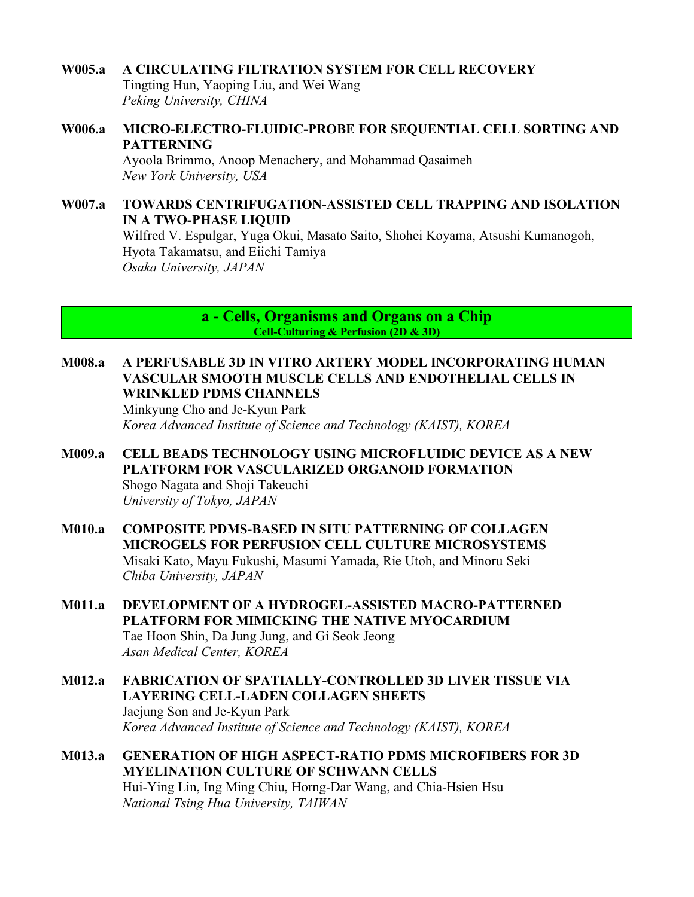**W005.a** **A CIRCULATING FILTRATION SYSTEM FOR CELL RECOVERY**
Tingting Hun, Yaoping Liu, and Wei Wang
*Peking University, CHINA*

**W006.a** **MICRO-ELECTRO-FLUIDIC-PROBE FOR SEQUENTIAL CELL SORTING AND PATTERNING**
Ayoola Brimmo, Anoop Menachery, and Mohammad Qasaimeh
*New York University, USA*

**W007.a** **TOWARDS CENTRIFUGATION-ASSISTED CELL TRAPPING AND ISOLATION IN A TWO-PHASE LIQUID**
Wilfred V. Espulgar, Yuga Okui, Masato Saito, Shohei Koyama, Atsushi Kumanogoh, Hyota Takamatsu, and Eiichi Tamiya
*Osaka University, JAPAN*

## a - Cells, Organisms and Organs on a Chip

### Cell-Culturing & Perfusion (2D & 3D)

**M008.a** **A PERFUSABLE 3D IN VITRO ARTERY MODEL INCORPORATING HUMAN VASCULAR SMOOTH MUSCLE CELLS AND ENDOTHELIAL CELLS IN WRINKLED PDMS CHANNELS**
Minkyung Cho and Je-Kyun Park
*Korea Advanced Institute of Science and Technology (KAIST), KOREA*

**M009.a** **CELL BEADS TECHNOLOGY USING MICROFLUIDIC DEVICE AS A NEW PLATFORM FOR VASCULARIZED ORGANOID FORMATION**
Shogo Nagata and Shoji Takeuchi
*University of Tokyo, JAPAN*

**M010.a** **COMPOSITE PDMS-BASED IN SITU PATTERNING OF COLLAGEN MICROGELS FOR PERFUSION CELL CULTURE MICROSYSTEMS**
Misaki Kato, Mayu Fukushi, Masumi Yamada, Rie Utoh, and Minoru Seki
*Chiba University, JAPAN*

**M011.a** **DEVELOPMENT OF A HYDROGEL-ASSISTED MACRO-PATTERNED PLATFORM FOR MIMICKING THE NATIVE MYOCARDIUM**
Tae Hoon Shin, Da Jung Jung, and Gi Seok Jeong
*Asan Medical Center, KOREA*

**M012.a** **FABRICATION OF SPATIALLY-CONTROLLED 3D LIVER TISSUE VIA LAYERING CELL-LADEN COLLAGEN SHEETS**
Jaejung Son and Je-Kyun Park
*Korea Advanced Institute of Science and Technology (KAIST), KOREA*

**M013.a** **GENERATION OF HIGH ASPECT-RATIO PDMS MICROFIBERS FOR 3D MYELINATION CULTURE OF SCHWANN CELLS**
Hui-Ying Lin, Ing Ming Chiu, Horng-Dar Wang, and Chia-Hsien Hsu
*National Tsing Hua University, TAIWAN*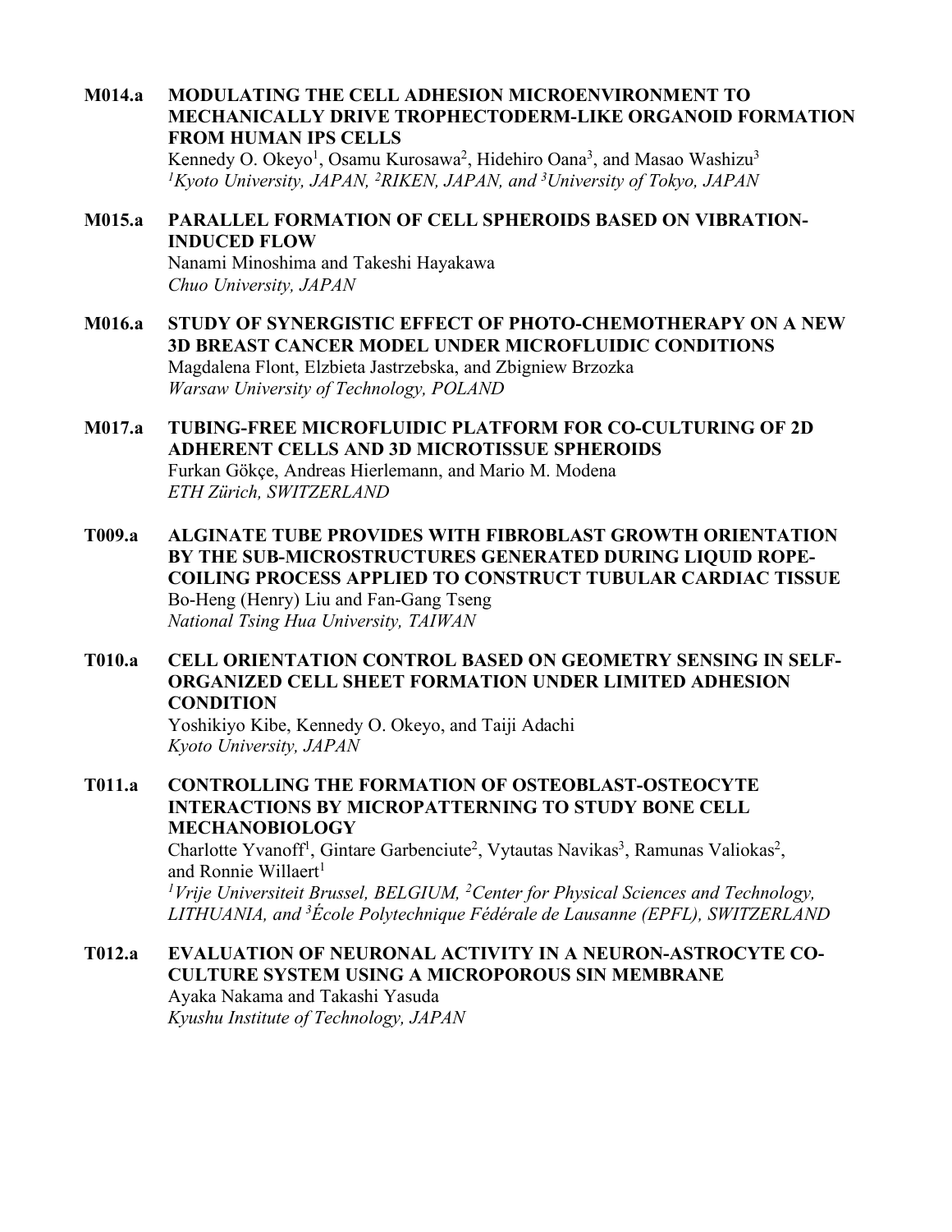**M014.a MODULATING THE CELL ADHESION MICROENVIRONMENT TO MECHANICALLY DRIVE TROPHECTODERM-LIKE ORGANOID FORMATION FROM HUMAN IPS CELLS**
Kennedy O. Okeyo[1], Osamu Kurosawa[2], Hidehiro Oana[3], and Masao Washizu[3]
*[1]Kyoto University, JAPAN, [2]RIKEN, JAPAN, and [3]University of Tokyo, JAPAN*

**M015.a PARALLEL FORMATION OF CELL SPHEROIDS BASED ON VIBRATION-INDUCED FLOW**
Nanami Minoshima and Takeshi Hayakawa
*Chuo University, JAPAN*

**M016.a STUDY OF SYNERGISTIC EFFECT OF PHOTO-CHEMOTHERAPY ON A NEW 3D BREAST CANCER MODEL UNDER MICROFLUIDIC CONDITIONS**
Magdalena Flont, Elzbieta Jastrzebska, and Zbigniew Brzozka
*Warsaw University of Technology, POLAND*

**M017.a TUBING-FREE MICROFLUIDIC PLATFORM FOR CO-CULTURING OF 2D ADHERENT CELLS AND 3D MICROTISSUE SPHEROIDS**
Furkan Gökçe, Andreas Hierlemann, and Mario M. Modena
*ETH Zürich, SWITZERLAND*

**T009.a ALGINATE TUBE PROVIDES WITH FIBROBLAST GROWTH ORIENTATION BY THE SUB-MICROSTRUCTURES GENERATED DURING LIQUID ROPE-COILING PROCESS APPLIED TO CONSTRUCT TUBULAR CARDIAC TISSUE**
Bo-Heng (Henry) Liu and Fan-Gang Tseng
*National Tsing Hua University, TAIWAN*

**T010.a CELL ORIENTATION CONTROL BASED ON GEOMETRY SENSING IN SELF-ORGANIZED CELL SHEET FORMATION UNDER LIMITED ADHESION CONDITION**
Yoshikiyo Kibe, Kennedy O. Okeyo, and Taiji Adachi
*Kyoto University, JAPAN*

**T011.a CONTROLLING THE FORMATION OF OSTEOBLAST-OSTEOCYTE INTERACTIONS BY MICROPATTERNING TO STUDY BONE CELL MECHANOBIOLOGY**
Charlotte Yvanoff[1], Gintare Garbenciute[2], Vytautas Navikas[3], Ramunas Valiokas[2], and Ronnie Willaert[1]
*[1]Vrije Universiteit Brussel, BELGIUM, [2]Center for Physical Sciences and Technology, LITHUANIA, and [3]École Polytechnique Fédérale de Lausanne (EPFL), SWITZERLAND*

**T012.a EVALUATION OF NEURONAL ACTIVITY IN A NEURON-ASTROCYTE CO-CULTURE SYSTEM USING A MICROPOROUS SIN MEMBRANE**
Ayaka Nakama and Takashi Yasuda
*Kyushu Institute of Technology, JAPAN*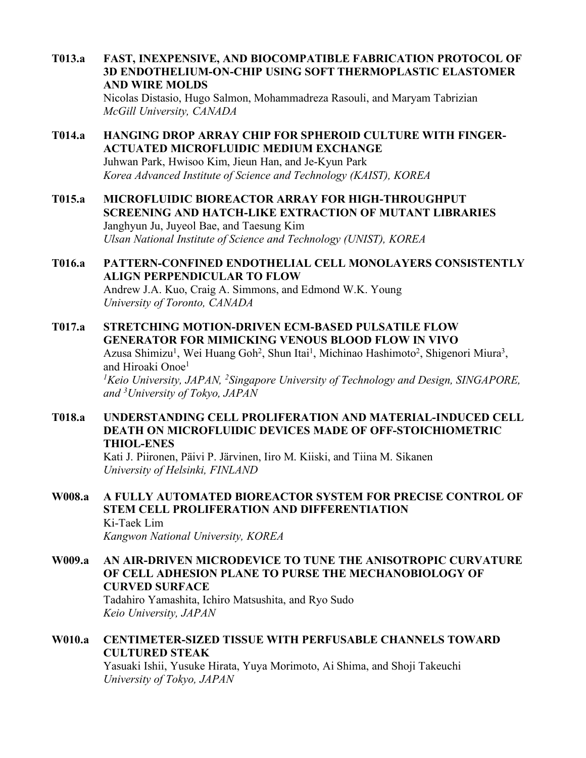**T013.a FAST, INEXPENSIVE, AND BIOCOMPATIBLE FABRICATION PROTOCOL OF 3D ENDOTHELIUM-ON-CHIP USING SOFT THERMOPLASTIC ELASTOMER AND WIRE MOLDS**
Nicolas Distasio, Hugo Salmon, Mohammadreza Rasouli, and Maryam Tabrizian
*McGill University, CANADA*

**T014.a HANGING DROP ARRAY CHIP FOR SPHEROID CULTURE WITH FINGER-ACTUATED MICROFLUIDIC MEDIUM EXCHANGE**
Juhwan Park, Hwisoo Kim, Jieun Han, and Je-Kyun Park
*Korea Advanced Institute of Science and Technology (KAIST), KOREA*

**T015.a MICROFLUIDIC BIOREACTOR ARRAY FOR HIGH-THROUGHPUT SCREENING AND HATCH-LIKE EXTRACTION OF MUTANT LIBRARIES**
Janghyun Ju, Juyeol Bae, and Taesung Kim
*Ulsan National Institute of Science and Technology (UNIST), KOREA*

**T016.a PATTERN-CONFINED ENDOTHELIAL CELL MONOLAYERS CONSISTENTLY ALIGN PERPENDICULAR TO FLOW**
Andrew J.A. Kuo, Craig A. Simmons, and Edmond W.K. Young
*University of Toronto, CANADA*

**T017.a STRETCHING MOTION-DRIVEN ECM-BASED PULSATILE FLOW GENERATOR FOR MIMICKING VENOUS BLOOD FLOW IN VIVO**
Azusa Shimizu[1], Wei Huang Goh[2], Shun Itai[1], Michinao Hashimoto[2], Shigenori Miura[3], and Hiroaki Onoe[1]
*[1]Keio University, JAPAN, [2]Singapore University of Technology and Design, SINGAPORE, and [3]University of Tokyo, JAPAN*

**T018.a UNDERSTANDING CELL PROLIFERATION AND MATERIAL-INDUCED CELL DEATH ON MICROFLUIDIC DEVICES MADE OF OFF-STOICHIOMETRIC THIOL-ENES**
Kati J. Piironen, Päivi P. Järvinen, Iiro M. Kiiski, and Tiina M. Sikanen
*University of Helsinki, FINLAND*

**W008.a A FULLY AUTOMATED BIOREACTOR SYSTEM FOR PRECISE CONTROL OF STEM CELL PROLIFERATION AND DIFFERENTIATION**
Ki-Taek Lim
*Kangwon National University, KOREA*

**W009.a AN AIR-DRIVEN MICRODEVICE TO TUNE THE ANISOTROPIC CURVATURE OF CELL ADHESION PLANE TO PURSE THE MECHANOBIOLOGY OF CURVED SURFACE**
Tadahiro Yamashita, Ichiro Matsushita, and Ryo Sudo
*Keio University, JAPAN*

**W010.a CENTIMETER-SIZED TISSUE WITH PERFUSABLE CHANNELS TOWARD CULTURED STEAK**
Yasuaki Ishii, Yusuke Hirata, Yuya Morimoto, Ai Shima, and Shoji Takeuchi
*University of Tokyo, JAPAN*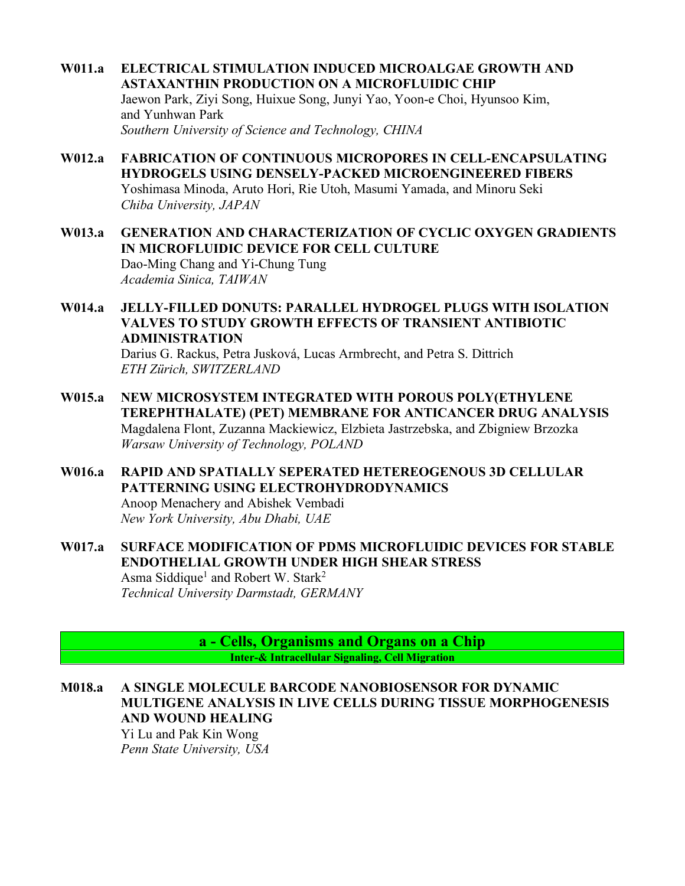**W011.a** **ELECTRICAL STIMULATION INDUCED MICROALGAE GROWTH AND ASTAXANTHIN PRODUCTION ON A MICROFLUIDIC CHIP**
Jaewon Park, Ziyi Song, Huixue Song, Junyi Yao, Yoon-e Choi, Hyunsoo Kim, and Yunhwan Park
*Southern University of Science and Technology, CHINA*

**W012.a** **FABRICATION OF CONTINUOUS MICROPORES IN CELL-ENCAPSULATING HYDROGELS USING DENSELY-PACKED MICROENGINEERED FIBERS**
Yoshimasa Minoda, Aruto Hori, Rie Utoh, Masumi Yamada, and Minoru Seki
*Chiba University, JAPAN*

**W013.a** **GENERATION AND CHARACTERIZATION OF CYCLIC OXYGEN GRADIENTS IN MICROFLUIDIC DEVICE FOR CELL CULTURE**
Dao-Ming Chang and Yi-Chung Tung
*Academia Sinica, TAIWAN*

**W014.a** **JELLY-FILLED DONUTS: PARALLEL HYDROGEL PLUGS WITH ISOLATION VALVES TO STUDY GROWTH EFFECTS OF TRANSIENT ANTIBIOTIC ADMINISTRATION**
Darius G. Rackus, Petra Jusková, Lucas Armbrecht, and Petra S. Dittrich
*ETH Zürich, SWITZERLAND*

**W015.a** **NEW MICROSYSTEM INTEGRATED WITH POROUS POLY(ETHYLENE TEREPHTHALATE) (PET) MEMBRANE FOR ANTICANCER DRUG ANALYSIS**
Magdalena Flont, Zuzanna Mackiewicz, Elzbieta Jastrzebska, and Zbigniew Brzozka
*Warsaw University of Technology, POLAND*

**W016.a** **RAPID AND SPATIALLY SEPERATED HETEREOGENOUS 3D CELLULAR PATTERNING USING ELECTROHYDRODYNAMICS**
Anoop Menachery and Abishek Vembadi
*New York University, Abu Dhabi, UAE*

**W017.a** **SURFACE MODIFICATION OF PDMS MICROFLUIDIC DEVICES FOR STABLE ENDOTHELIAL GROWTH UNDER HIGH SHEAR STRESS**
Asma Siddique[1] and Robert W. Stark[2]
*Technical University Darmstadt, GERMANY*

## a - Cells, Organisms and Organs on a Chip

### Inter-& Intracellular Signaling, Cell Migration

**M018.a** **A SINGLE MOLECULE BARCODE NANOBIOSENSOR FOR DYNAMIC MULTIGENE ANALYSIS IN LIVE CELLS DURING TISSUE MORPHOGENESIS AND WOUND HEALING**
Yi Lu and Pak Kin Wong
*Penn State University, USA*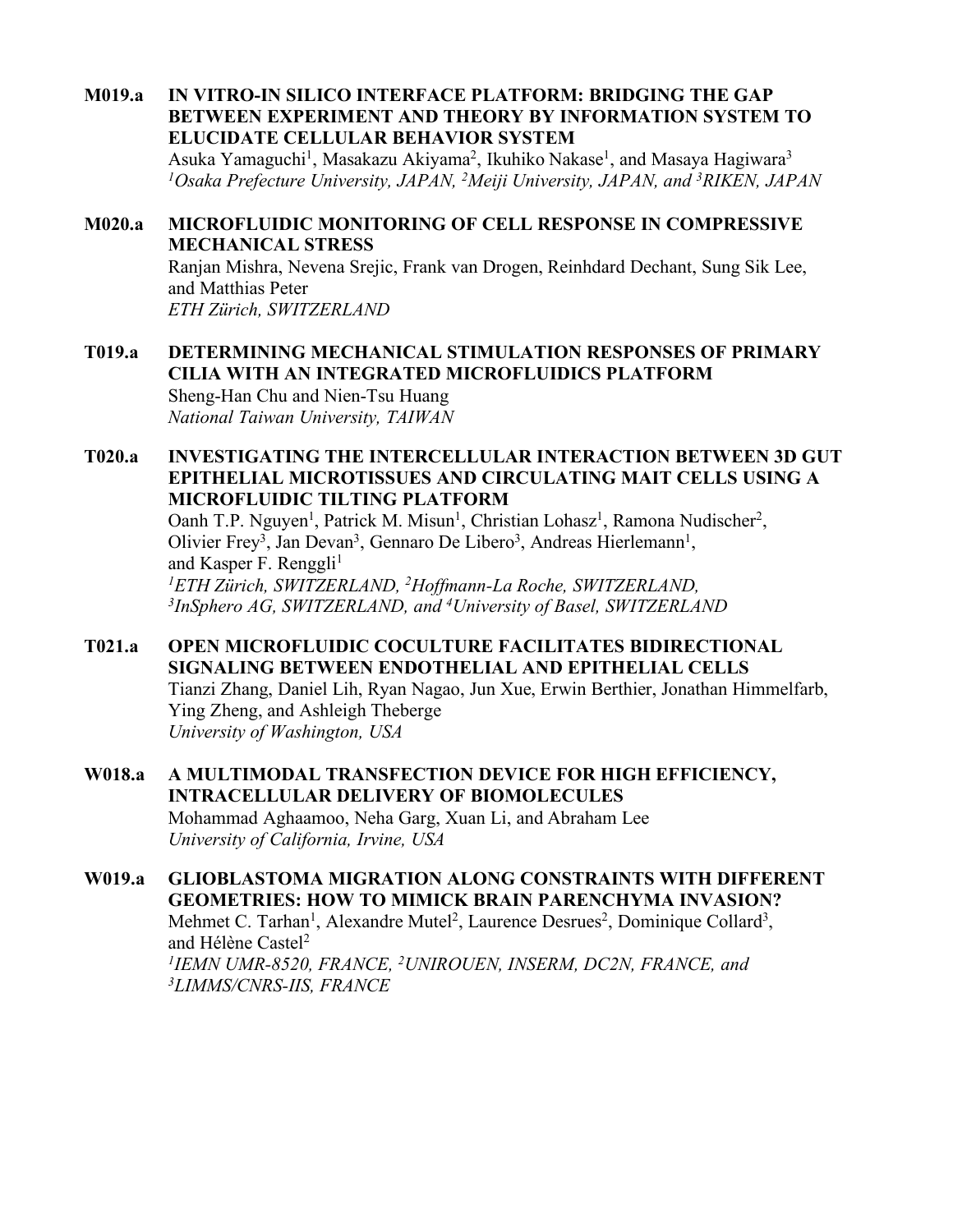**M019.a IN VITRO-IN SILICO INTERFACE PLATFORM: BRIDGING THE GAP BETWEEN EXPERIMENT AND THEORY BY INFORMATION SYSTEM TO ELUCIDATE CELLULAR BEHAVIOR SYSTEM**

Asuka Yamaguchi[1], Masakazu Akiyama[2], Ikuhiko Nakase[1], and Masaya Hagiwara[3]
*[1]Osaka Prefecture University, JAPAN, [2]Meiji University, JAPAN, and [3]RIKEN, JAPAN*

**M020.a MICROFLUIDIC MONITORING OF CELL RESPONSE IN COMPRESSIVE MECHANICAL STRESS**

Ranjan Mishra, Nevena Srejic, Frank van Drogen, Reinhdard Dechant, Sung Sik Lee, and Matthias Peter
*ETH Zürich, SWITZERLAND*

**T019.a DETERMINING MECHANICAL STIMULATION RESPONSES OF PRIMARY CILIA WITH AN INTEGRATED MICROFLUIDICS PLATFORM**

Sheng-Han Chu and Nien-Tsu Huang
*National Taiwan University, TAIWAN*

**T020.a INVESTIGATING THE INTERCELLULAR INTERACTION BETWEEN 3D GUT EPITHELIAL MICROTISSUES AND CIRCULATING MAIT CELLS USING A MICROFLUIDIC TILTING PLATFORM**

Oanh T.P. Nguyen[1], Patrick M. Misun[1], Christian Lohasz[1], Ramona Nudischer[2], Olivier Frey[3], Jan Devan[3], Gennaro De Libero[3], Andreas Hierlemann[1], and Kasper F. Renggli[1]
*[1]ETH Zürich, SWITZERLAND, [2]Hoffmann-La Roche, SWITZERLAND, [3]InSphero AG, SWITZERLAND, and [4]University of Basel, SWITZERLAND*

**T021.a OPEN MICROFLUIDIC COCULTURE FACILITATES BIDIRECTIONAL SIGNALING BETWEEN ENDOTHELIAL AND EPITHELIAL CELLS**

Tianzi Zhang, Daniel Lih, Ryan Nagao, Jun Xue, Erwin Berthier, Jonathan Himmelfarb, Ying Zheng, and Ashleigh Theberge
*University of Washington, USA*

**W018.a A MULTIMODAL TRANSFECTION DEVICE FOR HIGH EFFICIENCY, INTRACELLULAR DELIVERY OF BIOMOLECULES**

Mohammad Aghaamoo, Neha Garg, Xuan Li, and Abraham Lee
*University of California, Irvine, USA*

**W019.a GLIOBLASTOMA MIGRATION ALONG CONSTRAINTS WITH DIFFERENT GEOMETRIES: HOW TO MIMICK BRAIN PARENCHYMA INVASION?**

Mehmet C. Tarhan[1], Alexandre Mutel[2], Laurence Desrues[2], Dominique Collard[3], and Hélène Castel[2]
*[1]IEMN UMR-8520, FRANCE, [2]UNIROUEN, INSERM, DC2N, FRANCE, and [3]LIMMS/CNRS-IIS, FRANCE*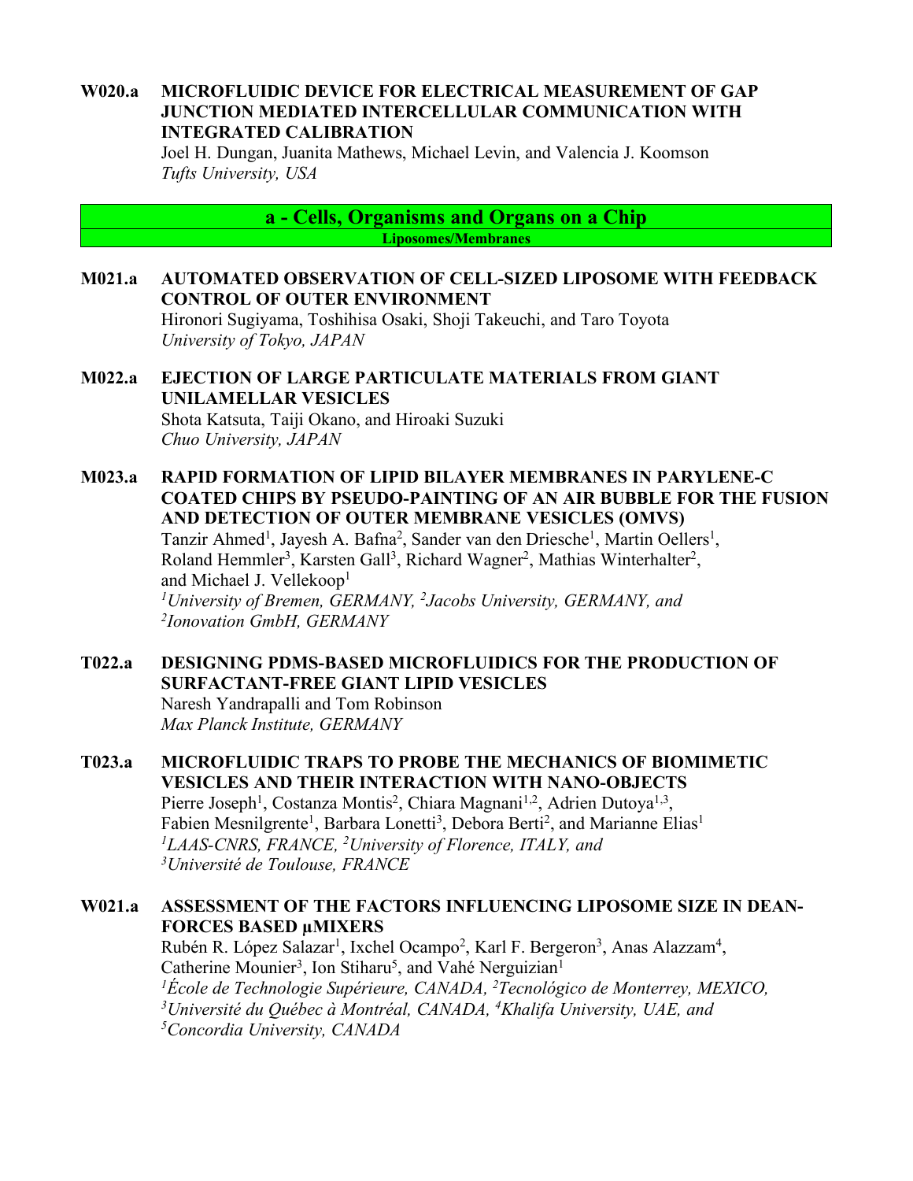**W020.a MICROFLUIDIC DEVICE FOR ELECTRICAL MEASUREMENT OF GAP JUNCTION MEDIATED INTERCELLULAR COMMUNICATION WITH INTEGRATED CALIBRATION**
Joel H. Dungan, Juanita Mathews, Michael Levin, and Valencia J. Koomson
*Tufts University, USA*

## a - Cells, Organisms and Organs on a Chip

### Liposomes/Membranes

**M021.a AUTOMATED OBSERVATION OF CELL-SIZED LIPOSOME WITH FEEDBACK CONTROL OF OUTER ENVIRONMENT**
Hironori Sugiyama, Toshihisa Osaki, Shoji Takeuchi, and Taro Toyota
*University of Tokyo, JAPAN*

**M022.a EJECTION OF LARGE PARTICULATE MATERIALS FROM GIANT UNILAMELLAR VESICLES**
Shota Katsuta, Taiji Okano, and Hiroaki Suzuki
*Chuo University, JAPAN*

**M023.a RAPID FORMATION OF LIPID BILAYER MEMBRANES IN PARYLENE-C COATED CHIPS BY PSEUDO-PAINTING OF AN AIR BUBBLE FOR THE FUSION AND DETECTION OF OUTER MEMBRANE VESICLES (OMVS)**
Tanzir Ahmed[1], Jayesh A. Bafna[2], Sander van den Driesche[1], Martin Oellers[1], Roland Hemmler[3], Karsten Gall[3], Richard Wagner[2], Mathias Winterhalter[2], and Michael J. Vellekoop[1]
*[1]University of Bremen, GERMANY, [2]Jacobs University, GERMANY, and [2]Ionovation GmbH, GERMANY*

**T022.a DESIGNING PDMS-BASED MICROFLUIDICS FOR THE PRODUCTION OF SURFACTANT-FREE GIANT LIPID VESICLES**
Naresh Yandrapalli and Tom Robinson
*Max Planck Institute, GERMANY*

**T023.a MICROFLUIDIC TRAPS TO PROBE THE MECHANICS OF BIOMIMETIC VESICLES AND THEIR INTERACTION WITH NANO-OBJECTS**
Pierre Joseph[1], Costanza Montis[2], Chiara Magnani[1,2], Adrien Dutoya[1,3], Fabien Mesnilgrente[1], Barbara Lonetti[3], Debora Berti[2], and Marianne Elias[1]
*[1]LAAS-CNRS, FRANCE, [2]University of Florence, ITALY, and [3]Université de Toulouse, FRANCE*

**W021.a ASSESSMENT OF THE FACTORS INFLUENCING LIPOSOME SIZE IN DEAN-FORCES BASED µMIXERS**
Rubén R. López Salazar[1], Ixchel Ocampo[2], Karl F. Bergeron[3], Anas Alazzam[4], Catherine Mounier[3], Ion Stiharu[5], and Vahé Nerguizian[1]
*[1]École de Technologie Supérieure, CANADA, [2]Tecnológico de Monterrey, MEXICO, [3]Université du Québec à Montréal, CANADA, [4]Khalifa University, UAE, and [5]Concordia University, CANADA*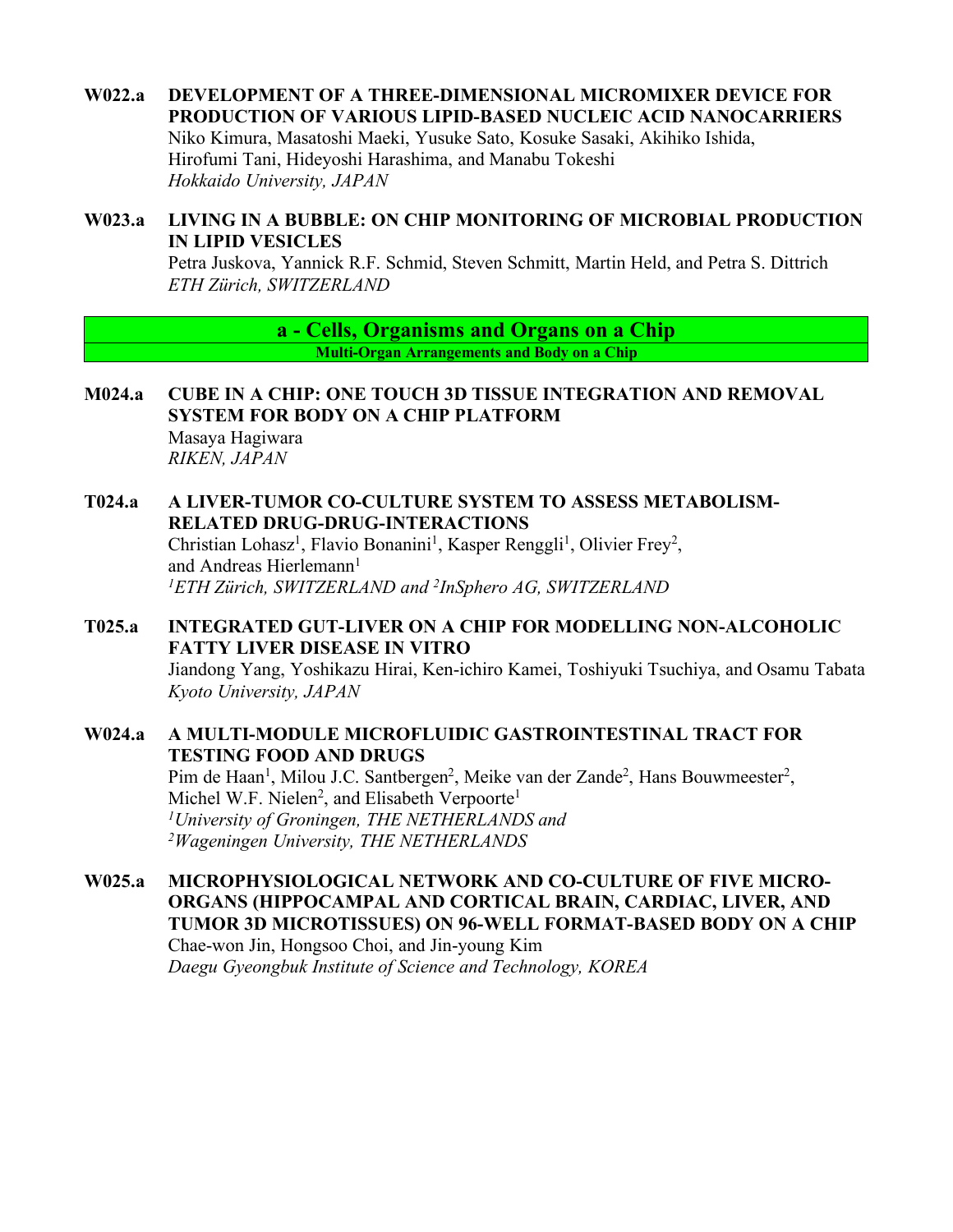**W022.a DEVELOPMENT OF A THREE-DIMENSIONAL MICROMIXER DEVICE FOR PRODUCTION OF VARIOUS LIPID-BASED NUCLEIC ACID NANOCARRIERS**
Niko Kimura, Masatoshi Maeki, Yusuke Sato, Kosuke Sasaki, Akihiko Ishida, Hirofumi Tani, Hideyoshi Harashima, and Manabu Tokeshi
*Hokkaido University, JAPAN*

**W023.a LIVING IN A BUBBLE: ON CHIP MONITORING OF MICROBIAL PRODUCTION IN LIPID VESICLES**
Petra Juskova, Yannick R.F. Schmid, Steven Schmitt, Martin Held, and Petra S. Dittrich
*ETH Zürich, SWITZERLAND*

## a - Cells, Organisms and Organs on a Chip

### Multi-Organ Arrangements and Body on a Chip

**M024.a CUBE IN A CHIP: ONE TOUCH 3D TISSUE INTEGRATION AND REMOVAL SYSTEM FOR BODY ON A CHIP PLATFORM**
Masaya Hagiwara
*RIKEN, JAPAN*

**T024.a A LIVER-TUMOR CO-CULTURE SYSTEM TO ASSESS METABOLISM-RELATED DRUG-DRUG-INTERACTIONS**
Christian Lohasz[1], Flavio Bonanini[1], Kasper Renggli[1], Olivier Frey[2], and Andreas Hierlemann[1]
*[1]ETH Zürich, SWITZERLAND and [2]InSphero AG, SWITZERLAND*

**T025.a INTEGRATED GUT-LIVER ON A CHIP FOR MODELLING NON-ALCOHOLIC FATTY LIVER DISEASE IN VITRO**
Jiandong Yang, Yoshikazu Hirai, Ken-ichiro Kamei, Toshiyuki Tsuchiya, and Osamu Tabata
*Kyoto University, JAPAN*

**W024.a A MULTI-MODULE MICROFLUIDIC GASTROINTESTINAL TRACT FOR TESTING FOOD AND DRUGS**
Pim de Haan[1], Milou J.C. Santbergen[2], Meike van der Zande[2], Hans Bouwmeester[2], Michel W.F. Nielen[2], and Elisabeth Verpoorte[1]
*[1]University of Groningen, THE NETHERLANDS and*
*[2]Wageningen University, THE NETHERLANDS*

**W025.a MICROPHYSIOLOGICAL NETWORK AND CO-CULTURE OF FIVE MICRO-ORGANS (HIPPOCAMPAL AND CORTICAL BRAIN, CARDIAC, LIVER, AND TUMOR 3D MICROTISSUES) ON 96-WELL FORMAT-BASED BODY ON A CHIP**
Chae-won Jin, Hongsoo Choi, and Jin-young Kim
*Daegu Gyeongbuk Institute of Science and Technology, KOREA*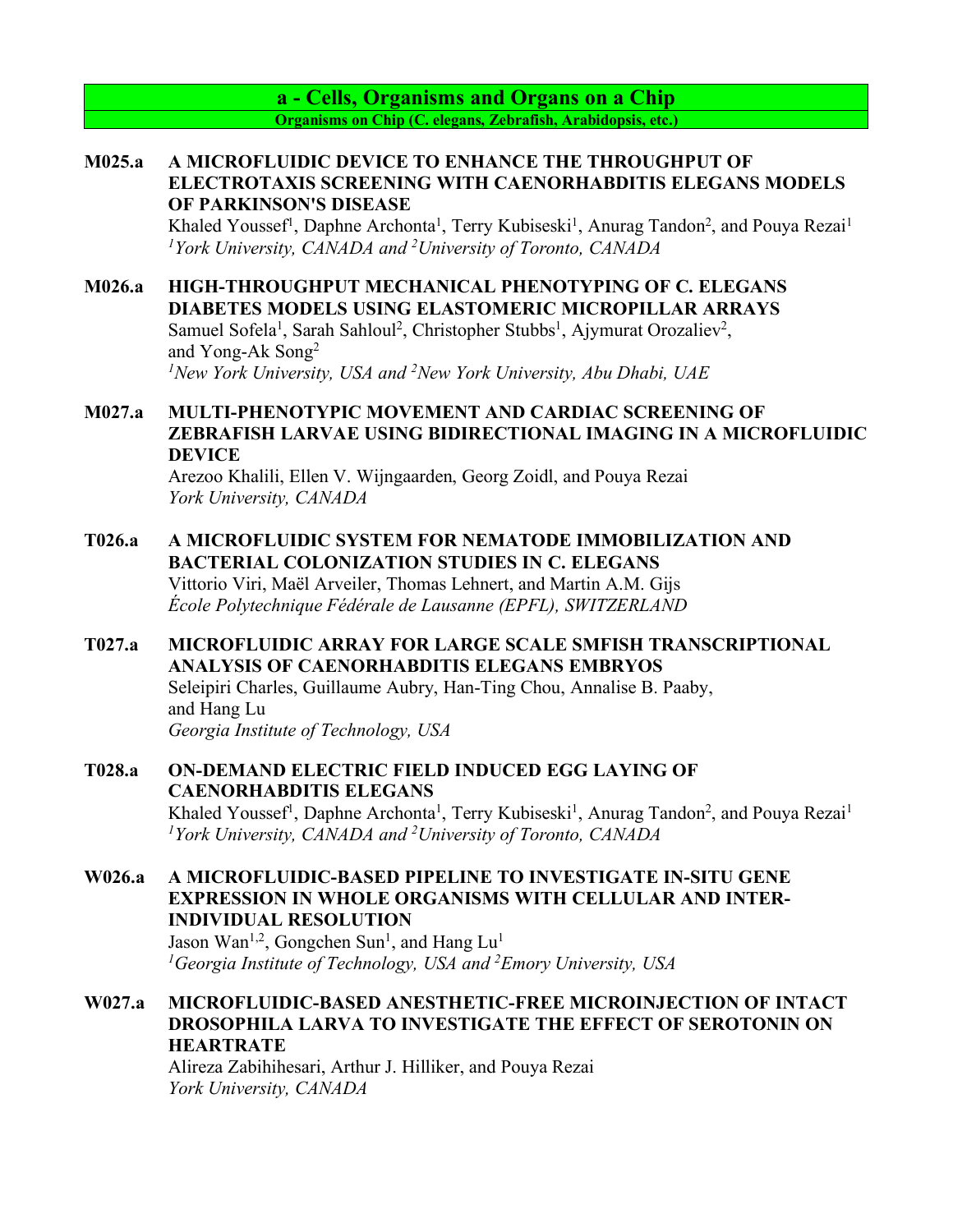## a - Cells, Organisms and Organs on a Chip

### Organisms on Chip (C. elegans, Zebrafish, Arabidopsis, etc.)

**M025.a** **A MICROFLUIDIC DEVICE TO ENHANCE THE THROUGHPUT OF ELECTROTAXIS SCREENING WITH CAENORHABDITIS ELEGANS MODELS OF PARKINSON'S DISEASE**
Khaled Youssef[1], Daphne Archonta[1], Terry Kubiseski[1], Anurag Tandon[2], and Pouya Rezai[1]
*[1]York University, CANADA and [2]University of Toronto, CANADA*

**M026.a** **HIGH-THROUGHPUT MECHANICAL PHENOTYPING OF C. ELEGANS DIABETES MODELS USING ELASTOMERIC MICROPILLAR ARRAYS**
Samuel Sofela[1], Sarah Sahloul[2], Christopher Stubbs[1], Ajymurat Orozaliev[2], and Yong-Ak Song[2]
*[1]New York University, USA and [2]New York University, Abu Dhabi, UAE*

**M027.a** **MULTI-PHENOTYPIC MOVEMENT AND CARDIAC SCREENING OF ZEBRAFISH LARVAE USING BIDIRECTIONAL IMAGING IN A MICROFLUIDIC DEVICE**
Arezoo Khalili, Ellen V. Wijngaarden, Georg Zoidl, and Pouya Rezai
*York University, CANADA*

**T026.a** **A MICROFLUIDIC SYSTEM FOR NEMATODE IMMOBILIZATION AND BACTERIAL COLONIZATION STUDIES IN C. ELEGANS**
Vittorio Viri, Maël Arveiler, Thomas Lehnert, and Martin A.M. Gijs
*École Polytechnique Fédérale de Lausanne (EPFL), SWITZERLAND*

**T027.a** **MICROFLUIDIC ARRAY FOR LARGE SCALE SMFISH TRANSCRIPTIONAL ANALYSIS OF CAENORHABDITIS ELEGANS EMBRYOS**
Seleipiri Charles, Guillaume Aubry, Han-Ting Chou, Annalise B. Paaby, and Hang Lu
*Georgia Institute of Technology, USA*

**T028.a** **ON-DEMAND ELECTRIC FIELD INDUCED EGG LAYING OF CAENORHABDITIS ELEGANS**
Khaled Youssef[1], Daphne Archonta[1], Terry Kubiseski[1], Anurag Tandon[2], and Pouya Rezai[1]
*[1]York University, CANADA and [2]University of Toronto, CANADA*

**W026.a** **A MICROFLUIDIC-BASED PIPELINE TO INVESTIGATE IN-SITU GENE EXPRESSION IN WHOLE ORGANISMS WITH CELLULAR AND INTER-INDIVIDUAL RESOLUTION**
Jason Wan[1,2], Gongchen Sun[1], and Hang Lu[1]
*[1]Georgia Institute of Technology, USA and [2]Emory University, USA*

**W027.a** **MICROFLUIDIC-BASED ANESTHETIC-FREE MICROINJECTION OF INTACT DROSOPHILA LARVA TO INVESTIGATE THE EFFECT OF SEROTONIN ON HEARTRATE**
Alireza Zabihihesari, Arthur J. Hilliker, and Pouya Rezai
*York University, CANADA*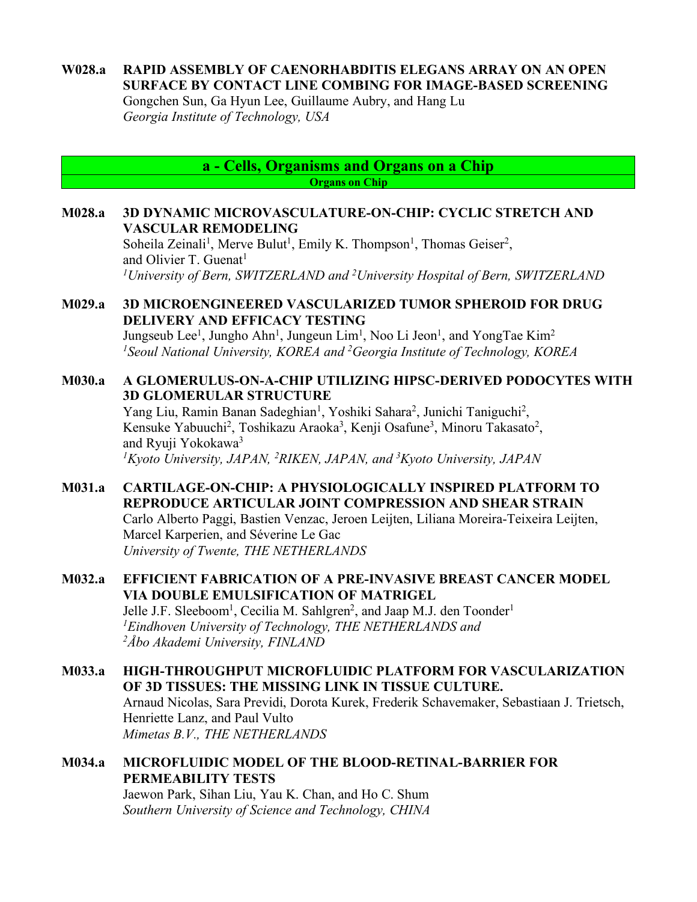**W028.a RAPID ASSEMBLY OF CAENORHABDITIS ELEGANS ARRAY ON AN OPEN SURFACE BY CONTACT LINE COMBING FOR IMAGE-BASED SCREENING**
Gongchen Sun, Ga Hyun Lee, Guillaume Aubry, and Hang Lu
*Georgia Institute of Technology, USA*

## a - Cells, Organisms and Organs on a Chip

### Organs on Chip

**M028.a 3D DYNAMIC MICROVASCULATURE-ON-CHIP: CYCLIC STRETCH AND VASCULAR REMODELING**
Soheila Zeinali[1], Merve Bulut[1], Emily K. Thompson[1], Thomas Geiser[2], and Olivier T. Guenat[1]
*[1]University of Bern, SWITZERLAND and [2]University Hospital of Bern, SWITZERLAND*

**M029.a 3D MICROENGINEERED VASCULARIZED TUMOR SPHEROID FOR DRUG DELIVERY AND EFFICACY TESTING**
Jungseub Lee[1], Jungho Ahn[1], Jungeun Lim[1], Noo Li Jeon[1], and YongTae Kim[2]
*[1]Seoul National University, KOREA and [2]Georgia Institute of Technology, KOREA*

**M030.a A GLOMERULUS-ON-A-CHIP UTILIZING HIPSC-DERIVED PODOCYTES WITH 3D GLOMERULAR STRUCTURE**
Yang Liu, Ramin Banan Sadeghian[1], Yoshiki Sahara[2], Junichi Taniguchi[2], Kensuke Yabuuchi[2], Toshikazu Araoka[3], Kenji Osafune[3], Minoru Takasato[2], and Ryuji Yokokawa[3]
*[1]Kyoto University, JAPAN, [2]RIKEN, JAPAN, and [3]Kyoto University, JAPAN*

**M031.a CARTILAGE-ON-CHIP: A PHYSIOLOGICALLY INSPIRED PLATFORM TO REPRODUCE ARTICULAR JOINT COMPRESSION AND SHEAR STRAIN**
Carlo Alberto Paggi, Bastien Venzac, Jeroen Leijten, Liliana Moreira-Teixeira Leijten, Marcel Karperien, and Séverine Le Gac
*University of Twente, THE NETHERLANDS*

**M032.a EFFICIENT FABRICATION OF A PRE-INVASIVE BREAST CANCER MODEL VIA DOUBLE EMULSIFICATION OF MATRIGEL**
Jelle J.F. Sleeboom[1], Cecilia M. Sahlgren[2], and Jaap M.J. den Toonder[1]
*[1]Eindhoven University of Technology, THE NETHERLANDS and [2]Åbo Akademi University, FINLAND*

**M033.a HIGH-THROUGHPUT MICROFLUIDIC PLATFORM FOR VASCULARIZATION OF 3D TISSUES: THE MISSING LINK IN TISSUE CULTURE.**
Arnaud Nicolas, Sara Previdi, Dorota Kurek, Frederik Schavemaker, Sebastiaan J. Trietsch, Henriette Lanz, and Paul Vulto
*Mimetas B.V., THE NETHERLANDS*

**M034.a MICROFLUIDIC MODEL OF THE BLOOD-RETINAL-BARRIER FOR PERMEABILITY TESTS**
Jaewon Park, Sihan Liu, Yau K. Chan, and Ho C. Shum
*Southern University of Science and Technology, CHINA*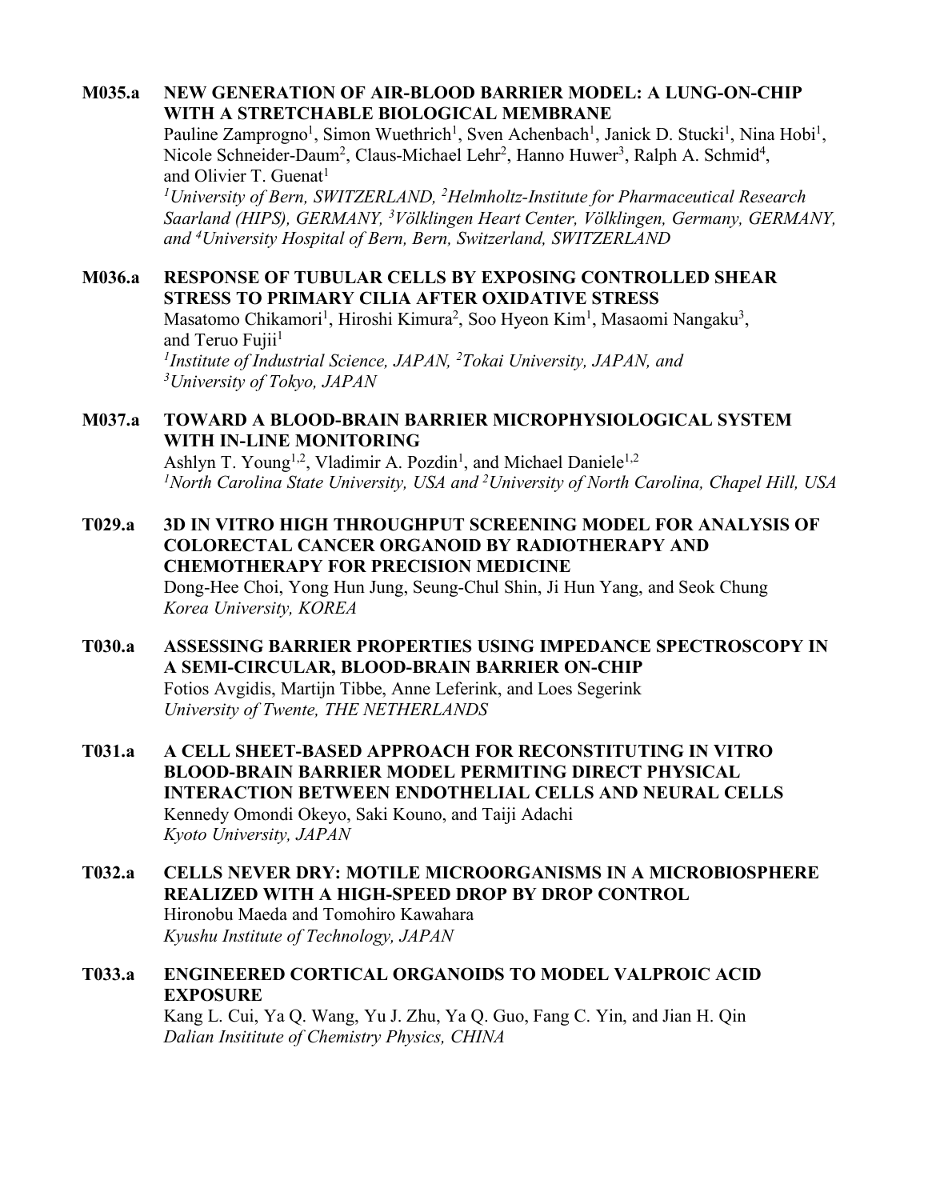**M035.a NEW GENERATION OF AIR-BLOOD BARRIER MODEL: A LUNG-ON-CHIP WITH A STRETCHABLE BIOLOGICAL MEMBRANE**
Pauline Zamprogno[1], Simon Wuethrich[1], Sven Achenbach[1], Janick D. Stucki[1], Nina Hobi[1], Nicole Schneider-Daum[2], Claus-Michael Lehr[2], Hanno Huwer[3], Ralph A. Schmid[4], and Olivier T. Guenat[1]
*[1]University of Bern, SWITZERLAND, [2]Helmholtz-Institute for Pharmaceutical Research Saarland (HIPS), GERMANY, [3]Völklingen Heart Center, Völklingen, Germany, GERMANY, and [4]University Hospital of Bern, Bern, Switzerland, SWITZERLAND*

**M036.a RESPONSE OF TUBULAR CELLS BY EXPOSING CONTROLLED SHEAR STRESS TO PRIMARY CILIA AFTER OXIDATIVE STRESS**
Masatomo Chikamori[1], Hiroshi Kimura[2], Soo Hyeon Kim[1], Masaomi Nangaku[3], and Teruo Fujii[1]
*[1]Institute of Industrial Science, JAPAN, [2]Tokai University, JAPAN, and [3]University of Tokyo, JAPAN*

**M037.a TOWARD A BLOOD-BRAIN BARRIER MICROPHYSIOLOGICAL SYSTEM WITH IN-LINE MONITORING**
Ashlyn T. Young[1,2], Vladimir A. Pozdin[1], and Michael Daniele[1,2]
*[1]North Carolina State University, USA and [2]University of North Carolina, Chapel Hill, USA*

**T029.a 3D IN VITRO HIGH THROUGHPUT SCREENING MODEL FOR ANALYSIS OF COLORECTAL CANCER ORGANOID BY RADIOTHERAPY AND CHEMOTHERAPY FOR PRECISION MEDICINE**
Dong-Hee Choi, Yong Hun Jung, Seung-Chul Shin, Ji Hun Yang, and Seok Chung
*Korea University, KOREA*

**T030.a ASSESSING BARRIER PROPERTIES USING IMPEDANCE SPECTROSCOPY IN A SEMI-CIRCULAR, BLOOD-BRAIN BARRIER ON-CHIP**
Fotios Avgidis, Martijn Tibbe, Anne Leferink, and Loes Segerink
*University of Twente, THE NETHERLANDS*

**T031.a A CELL SHEET-BASED APPROACH FOR RECONSTITUTING IN VITRO BLOOD-BRAIN BARRIER MODEL PERMITING DIRECT PHYSICAL INTERACTION BETWEEN ENDOTHELIAL CELLS AND NEURAL CELLS**
Kennedy Omondi Okeyo, Saki Kouno, and Taiji Adachi
*Kyoto University, JAPAN*

**T032.a CELLS NEVER DRY: MOTILE MICROORGANISMS IN A MICROBIOSPHERE REALIZED WITH A HIGH-SPEED DROP BY DROP CONTROL**
Hironobu Maeda and Tomohiro Kawahara
*Kyushu Institute of Technology, JAPAN*

**T033.a ENGINEERED CORTICAL ORGANOIDS TO MODEL VALPROIC ACID EXPOSURE**
Kang L. Cui, Ya Q. Wang, Yu J. Zhu, Ya Q. Guo, Fang C. Yin, and Jian H. Qin
*Dalian Insititute of Chemistry Physics, CHINA*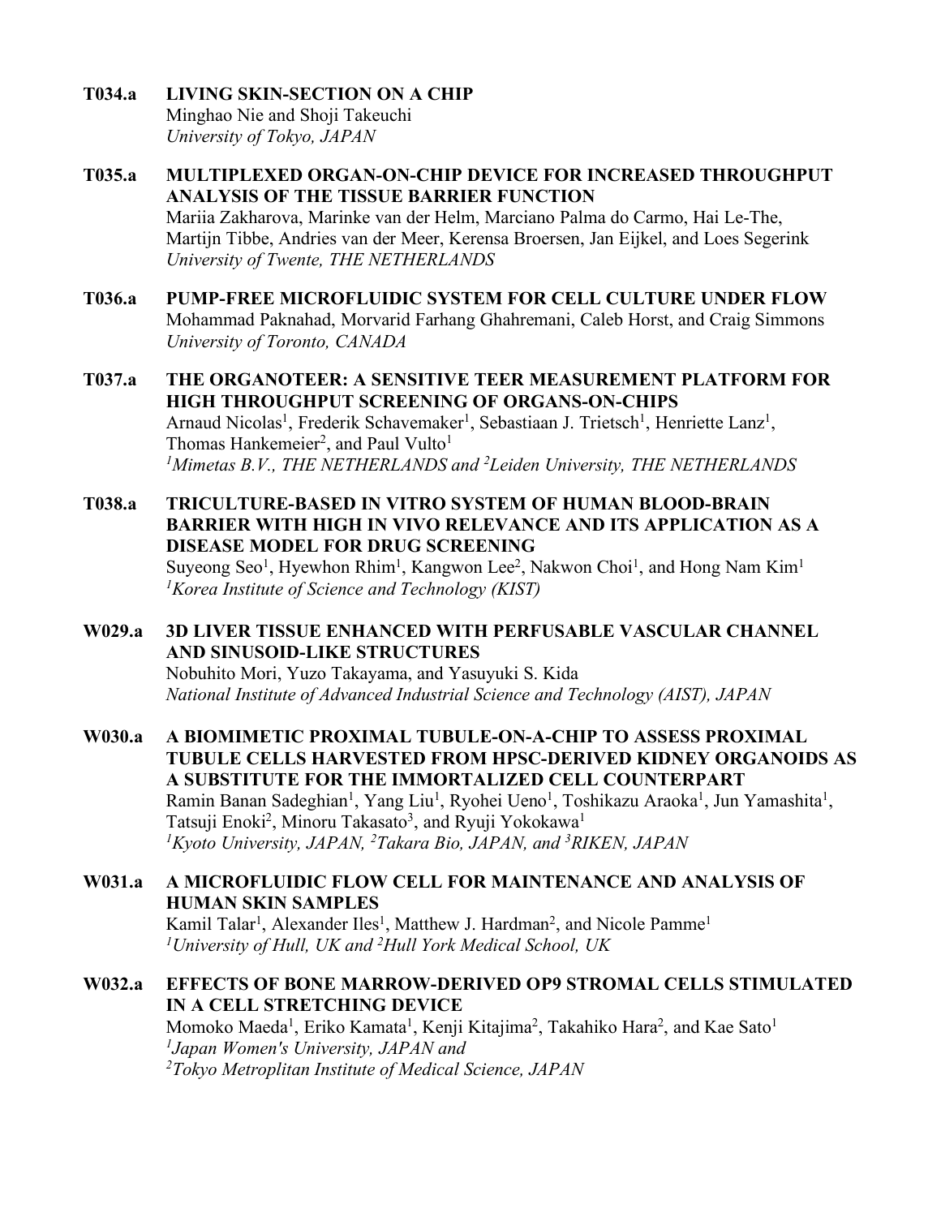**T034.a LIVING SKIN-SECTION ON A CHIP**
Minghao Nie and Shoji Takeuchi
*University of Tokyo, JAPAN*

**T035.a MULTIPLEXED ORGAN-ON-CHIP DEVICE FOR INCREASED THROUGHPUT ANALYSIS OF THE TISSUE BARRIER FUNCTION**
Mariia Zakharova, Marinke van der Helm, Marciano Palma do Carmo, Hai Le-The, Martijn Tibbe, Andries van der Meer, Kerensa Broersen, Jan Eijkel, and Loes Segerink
*University of Twente, THE NETHERLANDS*

**T036.a PUMP-FREE MICROFLUIDIC SYSTEM FOR CELL CULTURE UNDER FLOW**
Mohammad Paknahad, Morvarid Farhang Ghahremani, Caleb Horst, and Craig Simmons
*University of Toronto, CANADA*

**T037.a THE ORGANOTEER: A SENSITIVE TEER MEASUREMENT PLATFORM FOR HIGH THROUGHPUT SCREENING OF ORGANS-ON-CHIPS**
Arnaud Nicolas[1], Frederik Schavemaker[1], Sebastiaan J. Trietsch[1], Henriette Lanz[1], Thomas Hankemeier[2], and Paul Vulto[1]
*[1]Mimetas B.V., THE NETHERLANDS and [2]Leiden University, THE NETHERLANDS*

**T038.a TRICULTURE-BASED IN VITRO SYSTEM OF HUMAN BLOOD-BRAIN BARRIER WITH HIGH IN VIVO RELEVANCE AND ITS APPLICATION AS A DISEASE MODEL FOR DRUG SCREENING**
Suyeong Seo[1], Hyewhon Rhim[1], Kangwon Lee[2], Nakwon Choi[1], and Hong Nam Kim[1]
*[1]Korea Institute of Science and Technology (KIST)*

**W029.a 3D LIVER TISSUE ENHANCED WITH PERFUSABLE VASCULAR CHANNEL AND SINUSOID-LIKE STRUCTURES**
Nobuhito Mori, Yuzo Takayama, and Yasuyuki S. Kida
*National Institute of Advanced Industrial Science and Technology (AIST), JAPAN*

**W030.a A BIOMIMETIC PROXIMAL TUBULE-ON-A-CHIP TO ASSESS PROXIMAL TUBULE CELLS HARVESTED FROM HPSC-DERIVED KIDNEY ORGANOIDS AS A SUBSTITUTE FOR THE IMMORTALIZED CELL COUNTERPART**
Ramin Banan Sadeghian[1], Yang Liu[1], Ryohei Ueno[1], Toshikazu Araoka[1], Jun Yamashita[1], Tatsuji Enoki[2], Minoru Takasato[3], and Ryuji Yokokawa[1]
*[1]Kyoto University, JAPAN, [2]Takara Bio, JAPAN, and [3]RIKEN, JAPAN*

**W031.a A MICROFLUIDIC FLOW CELL FOR MAINTENANCE AND ANALYSIS OF HUMAN SKIN SAMPLES**
Kamil Talar[1], Alexander Iles[1], Matthew J. Hardman[2], and Nicole Pamme[1]
*[1]University of Hull, UK and [2]Hull York Medical School, UK*

**W032.a EFFECTS OF BONE MARROW-DERIVED OP9 STROMAL CELLS STIMULATED IN A CELL STRETCHING DEVICE**
Momoko Maeda[1], Eriko Kamata[1], Kenji Kitajima[2], Takahiko Hara[2], and Kae Sato[1]
*[1]Japan Women's University, JAPAN and*
*[2]Tokyo Metroplitan Institute of Medical Science, JAPAN*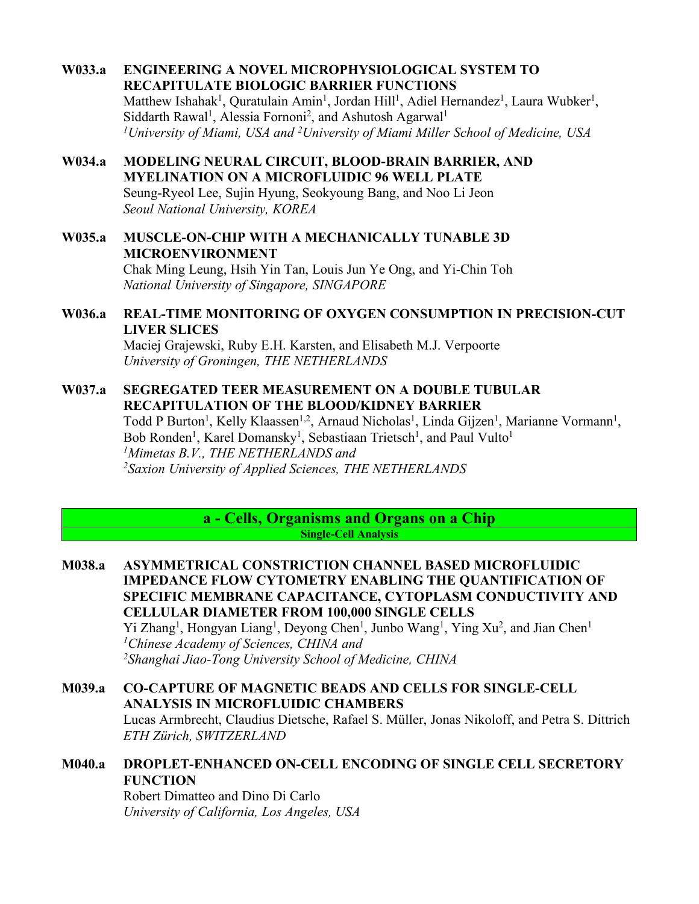**W033.a ENGINEERING A NOVEL MICROPHYSIOLOGICAL SYSTEM TO RECAPITULATE BIOLOGIC BARRIER FUNCTIONS**
Matthew Ishahak[1], Quratulain Amin[1], Jordan Hill[1], Adiel Hernandez[1], Laura Wubker[1], Siddarth Rawal[1], Alessia Fornoni[2], and Ashutosh Agarwal[1]
*[1]University of Miami, USA and [2]University of Miami Miller School of Medicine, USA*

**W034.a MODELING NEURAL CIRCUIT, BLOOD-BRAIN BARRIER, AND MYELINATION ON A MICROFLUIDIC 96 WELL PLATE**
Seung-Ryeol Lee, Sujin Hyung, Seokyoung Bang, and Noo Li Jeon
*Seoul National University, KOREA*

**W035.a MUSCLE-ON-CHIP WITH A MECHANICALLY TUNABLE 3D MICROENVIRONMENT**
Chak Ming Leung, Hsih Yin Tan, Louis Jun Ye Ong, and Yi-Chin Toh
*National University of Singapore, SINGAPORE*

**W036.a REAL-TIME MONITORING OF OXYGEN CONSUMPTION IN PRECISION-CUT LIVER SLICES**
Maciej Grajewski, Ruby E.H. Karsten, and Elisabeth M.J. Verpoorte
*University of Groningen, THE NETHERLANDS*

**W037.a SEGREGATED TEER MEASUREMENT ON A DOUBLE TUBULAR RECAPITULATION OF THE BLOOD/KIDNEY BARRIER**
Todd P Burton[1], Kelly Klaassen[1,2], Arnaud Nicholas[1], Linda Gijzen[1], Marianne Vormann[1], Bob Ronden[1], Karel Domansky[1], Sebastiaan Trietsch[1], and Paul Vulto[1]
*[1]Mimetas B.V., THE NETHERLANDS and*
*[2]Saxion University of Applied Sciences, THE NETHERLANDS*

## a - Cells, Organisms and Organs on a Chip

### Single-Cell Analysis

**M038.a ASYMMETRICAL CONSTRICTION CHANNEL BASED MICROFLUIDIC IMPEDANCE FLOW CYTOMETRY ENABLING THE QUANTIFICATION OF SPECIFIC MEMBRANE CAPACITANCE, CYTOPLASM CONDUCTIVITY AND CELLULAR DIAMETER FROM 100,000 SINGLE CELLS**
Yi Zhang[1], Hongyan Liang[1], Deyong Chen[1], Junbo Wang[1], Ying Xu[2], and Jian Chen[1]
*[1]Chinese Academy of Sciences, CHINA and*
*[2]Shanghai Jiao-Tong University School of Medicine, CHINA*

**M039.a CO-CAPTURE OF MAGNETIC BEADS AND CELLS FOR SINGLE-CELL ANALYSIS IN MICROFLUIDIC CHAMBERS**
Lucas Armbrecht, Claudius Dietsche, Rafael S. Müller, Jonas Nikoloff, and Petra S. Dittrich
*ETH Zürich, SWITZERLAND*

**M040.a DROPLET-ENHANCED ON-CELL ENCODING OF SINGLE CELL SECRETORY FUNCTION**
Robert Dimatteo and Dino Di Carlo
*University of California, Los Angeles, USA*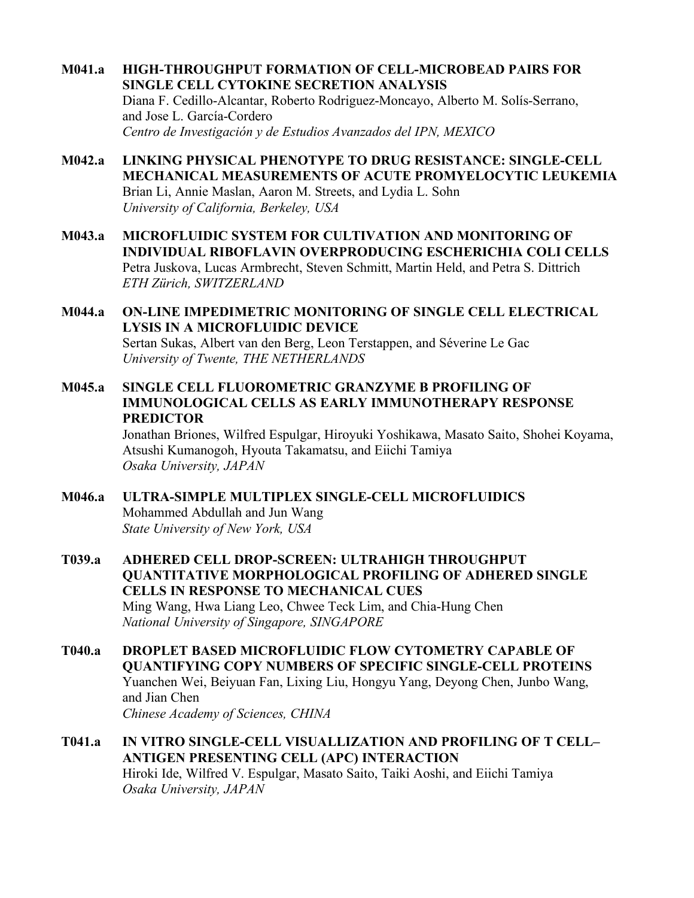**M041.a HIGH-THROUGHPUT FORMATION OF CELL-MICROBEAD PAIRS FOR SINGLE CELL CYTOKINE SECRETION ANALYSIS**
Diana F. Cedillo-Alcantar, Roberto Rodriguez-Moncayo, Alberto M. Solís-Serrano, and Jose L. García-Cordero
*Centro de Investigación y de Estudios Avanzados del IPN, MEXICO*

**M042.a LINKING PHYSICAL PHENOTYPE TO DRUG RESISTANCE: SINGLE-CELL MECHANICAL MEASUREMENTS OF ACUTE PROMYELOCYTIC LEUKEMIA**
Brian Li, Annie Maslan, Aaron M. Streets, and Lydia L. Sohn
*University of California, Berkeley, USA*

**M043.a MICROFLUIDIC SYSTEM FOR CULTIVATION AND MONITORING OF INDIVIDUAL RIBOFLAVIN OVERPRODUCING ESCHERICHIA COLI CELLS**
Petra Juskova, Lucas Armbrecht, Steven Schmitt, Martin Held, and Petra S. Dittrich
*ETH Zürich, SWITZERLAND*

**M044.a ON-LINE IMPEDIMETRIC MONITORING OF SINGLE CELL ELECTRICAL LYSIS IN A MICROFLUIDIC DEVICE**
Sertan Sukas, Albert van den Berg, Leon Terstappen, and Séverine Le Gac
*University of Twente, THE NETHERLANDS*

**M045.a SINGLE CELL FLUOROMETRIC GRANZYME B PROFILING OF IMMUNOLOGICAL CELLS AS EARLY IMMUNOTHERAPY RESPONSE PREDICTOR**
Jonathan Briones, Wilfred Espulgar, Hiroyuki Yoshikawa, Masato Saito, Shohei Koyama, Atsushi Kumanogoh, Hyouta Takamatsu, and Eiichi Tamiya
*Osaka University, JAPAN*

**M046.a ULTRA-SIMPLE MULTIPLEX SINGLE-CELL MICROFLUIDICS**
Mohammed Abdullah and Jun Wang
*State University of New York, USA*

**T039.a ADHERED CELL DROP-SCREEN: ULTRAHIGH THROUGHPUT QUANTITATIVE MORPHOLOGICAL PROFILING OF ADHERED SINGLE CELLS IN RESPONSE TO MECHANICAL CUES**
Ming Wang, Hwa Liang Leo, Chwee Teck Lim, and Chia-Hung Chen
*National University of Singapore, SINGAPORE*

**T040.a DROPLET BASED MICROFLUIDIC FLOW CYTOMETRY CAPABLE OF QUANTIFYING COPY NUMBERS OF SPECIFIC SINGLE-CELL PROTEINS**
Yuanchen Wei, Beiyuan Fan, Lixing Liu, Hongyu Yang, Deyong Chen, Junbo Wang, and Jian Chen
*Chinese Academy of Sciences, CHINA*

**T041.a IN VITRO SINGLE-CELL VISUALLIZATION AND PROFILING OF T CELL–ANTIGEN PRESENTING CELL (APC) INTERACTION**
Hiroki Ide, Wilfred V. Espulgar, Masato Saito, Taiki Aoshi, and Eiichi Tamiya
*Osaka University, JAPAN*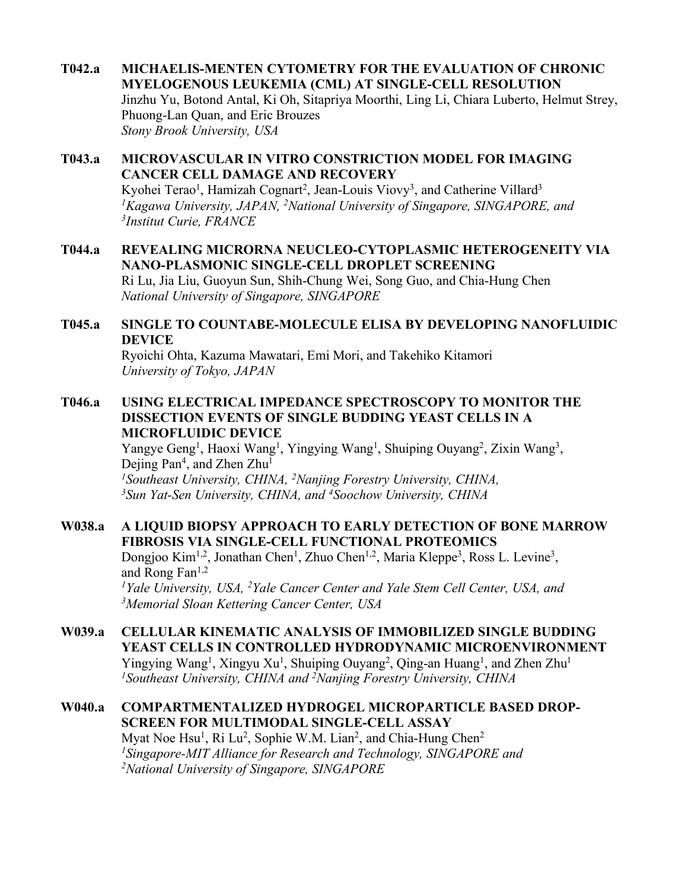**T042.a MICHAELIS-MENTEN CYTOMETRY FOR THE EVALUATION OF CHRONIC MYELOGENOUS LEUKEMIA (CML) AT SINGLE-CELL RESOLUTION**
Jinzhu Yu, Botond Antal, Ki Oh, Sitapriya Moorthi, Ling Li, Chiara Luberto, Helmut Strey, Phuong-Lan Quan, and Eric Brouzes
*Stony Brook University, USA*

**T043.a MICROVASCULAR IN VITRO CONSTRICTION MODEL FOR IMAGING CANCER CELL DAMAGE AND RECOVERY**
Kyohei Terao[1], Hamizah Cognart[2], Jean-Louis Viovy[3], and Catherine Villard[3]
*[1]Kagawa University, JAPAN, [2]National University of Singapore, SINGAPORE, and [3]Institut Curie, FRANCE*

**T044.a REVEALING MICRORNA NEUCLEO-CYTOPLASMIC HETEROGENEITY VIA NANO-PLASMONIC SINGLE-CELL DROPLET SCREENING**
Ri Lu, Jia Liu, Guoyun Sun, Shih-Chung Wei, Song Guo, and Chia-Hung Chen
*National University of Singapore, SINGAPORE*

**T045.a SINGLE TO COUNTABE-MOLECULE ELISA BY DEVELOPING NANOFLUIDIC DEVICE**
Ryoichi Ohta, Kazuma Mawatari, Emi Mori, and Takehiko Kitamori
*University of Tokyo, JAPAN*

**T046.a USING ELECTRICAL IMPEDANCE SPECTROSCOPY TO MONITOR THE DISSECTION EVENTS OF SINGLE BUDDING YEAST CELLS IN A MICROFLUIDIC DEVICE**
Yangye Geng[1], Haoxi Wang[1], Yingying Wang[1], Shuiping Ouyang[2], Zixin Wang[3], Dejing Pan[4], and Zhen Zhu[1]
*[1]Southeast University, CHINA, [2]Nanjing Forestry University, CHINA, [3]Sun Yat-Sen University, CHINA, and [4]Soochow University, CHINA*

**W038.a A LIQUID BIOPSY APPROACH TO EARLY DETECTION OF BONE MARROW FIBROSIS VIA SINGLE-CELL FUNCTIONAL PROTEOMICS**
Dongjoo Kim[1,2], Jonathan Chen[1], Zhuo Chen[1,2], Maria Kleppe[3], Ross L. Levine[3], and Rong Fan[1,2]
*[1]Yale University, USA, [2]Yale Cancer Center and Yale Stem Cell Center, USA, and [3]Memorial Sloan Kettering Cancer Center, USA*

**W039.a CELLULAR KINEMATIC ANALYSIS OF IMMOBILIZED SINGLE BUDDING YEAST CELLS IN CONTROLLED HYDRODYNAMIC MICROENVIRONMENT**
Yingying Wang[1], Xingyu Xu[1], Shuiping Ouyang[2], Qing-an Huang[1], and Zhen Zhu[1]
*[1]Southeast University, CHINA and [2]Nanjing Forestry University, CHINA*

**W040.a COMPARTMENTALIZED HYDROGEL MICROPARTICLE BASED DROP-SCREEN FOR MULTIMODAL SINGLE-CELL ASSAY**
Myat Noe Hsu[1], Ri Lu[2], Sophie W.M. Lian[2], and Chia-Hung Chen[2]
*[1]Singapore-MIT Alliance for Research and Technology, SINGAPORE and [2]National University of Singapore, SINGAPORE*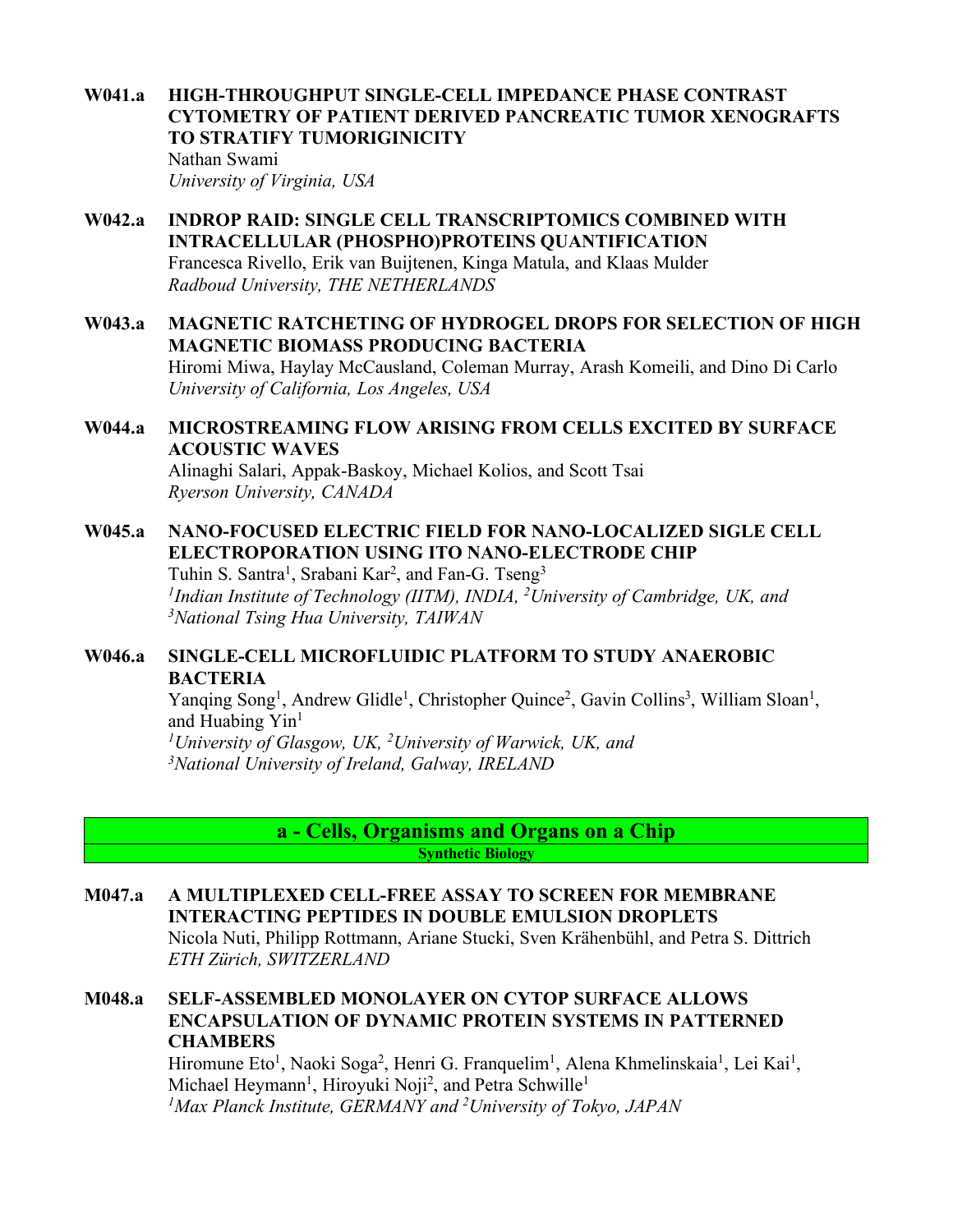**W041.a HIGH-THROUGHPUT SINGLE-CELL IMPEDANCE PHASE CONTRAST CYTOMETRY OF PATIENT DERIVED PANCREATIC TUMOR XENOGRAFTS TO STRATIFY TUMORIGINICITY**
Nathan Swami
*University of Virginia, USA*

**W042.a INDROP RAID: SINGLE CELL TRANSCRIPTOMICS COMBINED WITH INTRACELLULAR (PHOSPHO)PROTEINS QUANTIFICATION**
Francesca Rivello, Erik van Buijtenen, Kinga Matula, and Klaas Mulder
*Radboud University, THE NETHERLANDS*

**W043.a MAGNETIC RATCHETING OF HYDROGEL DROPS FOR SELECTION OF HIGH MAGNETIC BIOMASS PRODUCING BACTERIA**
Hiromi Miwa, Haylay McCausland, Coleman Murray, Arash Komeili, and Dino Di Carlo
*University of California, Los Angeles, USA*

**W044.a MICROSTREAMING FLOW ARISING FROM CELLS EXCITED BY SURFACE ACOUSTIC WAVES**
Alinaghi Salari, Appak-Baskoy, Michael Kolios, and Scott Tsai
*Ryerson University, CANADA*

**W045.a NANO-FOCUSED ELECTRIC FIELD FOR NANO-LOCALIZED SIGLE CELL ELECTROPORATION USING ITO NANO-ELECTRODE CHIP**
Tuhin S. Santra[1], Srabani Kar[2], and Fan-G. Tseng[3]
*[1]Indian Institute of Technology (IITM), INDIA, [2]University of Cambridge, UK, and [3]National Tsing Hua University, TAIWAN*

**W046.a SINGLE-CELL MICROFLUIDIC PLATFORM TO STUDY ANAEROBIC BACTERIA**
Yanqing Song[1], Andrew Glidle[1], Christopher Quince[2], Gavin Collins[3], William Sloan[1], and Huabing Yin[1]
*[1]University of Glasgow, UK, [2]University of Warwick, UK, and [3]National University of Ireland, Galway, IRELAND*

## a - Cells, Organisms and Organs on a Chip

### Synthetic Biology

**M047.a A MULTIPLEXED CELL-FREE ASSAY TO SCREEN FOR MEMBRANE INTERACTING PEPTIDES IN DOUBLE EMULSION DROPLETS**
Nicola Nuti, Philipp Rottmann, Ariane Stucki, Sven Krähenbühl, and Petra S. Dittrich
*ETH Zürich, SWITZERLAND*

**M048.a SELF-ASSEMBLED MONOLAYER ON CYTOP SURFACE ALLOWS ENCAPSULATION OF DYNAMIC PROTEIN SYSTEMS IN PATTERNED CHAMBERS**
Hiromune Eto[1], Naoki Soga[2], Henri G. Franquelim[1], Alena Khmelinskaia[1], Lei Kai[1], Michael Heymann[1], Hiroyuki Noji[2], and Petra Schwille[1]
*[1]Max Planck Institute, GERMANY and [2]University of Tokyo, JAPAN*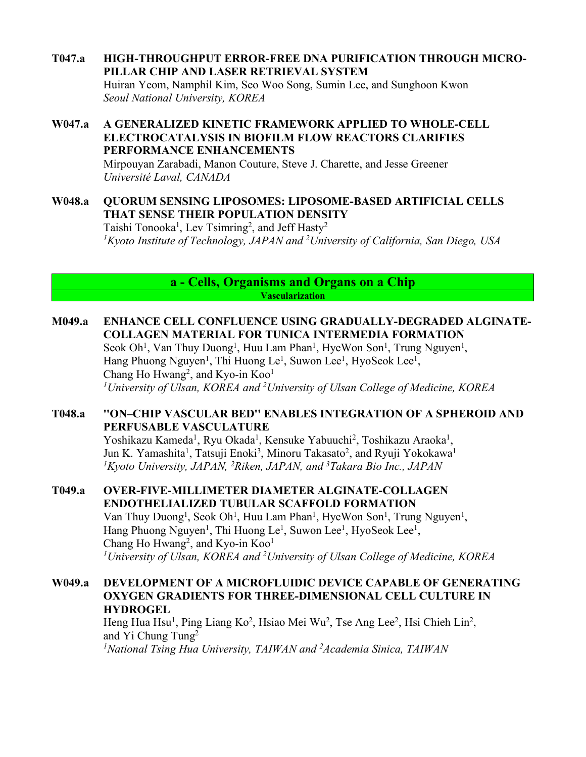**T047.a HIGH-THROUGHPUT ERROR-FREE DNA PURIFICATION THROUGH MICRO-PILLAR CHIP AND LASER RETRIEVAL SYSTEM**
Huiran Yeom, Namphil Kim, Seo Woo Song, Sumin Lee, and Sunghoon Kwon
*Seoul National University, KOREA*

**W047.a A GENERALIZED KINETIC FRAMEWORK APPLIED TO WHOLE-CELL ELECTROCATALYSIS IN BIOFILM FLOW REACTORS CLARIFIES PERFORMANCE ENHANCEMENTS**
Mirpouyan Zarabadi, Manon Couture, Steve J. Charette, and Jesse Greener
*Université Laval, CANADA*

**W048.a QUORUM SENSING LIPOSOMES: LIPOSOME-BASED ARTIFICIAL CELLS THAT SENSE THEIR POPULATION DENSITY**
Taishi Tonooka[1], Lev Tsimring[2], and Jeff Hasty[2]
*[1]Kyoto Institute of Technology, JAPAN and [2]University of California, San Diego, USA*

## a - Cells, Organisms and Organs on a Chip

### Vascularization

**M049.a ENHANCE CELL CONFLUENCE USING GRADUALLY-DEGRADED ALGINATE-COLLAGEN MATERIAL FOR TUNICA INTERMEDIA FORMATION**
Seok Oh[1], Van Thuy Duong[1], Huu Lam Phan[1], HyeWon Son[1], Trung Nguyen[1], Hang Phuong Nguyen[1], Thi Huong Le[1], Suwon Lee[1], HyoSeok Lee[1], Chang Ho Hwang[2], and Kyo-in Koo[1]
*[1]University of Ulsan, KOREA and [2]University of Ulsan College of Medicine, KOREA*

**T048.a "ON–CHIP VASCULAR BED" ENABLES INTEGRATION OF A SPHEROID AND PERFUSABLE VASCULATURE**
Yoshikazu Kameda[1], Ryu Okada[1], Kensuke Yabuuchi[2], Toshikazu Araoka[1], Jun K. Yamashita[1], Tatsuji Enoki[3], Minoru Takasato[2], and Ryuji Yokokawa[1]
*[1]Kyoto University, JAPAN, [2]Riken, JAPAN, and [3]Takara Bio Inc., JAPAN*

**T049.a OVER-FIVE-MILLIMETER DIAMETER ALGINATE-COLLAGEN ENDOTHELIALIZED TUBULAR SCAFFOLD FORMATION**
Van Thuy Duong[1], Seok Oh[1], Huu Lam Phan[1], HyeWon Son[1], Trung Nguyen[1], Hang Phuong Nguyen[1], Thi Huong Le[1], Suwon Lee[1], HyoSeok Lee[1], Chang Ho Hwang[2], and Kyo-in Koo[1]
*[1]University of Ulsan, KOREA and [2]University of Ulsan College of Medicine, KOREA*

**W049.a DEVELOPMENT OF A MICROFLUIDIC DEVICE CAPABLE OF GENERATING OXYGEN GRADIENTS FOR THREE-DIMENSIONAL CELL CULTURE IN HYDROGEL**
Heng Hua Hsu[1], Ping Liang Ko[2], Hsiao Mei Wu[2], Tse Ang Lee[2], Hsi Chieh Lin[2], and Yi Chung Tung[2]
*[1]National Tsing Hua University, TAIWAN and [2]Academia Sinica, TAIWAN*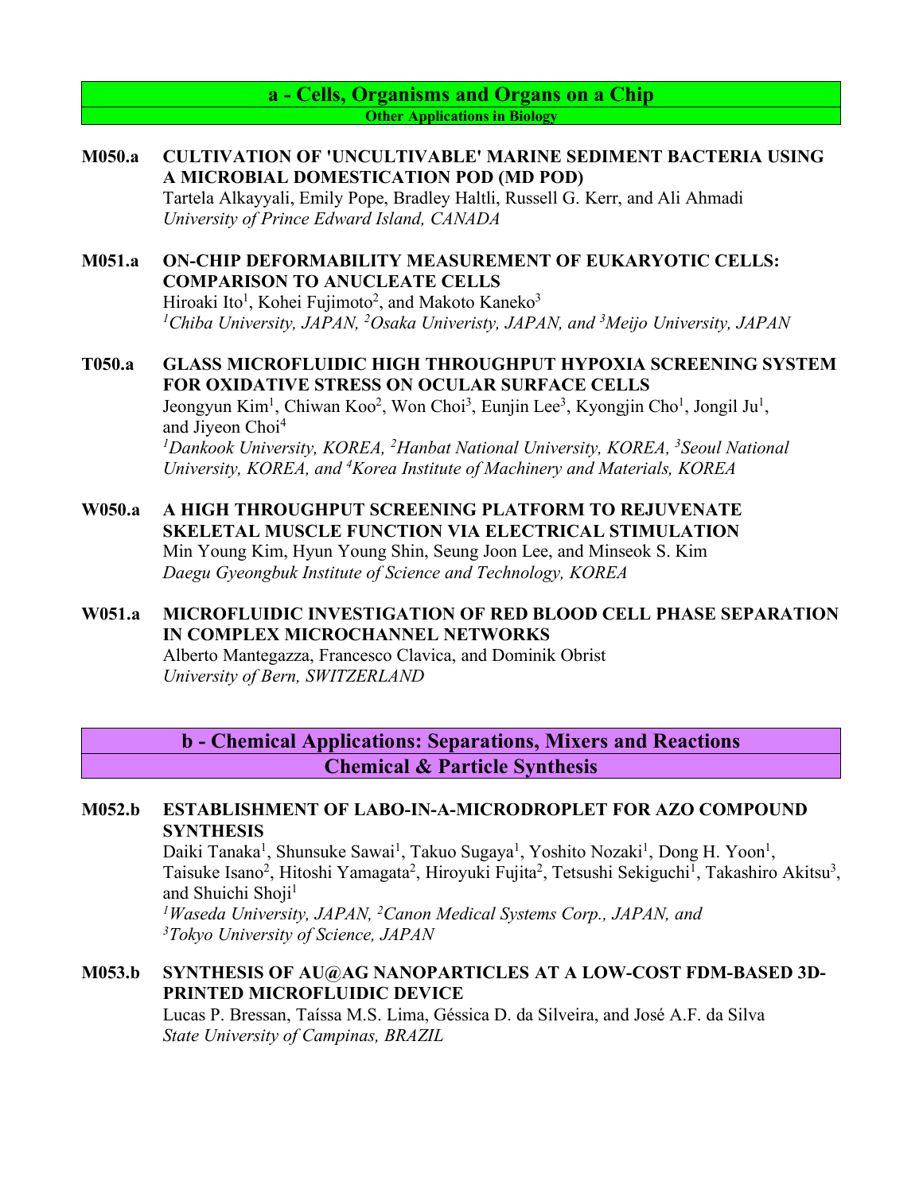## a - Cells, Organisms and Organs on a Chip

### Other Applications in Biology

**M050.a** **CULTIVATION OF 'UNCULTIVABLE' MARINE SEDIMENT BACTERIA USING A MICROBIAL DOMESTICATION POD (MD POD)**
Tartela Alkayyali, Emily Pope, Bradley Haltli, Russell G. Kerr, and Ali Ahmadi
*University of Prince Edward Island, CANADA*

**M051.a** **ON-CHIP DEFORMABILITY MEASUREMENT OF EUKARYOTIC CELLS: COMPARISON TO ANUCLEATE CELLS**
Hiroaki Ito[1], Kohei Fujimoto[2], and Makoto Kaneko[3]
*[1]Chiba University, JAPAN, [2]Osaka Univeristy, JAPAN, and [3]Meijo University, JAPAN*

**T050.a** **GLASS MICROFLUIDIC HIGH THROUGHPUT HYPOXIA SCREENING SYSTEM FOR OXIDATIVE STRESS ON OCULAR SURFACE CELLS**
Jeongyun Kim[1], Chiwan Koo[2], Won Choi[3], Eunjin Lee[3], Kyongjin Cho[1], Jongil Ju[1], and Jiyeon Choi[4]
*[1]Dankook University, KOREA, [2]Hanbat National University, KOREA, [3]Seoul National University, KOREA, and [4]Korea Institute of Machinery and Materials, KOREA*

**W050.a** **A HIGH THROUGHPUT SCREENING PLATFORM TO REJUVENATE SKELETAL MUSCLE FUNCTION VIA ELECTRICAL STIMULATION**
Min Young Kim, Hyun Young Shin, Seung Joon Lee, and Minseok S. Kim
*Daegu Gyeongbuk Institute of Science and Technology, KOREA*

**W051.a** **MICROFLUIDIC INVESTIGATION OF RED BLOOD CELL PHASE SEPARATION IN COMPLEX MICROCHANNEL NETWORKS**
Alberto Mantegazza, Francesco Clavica, and Dominik Obrist
*University of Bern, SWITZERLAND*

## b - Chemical Applications: Separations, Mixers and Reactions

### Chemical & Particle Synthesis

**M052.b** **ESTABLISHMENT OF LABO-IN-A-MICRODROPLET FOR AZO COMPOUND SYNTHESIS**
Daiki Tanaka[1], Shunsuke Sawai[1], Takuo Sugaya[1], Yoshito Nozaki[1], Dong H. Yoon[1], Taisuke Isano[2], Hitoshi Yamagata[2], Hiroyuki Fujita[2], Tetsushi Sekiguchi[1], Takashiro Akitsu[3], and Shuichi Shoji[1]
*[1]Waseda University, JAPAN, [2]Canon Medical Systems Corp., JAPAN, and [3]Tokyo University of Science, JAPAN*

**M053.b** **SYNTHESIS OF AU@AG NANOPARTICLES AT A LOW-COST FDM-BASED 3D-PRINTED MICROFLUIDIC DEVICE**
Lucas P. Bressan, Taíssa M.S. Lima, Géssica D. da Silveira, and José A.F. da Silva
*State University of Campinas, BRAZIL*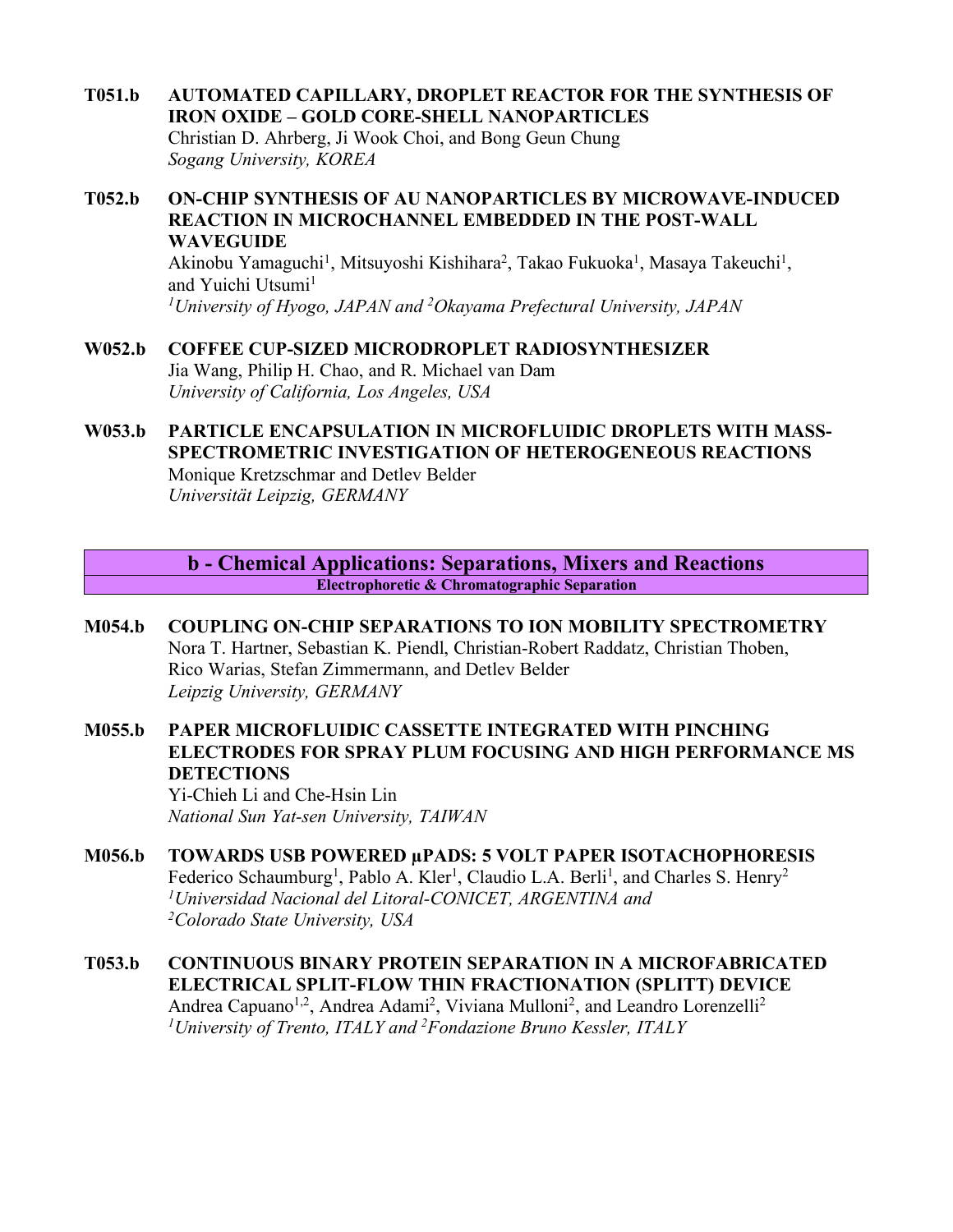**T051.b AUTOMATED CAPILLARY, DROPLET REACTOR FOR THE SYNTHESIS OF IRON OXIDE – GOLD CORE-SHELL NANOPARTICLES**
Christian D. Ahrberg, Ji Wook Choi, and Bong Geun Chung
*Sogang University, KOREA*

**T052.b ON-CHIP SYNTHESIS OF AU NANOPARTICLES BY MICROWAVE-INDUCED REACTION IN MICROCHANNEL EMBEDDED IN THE POST-WALL WAVEGUIDE**
Akinobu Yamaguchi[1], Mitsuyoshi Kishihara[2], Takao Fukuoka[1], Masaya Takeuchi[1], and Yuichi Utsumi[1]
*[1]University of Hyogo, JAPAN and [2]Okayama Prefectural University, JAPAN*

**W052.b COFFEE CUP-SIZED MICRODROPLET RADIOSYNTHESIZER**
Jia Wang, Philip H. Chao, and R. Michael van Dam
*University of California, Los Angeles, USA*

**W053.b PARTICLE ENCAPSULATION IN MICROFLUIDIC DROPLETS WITH MASS-SPECTROMETRIC INVESTIGATION OF HETEROGENEOUS REACTIONS**
Monique Kretzschmar and Detlev Belder
*Universität Leipzig, GERMANY*

## b - Chemical Applications: Separations, Mixers and Reactions

### Electrophoretic & Chromatographic Separation

**M054.b COUPLING ON-CHIP SEPARATIONS TO ION MOBILITY SPECTROMETRY**
Nora T. Hartner, Sebastian K. Piendl, Christian-Robert Raddatz, Christian Thoben, Rico Warias, Stefan Zimmermann, and Detlev Belder
*Leipzig University, GERMANY*

**M055.b PAPER MICROFLUIDIC CASSETTE INTEGRATED WITH PINCHING ELECTRODES FOR SPRAY PLUM FOCUSING AND HIGH PERFORMANCE MS DETECTIONS**
Yi-Chieh Li and Che-Hsin Lin
*National Sun Yat-sen University, TAIWAN*

**M056.b TOWARDS USB POWERED µPADS: 5 VOLT PAPER ISOTACHOPHORESIS**
Federico Schaumburg[1], Pablo A. Kler[1], Claudio L.A. Berli[1], and Charles S. Henry[2]
*[1]Universidad Nacional del Litoral-CONICET, ARGENTINA and [2]Colorado State University, USA*

**T053.b CONTINUOUS BINARY PROTEIN SEPARATION IN A MICROFABRICATED ELECTRICAL SPLIT-FLOW THIN FRACTIONATION (SPLITT) DEVICE**
Andrea Capuano[1,2], Andrea Adami[2], Viviana Mulloni[2], and Leandro Lorenzelli[2]
*[1]University of Trento, ITALY and [2]Fondazione Bruno Kessler, ITALY*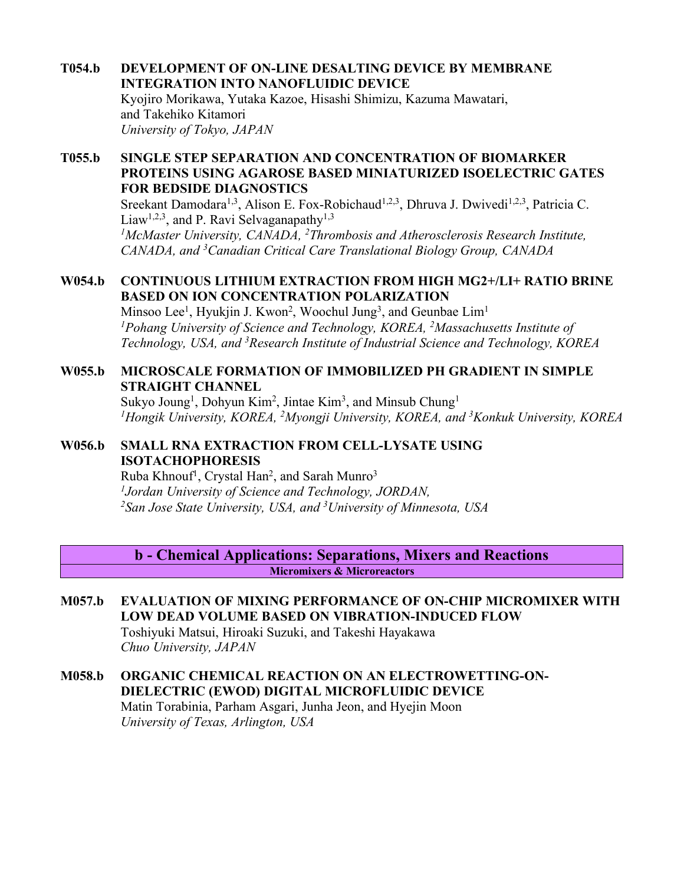**T054.b DEVELOPMENT OF ON-LINE DESALTING DEVICE BY MEMBRANE INTEGRATION INTO NANOFLUIDIC DEVICE**
Kyojiro Morikawa, Yutaka Kazoe, Hisashi Shimizu, Kazuma Mawatari, and Takehiko Kitamori
*University of Tokyo, JAPAN*

**T055.b SINGLE STEP SEPARATION AND CONCENTRATION OF BIOMARKER PROTEINS USING AGAROSE BASED MINIATURIZED ISOELECTRIC GATES FOR BEDSIDE DIAGNOSTICS**
Sreekant Damodara[1,3], Alison E. Fox-Robichaud[1,2,3], Dhruva J. Dwivedi[1,2,3], Patricia C. Liaw[1,2,3], and P. Ravi Selvaganapathy[1,3]
*[1]McMaster University, CANADA, [2]Thrombosis and Atherosclerosis Research Institute, CANADA, and [3]Canadian Critical Care Translational Biology Group, CANADA*

**W054.b CONTINUOUS LITHIUM EXTRACTION FROM HIGH MG2+/LI+ RATIO BRINE BASED ON ION CONCENTRATION POLARIZATION**
Minsoo Lee[1], Hyukjin J. Kwon[2], Woochul Jung[3], and Geunbae Lim[1]
*[1]Pohang University of Science and Technology, KOREA, [2]Massachusetts Institute of Technology, USA, and [3]Research Institute of Industrial Science and Technology, KOREA*

**W055.b MICROSCALE FORMATION OF IMMOBILIZED PH GRADIENT IN SIMPLE STRAIGHT CHANNEL**
Sukyo Joung[1], Dohyun Kim[2], Jintae Kim[3], and Minsub Chung[1]
*[1]Hongik University, KOREA, [2]Myongji University, KOREA, and [3]Konkuk University, KOREA*

**W056.b SMALL RNA EXTRACTION FROM CELL-LYSATE USING ISOTACHOPHORESIS**
Ruba Khnouf[1], Crystal Han[2], and Sarah Munro[3]
*[1]Jordan University of Science and Technology, JORDAN, [2]San Jose State University, USA, and [3]University of Minnesota, USA*

## b - Chemical Applications: Separations, Mixers and Reactions

### Micromixers & Microreactors

**M057.b EVALUATION OF MIXING PERFORMANCE OF ON-CHIP MICROMIXER WITH LOW DEAD VOLUME BASED ON VIBRATION-INDUCED FLOW**
Toshiyuki Matsui, Hiroaki Suzuki, and Takeshi Hayakawa
*Chuo University, JAPAN*

**M058.b ORGANIC CHEMICAL REACTION ON AN ELECTROWETTING-ON-DIELECTRIC (EWOD) DIGITAL MICROFLUIDIC DEVICE**
Matin Torabinia, Parham Asgari, Junha Jeon, and Hyejin Moon
*University of Texas, Arlington, USA*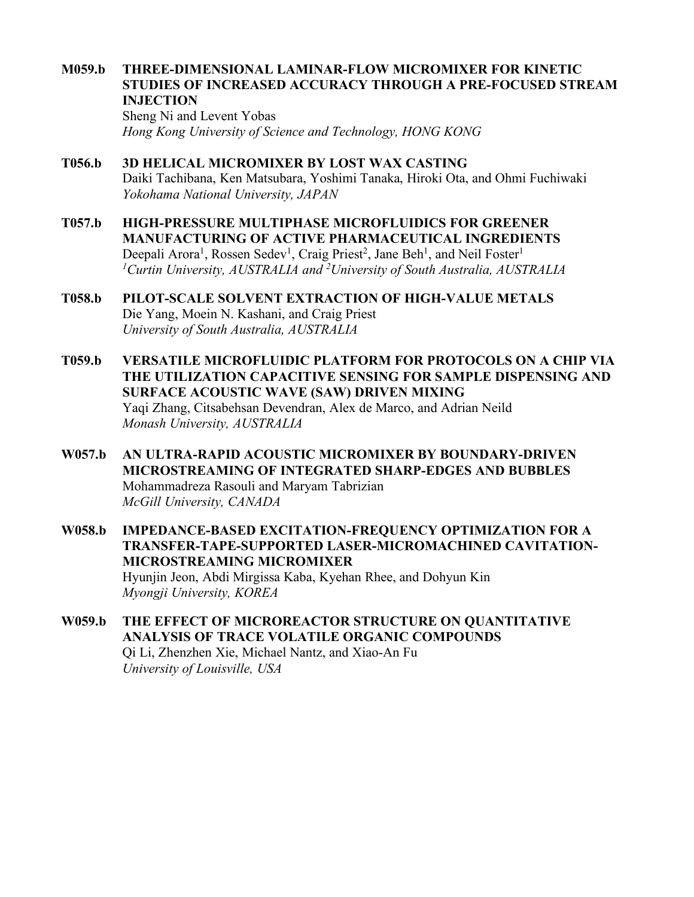**M059.b** **THREE-DIMENSIONAL LAMINAR-FLOW MICROMIXER FOR KINETIC STUDIES OF INCREASED ACCURACY THROUGH A PRE-FOCUSED STREAM INJECTION**
Sheng Ni and Levent Yobas
*Hong Kong University of Science and Technology, HONG KONG*

**T056.b** **3D HELICAL MICROMIXER BY LOST WAX CASTING**
Daiki Tachibana, Ken Matsubara, Yoshimi Tanaka, Hiroki Ota, and Ohmi Fuchiwaki
*Yokohama National University, JAPAN*

**T057.b** **HIGH-PRESSURE MULTIPHASE MICROFLUIDICS FOR GREENER MANUFACTURING OF ACTIVE PHARMACEUTICAL INGREDIENTS**
Deepali Arora[1], Rossen Sedev[1], Craig Priest[2], Jane Beh[1], and Neil Foster[1]
*[1]Curtin University, AUSTRALIA and [2]University of South Australia, AUSTRALIA*

**T058.b** **PILOT-SCALE SOLVENT EXTRACTION OF HIGH-VALUE METALS**
Die Yang, Moein N. Kashani, and Craig Priest
*University of South Australia, AUSTRALIA*

**T059.b** **VERSATILE MICROFLUIDIC PLATFORM FOR PROTOCOLS ON A CHIP VIA THE UTILIZATION CAPACITIVE SENSING FOR SAMPLE DISPENSING AND SURFACE ACOUSTIC WAVE (SAW) DRIVEN MIXING**
Yaqi Zhang, Citsabehsan Devendran, Alex de Marco, and Adrian Neild
*Monash University, AUSTRALIA*

**W057.b** **AN ULTRA-RAPID ACOUSTIC MICROMIXER BY BOUNDARY-DRIVEN MICROSTREAMING OF INTEGRATED SHARP-EDGES AND BUBBLES**
Mohammadreza Rasouli and Maryam Tabrizian
*McGill University, CANADA*

**W058.b** **IMPEDANCE-BASED EXCITATION-FREQUENCY OPTIMIZATION FOR A TRANSFER-TAPE-SUPPORTED LASER-MICROMACHINED CAVITATION-MICROSTREAMING MICROMIXER**
Hyunjin Jeon, Abdi Mirgissa Kaba, Kyehan Rhee, and Dohyun Kin
*Myongji University, KOREA*

**W059.b** **THE EFFECT OF MICROREACTOR STRUCTURE ON QUANTITATIVE ANALYSIS OF TRACE VOLATILE ORGANIC COMPOUNDS**
Qi Li, Zhenzhen Xie, Michael Nantz, and Xiao-An Fu
*University of Louisville, USA*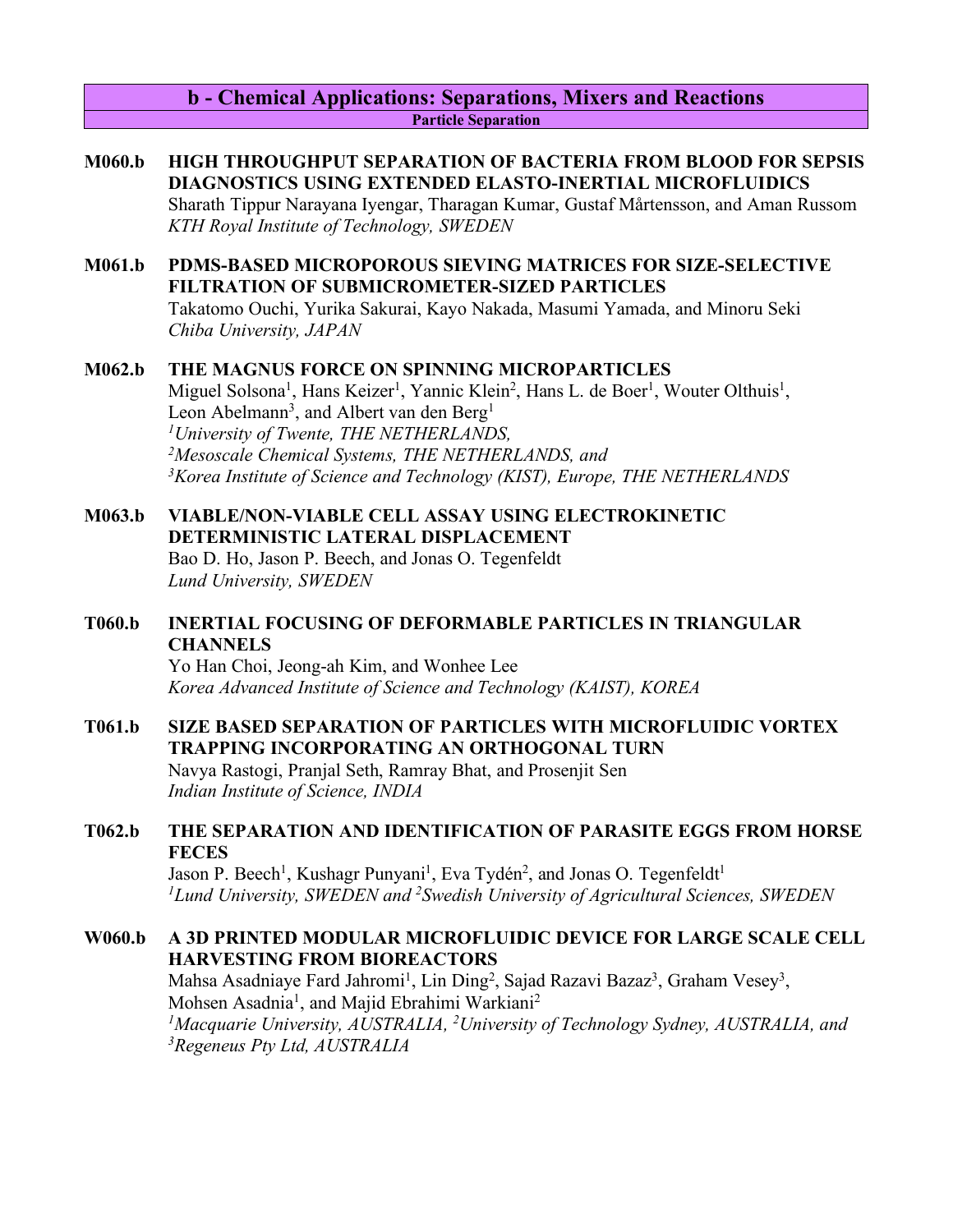## b - Chemical Applications: Separations, Mixers and Reactions

### Particle Separation

**M060.b HIGH THROUGHPUT SEPARATION OF BACTERIA FROM BLOOD FOR SEPSIS DIAGNOSTICS USING EXTENDED ELASTO-INERTIAL MICROFLUIDICS**
Sharath Tippur Narayana Iyengar, Tharagan Kumar, Gustaf Mårtensson, and Aman Russom
*KTH Royal Institute of Technology, SWEDEN*

**M061.b PDMS-BASED MICROPOROUS SIEVING MATRICES FOR SIZE-SELECTIVE FILTRATION OF SUBMICROMETER-SIZED PARTICLES**
Takatomo Ouchi, Yurika Sakurai, Kayo Nakada, Masumi Yamada, and Minoru Seki
*Chiba University, JAPAN*

**M062.b THE MAGNUS FORCE ON SPINNING MICROPARTICLES**
Miguel Solsona[1], Hans Keizer[1], Yannic Klein[2], Hans L. de Boer[1], Wouter Olthuis[1], Leon Abelmann[3], and Albert van den Berg[1]
*[1]University of Twente, THE NETHERLANDS,*
*[2]Mesoscale Chemical Systems, THE NETHERLANDS, and*
*[3]Korea Institute of Science and Technology (KIST), Europe, THE NETHERLANDS*

**M063.b VIABLE/NON-VIABLE CELL ASSAY USING ELECTROKINETIC DETERMINISTIC LATERAL DISPLACEMENT**
Bao D. Ho, Jason P. Beech, and Jonas O. Tegenfeldt
*Lund University, SWEDEN*

**T060.b INERTIAL FOCUSING OF DEFORMABLE PARTICLES IN TRIANGULAR CHANNELS**
Yo Han Choi, Jeong-ah Kim, and Wonhee Lee
*Korea Advanced Institute of Science and Technology (KAIST), KOREA*

**T061.b SIZE BASED SEPARATION OF PARTICLES WITH MICROFLUIDIC VORTEX TRAPPING INCORPORATING AN ORTHOGONAL TURN**
Navya Rastogi, Pranjal Seth, Ramray Bhat, and Prosenjit Sen
*Indian Institute of Science, INDIA*

**T062.b THE SEPARATION AND IDENTIFICATION OF PARASITE EGGS FROM HORSE FECES**
Jason P. Beech[1], Kushagr Punyani[1], Eva Tydén[2], and Jonas O. Tegenfeldt[1]
*[1]Lund University, SWEDEN and [2]Swedish University of Agricultural Sciences, SWEDEN*

**W060.b A 3D PRINTED MODULAR MICROFLUIDIC DEVICE FOR LARGE SCALE CELL HARVESTING FROM BIOREACTORS**
Mahsa Asadniaye Fard Jahromi[1], Lin Ding[2], Sajad Razavi Bazaz[3], Graham Vesey[3], Mohsen Asadnia[1], and Majid Ebrahimi Warkiani[2]
*[1]Macquarie University, AUSTRALIA, [2]University of Technology Sydney, AUSTRALIA, and [3]Regeneus Pty Ltd, AUSTRALIA*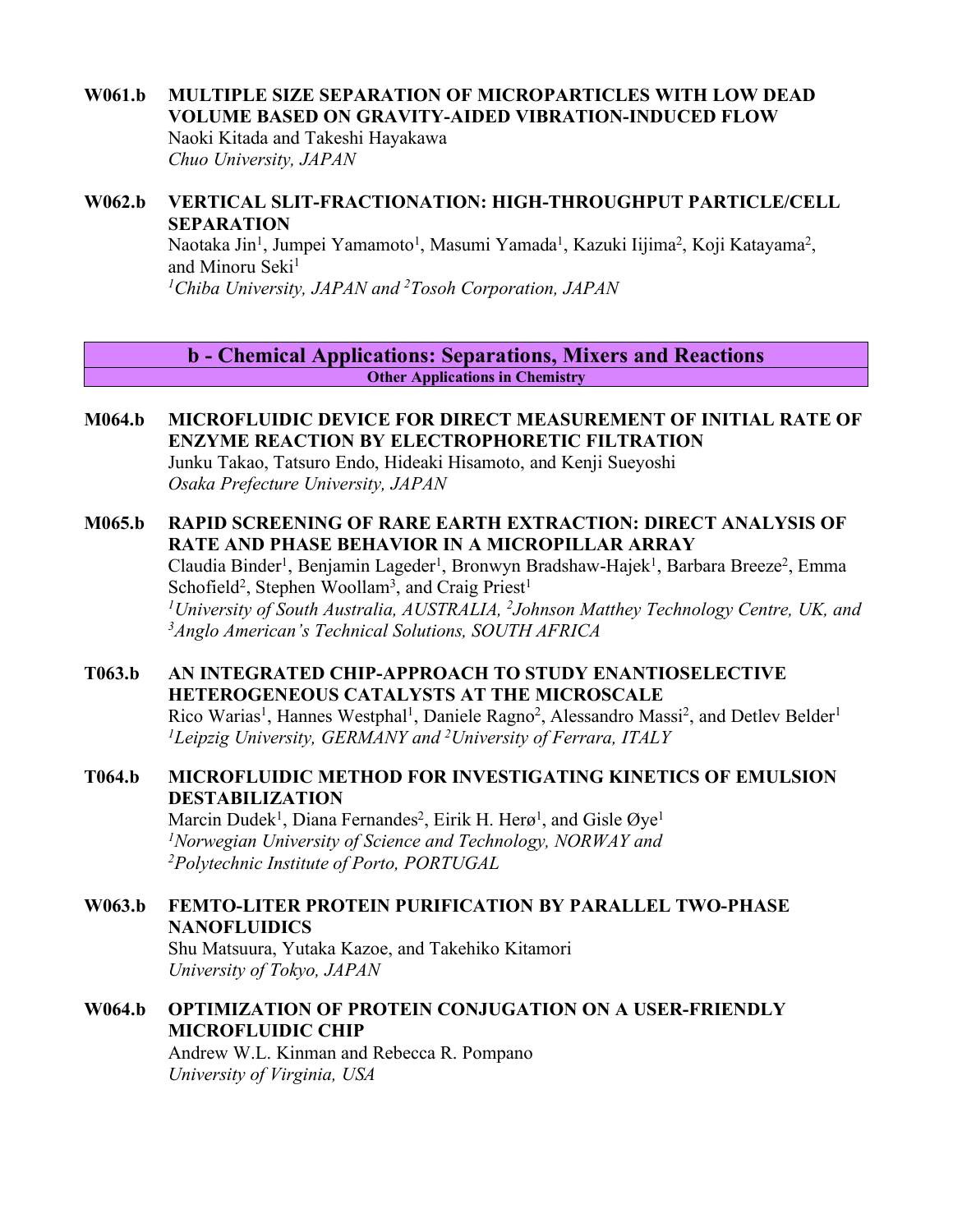**W061.b MULTIPLE SIZE SEPARATION OF MICROPARTICLES WITH LOW DEAD VOLUME BASED ON GRAVITY-AIDED VIBRATION-INDUCED FLOW**
Naoki Kitada and Takeshi Hayakawa
*Chuo University, JAPAN*

**W062.b VERTICAL SLIT-FRACTIONATION: HIGH-THROUGHPUT PARTICLE/CELL SEPARATION**
Naotaka Jin[1], Jumpei Yamamoto[1], Masumi Yamada[1], Kazuki Iijima[2], Koji Katayama[2], and Minoru Seki[1]
*[1]Chiba University, JAPAN and [2]Tosoh Corporation, JAPAN*

## b - Chemical Applications: Separations, Mixers and Reactions

### Other Applications in Chemistry

**M064.b MICROFLUIDIC DEVICE FOR DIRECT MEASUREMENT OF INITIAL RATE OF ENZYME REACTION BY ELECTROPHORETIC FILTRATION**
Junku Takao, Tatsuro Endo, Hideaki Hisamoto, and Kenji Sueyoshi
*Osaka Prefecture University, JAPAN*

**M065.b RAPID SCREENING OF RARE EARTH EXTRACTION: DIRECT ANALYSIS OF RATE AND PHASE BEHAVIOR IN A MICROPILLAR ARRAY**
Claudia Binder[1], Benjamin Lageder[1], Bronwyn Bradshaw-Hajek[1], Barbara Breeze[2], Emma Schofield[2], Stephen Woollam[3], and Craig Priest[1]
*[1]University of South Australia, AUSTRALIA, [2]Johnson Matthey Technology Centre, UK, and [3]Anglo American's Technical Solutions, SOUTH AFRICA*

**T063.b AN INTEGRATED CHIP-APPROACH TO STUDY ENANTIOSELECTIVE HETEROGENEOUS CATALYSTS AT THE MICROSCALE**
Rico Warias[1], Hannes Westphal[1], Daniele Ragno[2], Alessandro Massi[2], and Detlev Belder[1]
*[1]Leipzig University, GERMANY and [2]University of Ferrara, ITALY*

**T064.b MICROFLUIDIC METHOD FOR INVESTIGATING KINETICS OF EMULSION DESTABILIZATION**
Marcin Dudek[1], Diana Fernandes[2], Eirik H. Herø[1], and Gisle Øye[1]
*[1]Norwegian University of Science and Technology, NORWAY and [2]Polytechnic Institute of Porto, PORTUGAL*

**W063.b FEMTO-LITER PROTEIN PURIFICATION BY PARALLEL TWO-PHASE NANOFLUIDICS**
Shu Matsuura, Yutaka Kazoe, and Takehiko Kitamori
*University of Tokyo, JAPAN*

**W064.b OPTIMIZATION OF PROTEIN CONJUGATION ON A USER-FRIENDLY MICROFLUIDIC CHIP**
Andrew W.L. Kinman and Rebecca R. Pompano
*University of Virginia, USA*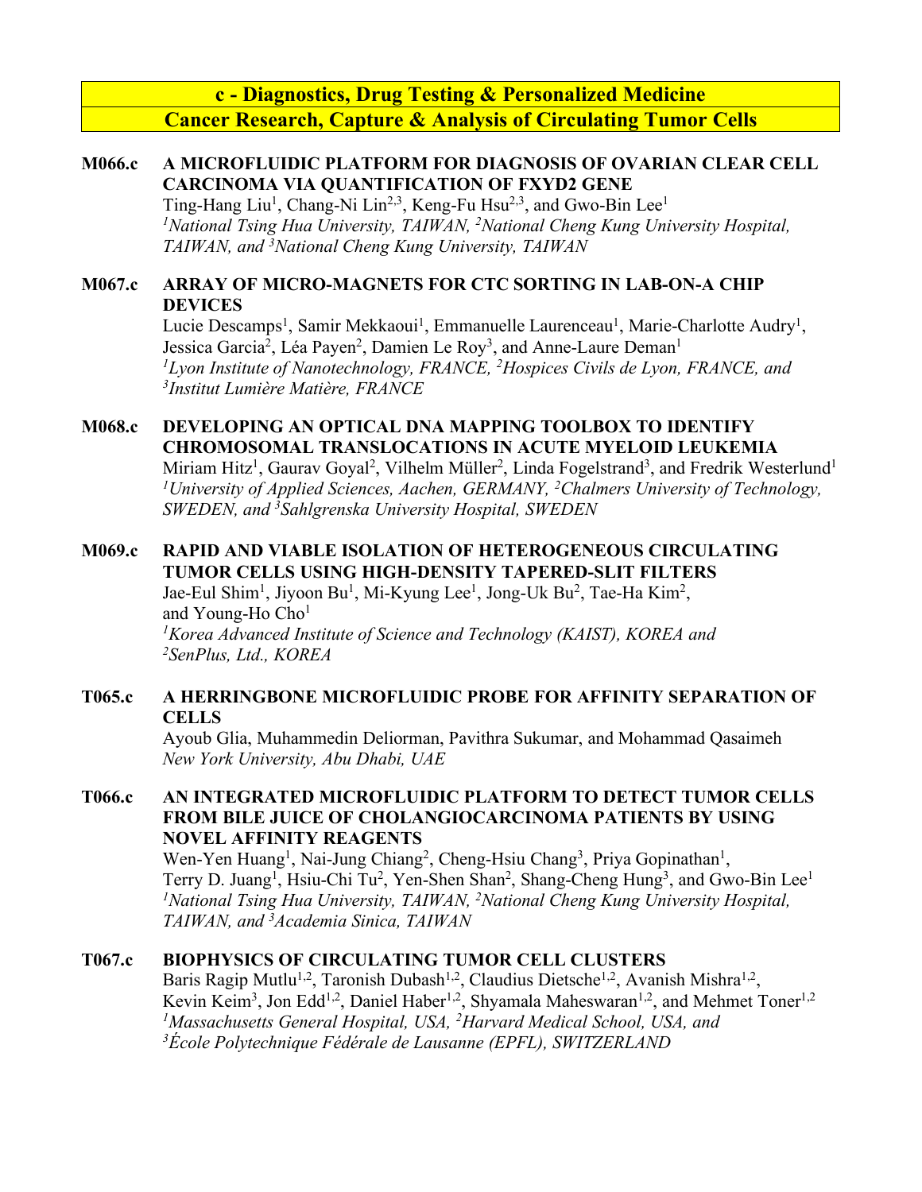## c - Diagnostics, Drug Testing & Personalized Medicine
## Cancer Research, Capture & Analysis of Circulating Tumor Cells

**M066.c A MICROFLUIDIC PLATFORM FOR DIAGNOSIS OF OVARIAN CLEAR CELL CARCINOMA VIA QUANTIFICATION OF FXYD2 GENE**
Ting-Hang Liu[1], Chang-Ni Lin[2,3], Keng-Fu Hsu[2,3], and Gwo-Bin Lee[1]
*[1]National Tsing Hua University, TAIWAN, [2]National Cheng Kung University Hospital, TAIWAN, and [3]National Cheng Kung University, TAIWAN*

**M067.c ARRAY OF MICRO-MAGNETS FOR CTC SORTING IN LAB-ON-A CHIP DEVICES**
Lucie Descamps[1], Samir Mekkaoui[1], Emmanuelle Laurenceau[1], Marie-Charlotte Audry[1], Jessica Garcia[2], Léa Payen[2], Damien Le Roy[3], and Anne-Laure Deman[1]
*[1]Lyon Institute of Nanotechnology, FRANCE, [2]Hospices Civils de Lyon, FRANCE, and [3]Institut Lumière Matière, FRANCE*

**M068.c DEVELOPING AN OPTICAL DNA MAPPING TOOLBOX TO IDENTIFY CHROMOSOMAL TRANSLOCATIONS IN ACUTE MYELOID LEUKEMIA**
Miriam Hitz[1], Gaurav Goyal[2], Vilhelm Müller[2], Linda Fogelstrand[3], and Fredrik Westerlund[1]
*[1]University of Applied Sciences, Aachen, GERMANY, [2]Chalmers University of Technology, SWEDEN, and [3]Sahlgrenska University Hospital, SWEDEN*

**M069.c RAPID AND VIABLE ISOLATION OF HETEROGENEOUS CIRCULATING TUMOR CELLS USING HIGH-DENSITY TAPERED-SLIT FILTERS**
Jae-Eul Shim[1], Jiyoon Bu[1], Mi-Kyung Lee[1], Jong-Uk Bu[2], Tae-Ha Kim[2], and Young-Ho Cho[1]
*[1]Korea Advanced Institute of Science and Technology (KAIST), KOREA and [2]SenPlus, Ltd., KOREA*

**T065.c A HERRINGBONE MICROFLUIDIC PROBE FOR AFFINITY SEPARATION OF CELLS**
Ayoub Glia, Muhammedin Deliorman, Pavithra Sukumar, and Mohammad Qasaimeh
*New York University, Abu Dhabi, UAE*

**T066.c AN INTEGRATED MICROFLUIDIC PLATFORM TO DETECT TUMOR CELLS FROM BILE JUICE OF CHOLANGIOCARCINOMA PATIENTS BY USING NOVEL AFFINITY REAGENTS**
Wen-Yen Huang[1], Nai-Jung Chiang[2], Cheng-Hsiu Chang[3], Priya Gopinathan[1], Terry D. Juang[1], Hsiu-Chi Tu[2], Yen-Shen Shan[2], Shang-Cheng Hung[3], and Gwo-Bin Lee[1]
*[1]National Tsing Hua University, TAIWAN, [2]National Cheng Kung University Hospital, TAIWAN, and [3]Academia Sinica, TAIWAN*

**T067.c BIOPHYSICS OF CIRCULATING TUMOR CELL CLUSTERS**
Baris Ragip Mutlu[1,2], Taronish Dubash[1,2], Claudius Dietsche[1,2], Avanish Mishra[1,2], Kevin Keim[3], Jon Edd[1,2], Daniel Haber[1,2], Shyamala Maheswaran[1,2], and Mehmet Toner[1,2]
*[1]Massachusetts General Hospital, USA, [2]Harvard Medical School, USA, and [3]École Polytechnique Fédérale de Lausanne (EPFL), SWITZERLAND*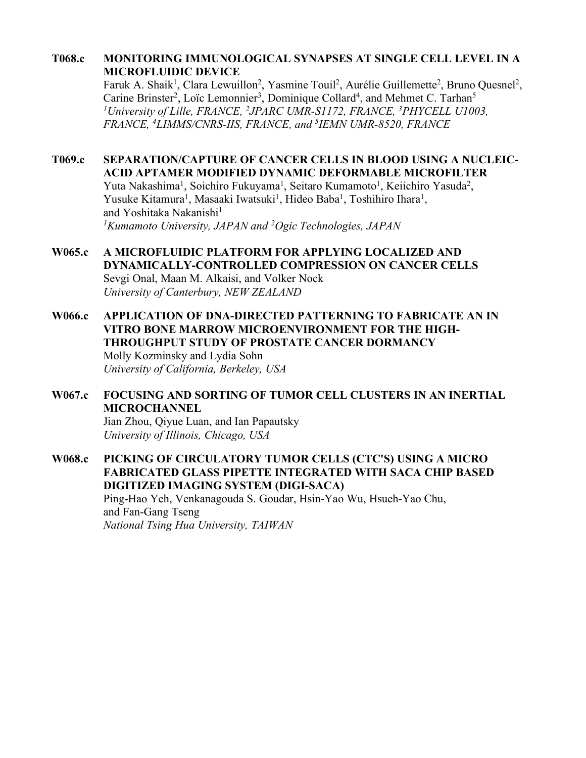**T068.c MONITORING IMMUNOLOGICAL SYNAPSES AT SINGLE CELL LEVEL IN A MICROFLUIDIC DEVICE**
Faruk A. Shaik[1], Clara Lewuillon[2], Yasmine Touil[2], Aurélie Guillemette[2], Bruno Quesnel[2], Carine Brinster[2], Loïc Lemonnier[3], Dominique Collard[4], and Mehmet C. Tarhan[5]
*[1]University of Lille, FRANCE, [2]JPARC UMR-S1172, FRANCE, [3]PHYCELL U1003, FRANCE, [4]LIMMS/CNRS-IIS, FRANCE, and [5]IEMN UMR-8520, FRANCE*

**T069.c SEPARATION/CAPTURE OF CANCER CELLS IN BLOOD USING A NUCLEIC-ACID APTAMER MODIFIED DYNAMIC DEFORMABLE MICROFILTER**
Yuta Nakashima[1], Soichiro Fukuyama[1], Seitaro Kumamoto[1], Keiichiro Yasuda[2], Yusuke Kitamura[1], Masaaki Iwatsuki[1], Hideo Baba[1], Toshihiro Ihara[1], and Yoshitaka Nakanishi[1]
*[1]Kumamoto University, JAPAN and [2]Ogic Technologies, JAPAN*

**W065.c A MICROFLUIDIC PLATFORM FOR APPLYING LOCALIZED AND DYNAMICALLY-CONTROLLED COMPRESSION ON CANCER CELLS**
Sevgi Onal, Maan M. Alkaisi, and Volker Nock
*University of Canterbury, NEW ZEALAND*

**W066.c APPLICATION OF DNA-DIRECTED PATTERNING TO FABRICATE AN IN VITRO BONE MARROW MICROENVIRONMENT FOR THE HIGH-THROUGHPUT STUDY OF PROSTATE CANCER DORMANCY**
Molly Kozminsky and Lydia Sohn
*University of California, Berkeley, USA*

**W067.c FOCUSING AND SORTING OF TUMOR CELL CLUSTERS IN AN INERTIAL MICROCHANNEL**
Jian Zhou, Qiyue Luan, and Ian Papautsky
*University of Illinois, Chicago, USA*

**W068.c PICKING OF CIRCULATORY TUMOR CELLS (CTC'S) USING A MICRO FABRICATED GLASS PIPETTE INTEGRATED WITH SACA CHIP BASED DIGITIZED IMAGING SYSTEM (DIGI-SACA)**
Ping-Hao Yeh, Venkanagouda S. Goudar, Hsin-Yao Wu, Hsueh-Yao Chu, and Fan-Gang Tseng
*National Tsing Hua University, TAIWAN*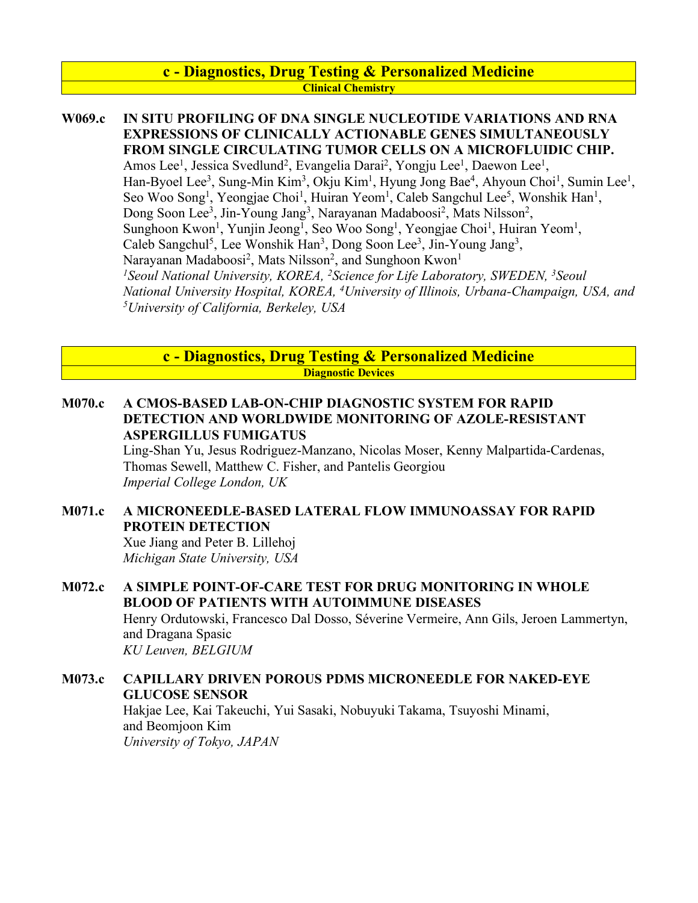## c - Diagnostics, Drug Testing & Personalized Medicine

### Clinical Chemistry

**W069.c IN SITU PROFILING OF DNA SINGLE NUCLEOTIDE VARIATIONS AND RNA EXPRESSIONS OF CLINICALLY ACTIONABLE GENES SIMULTANEOUSLY FROM SINGLE CIRCULATING TUMOR CELLS ON A MICROFLUIDIC CHIP.**

Amos Lee[1], Jessica Svedlund[2], Evangelia Darai[2], Yongju Lee[1], Daewon Lee[1], Han-Byoel Lee[3], Sung-Min Kim[3], Okju Kim[1], Hyung Jong Bae[4], Ahyoun Choi[1], Sumin Lee[1], Seo Woo Song[1], Yeongjae Choi[1], Huiran Yeom[1], Caleb Sangchul Lee[5], Wonshik Han[1], Dong Soon Lee[3], Jin-Young Jang[3], Narayanan Madaboosi[2], Mats Nilsson[2], Sunghoon Kwon[1], Yunjin Jeong[1], Seo Woo Song[1], Yeongjae Choi[1], Huiran Yeom[1], Caleb Sangchul[5], Lee Wonshik Han[3], Dong Soon Lee[3], Jin-Young Jang[3], Narayanan Madaboosi[2], Mats Nilsson[2], and Sunghoon Kwon[1]

*[1]Seoul National University, KOREA, [2]Science for Life Laboratory, SWEDEN, [3]Seoul National University Hospital, KOREA, [4]University of Illinois, Urbana-Champaign, USA, and [5]University of California, Berkeley, USA*

## c - Diagnostics, Drug Testing & Personalized Medicine

### Diagnostic Devices

**M070.c A CMOS-BASED LAB-ON-CHIP DIAGNOSTIC SYSTEM FOR RAPID DETECTION AND WORLDWIDE MONITORING OF AZOLE-RESISTANT ASPERGILLUS FUMIGATUS**

Ling-Shan Yu, Jesus Rodriguez-Manzano, Nicolas Moser, Kenny Malpartida-Cardenas, Thomas Sewell, Matthew C. Fisher, and Pantelis Georgiou

*Imperial College London, UK*

**M071.c A MICRONEEDLE-BASED LATERAL FLOW IMMUNOASSAY FOR RAPID PROTEIN DETECTION**

Xue Jiang and Peter B. Lillehoj

*Michigan State University, USA*

**M072.c A SIMPLE POINT-OF-CARE TEST FOR DRUG MONITORING IN WHOLE BLOOD OF PATIENTS WITH AUTOIMMUNE DISEASES**

Henry Ordutowski, Francesco Dal Dosso, Séverine Vermeire, Ann Gils, Jeroen Lammertyn, and Dragana Spasic

*KU Leuven, BELGIUM*

**M073.c CAPILLARY DRIVEN POROUS PDMS MICRONEEDLE FOR NAKED-EYE GLUCOSE SENSOR**

Hakjae Lee, Kai Takeuchi, Yui Sasaki, Nobuyuki Takama, Tsuyoshi Minami, and Beomjoon Kim

*University of Tokyo, JAPAN*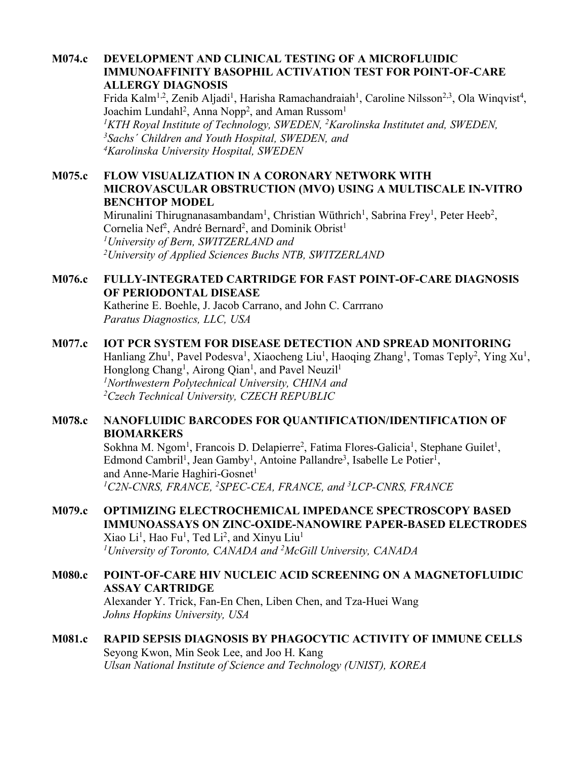**M074.c DEVELOPMENT AND CLINICAL TESTING OF A MICROFLUIDIC IMMUNOAFFINITY BASOPHIL ACTIVATION TEST FOR POINT-OF-CARE ALLERGY DIAGNOSIS**

Frida Kalm[1,2], Zenib Aljadi[1], Harisha Ramachandraiah[1], Caroline Nilsson[2,3], Ola Winqvist[4], Joachim Lundahl[2], Anna Nopp[2], and Aman Russom[1]

*[1]KTH Royal Institute of Technology, SWEDEN, [2]Karolinska Institutet and, SWEDEN, [3]Sachs´ Children and Youth Hospital, SWEDEN, and [4]Karolinska University Hospital, SWEDEN*

**M075.c FLOW VISUALIZATION IN A CORONARY NETWORK WITH MICROVASCULAR OBSTRUCTION (MVO) USING A MULTISCALE IN-VITRO BENCHTOP MODEL**

Mirunalini Thirugnanasambandam[1], Christian Wüthrich[1], Sabrina Frey[1], Peter Heeb[2], Cornelia Nef[2], André Bernard[2], and Dominik Obrist[1]

*[1]University of Bern, SWITZERLAND and [2]University of Applied Sciences Buchs NTB, SWITZERLAND*

**M076.c FULLY-INTEGRATED CARTRIDGE FOR FAST POINT-OF-CARE DIAGNOSIS OF PERIODONTAL DISEASE**

Katherine E. Boehle, J. Jacob Carrano, and John C. Carrrano

*Paratus Diagnostics, LLC, USA*

**M077.c IOT PCR SYSTEM FOR DISEASE DETECTION AND SPREAD MONITORING**

Hanliang Zhu[1], Pavel Podesva[1], Xiaocheng Liu[1], Haoqing Zhang[1], Tomas Teply[2], Ying Xu[1], Honglong Chang[1], Airong Qian[1], and Pavel Neuzil[1]

*[1]Northwestern Polytechnical University, CHINA and [2]Czech Technical University, CZECH REPUBLIC*

**M078.c NANOFLUIDIC BARCODES FOR QUANTIFICATION/IDENTIFICATION OF BIOMARKERS**

Sokhna M. Ngom[1], Francois D. Delapierre[2], Fatima Flores-Galicia[1], Stephane Guilet[1], Edmond Cambril[1], Jean Gamby[1], Antoine Pallandre[3], Isabelle Le Potier[1], and Anne-Marie Haghiri-Gosnet[1]

*[1]C2N-CNRS, FRANCE, [2]SPEC-CEA, FRANCE, and [3]LCP-CNRS, FRANCE*

**M079.c OPTIMIZING ELECTROCHEMICAL IMPEDANCE SPECTROSCOPY BASED IMMUNOASSAYS ON ZINC-OXIDE-NANOWIRE PAPER-BASED ELECTRODES**

Xiao Li[1], Hao Fu[1], Ted Li[2], and Xinyu Liu[1]

*[1]University of Toronto, CANADA and [2]McGill University, CANADA*

**M080.c POINT-OF-CARE HIV NUCLEIC ACID SCREENING ON A MAGNETOFLUIDIC ASSAY CARTRIDGE**

Alexander Y. Trick, Fan-En Chen, Liben Chen, and Tza-Huei Wang

*Johns Hopkins University, USA*

**M081.c RAPID SEPSIS DIAGNOSIS BY PHAGOCYTIC ACTIVITY OF IMMUNE CELLS**

Seyong Kwon, Min Seok Lee, and Joo H. Kang

*Ulsan National Institute of Science and Technology (UNIST), KOREA*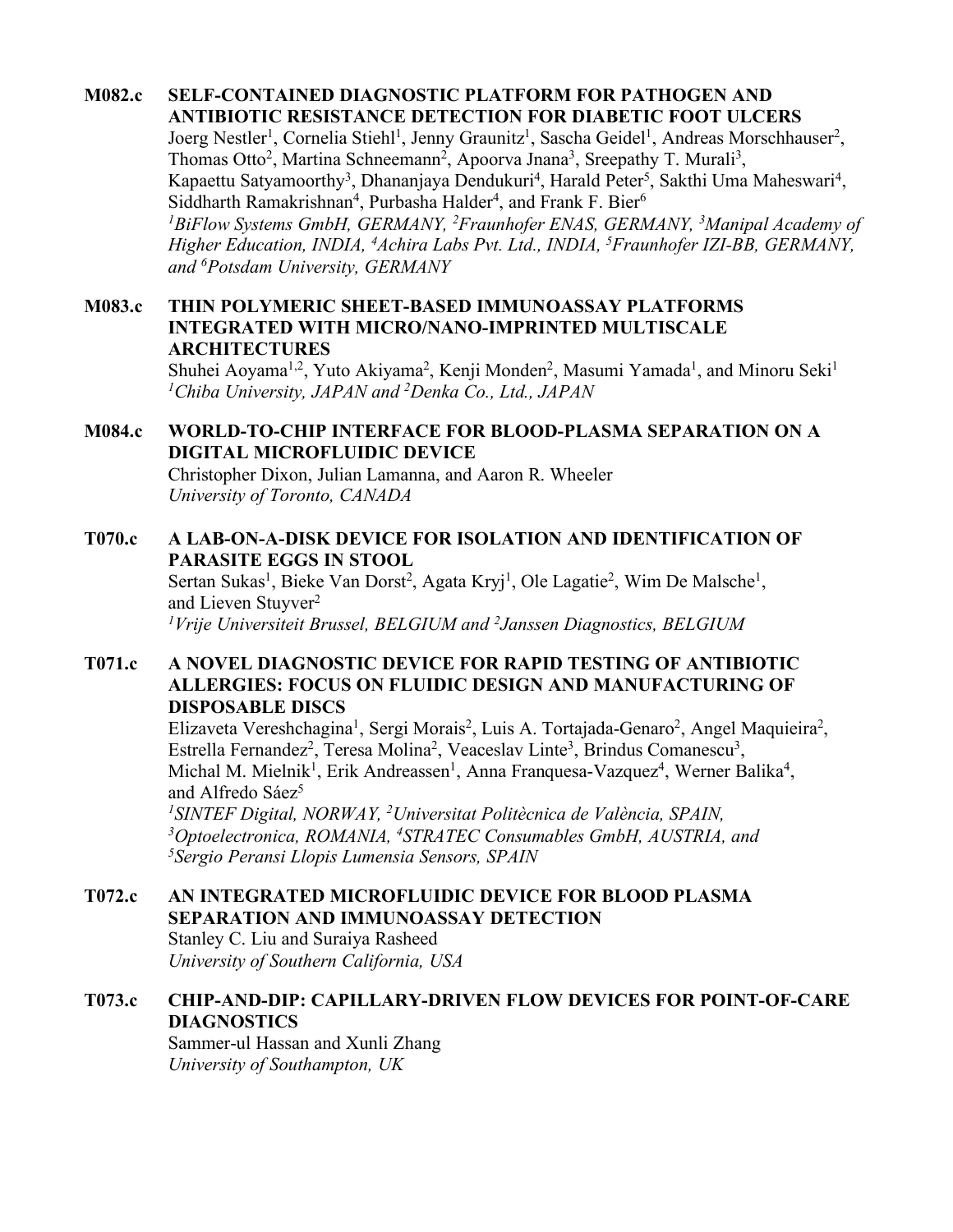**M082.c SELF-CONTAINED DIAGNOSTIC PLATFORM FOR PATHOGEN AND ANTIBIOTIC RESISTANCE DETECTION FOR DIABETIC FOOT ULCERS**

Joerg Nestler[1], Cornelia Stiehl[1], Jenny Graunitz[1], Sascha Geidel[1], Andreas Morschhauser[2], Thomas Otto[2], Martina Schneemann[2], Apoorva Jnana[3], Sreepathy T. Murali[3], Kapaettu Satyamoorthy[3], Dhananjaya Dendukuri[4], Harald Peter[5], Sakthi Uma Maheswari[4], Siddharth Ramakrishnan[4], Purbasha Halder[4], and Frank F. Bier[6]

*[1]BiFlow Systems GmbH, GERMANY, [2]Fraunhofer ENAS, GERMANY, [3]Manipal Academy of Higher Education, INDIA, [4]Achira Labs Pvt. Ltd., INDIA, [5]Fraunhofer IZI-BB, GERMANY, and [6]Potsdam University, GERMANY*

**M083.c THIN POLYMERIC SHEET-BASED IMMUNOASSAY PLATFORMS INTEGRATED WITH MICRO/NANO-IMPRINTED MULTISCALE ARCHITECTURES**

Shuhei Aoyama[1,2], Yuto Akiyama[2], Kenji Monden[2], Masumi Yamada[1], and Minoru Seki[1]

*[1]Chiba University, JAPAN and [2]Denka Co., Ltd., JAPAN*

**M084.c WORLD-TO-CHIP INTERFACE FOR BLOOD-PLASMA SEPARATION ON A DIGITAL MICROFLUIDIC DEVICE**

Christopher Dixon, Julian Lamanna, and Aaron R. Wheeler

*University of Toronto, CANADA*

**T070.c A LAB-ON-A-DISK DEVICE FOR ISOLATION AND IDENTIFICATION OF PARASITE EGGS IN STOOL**

Sertan Sukas[1], Bieke Van Dorst[2], Agata Kryj[1], Ole Lagatie[2], Wim De Malsche[1], and Lieven Stuyver[2]

*[1]Vrije Universiteit Brussel, BELGIUM and [2]Janssen Diagnostics, BELGIUM*

**T071.c A NOVEL DIAGNOSTIC DEVICE FOR RAPID TESTING OF ANTIBIOTIC ALLERGIES: FOCUS ON FLUIDIC DESIGN AND MANUFACTURING OF DISPOSABLE DISCS**

Elizaveta Vereshchagina[1], Sergi Morais[2], Luis A. Tortajada-Genaro[2], Angel Maquieira[2], Estrella Fernandez[2], Teresa Molina[2], Veaceslav Linte[3], Brindus Comanescu[3], Michal M. Mielnik[1], Erik Andreassen[1], Anna Franquesa-Vazquez[4], Werner Balika[4], and Alfredo Sáez[5]

*[1]SINTEF Digital, NORWAY, [2]Universitat Politècnica de València, SPAIN, [3]Optoelectronica, ROMANIA, [4]STRATEC Consumables GmbH, AUSTRIA, and [5]Sergio Peransi Llopis Lumensia Sensors, SPAIN*

**T072.c AN INTEGRATED MICROFLUIDIC DEVICE FOR BLOOD PLASMA SEPARATION AND IMMUNOASSAY DETECTION**

Stanley C. Liu and Suraiya Rasheed

*University of Southern California, USA*

**T073.c CHIP-AND-DIP: CAPILLARY-DRIVEN FLOW DEVICES FOR POINT-OF-CARE DIAGNOSTICS**

Sammer-ul Hassan and Xunli Zhang

*University of Southampton, UK*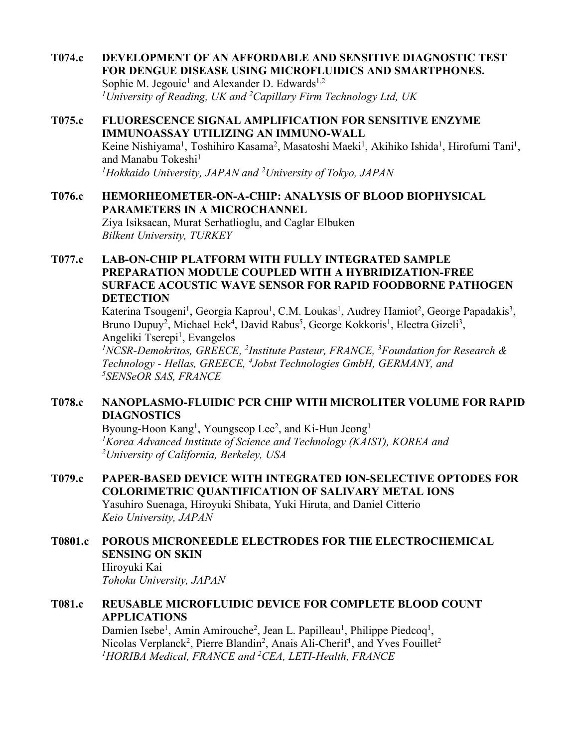**T074.c DEVELOPMENT OF AN AFFORDABLE AND SENSITIVE DIAGNOSTIC TEST FOR DENGUE DISEASE USING MICROFLUIDICS AND SMARTPHONES.**
Sophie M. Jegouic[1] and Alexander D. Edwards[1,2]
*[1]University of Reading, UK and [2]Capillary Firm Technology Ltd, UK*

**T075.c FLUORESCENCE SIGNAL AMPLIFICATION FOR SENSITIVE ENZYME IMMUNOASSAY UTILIZING AN IMMUNO-WALL**
Keine Nishiyama[1], Toshihiro Kasama[2], Masatoshi Maeki[1], Akihiko Ishida[1], Hirofumi Tani[1], and Manabu Tokeshi[1]
*[1]Hokkaido University, JAPAN and [2]University of Tokyo, JAPAN*

**T076.c HEMORHEOMETER-ON-A-CHIP: ANALYSIS OF BLOOD BIOPHYSICAL PARAMETERS IN A MICROCHANNEL**
Ziya Isiksacan, Murat Serhatlioglu, and Caglar Elbuken
*Bilkent University, TURKEY*

**T077.c LAB-ON-CHIP PLATFORM WITH FULLY INTEGRATED SAMPLE PREPARATION MODULE COUPLED WITH A HYBRIDIZATION-FREE SURFACE ACOUSTIC WAVE SENSOR FOR RAPID FOODBORNE PATHOGEN DETECTION**
Katerina Tsougeni[1], Georgia Kaprou[1], C.M. Loukas[1], Audrey Hamiot[2], George Papadakis[3], Bruno Dupuy[2], Michael Eck[4], David Rabus[5], George Kokkoris[1], Electra Gizeli[3], Angeliki Tserepi[1], Evangelos
*[1]NCSR-Demokritos, GREECE, [2]Institute Pasteur, FRANCE, [3]Foundation for Research & Technology - Hellas, GREECE, [4]Jobst Technologies GmbH, GERMANY, and [5]SENSeOR SAS, FRANCE*

**T078.c NANOPLASMO-FLUIDIC PCR CHIP WITH MICROLITER VOLUME FOR RAPID DIAGNOSTICS**
Byoung-Hoon Kang[1], Youngseop Lee[2], and Ki-Hun Jeong[1]
*[1]Korea Advanced Institute of Science and Technology (KAIST), KOREA and [2]University of California, Berkeley, USA*

**T079.c PAPER-BASED DEVICE WITH INTEGRATED ION-SELECTIVE OPTODES FOR COLORIMETRIC QUANTIFICATION OF SALIVARY METAL IONS**
Yasuhiro Suenaga, Hiroyuki Shibata, Yuki Hiruta, and Daniel Citterio
*Keio University, JAPAN*

**T0801.c POROUS MICRONEEDLE ELECTRODES FOR THE ELECTROCHEMICAL SENSING ON SKIN**
Hiroyuki Kai
*Tohoku University, JAPAN*

**T081.c REUSABLE MICROFLUIDIC DEVICE FOR COMPLETE BLOOD COUNT APPLICATIONS**
Damien Isebe[1], Amin Amirouche[2], Jean L. Papilleau[1], Philippe Piedcoq[1], Nicolas Verplanck[2], Pierre Blandin[2], Anais Ali-Cherif[1], and Yves Fouillet[2]
*[1]HORIBA Medical, FRANCE and [2]CEA, LETI-Health, FRANCE*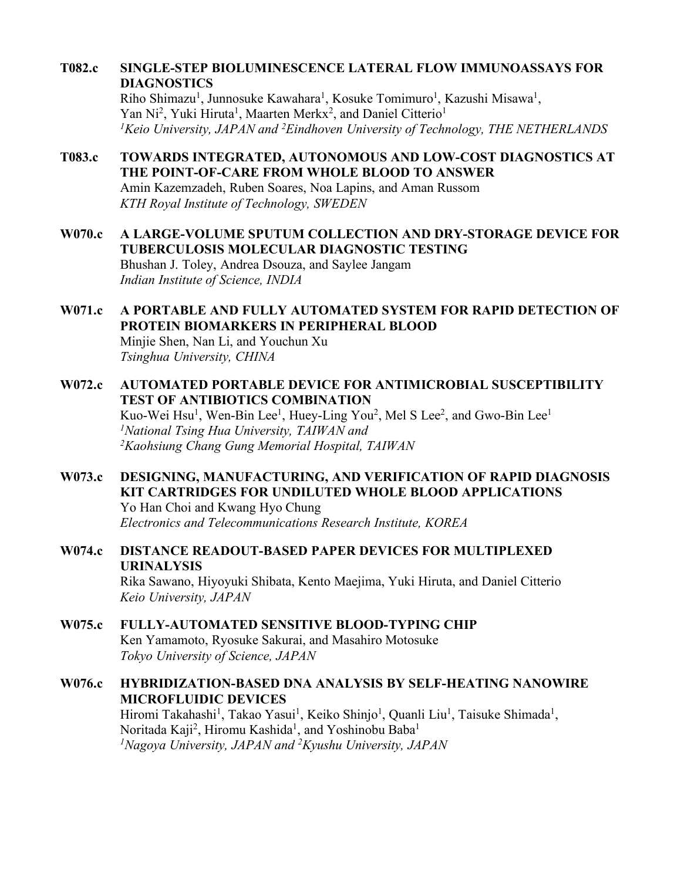**T082.c SINGLE-STEP BIOLUMINESCENCE LATERAL FLOW IMMUNOASSAYS FOR DIAGNOSTICS**

Riho Shimazu[1], Junnosuke Kawahara[1], Kosuke Tomimuro[1], Kazushi Misawa[1], Yan Ni[2], Yuki Hiruta[1], Maarten Merkx[2], and Daniel Citterio[1]

*[1]Keio University, JAPAN and [2]Eindhoven University of Technology, THE NETHERLANDS*

**T083.c TOWARDS INTEGRATED, AUTONOMOUS AND LOW-COST DIAGNOSTICS AT THE POINT-OF-CARE FROM WHOLE BLOOD TO ANSWER**

Amin Kazemzadeh, Ruben Soares, Noa Lapins, and Aman Russom

*KTH Royal Institute of Technology, SWEDEN*

**W070.c A LARGE-VOLUME SPUTUM COLLECTION AND DRY-STORAGE DEVICE FOR TUBERCULOSIS MOLECULAR DIAGNOSTIC TESTING**

Bhushan J. Toley, Andrea Dsouza, and Saylee Jangam

*Indian Institute of Science, INDIA*

**W071.c A PORTABLE AND FULLY AUTOMATED SYSTEM FOR RAPID DETECTION OF PROTEIN BIOMARKERS IN PERIPHERAL BLOOD**

Minjie Shen, Nan Li, and Youchun Xu

*Tsinghua University, CHINA*

**W072.c AUTOMATED PORTABLE DEVICE FOR ANTIMICROBIAL SUSCEPTIBILITY TEST OF ANTIBIOTICS COMBINATION**

Kuo-Wei Hsu[1], Wen-Bin Lee[1], Huey-Ling You[2], Mel S Lee[2], and Gwo-Bin Lee[1]

*[1]National Tsing Hua University, TAIWAN and*
*[2]Kaohsiung Chang Gung Memorial Hospital, TAIWAN*

**W073.c DESIGNING, MANUFACTURING, AND VERIFICATION OF RAPID DIAGNOSIS KIT CARTRIDGES FOR UNDILUTED WHOLE BLOOD APPLICATIONS**

Yo Han Choi and Kwang Hyo Chung

*Electronics and Telecommunications Research Institute, KOREA*

**W074.c DISTANCE READOUT-BASED PAPER DEVICES FOR MULTIPLEXED URINALYSIS**

Rika Sawano, Hiyoyuki Shibata, Kento Maejima, Yuki Hiruta, and Daniel Citterio

*Keio University, JAPAN*

**W075.c FULLY-AUTOMATED SENSITIVE BLOOD-TYPING CHIP**

Ken Yamamoto, Ryosuke Sakurai, and Masahiro Motosuke

*Tokyo University of Science, JAPAN*

**W076.c HYBRIDIZATION-BASED DNA ANALYSIS BY SELF-HEATING NANOWIRE MICROFLUIDIC DEVICES**

Hiromi Takahashi[1], Takao Yasui[1], Keiko Shinjo[1], Quanli Liu[1], Taisuke Shimada[1], Noritada Kaji[2], Hiromu Kashida[1], and Yoshinobu Baba[1]

*[1]Nagoya University, JAPAN and [2]Kyushu University, JAPAN*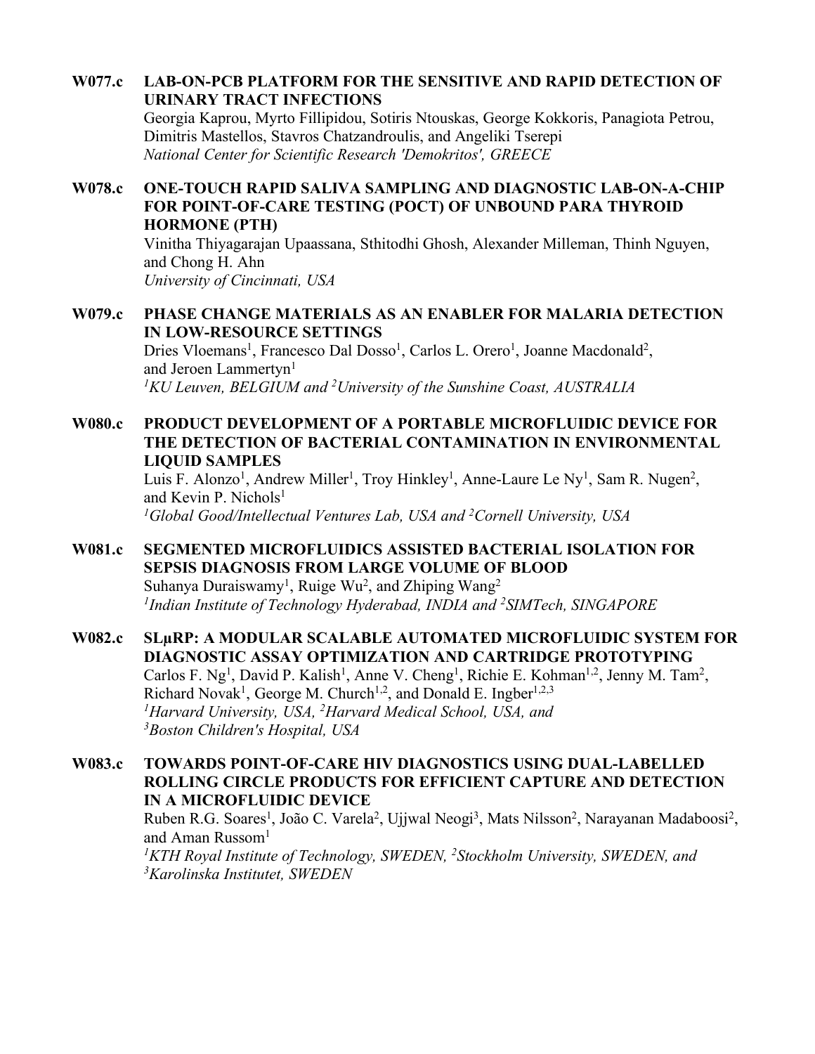**W077.c LAB-ON-PCB PLATFORM FOR THE SENSITIVE AND RAPID DETECTION OF URINARY TRACT INFECTIONS**
Georgia Kaprou, Myrto Fillipidou, Sotiris Ntouskas, George Kokkoris, Panagiota Petrou, Dimitris Mastellos, Stavros Chatzandroulis, and Angeliki Tserepi
*National Center for Scientific Research 'Demokritos', GREECE*

**W078.c ONE-TOUCH RAPID SALIVA SAMPLING AND DIAGNOSTIC LAB-ON-A-CHIP FOR POINT-OF-CARE TESTING (POCT) OF UNBOUND PARA THYROID HORMONE (PTH)**
Vinitha Thiyagarajan Upaassana, Sthitodhi Ghosh, Alexander Milleman, Thinh Nguyen, and Chong H. Ahn
*University of Cincinnati, USA*

**W079.c PHASE CHANGE MATERIALS AS AN ENABLER FOR MALARIA DETECTION IN LOW-RESOURCE SETTINGS**
Dries Vloemans[1], Francesco Dal Dosso[1], Carlos L. Orero[1], Joanne Macdonald[2], and Jeroen Lammertyn[1]
*[1]KU Leuven, BELGIUM and [2]University of the Sunshine Coast, AUSTRALIA*

**W080.c PRODUCT DEVELOPMENT OF A PORTABLE MICROFLUIDIC DEVICE FOR THE DETECTION OF BACTERIAL CONTAMINATION IN ENVIRONMENTAL LIQUID SAMPLES**
Luis F. Alonzo[1], Andrew Miller[1], Troy Hinkley[1], Anne-Laure Le Ny[1], Sam R. Nugen[2], and Kevin P. Nichols[1]
*[1]Global Good/Intellectual Ventures Lab, USA and [2]Cornell University, USA*

**W081.c SEGMENTED MICROFLUIDICS ASSISTED BACTERIAL ISOLATION FOR SEPSIS DIAGNOSIS FROM LARGE VOLUME OF BLOOD**
Suhanya Duraiswamy[1], Ruige Wu[2], and Zhiping Wang[2]
*[1]Indian Institute of Technology Hyderabad, INDIA and [2]SIMTech, SINGAPORE*

**W082.c SLμRP: A MODULAR SCALABLE AUTOMATED MICROFLUIDIC SYSTEM FOR DIAGNOSTIC ASSAY OPTIMIZATION AND CARTRIDGE PROTOTYPING**
Carlos F. Ng[1], David P. Kalish[1], Anne V. Cheng[1], Richie E. Kohman[1,2], Jenny M. Tam[2], Richard Novak[1], George M. Church[1,2], and Donald E. Ingber[1,2,3]
*[1]Harvard University, USA, [2]Harvard Medical School, USA, and [3]Boston Children's Hospital, USA*

**W083.c TOWARDS POINT-OF-CARE HIV DIAGNOSTICS USING DUAL-LABELLED ROLLING CIRCLE PRODUCTS FOR EFFICIENT CAPTURE AND DETECTION IN A MICROFLUIDIC DEVICE**
Ruben R.G. Soares[1], João C. Varela[2], Ujjwal Neogi[3], Mats Nilsson[2], Narayanan Madaboosi[2], and Aman Russom[1]
*[1]KTH Royal Institute of Technology, SWEDEN, [2]Stockholm University, SWEDEN, and [3]Karolinska Institutet, SWEDEN*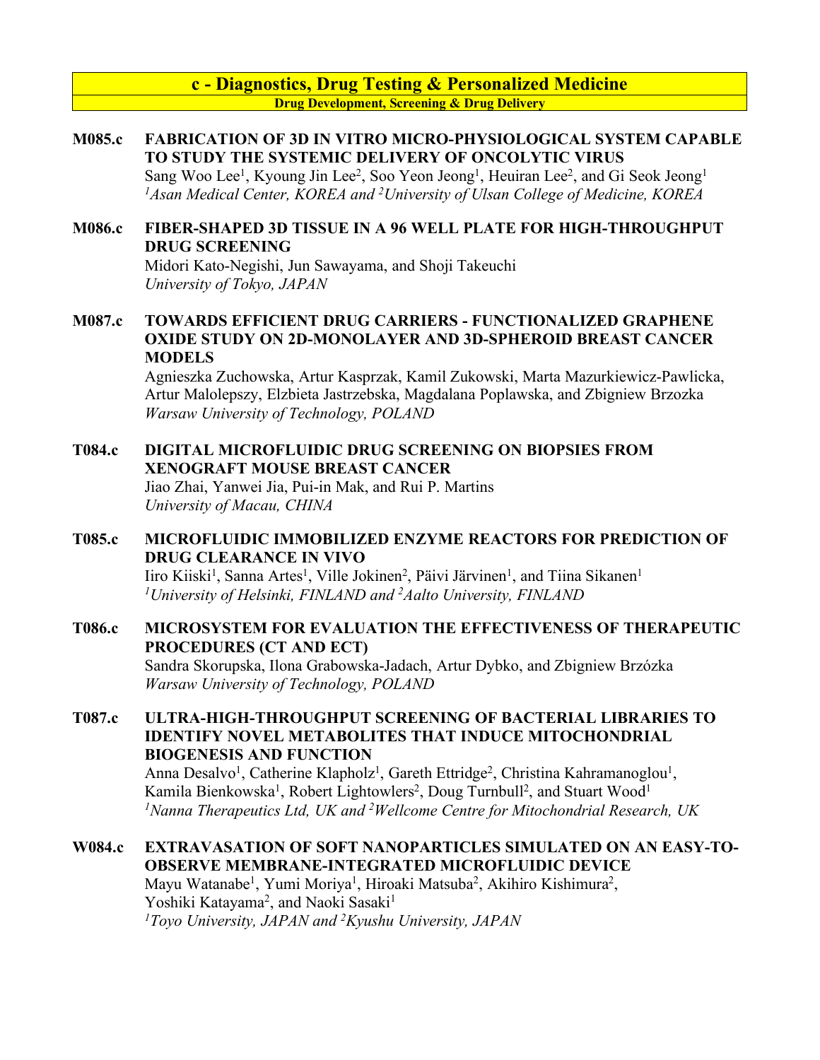## c - Diagnostics, Drug Testing & Personalized Medicine

### Drug Development, Screening & Drug Delivery

**M085.c FABRICATION OF 3D IN VITRO MICRO-PHYSIOLOGICAL SYSTEM CAPABLE TO STUDY THE SYSTEMIC DELIVERY OF ONCOLYTIC VIRUS**
Sang Woo Lee[1], Kyoung Jin Lee[2], Soo Yeon Jeong[1], Heuiran Lee[2], and Gi Seok Jeong[1]
*[1]Asan Medical Center, KOREA and [2]University of Ulsan College of Medicine, KOREA*

**M086.c FIBER-SHAPED 3D TISSUE IN A 96 WELL PLATE FOR HIGH-THROUGHPUT DRUG SCREENING**
Midori Kato-Negishi, Jun Sawayama, and Shoji Takeuchi
*University of Tokyo, JAPAN*

**M087.c TOWARDS EFFICIENT DRUG CARRIERS - FUNCTIONALIZED GRAPHENE OXIDE STUDY ON 2D-MONOLAYER AND 3D-SPHEROID BREAST CANCER MODELS**
Agnieszka Zuchowska, Artur Kasprzak, Kamil Zukowski, Marta Mazurkiewicz-Pawlicka, Artur Malolepszy, Elzbieta Jastrzebska, Magdalana Poplawska, and Zbigniew Brzozka
*Warsaw University of Technology, POLAND*

**T084.c DIGITAL MICROFLUIDIC DRUG SCREENING ON BIOPSIES FROM XENOGRAFT MOUSE BREAST CANCER**
Jiao Zhai, Yanwei Jia, Pui-in Mak, and Rui P. Martins
*University of Macau, CHINA*

**T085.c MICROFLUIDIC IMMOBILIZED ENZYME REACTORS FOR PREDICTION OF DRUG CLEARANCE IN VIVO**
Iiro Kiiski[1], Sanna Artes[1], Ville Jokinen[2], Päivi Järvinen[1], and Tiina Sikanen[1]
*[1]University of Helsinki, FINLAND and [2]Aalto University, FINLAND*

**T086.c MICROSYSTEM FOR EVALUATION THE EFFECTIVENESS OF THERAPEUTIC PROCEDURES (CT AND ECT)**
Sandra Skorupska, Ilona Grabowska-Jadach, Artur Dybko, and Zbigniew Brzózka
*Warsaw University of Technology, POLAND*

**T087.c ULTRA-HIGH-THROUGHPUT SCREENING OF BACTERIAL LIBRARIES TO IDENTIFY NOVEL METABOLITES THAT INDUCE MITOCHONDRIAL BIOGENESIS AND FUNCTION**
Anna Desalvo[1], Catherine Klapholz[1], Gareth Ettridge[2], Christina Kahramanoglou[1], Kamila Bienkowska[1], Robert Lightowlers[2], Doug Turnbull[2], and Stuart Wood[1]
*[1]Nanna Therapeutics Ltd, UK and [2]Wellcome Centre for Mitochondrial Research, UK*

**W084.c EXTRAVASATION OF SOFT NANOPARTICLES SIMULATED ON AN EASY-TO-OBSERVE MEMBRANE-INTEGRATED MICROFLUIDIC DEVICE**
Mayu Watanabe[1], Yumi Moriya[1], Hiroaki Matsuba[2], Akihiro Kishimura[2], Yoshiki Katayama[2], and Naoki Sasaki[1]
*[1]Toyo University, JAPAN and [2]Kyushu University, JAPAN*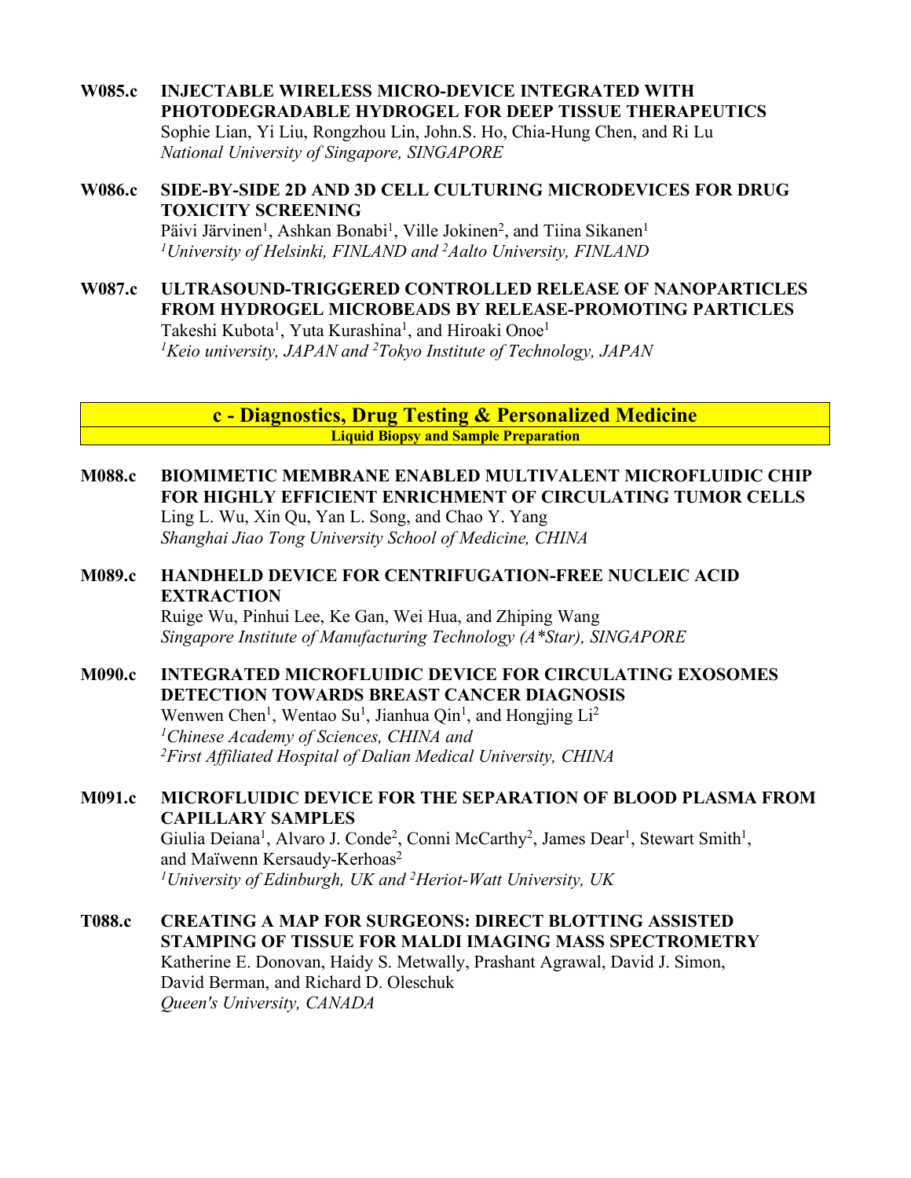**W085.c INJECTABLE WIRELESS MICRO-DEVICE INTEGRATED WITH PHOTODEGRADABLE HYDROGEL FOR DEEP TISSUE THERAPEUTICS**
Sophie Lian, Yi Liu, Rongzhou Lin, John.S. Ho, Chia-Hung Chen, and Ri Lu
*National University of Singapore, SINGAPORE*

**W086.c SIDE-BY-SIDE 2D AND 3D CELL CULTURING MICRODEVICES FOR DRUG TOXICITY SCREENING**
Päivi Järvinen[1], Ashkan Bonabi[1], Ville Jokinen[2], and Tiina Sikanen[1]
*[1]University of Helsinki, FINLAND and [2]Aalto University, FINLAND*

**W087.c ULTRASOUND-TRIGGERED CONTROLLED RELEASE OF NANOPARTICLES FROM HYDROGEL MICROBEADS BY RELEASE-PROMOTING PARTICLES**
Takeshi Kubota[1], Yuta Kurashina[1], and Hiroaki Onoe[1]
*[1]Keio university, JAPAN and [2]Tokyo Institute of Technology, JAPAN*

## c - Diagnostics, Drug Testing & Personalized Medicine

### Liquid Biopsy and Sample Preparation

**M088.c BIOMIMETIC MEMBRANE ENABLED MULTIVALENT MICROFLUIDIC CHIP FOR HIGHLY EFFICIENT ENRICHMENT OF CIRCULATING TUMOR CELLS**
Ling L. Wu, Xin Qu, Yan L. Song, and Chao Y. Yang
*Shanghai Jiao Tong University School of Medicine, CHINA*

**M089.c HANDHELD DEVICE FOR CENTRIFUGATION-FREE NUCLEIC ACID EXTRACTION**
Ruige Wu, Pinhui Lee, Ke Gan, Wei Hua, and Zhiping Wang
*Singapore Institute of Manufacturing Technology (A*Star), SINGAPORE*

**M090.c INTEGRATED MICROFLUIDIC DEVICE FOR CIRCULATING EXOSOMES DETECTION TOWARDS BREAST CANCER DIAGNOSIS**
Wenwen Chen[1], Wentao Su[1], Jianhua Qin[1], and Hongjing Li[2]
*[1]Chinese Academy of Sciences, CHINA and*
*[2]First Affiliated Hospital of Dalian Medical University, CHINA*

**M091.c MICROFLUIDIC DEVICE FOR THE SEPARATION OF BLOOD PLASMA FROM CAPILLARY SAMPLES**
Giulia Deiana[1], Alvaro J. Conde[2], Conni McCarthy[2], James Dear[1], Stewart Smith[1], and Maïwenn Kersaudy-Kerhoas[2]
*[1]University of Edinburgh, UK and [2]Heriot-Watt University, UK*

**T088.c CREATING A MAP FOR SURGEONS: DIRECT BLOTTING ASSISTED STAMPING OF TISSUE FOR MALDI IMAGING MASS SPECTROMETRY**
Katherine E. Donovan, Haidy S. Metwally, Prashant Agrawal, David J. Simon, David Berman, and Richard D. Oleschuk
*Queen's University, CANADA*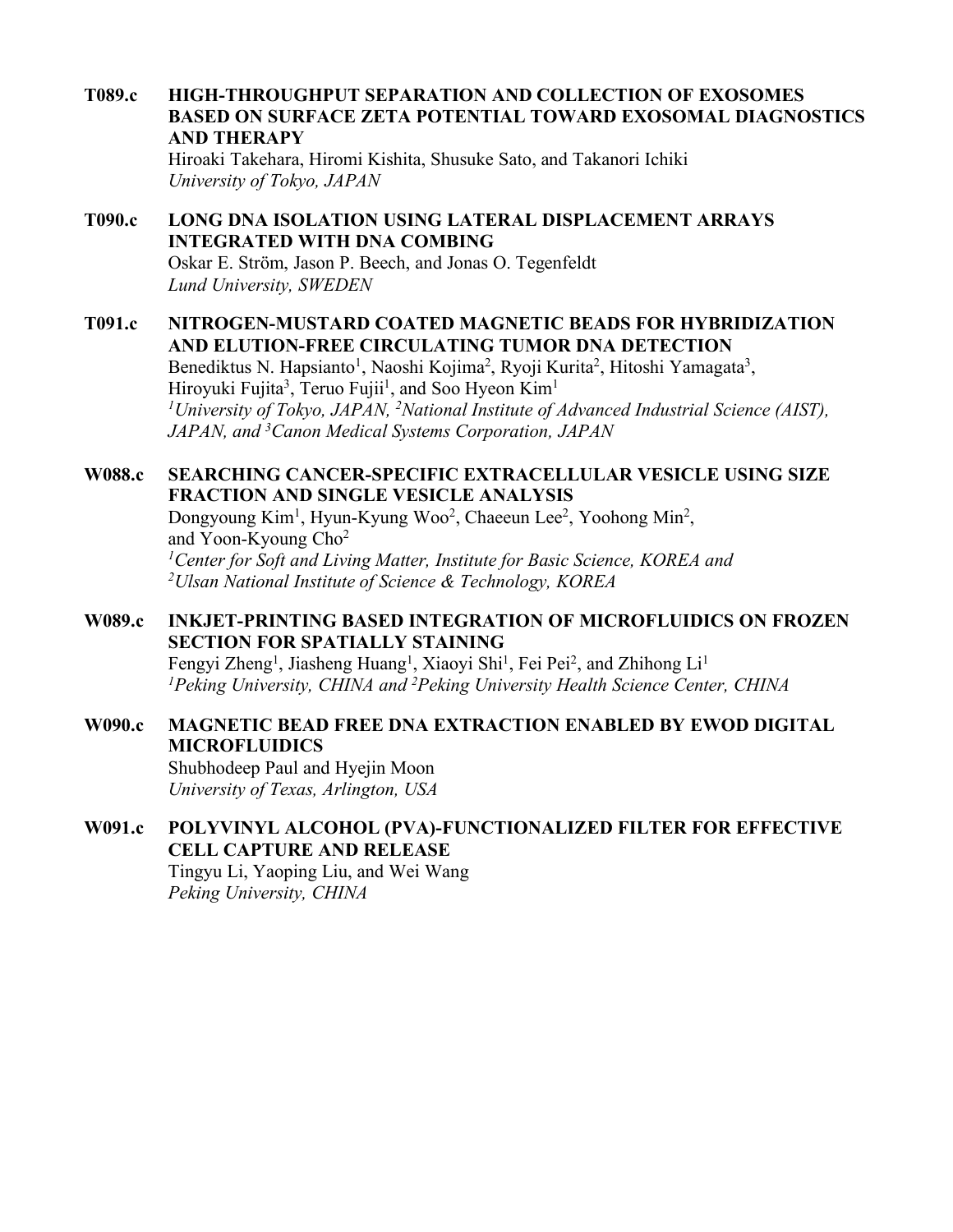**T089.c HIGH-THROUGHPUT SEPARATION AND COLLECTION OF EXOSOMES BASED ON SURFACE ZETA POTENTIAL TOWARD EXOSOMAL DIAGNOSTICS AND THERAPY**
Hiroaki Takehara, Hiromi Kishita, Shusuke Sato, and Takanori Ichiki
*University of Tokyo, JAPAN*

**T090.c LONG DNA ISOLATION USING LATERAL DISPLACEMENT ARRAYS INTEGRATED WITH DNA COMBING**
Oskar E. Ström, Jason P. Beech, and Jonas O. Tegenfeldt
*Lund University, SWEDEN*

**T091.c NITROGEN-MUSTARD COATED MAGNETIC BEADS FOR HYBRIDIZATION AND ELUTION-FREE CIRCULATING TUMOR DNA DETECTION**
Benediktus N. Hapsianto[1], Naoshi Kojima[2], Ryoji Kurita[2], Hitoshi Yamagata[3], Hiroyuki Fujita[3], Teruo Fujii[1], and Soo Hyeon Kim[1]
*[1]University of Tokyo, JAPAN, [2]National Institute of Advanced Industrial Science (AIST), JAPAN, and [3]Canon Medical Systems Corporation, JAPAN*

**W088.c SEARCHING CANCER-SPECIFIC EXTRACELLULAR VESICLE USING SIZE FRACTION AND SINGLE VESICLE ANALYSIS**
Dongyoung Kim[1], Hyun-Kyung Woo[2], Chaeeun Lee[2], Yoohong Min[2], and Yoon-Kyoung Cho[2]
*[1]Center for Soft and Living Matter, Institute for Basic Science, KOREA and [2]Ulsan National Institute of Science & Technology, KOREA*

**W089.c INKJET-PRINTING BASED INTEGRATION OF MICROFLUIDICS ON FROZEN SECTION FOR SPATIALLY STAINING**
Fengyi Zheng[1], Jiasheng Huang[1], Xiaoyi Shi[1], Fei Pei[2], and Zhihong Li[1]
*[1]Peking University, CHINA and [2]Peking University Health Science Center, CHINA*

**W090.c MAGNETIC BEAD FREE DNA EXTRACTION ENABLED BY EWOD DIGITAL MICROFLUIDICS**
Shubhodeep Paul and Hyejin Moon
*University of Texas, Arlington, USA*

**W091.c POLYVINYL ALCOHOL (PVA)-FUNCTIONALIZED FILTER FOR EFFECTIVE CELL CAPTURE AND RELEASE**
Tingyu Li, Yaoping Liu, and Wei Wang
*Peking University, CHINA*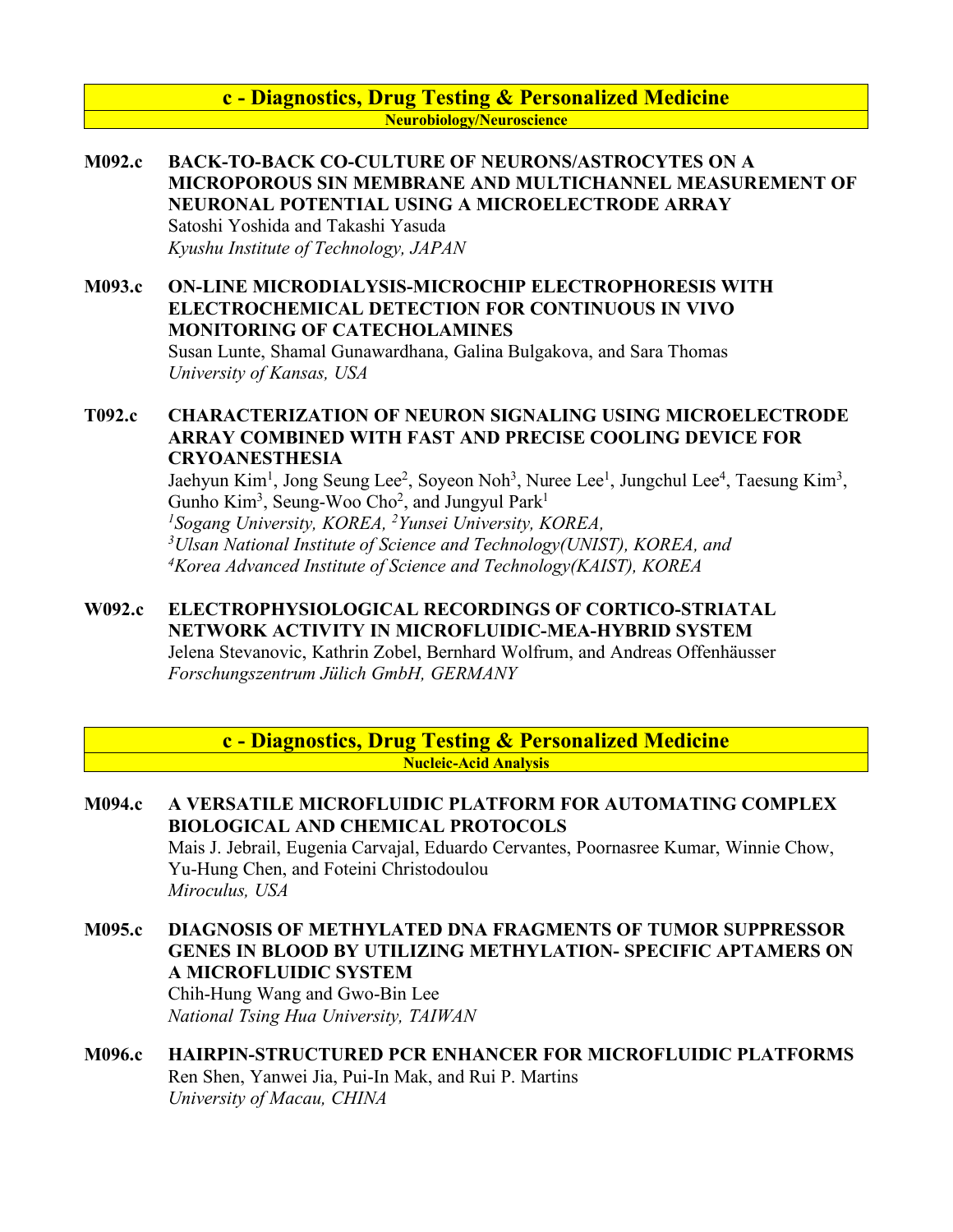## c - Diagnostics, Drug Testing & Personalized Medicine

### Neurobiology/Neuroscience

**M092.c** **BACK-TO-BACK CO-CULTURE OF NEURONS/ASTROCYTES ON A MICROPOROUS SIN MEMBRANE AND MULTICHANNEL MEASUREMENT OF NEURONAL POTENTIAL USING A MICROELECTRODE ARRAY**
Satoshi Yoshida and Takashi Yasuda
*Kyushu Institute of Technology, JAPAN*

**M093.c** **ON-LINE MICRODIALYSIS-MICROCHIP ELECTROPHORESIS WITH ELECTROCHEMICAL DETECTION FOR CONTINUOUS IN VIVO MONITORING OF CATECHOLAMINES**
Susan Lunte, Shamal Gunawardhana, Galina Bulgakova, and Sara Thomas
*University of Kansas, USA*

**T092.c** **CHARACTERIZATION OF NEURON SIGNALING USING MICROELECTRODE ARRAY COMBINED WITH FAST AND PRECISE COOLING DEVICE FOR CRYOANESTHESIA**
Jaehyun Kim[1], Jong Seung Lee[2], Soyeon Noh[3], Nuree Lee[1], Jungchul Lee[4], Taesung Kim[3], Gunho Kim[3], Seung-Woo Cho[2], and Jungyul Park[1]
*[1]Sogang University, KOREA, [2]Yunsei University, KOREA,*
*[3]Ulsan National Institute of Science and Technology(UNIST), KOREA, and*
*[4]Korea Advanced Institute of Science and Technology(KAIST), KOREA*

**W092.c** **ELECTROPHYSIOLOGICAL RECORDINGS OF CORTICO-STRIATAL NETWORK ACTIVITY IN MICROFLUIDIC-MEA-HYBRID SYSTEM**
Jelena Stevanovic, Kathrin Zobel, Bernhard Wolfrum, and Andreas Offenhäusser
*Forschungszentrum Jülich GmbH, GERMANY*

## c - Diagnostics, Drug Testing & Personalized Medicine

### Nucleic-Acid Analysis

**M094.c** **A VERSATILE MICROFLUIDIC PLATFORM FOR AUTOMATING COMPLEX BIOLOGICAL AND CHEMICAL PROTOCOLS**
Mais J. Jebrail, Eugenia Carvajal, Eduardo Cervantes, Poornasree Kumar, Winnie Chow, Yu-Hung Chen, and Foteini Christodoulou
*Miroculus, USA*

**M095.c** **DIAGNOSIS OF METHYLATED DNA FRAGMENTS OF TUMOR SUPPRESSOR GENES IN BLOOD BY UTILIZING METHYLATION- SPECIFIC APTAMERS ON A MICROFLUIDIC SYSTEM**
Chih-Hung Wang and Gwo-Bin Lee
*National Tsing Hua University, TAIWAN*

**M096.c** **HAIRPIN-STRUCTURED PCR ENHANCER FOR MICROFLUIDIC PLATFORMS**
Ren Shen, Yanwei Jia, Pui-In Mak, and Rui P. Martins
*University of Macau, CHINA*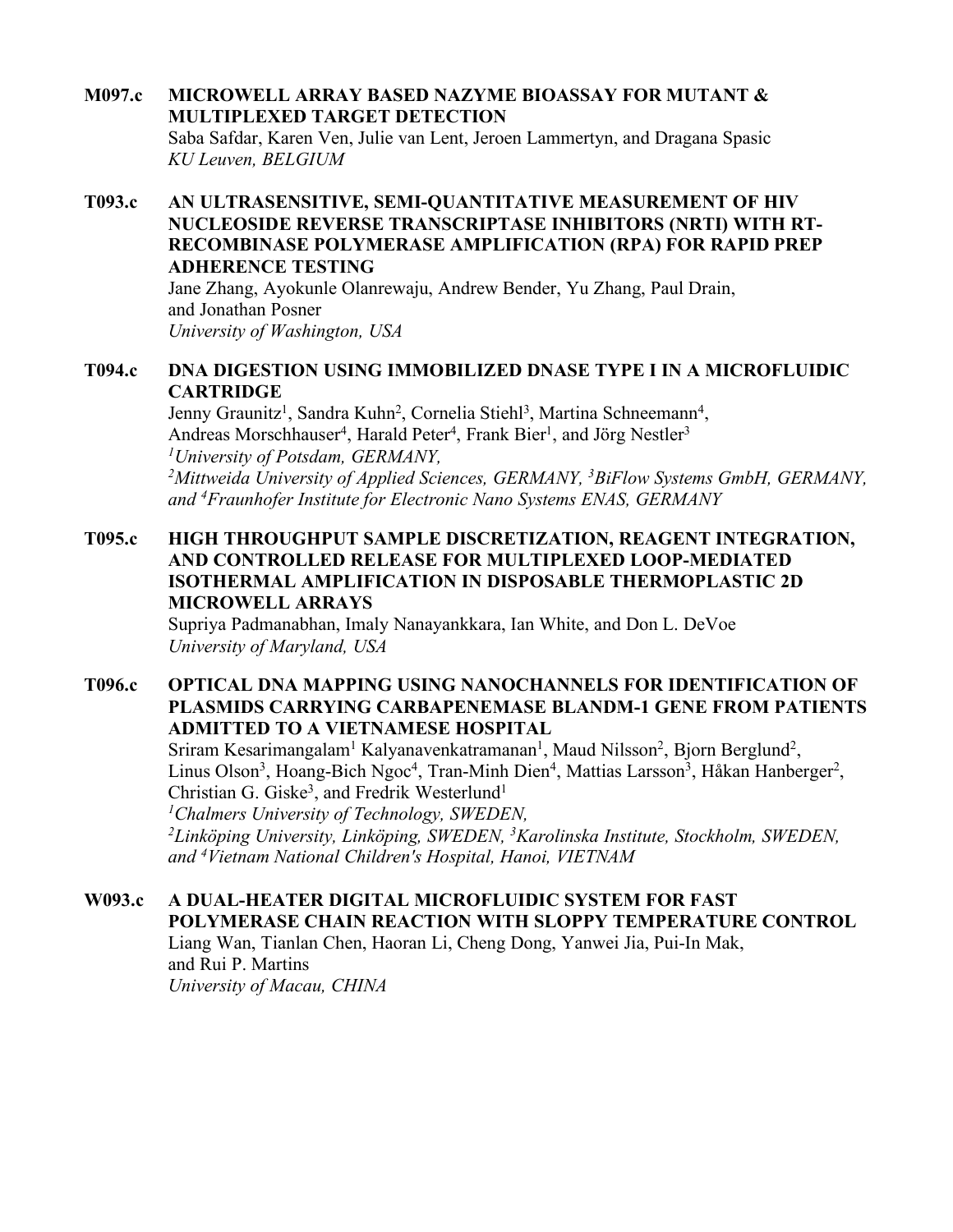**M097.c MICROWELL ARRAY BASED NAZYME BIOASSAY FOR MUTANT & MULTIPLEXED TARGET DETECTION**
Saba Safdar, Karen Ven, Julie van Lent, Jeroen Lammertyn, and Dragana Spasic
*KU Leuven, BELGIUM*

**T093.c AN ULTRASENSITIVE, SEMI-QUANTITATIVE MEASUREMENT OF HIV NUCLEOSIDE REVERSE TRANSCRIPTASE INHIBITORS (NRTI) WITH RT-RECOMBINASE POLYMERASE AMPLIFICATION (RPA) FOR RAPID PREP ADHERENCE TESTING**
Jane Zhang, Ayokunle Olanrewaju, Andrew Bender, Yu Zhang, Paul Drain, and Jonathan Posner
*University of Washington, USA*

**T094.c DNA DIGESTION USING IMMOBILIZED DNASE TYPE I IN A MICROFLUIDIC CARTRIDGE**
Jenny Graunitz[1], Sandra Kuhn[2], Cornelia Stiehl[3], Martina Schneemann[4], Andreas Morschhauser[4], Harald Peter[4], Frank Bier[1], and Jörg Nestler[3]
*[1]University of Potsdam, GERMANY,*
*[2]Mittweida University of Applied Sciences, GERMANY, [3]BiFlow Systems GmbH, GERMANY, and [4]Fraunhofer Institute for Electronic Nano Systems ENAS, GERMANY*

**T095.c HIGH THROUGHPUT SAMPLE DISCRETIZATION, REAGENT INTEGRATION, AND CONTROLLED RELEASE FOR MULTIPLEXED LOOP-MEDIATED ISOTHERMAL AMPLIFICATION IN DISPOSABLE THERMOPLASTIC 2D MICROWELL ARRAYS**
Supriya Padmanabhan, Imaly Nanayankkara, Ian White, and Don L. DeVoe
*University of Maryland, USA*

**T096.c OPTICAL DNA MAPPING USING NANOCHANNELS FOR IDENTIFICATION OF PLASMIDS CARRYING CARBAPENEMASE BLANDM-1 GENE FROM PATIENTS ADMITTED TO A VIETNAMESE HOSPITAL**
Sriram Kesarimangalam[1] Kalyanavenkatramanan[1], Maud Nilsson[2], Bjorn Berglund[2], Linus Olson[3], Hoang-Bich Ngoc[4], Tran-Minh Dien[4], Mattias Larsson[3], Håkan Hanberger[2], Christian G. Giske[3], and Fredrik Westerlund[1]
*[1]Chalmers University of Technology, SWEDEN,*
*[2]Linköping University, Linköping, SWEDEN, [3]Karolinska Institute, Stockholm, SWEDEN, and [4]Vietnam National Children's Hospital, Hanoi, VIETNAM*

**W093.c A DUAL-HEATER DIGITAL MICROFLUIDIC SYSTEM FOR FAST POLYMERASE CHAIN REACTION WITH SLOPPY TEMPERATURE CONTROL**
Liang Wan, Tianlan Chen, Haoran Li, Cheng Dong, Yanwei Jia, Pui-In Mak, and Rui P. Martins
*University of Macau, CHINA*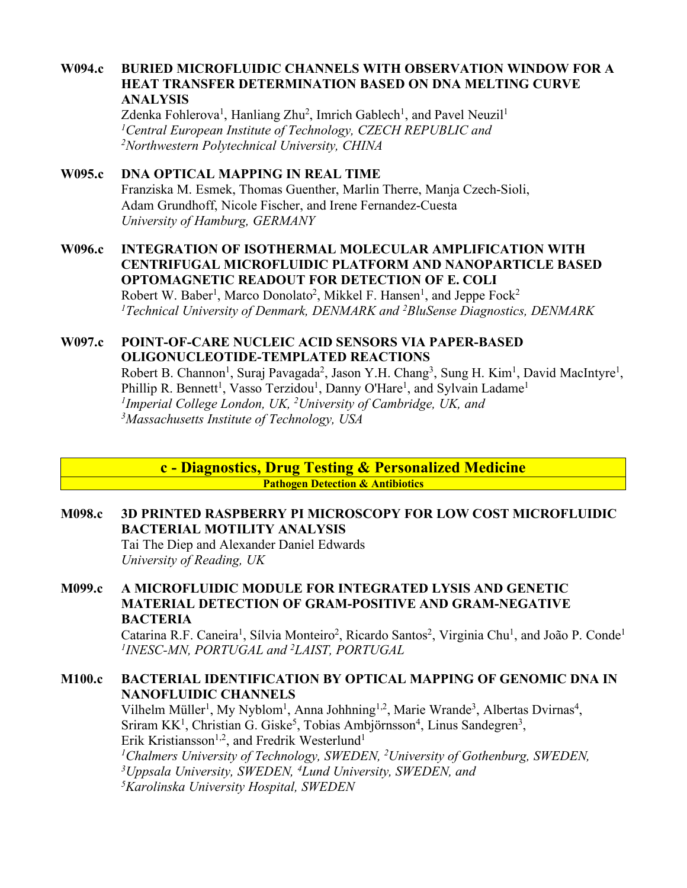**W094.c BURIED MICROFLUIDIC CHANNELS WITH OBSERVATION WINDOW FOR A HEAT TRANSFER DETERMINATION BASED ON DNA MELTING CURVE ANALYSIS**
Zdenka Fohlerova[1], Hanliang Zhu[2], Imrich Gablech[1], and Pavel Neuzil[1]
*[1]Central European Institute of Technology, CZECH REPUBLIC and*
*[2]Northwestern Polytechnical University, CHINA*

**W095.c DNA OPTICAL MAPPING IN REAL TIME**
Franziska M. Esmek, Thomas Guenther, Marlin Therre, Manja Czech-Sioli, Adam Grundhoff, Nicole Fischer, and Irene Fernandez-Cuesta
*University of Hamburg, GERMANY*

**W096.c INTEGRATION OF ISOTHERMAL MOLECULAR AMPLIFICATION WITH CENTRIFUGAL MICROFLUIDIC PLATFORM AND NANOPARTICLE BASED OPTOMAGNETIC READOUT FOR DETECTION OF E. COLI**
Robert W. Baber[1], Marco Donolato[2], Mikkel F. Hansen[1], and Jeppe Fock[2]
*[1]Technical University of Denmark, DENMARK and [2]BluSense Diagnostics, DENMARK*

**W097.c POINT-OF-CARE NUCLEIC ACID SENSORS VIA PAPER-BASED OLIGONUCLEOTIDE-TEMPLATED REACTIONS**
Robert B. Channon[1], Suraj Pavagada[2], Jason Y.H. Chang[3], Sung H. Kim[1], David MacIntyre[1], Phillip R. Bennett[1], Vasso Terzidou[1], Danny O'Hare[1], and Sylvain Ladame[1]
*[1]Imperial College London, UK, [2]University of Cambridge, UK, and*
*[3]Massachusetts Institute of Technology, USA*

## c - Diagnostics, Drug Testing & Personalized Medicine

### Pathogen Detection & Antibiotics

**M098.c 3D PRINTED RASPBERRY PI MICROSCOPY FOR LOW COST MICROFLUIDIC BACTERIAL MOTILITY ANALYSIS**
Tai The Diep and Alexander Daniel Edwards
*University of Reading, UK*

**M099.c A MICROFLUIDIC MODULE FOR INTEGRATED LYSIS AND GENETIC MATERIAL DETECTION OF GRAM-POSITIVE AND GRAM-NEGATIVE BACTERIA**
Catarina R.F. Caneira[1], Sílvia Monteiro[2], Ricardo Santos[2], Virginia Chu[1], and João P. Conde[1]
*[1]INESC-MN, PORTUGAL and [2]LAIST, PORTUGAL*

**M100.c BACTERIAL IDENTIFICATION BY OPTICAL MAPPING OF GENOMIC DNA IN NANOFLUIDIC CHANNELS**
Vilhelm Müller[1], My Nyblom[1], Anna Johhning[1,2], Marie Wrande[3], Albertas Dvirnas[4], Sriram KK[1], Christian G. Giske[5], Tobias Ambjörnsson[4], Linus Sandegren[3], Erik Kristiansson[1,2], and Fredrik Westerlund[1]
*[1]Chalmers University of Technology, SWEDEN, [2]University of Gothenburg, SWEDEN,*
*[3]Uppsala University, SWEDEN, [4]Lund University, SWEDEN, and*
*[5]Karolinska University Hospital, SWEDEN*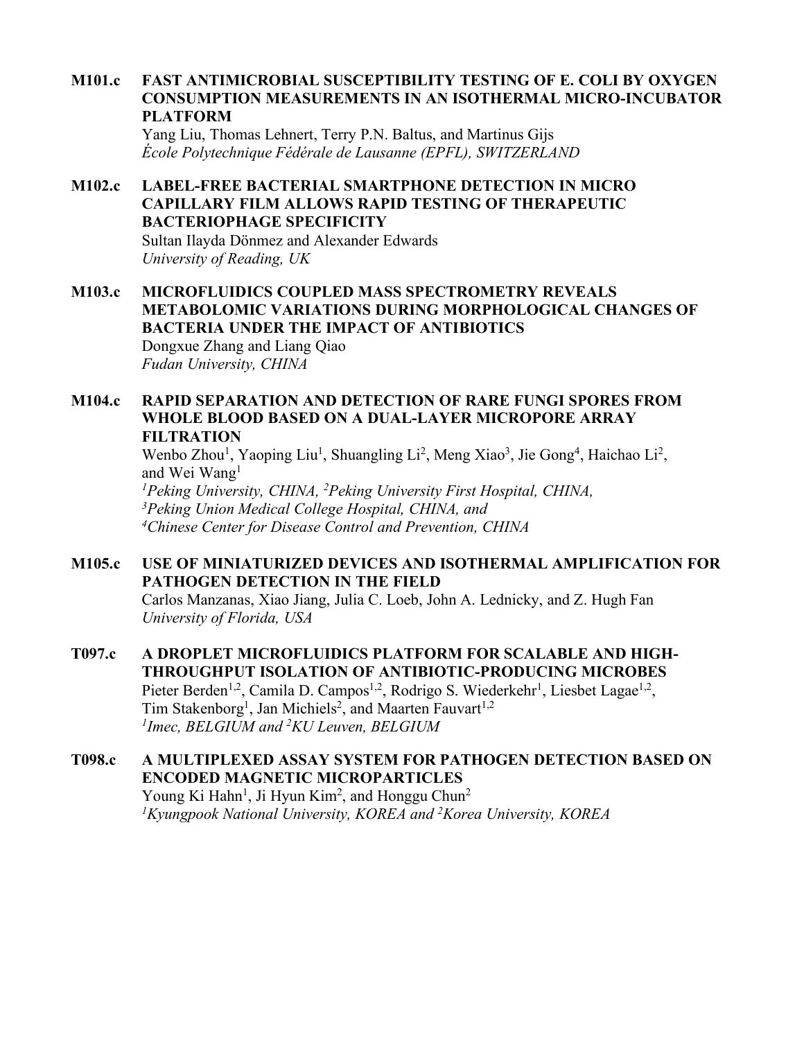**M101.c FAST ANTIMICROBIAL SUSCEPTIBILITY TESTING OF E. COLI BY OXYGEN CONSUMPTION MEASUREMENTS IN AN ISOTHERMAL MICRO-INCUBATOR PLATFORM**

Yang Liu, Thomas Lehnert, Terry P.N. Baltus, and Martinus Gijs
*École Polytechnique Fédérale de Lausanne (EPFL), SWITZERLAND*

**M102.c LABEL-FREE BACTERIAL SMARTPHONE DETECTION IN MICRO CAPILLARY FILM ALLOWS RAPID TESTING OF THERAPEUTIC BACTERIOPHAGE SPECIFICITY**

Sultan Ilayda Dönmez and Alexander Edwards
*University of Reading, UK*

**M103.c MICROFLUIDICS COUPLED MASS SPECTROMETRY REVEALS METABOLOMIC VARIATIONS DURING MORPHOLOGICAL CHANGES OF BACTERIA UNDER THE IMPACT OF ANTIBIOTICS**

Dongxue Zhang and Liang Qiao
*Fudan University, CHINA*

**M104.c RAPID SEPARATION AND DETECTION OF RARE FUNGI SPORES FROM WHOLE BLOOD BASED ON A DUAL-LAYER MICROPORE ARRAY FILTRATION**

Wenbo Zhou[1], Yaoping Liu[1], Shuangling Li[2], Meng Xiao[3], Jie Gong[4], Haichao Li[2], and Wei Wang[1]
*[1]Peking University, CHINA, [2]Peking University First Hospital, CHINA,*
*[3]Peking Union Medical College Hospital, CHINA, and*
*[4]Chinese Center for Disease Control and Prevention, CHINA*

**M105.c USE OF MINIATURIZED DEVICES AND ISOTHERMAL AMPLIFICATION FOR PATHOGEN DETECTION IN THE FIELD**

Carlos Manzanas, Xiao Jiang, Julia C. Loeb, John A. Lednicky, and Z. Hugh Fan
*University of Florida, USA*

**T097.c A DROPLET MICROFLUIDICS PLATFORM FOR SCALABLE AND HIGH-THROUGHPUT ISOLATION OF ANTIBIOTIC-PRODUCING MICROBES**

Pieter Berden[1,2], Camila D. Campos[1,2], Rodrigo S. Wiederkehr[1], Liesbet Lagae[1,2], Tim Stakenborg[1], Jan Michiels[2], and Maarten Fauvart[1,2]
*[1]Imec, BELGIUM and [2]KU Leuven, BELGIUM*

**T098.c A MULTIPLEXED ASSAY SYSTEM FOR PATHOGEN DETECTION BASED ON ENCODED MAGNETIC MICROPARTICLES**

Young Ki Hahn[1], Ji Hyun Kim[2], and Honggu Chun[2]
*[1]Kyungpook National University, KOREA and [2]Korea University, KOREA*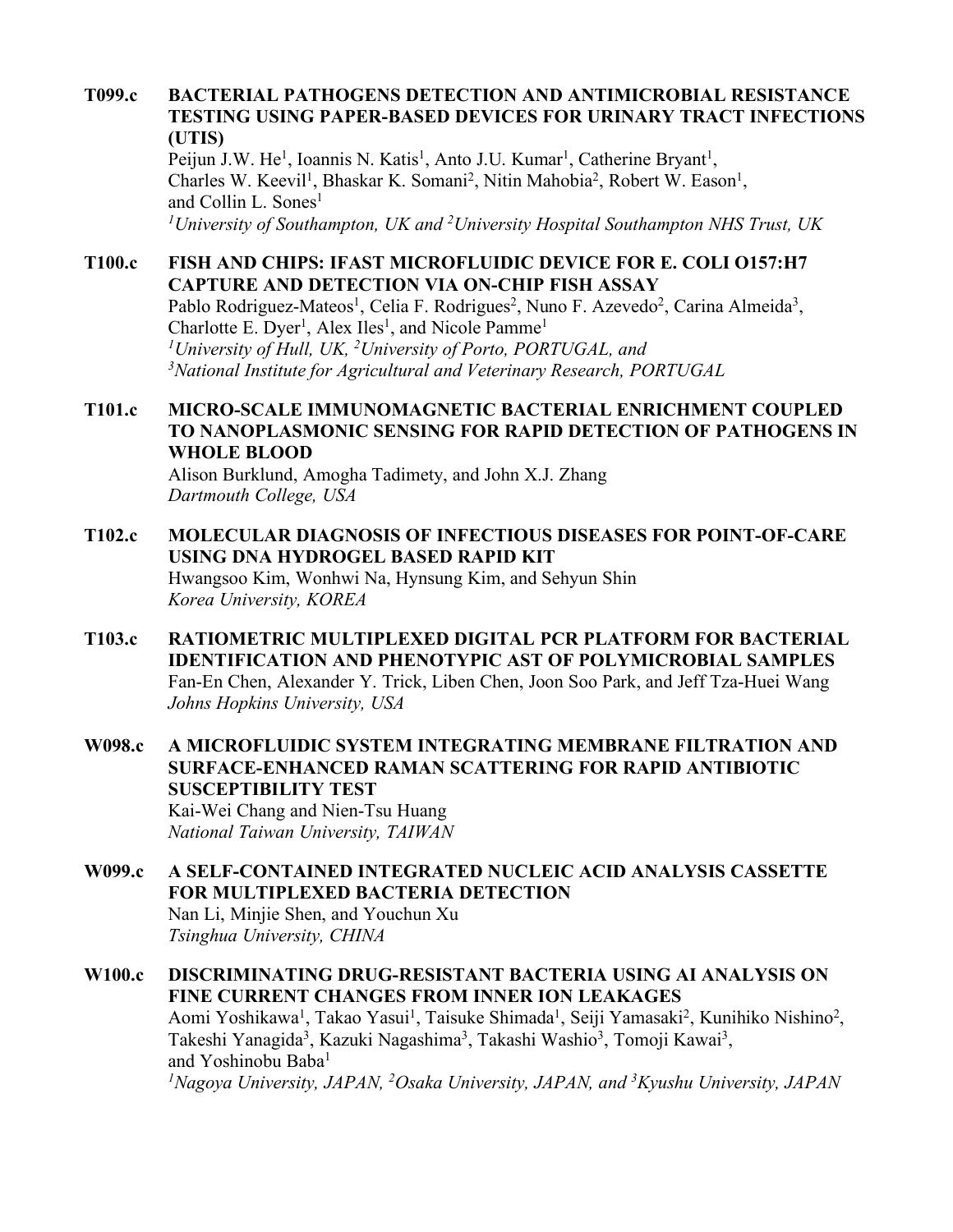**T099.c BACTERIAL PATHOGENS DETECTION AND ANTIMICROBIAL RESISTANCE TESTING USING PAPER-BASED DEVICES FOR URINARY TRACT INFECTIONS (UTIS)**
Peijun J.W. He[1], Ioannis N. Katis[1], Anto J.U. Kumar[1], Catherine Bryant[1], Charles W. Keevil[1], Bhaskar K. Somani[2], Nitin Mahobia[2], Robert W. Eason[1], and Collin L. Sones[1]
*[1]University of Southampton, UK and [2]University Hospital Southampton NHS Trust, UK*

**T100.c FISH AND CHIPS: IFAST MICROFLUIDIC DEVICE FOR E. COLI O157:H7 CAPTURE AND DETECTION VIA ON-CHIP FISH ASSAY**
Pablo Rodriguez-Mateos[1], Celia F. Rodrigues[2], Nuno F. Azevedo[2], Carina Almeida[3], Charlotte E. Dyer[1], Alex Iles[1], and Nicole Pamme[1]
*[1]University of Hull, UK, [2]University of Porto, PORTUGAL, and [3]National Institute for Agricultural and Veterinary Research, PORTUGAL*

**T101.c MICRO-SCALE IMMUNOMAGNETIC BACTERIAL ENRICHMENT COUPLED TO NANOPLASMONIC SENSING FOR RAPID DETECTION OF PATHOGENS IN WHOLE BLOOD**
Alison Burklund, Amogha Tadimety, and John X.J. Zhang
*Dartmouth College, USA*

**T102.c MOLECULAR DIAGNOSIS OF INFECTIOUS DISEASES FOR POINT-OF-CARE USING DNA HYDROGEL BASED RAPID KIT**
Hwangsoo Kim, Wonhwi Na, Hynsung Kim, and Sehyun Shin
*Korea University, KOREA*

**T103.c RATIOMETRIC MULTIPLEXED DIGITAL PCR PLATFORM FOR BACTERIAL IDENTIFICATION AND PHENOTYPIC AST OF POLYMICROBIAL SAMPLES**
Fan-En Chen, Alexander Y. Trick, Liben Chen, Joon Soo Park, and Jeff Tza-Huei Wang
*Johns Hopkins University, USA*

**W098.c A MICROFLUIDIC SYSTEM INTEGRATING MEMBRANE FILTRATION AND SURFACE-ENHANCED RAMAN SCATTERING FOR RAPID ANTIBIOTIC SUSCEPTIBILITY TEST**
Kai-Wei Chang and Nien-Tsu Huang
*National Taiwan University, TAIWAN*

**W099.c A SELF-CONTAINED INTEGRATED NUCLEIC ACID ANALYSIS CASSETTE FOR MULTIPLEXED BACTERIA DETECTION**
Nan Li, Minjie Shen, and Youchun Xu
*Tsinghua University, CHINA*

**W100.c DISCRIMINATING DRUG-RESISTANT BACTERIA USING AI ANALYSIS ON FINE CURRENT CHANGES FROM INNER ION LEAKAGES**
Aomi Yoshikawa[1], Takao Yasui[1], Taisuke Shimada[1], Seiji Yamasaki[2], Kunihiko Nishino[2], Takeshi Yanagida[3], Kazuki Nagashima[3], Takashi Washio[3], Tomoji Kawai[3], and Yoshinobu Baba[1]
*[1]Nagoya University, JAPAN, [2]Osaka University, JAPAN, and [3]Kyushu University, JAPAN*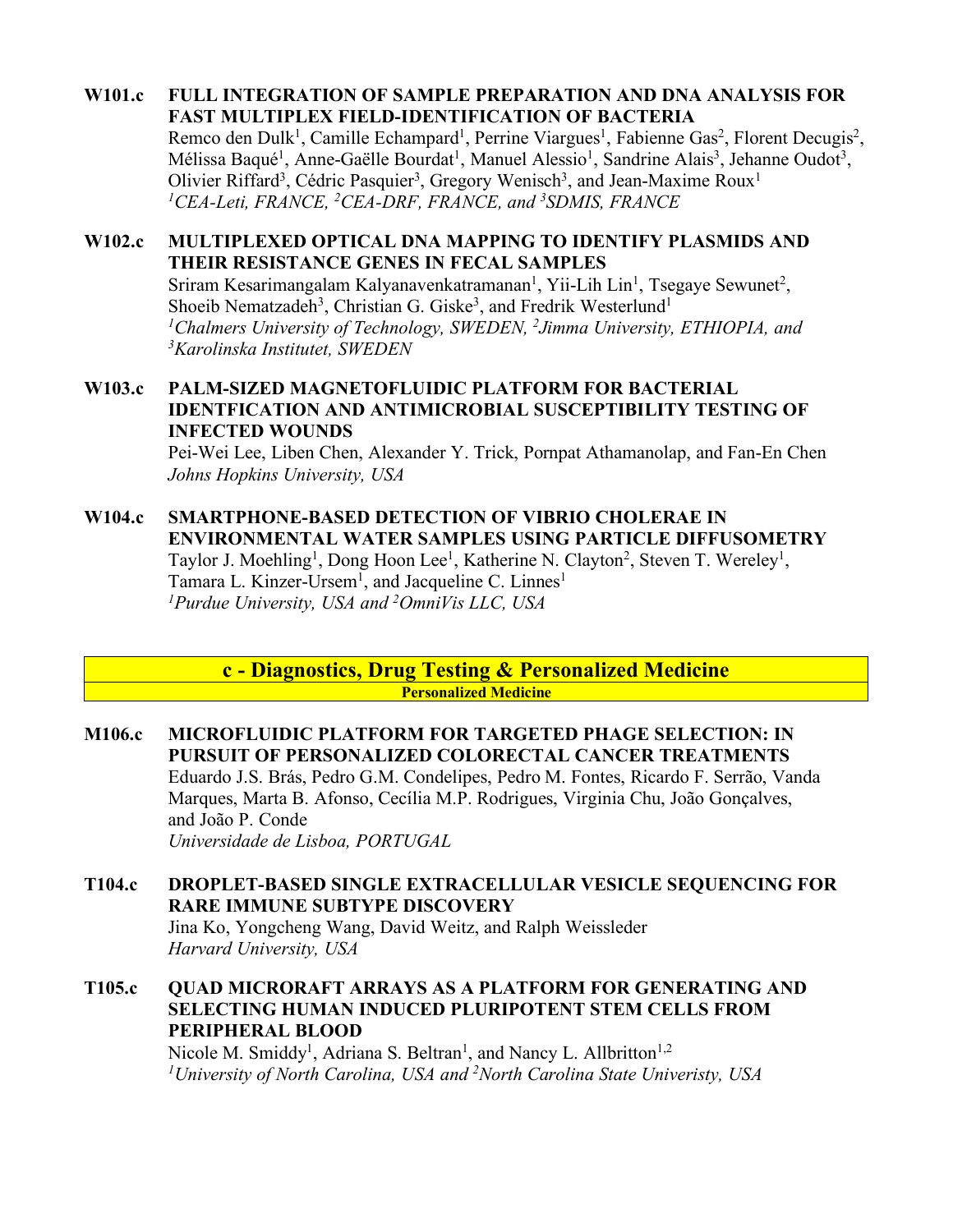**W101.c FULL INTEGRATION OF SAMPLE PREPARATION AND DNA ANALYSIS FOR FAST MULTIPLEX FIELD-IDENTIFICATION OF BACTERIA**
Remco den Dulk[1], Camille Echampard[1], Perrine Viargues[1], Fabienne Gas[2], Florent Decugis[2], Mélissa Baqué[1], Anne-Gaëlle Bourdat[1], Manuel Alessio[1], Sandrine Alais[3], Jehanne Oudot[3], Olivier Riffard[3], Cédric Pasquier[3], Gregory Wenisch[3], and Jean-Maxime Roux[1]
*[1]CEA-Leti, FRANCE, [2]CEA-DRF, FRANCE, and [3]SDMIS, FRANCE*

**W102.c MULTIPLEXED OPTICAL DNA MAPPING TO IDENTIFY PLASMIDS AND THEIR RESISTANCE GENES IN FECAL SAMPLES**
Sriram Kesarimangalam Kalyanavenkatramanan[1], Yii-Lih Lin[1], Tsegaye Sewunet[2], Shoeib Nematzadeh[3], Christian G. Giske[3], and Fredrik Westerlund[1]
*[1]Chalmers University of Technology, SWEDEN, [2]Jimma University, ETHIOPIA, and [3]Karolinska Institutet, SWEDEN*

**W103.c PALM-SIZED MAGNETOFLUIDIC PLATFORM FOR BACTERIAL IDENTFICATION AND ANTIMICROBIAL SUSCEPTIBILITY TESTING OF INFECTED WOUNDS**
Pei-Wei Lee, Liben Chen, Alexander Y. Trick, Pornpat Athamanolap, and Fan-En Chen
*Johns Hopkins University, USA*

**W104.c SMARTPHONE-BASED DETECTION OF VIBRIO CHOLERAE IN ENVIRONMENTAL WATER SAMPLES USING PARTICLE DIFFUSOMETRY**
Taylor J. Moehling[1], Dong Hoon Lee[1], Katherine N. Clayton[2], Steven T. Wereley[1], Tamara L. Kinzer-Ursem[1], and Jacqueline C. Linnes[1]
*[1]Purdue University, USA and [2]OmniVis LLC, USA*

## c - Diagnostics, Drug Testing & Personalized Medicine

### Personalized Medicine

**M106.c MICROFLUIDIC PLATFORM FOR TARGETED PHAGE SELECTION: IN PURSUIT OF PERSONALIZED COLORECTAL CANCER TREATMENTS**
Eduardo J.S. Brás, Pedro G.M. Condelipes, Pedro M. Fontes, Ricardo F. Serrão, Vanda Marques, Marta B. Afonso, Cecília M.P. Rodrigues, Virginia Chu, João Gonçalves, and João P. Conde
*Universidade de Lisboa, PORTUGAL*

**T104.c DROPLET-BASED SINGLE EXTRACELLULAR VESICLE SEQUENCING FOR RARE IMMUNE SUBTYPE DISCOVERY**
Jina Ko, Yongcheng Wang, David Weitz, and Ralph Weissleder
*Harvard University, USA*

**T105.c QUAD MICRORAFT ARRAYS AS A PLATFORM FOR GENERATING AND SELECTING HUMAN INDUCED PLURIPOTENT STEM CELLS FROM PERIPHERAL BLOOD**
Nicole M. Smiddy[1], Adriana S. Beltran[1], and Nancy L. Allbritton[1,2]
*[1]University of North Carolina, USA and [2]North Carolina State Univeristy, USA*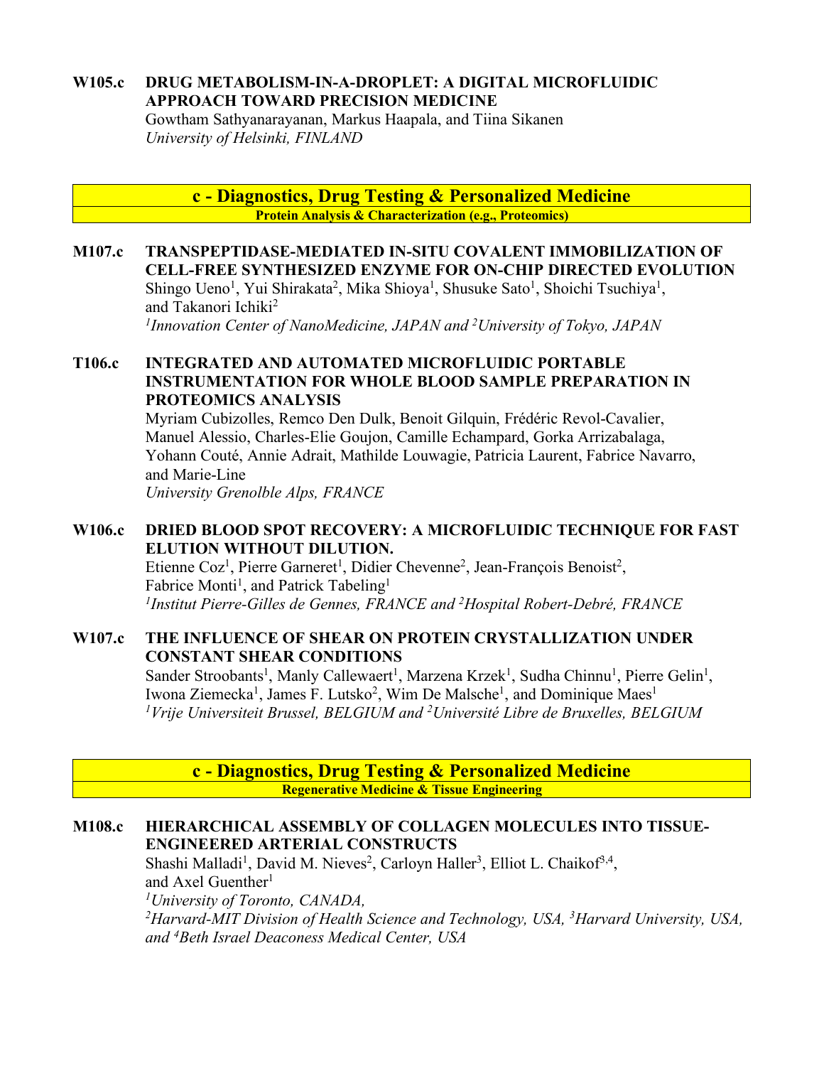**W105.c DRUG METABOLISM-IN-A-DROPLET: A DIGITAL MICROFLUIDIC APPROACH TOWARD PRECISION MEDICINE**
Gowtham Sathyanarayanan, Markus Haapala, and Tiina Sikanen
*University of Helsinki, FINLAND*

## c - Diagnostics, Drug Testing & Personalized Medicine

### Protein Analysis & Characterization (e.g., Proteomics)

**M107.c TRANSPEPTIDASE-MEDIATED IN-SITU COVALENT IMMOBILIZATION OF CELL-FREE SYNTHESIZED ENZYME FOR ON-CHIP DIRECTED EVOLUTION**
Shingo Ueno[1], Yui Shirakata[2], Mika Shioya[1], Shusuke Sato[1], Shoichi Tsuchiya[1], and Takanori Ichiki[2]
*[1]Innovation Center of NanoMedicine, JAPAN and [2]University of Tokyo, JAPAN*

**T106.c INTEGRATED AND AUTOMATED MICROFLUIDIC PORTABLE INSTRUMENTATION FOR WHOLE BLOOD SAMPLE PREPARATION IN PROTEOMICS ANALYSIS**
Myriam Cubizolles, Remco Den Dulk, Benoit Gilquin, Frédéric Revol-Cavalier, Manuel Alessio, Charles-Elie Goujon, Camille Echampard, Gorka Arrizabalaga, Yohann Couté, Annie Adrait, Mathilde Louwagie, Patricia Laurent, Fabrice Navarro, and Marie-Line
*University Grenolble Alps, FRANCE*

**W106.c DRIED BLOOD SPOT RECOVERY: A MICROFLUIDIC TECHNIQUE FOR FAST ELUTION WITHOUT DILUTION.**
Etienne Coz[1], Pierre Garneret[1], Didier Chevenne[2], Jean-François Benoist[2], Fabrice Monti[1], and Patrick Tabeling[1]
*[1]Institut Pierre-Gilles de Gennes, FRANCE and [2]Hospital Robert-Debré, FRANCE*

**W107.c THE INFLUENCE OF SHEAR ON PROTEIN CRYSTALLIZATION UNDER CONSTANT SHEAR CONDITIONS**
Sander Stroobants[1], Manly Callewaert[1], Marzena Krzek[1], Sudha Chinnu[1], Pierre Gelin[1], Iwona Ziemecka[1], James F. Lutsko[2], Wim De Malsche[1], and Dominique Maes[1]
*[1]Vrije Universiteit Brussel, BELGIUM and [2]Université Libre de Bruxelles, BELGIUM*

## c - Diagnostics, Drug Testing & Personalized Medicine

### Regenerative Medicine & Tissue Engineering

**M108.c HIERARCHICAL ASSEMBLY OF COLLAGEN MOLECULES INTO TISSUE-ENGINEERED ARTERIAL CONSTRUCTS**
Shashi Malladi[1], David M. Nieves[2], Carloyn Haller[3], Elliot L. Chaikof[3,4], and Axel Guenther[1]
*[1]University of Toronto, CANADA,*
*[2]Harvard-MIT Division of Health Science and Technology, USA, [3]Harvard University, USA, and [4]Beth Israel Deaconess Medical Center, USA*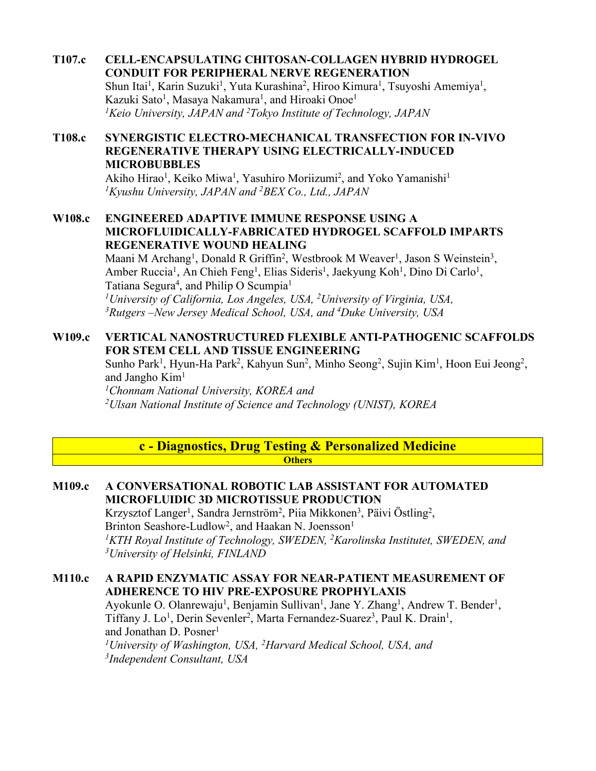**T107.c CELL-ENCAPSULATING CHITOSAN-COLLAGEN HYBRID HYDROGEL CONDUIT FOR PERIPHERAL NERVE REGENERATION**

Shun Itai[1], Karin Suzuki[1], Yuta Kurashina[2], Hiroo Kimura[1], Tsuyoshi Amemiya[1], Kazuki Sato[1], Masaya Nakamura[1], and Hiroaki Onoe[1]

*[1]Keio University, JAPAN and [2]Tokyo Institute of Technology, JAPAN*

**T108.c SYNERGISTIC ELECTRO-MECHANICAL TRANSFECTION FOR IN-VIVO REGENERATIVE THERAPY USING ELECTRICALLY-INDUCED MICROBUBBLES**

Akiho Hirao[1], Keiko Miwa[1], Yasuhiro Moriizumi[2], and Yoko Yamanishi[1]

*[1]Kyushu University, JAPAN and [2]BEX Co., Ltd., JAPAN*

**W108.c ENGINEERED ADAPTIVE IMMUNE RESPONSE USING A MICROFLUIDICALLY-FABRICATED HYDROGEL SCAFFOLD IMPARTS REGENERATIVE WOUND HEALING**

Maani M Archang[1], Donald R Griffin[2], Westbrook M Weaver[1], Jason S Weinstein[3], Amber Ruccia[1], An Chieh Feng[1], Elias Sideris[1], Jaekyung Koh[1], Dino Di Carlo[1], Tatiana Segura[4], and Philip O Scumpia[1]

*[1]University of California, Los Angeles, USA, [2]University of Virginia, USA, [3]Rutgers –New Jersey Medical School, USA, and [4]Duke University, USA*

**W109.c VERTICAL NANOSTRUCTURED FLEXIBLE ANTI-PATHOGENIC SCAFFOLDS FOR STEM CELL AND TISSUE ENGINEERING**

Sunho Park[1], Hyun-Ha Park[2], Kahyun Sun[2], Minho Seong[2], Sujin Kim[1], Hoon Eui Jeong[2], and Jangho Kim[1]

*[1]Chonnam National University, KOREA and*
*[2]Ulsan National Institute of Science and Technology (UNIST), KOREA*

## c - Diagnostics, Drug Testing & Personalized Medicine

### Others

**M109.c A CONVERSATIONAL ROBOTIC LAB ASSISTANT FOR AUTOMATED MICROFLUIDIC 3D MICROTISSUE PRODUCTION**

Krzysztof Langer[1], Sandra Jernström[2], Piia Mikkonen[3], Päivi Östling[2], Brinton Seashore-Ludlow[2], and Haakan N. Joensson[1]

*[1]KTH Royal Institute of Technology, SWEDEN, [2]Karolinska Institutet, SWEDEN, and [3]University of Helsinki, FINLAND*

**M110.c A RAPID ENZYMATIC ASSAY FOR NEAR-PATIENT MEASUREMENT OF ADHERENCE TO HIV PRE-EXPOSURE PROPHYLAXIS**

Ayokunle O. Olanrewaju[1], Benjamin Sullivan[1], Jane Y. Zhang[1], Andrew T. Bender[1], Tiffany J. Lo[1], Derin Sevenler[2], Marta Fernandez-Suarez[3], Paul K. Drain[1], and Jonathan D. Posner[1]

*[1]University of Washington, USA, [2]Harvard Medical School, USA, and [3]Independent Consultant, USA*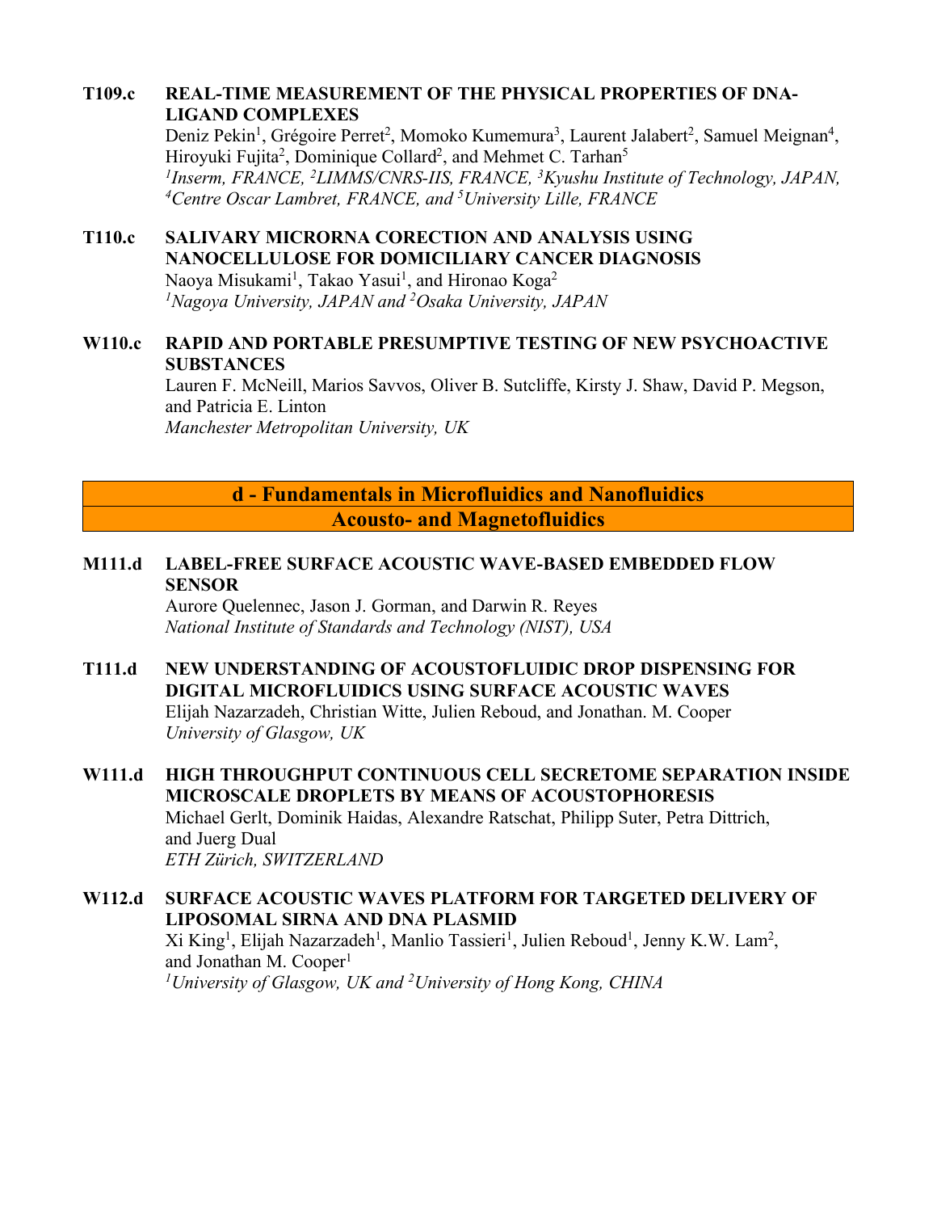**T109.c REAL-TIME MEASUREMENT OF THE PHYSICAL PROPERTIES OF DNA-LIGAND COMPLEXES**

Deniz Pekin[1], Grégoire Perret[2], Momoko Kumemura[3], Laurent Jalabert[2], Samuel Meignan[4], Hiroyuki Fujita[2], Dominique Collard[2], and Mehmet C. Tarhan[5]

*[1]Inserm, FRANCE, [2]LIMMS/CNRS-IIS, FRANCE, [3]Kyushu Institute of Technology, JAPAN, [4]Centre Oscar Lambret, FRANCE, and [5]University Lille, FRANCE*

**T110.c SALIVARY MICRORNA CORECTION AND ANALYSIS USING NANOCELLULOSE FOR DOMICILIARY CANCER DIAGNOSIS**

Naoya Misukami[1], Takao Yasui[1], and Hironao Koga[2]

*[1]Nagoya University, JAPAN and [2]Osaka University, JAPAN*

**W110.c RAPID AND PORTABLE PRESUMPTIVE TESTING OF NEW PSYCHOACTIVE SUBSTANCES**

Lauren F. McNeill, Marios Savvos, Oliver B. Sutcliffe, Kirsty J. Shaw, David P. Megson, and Patricia E. Linton

*Manchester Metropolitan University, UK*

## d - Fundamentals in Microfluidics and Nanofluidics
## Acousto- and Magnetofluidics

**M111.d LABEL-FREE SURFACE ACOUSTIC WAVE-BASED EMBEDDED FLOW SENSOR**

Aurore Quelennec, Jason J. Gorman, and Darwin R. Reyes

*National Institute of Standards and Technology (NIST), USA*

**T111.d NEW UNDERSTANDING OF ACOUSTOFLUIDIC DROP DISPENSING FOR DIGITAL MICROFLUIDICS USING SURFACE ACOUSTIC WAVES**

Elijah Nazarzadeh, Christian Witte, Julien Reboud, and Jonathan. M. Cooper

*University of Glasgow, UK*

**W111.d HIGH THROUGHPUT CONTINUOUS CELL SECRETOME SEPARATION INSIDE MICROSCALE DROPLETS BY MEANS OF ACOUSTOPHORESIS**

Michael Gerlt, Dominik Haidas, Alexandre Ratschat, Philipp Suter, Petra Dittrich, and Juerg Dual

*ETH Zürich, SWITZERLAND*

**W112.d SURFACE ACOUSTIC WAVES PLATFORM FOR TARGETED DELIVERY OF LIPOSOMAL SIRNA AND DNA PLASMID**

Xi King[1], Elijah Nazarzadeh[1], Manlio Tassieri[1], Julien Reboud[1], Jenny K.W. Lam[2], and Jonathan M. Cooper[1]

*[1]University of Glasgow, UK and [2]University of Hong Kong, CHINA*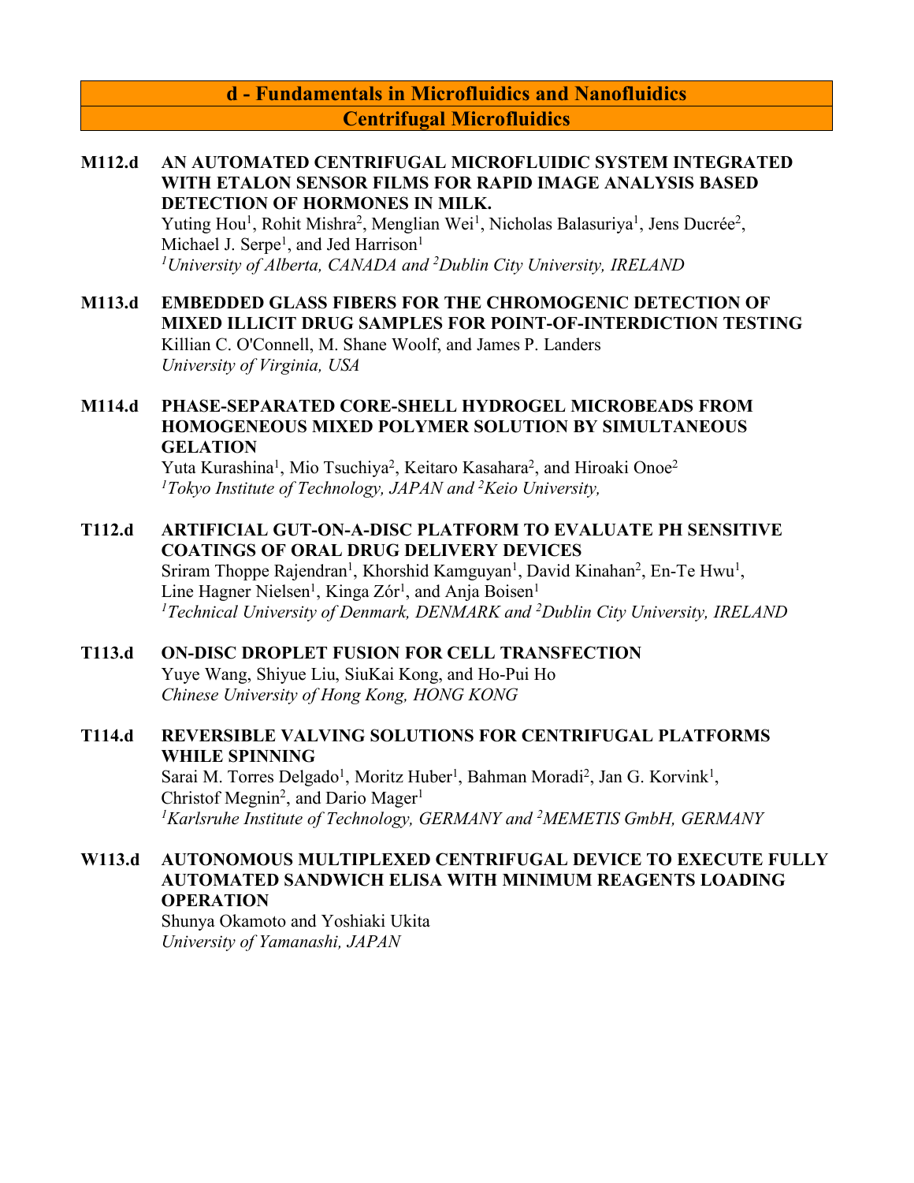## d - Fundamentals in Microfluidics and Nanofluidics

## Centrifugal Microfluidics

**M112.d AN AUTOMATED CENTRIFUGAL MICROFLUIDIC SYSTEM INTEGRATED WITH ETALON SENSOR FILMS FOR RAPID IMAGE ANALYSIS BASED DETECTION OF HORMONES IN MILK.**
Yuting Hou[1], Rohit Mishra[2], Menglian Wei[1], Nicholas Balasuriya[1], Jens Ducrée[2], Michael J. Serpe[1], and Jed Harrison[1]
*[1]University of Alberta, CANADA and [2]Dublin City University, IRELAND*

**M113.d EMBEDDED GLASS FIBERS FOR THE CHROMOGENIC DETECTION OF MIXED ILLICIT DRUG SAMPLES FOR POINT-OF-INTERDICTION TESTING**
Killian C. O'Connell, M. Shane Woolf, and James P. Landers
*University of Virginia, USA*

**M114.d PHASE-SEPARATED CORE-SHELL HYDROGEL MICROBEADS FROM HOMOGENEOUS MIXED POLYMER SOLUTION BY SIMULTANEOUS GELATION**
Yuta Kurashina[1], Mio Tsuchiya[2], Keitaro Kasahara[2], and Hiroaki Onoe[2]
*[1]Tokyo Institute of Technology, JAPAN and [2]Keio University,*

**T112.d ARTIFICIAL GUT-ON-A-DISC PLATFORM TO EVALUATE PH SENSITIVE COATINGS OF ORAL DRUG DELIVERY DEVICES**
Sriram Thoppe Rajendran[1], Khorshid Kamguyan[1], David Kinahan[2], En-Te Hwu[1], Line Hagner Nielsen[1], Kinga Zór[1], and Anja Boisen[1]
*[1]Technical University of Denmark, DENMARK and [2]Dublin City University, IRELAND*

**T113.d ON-DISC DROPLET FUSION FOR CELL TRANSFECTION**
Yuye Wang, Shiyue Liu, SiuKai Kong, and Ho-Pui Ho
*Chinese University of Hong Kong, HONG KONG*

**T114.d REVERSIBLE VALVING SOLUTIONS FOR CENTRIFUGAL PLATFORMS WHILE SPINNING**
Sarai M. Torres Delgado[1], Moritz Huber[1], Bahman Moradi[2], Jan G. Korvink[1], Christof Megnin[2], and Dario Mager[1]
*[1]Karlsruhe Institute of Technology, GERMANY and [2]MEMETIS GmbH, GERMANY*

**W113.d AUTONOMOUS MULTIPLEXED CENTRIFUGAL DEVICE TO EXECUTE FULLY AUTOMATED SANDWICH ELISA WITH MINIMUM REAGENTS LOADING OPERATION**
Shunya Okamoto and Yoshiaki Ukita
*University of Yamanashi, JAPAN*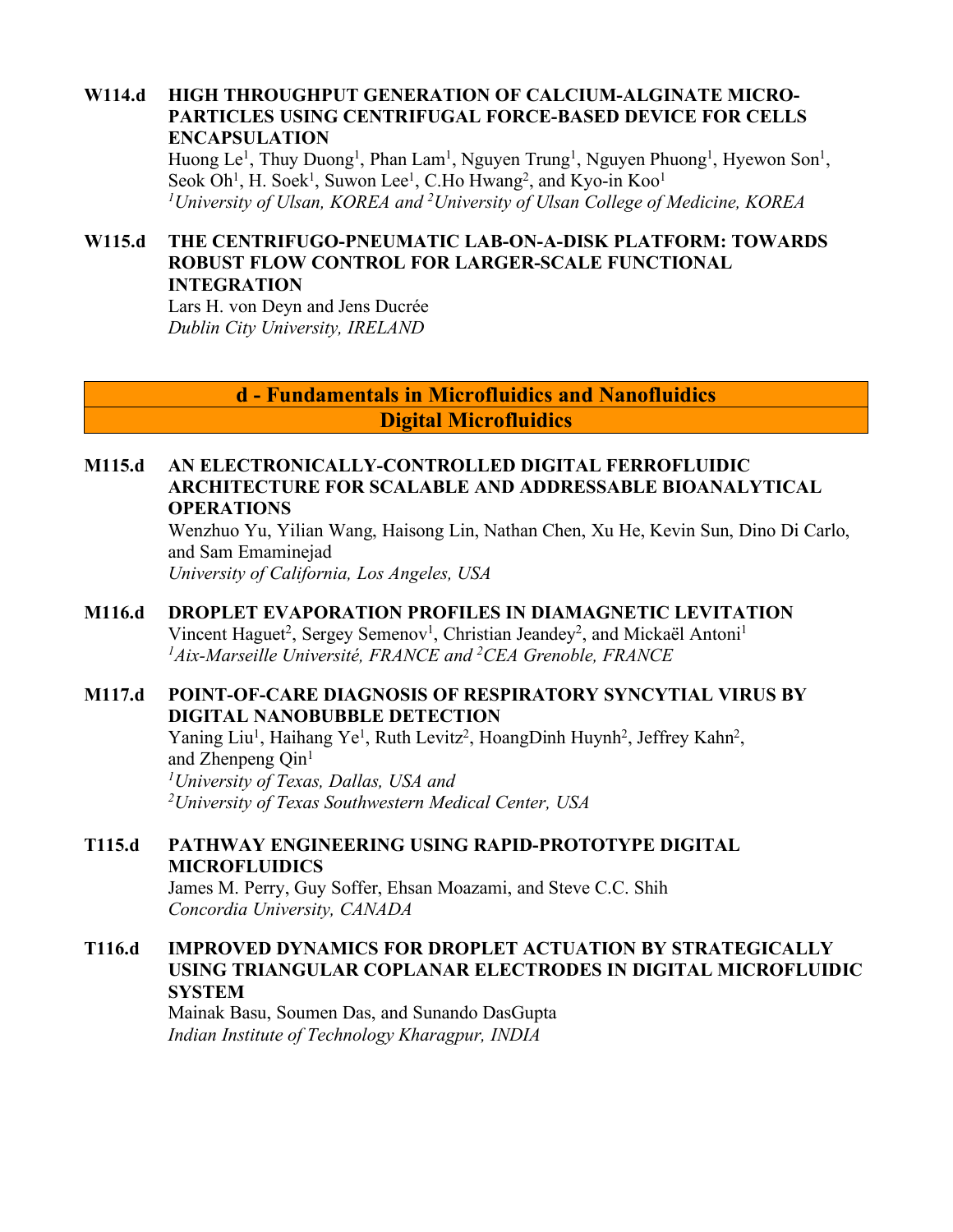**W114.d HIGH THROUGHPUT GENERATION OF CALCIUM-ALGINATE MICRO-PARTICLES USING CENTRIFUGAL FORCE-BASED DEVICE FOR CELLS ENCAPSULATION**
Huong Le[1], Thuy Duong[1], Phan Lam[1], Nguyen Trung[1], Nguyen Phuong[1], Hyewon Son[1], Seok Oh[1], H. Soek[1], Suwon Lee[1], C.Ho Hwang[2], and Kyo-in Koo[1]
*[1]University of Ulsan, KOREA and [2]University of Ulsan College of Medicine, KOREA*

**W115.d THE CENTRIFUGO-PNEUMATIC LAB-ON-A-DISK PLATFORM: TOWARDS ROBUST FLOW CONTROL FOR LARGER-SCALE FUNCTIONAL INTEGRATION**
Lars H. von Deyn and Jens Ducrée
*Dublin City University, IRELAND*

## d - Fundamentals in Microfluidics and Nanofluidics
## Digital Microfluidics

**M115.d AN ELECTRONICALLY-CONTROLLED DIGITAL FERROFLUIDIC ARCHITECTURE FOR SCALABLE AND ADDRESSABLE BIOANALYTICAL OPERATIONS**
Wenzhuo Yu, Yilian Wang, Haisong Lin, Nathan Chen, Xu He, Kevin Sun, Dino Di Carlo, and Sam Emaminejad
*University of California, Los Angeles, USA*

**M116.d DROPLET EVAPORATION PROFILES IN DIAMAGNETIC LEVITATION**
Vincent Haguet[2], Sergey Semenov[1], Christian Jeandey[2], and Mickaël Antoni[1]
*[1]Aix-Marseille Université, FRANCE and [2]CEA Grenoble, FRANCE*

**M117.d POINT-OF-CARE DIAGNOSIS OF RESPIRATORY SYNCYTIAL VIRUS BY DIGITAL NANOBUBBLE DETECTION**
Yaning Liu[1], Haihang Ye[1], Ruth Levitz[2], HoangDinh Huynh[2], Jeffrey Kahn[2], and Zhenpeng Qin[1]
*[1]University of Texas, Dallas, USA and*
*[2]University of Texas Southwestern Medical Center, USA*

**T115.d PATHWAY ENGINEERING USING RAPID-PROTOTYPE DIGITAL MICROFLUIDICS**
James M. Perry, Guy Soffer, Ehsan Moazami, and Steve C.C. Shih
*Concordia University, CANADA*

**T116.d IMPROVED DYNAMICS FOR DROPLET ACTUATION BY STRATEGICALLY USING TRIANGULAR COPLANAR ELECTRODES IN DIGITAL MICROFLUIDIC SYSTEM**
Mainak Basu, Soumen Das, and Sunando DasGupta
*Indian Institute of Technology Kharagpur, INDIA*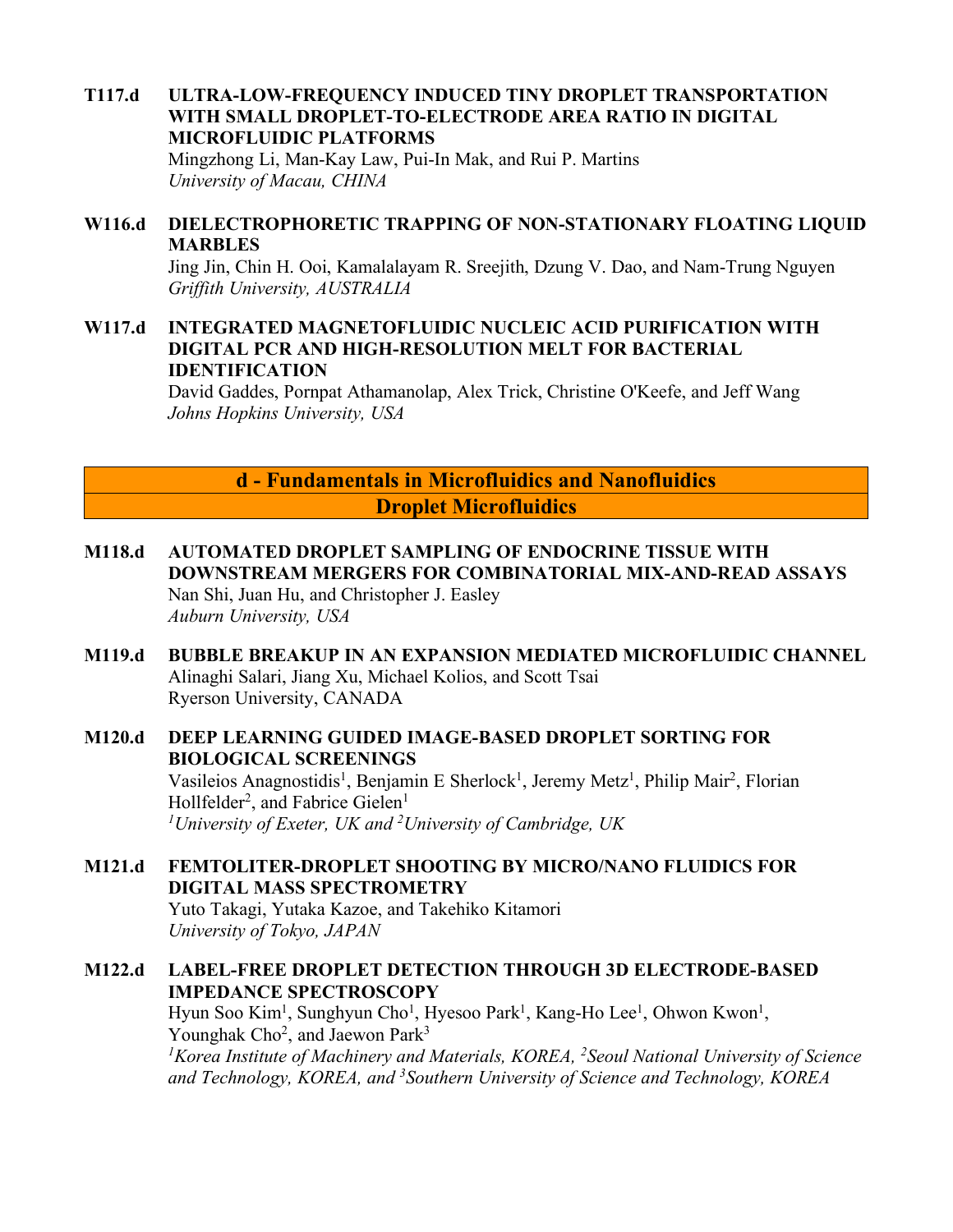**T117.d ULTRA-LOW-FREQUENCY INDUCED TINY DROPLET TRANSPORTATION WITH SMALL DROPLET-TO-ELECTRODE AREA RATIO IN DIGITAL MICROFLUIDIC PLATFORMS**
Mingzhong Li, Man-Kay Law, Pui-In Mak, and Rui P. Martins
*University of Macau, CHINA*

**W116.d DIELECTROPHORETIC TRAPPING OF NON-STATIONARY FLOATING LIQUID MARBLES**
Jing Jin, Chin H. Ooi, Kamalalayam R. Sreejith, Dzung V. Dao, and Nam-Trung Nguyen
*Griffith University, AUSTRALIA*

**W117.d INTEGRATED MAGNETOFLUIDIC NUCLEIC ACID PURIFICATION WITH DIGITAL PCR AND HIGH-RESOLUTION MELT FOR BACTERIAL IDENTIFICATION**
David Gaddes, Pornpat Athamanolap, Alex Trick, Christine O'Keefe, and Jeff Wang
*Johns Hopkins University, USA*

## d - Fundamentals in Microfluidics and Nanofluidics
## Droplet Microfluidics

**M118.d AUTOMATED DROPLET SAMPLING OF ENDOCRINE TISSUE WITH DOWNSTREAM MERGERS FOR COMBINATORIAL MIX-AND-READ ASSAYS**
Nan Shi, Juan Hu, and Christopher J. Easley
*Auburn University, USA*

**M119.d BUBBLE BREAKUP IN AN EXPANSION MEDIATED MICROFLUIDIC CHANNEL**
Alinaghi Salari, Jiang Xu, Michael Kolios, and Scott Tsai
Ryerson University, CANADA

**M120.d DEEP LEARNING GUIDED IMAGE-BASED DROPLET SORTING FOR BIOLOGICAL SCREENINGS**
Vasileios Anagnostidis[1], Benjamin E Sherlock[1], Jeremy Metz[1], Philip Mair[2], Florian Hollfelder[2], and Fabrice Gielen[1]
*[1]University of Exeter, UK and [2]University of Cambridge, UK*

**M121.d FEMTOLITER-DROPLET SHOOTING BY MICRO/NANO FLUIDICS FOR DIGITAL MASS SPECTROMETRY**
Yuto Takagi, Yutaka Kazoe, and Takehiko Kitamori
*University of Tokyo, JAPAN*

**M122.d LABEL-FREE DROPLET DETECTION THROUGH 3D ELECTRODE-BASED IMPEDANCE SPECTROSCOPY**
Hyun Soo Kim[1], Sunghyun Cho[1], Hyesoo Park[1], Kang-Ho Lee[1], Ohwon Kwon[1], Younghak Cho[2], and Jaewon Park[3]
*[1]Korea Institute of Machinery and Materials, KOREA, [2]Seoul National University of Science and Technology, KOREA, and [3]Southern University of Science and Technology, KOREA*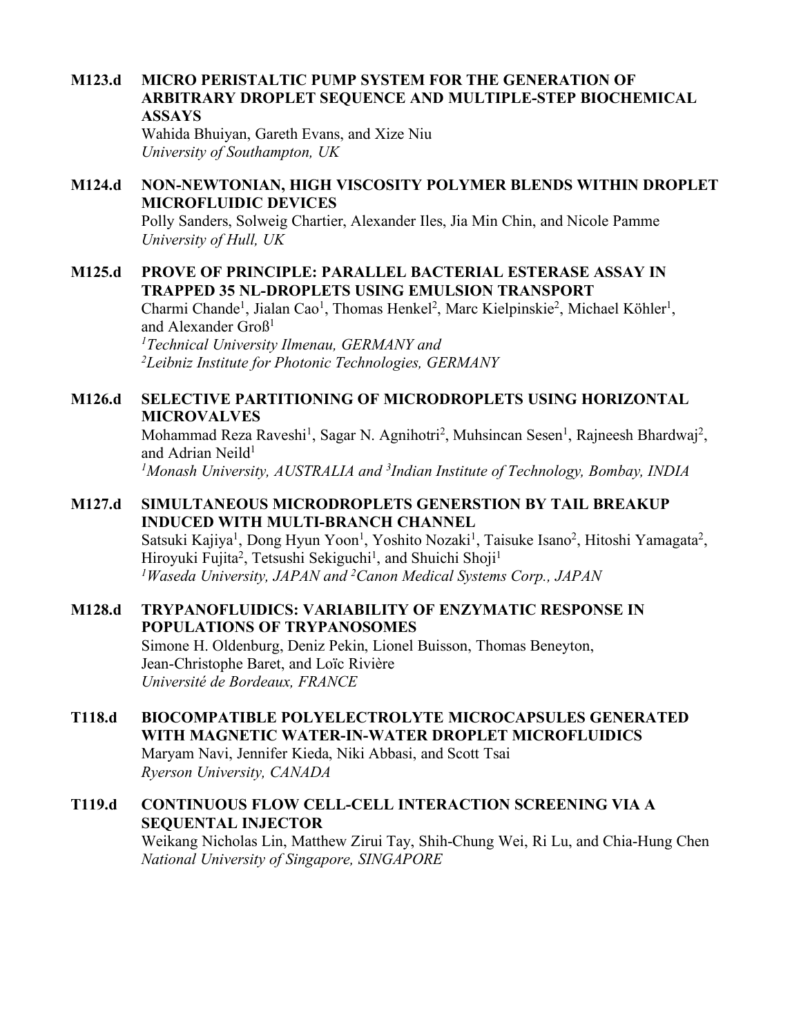**M123.d MICRO PERISTALTIC PUMP SYSTEM FOR THE GENERATION OF ARBITRARY DROPLET SEQUENCE AND MULTIPLE-STEP BIOCHEMICAL ASSAYS**
Wahida Bhuiyan, Gareth Evans, and Xize Niu
*University of Southampton, UK*

**M124.d NON-NEWTONIAN, HIGH VISCOSITY POLYMER BLENDS WITHIN DROPLET MICROFLUIDIC DEVICES**
Polly Sanders, Solweig Chartier, Alexander Iles, Jia Min Chin, and Nicole Pamme
*University of Hull, UK*

**M125.d PROVE OF PRINCIPLE: PARALLEL BACTERIAL ESTERASE ASSAY IN TRAPPED 35 NL-DROPLETS USING EMULSION TRANSPORT**
Charmi Chande[1], Jialan Cao[1], Thomas Henkel[2], Marc Kielpinskie[2], Michael Köhler[1], and Alexander Groß[1]
*[1]Technical University Ilmenau, GERMANY and*
*[2]Leibniz Institute for Photonic Technologies, GERMANY*

**M126.d SELECTIVE PARTITIONING OF MICRODROPLETS USING HORIZONTAL MICROVALVES**
Mohammad Reza Raveshi[1], Sagar N. Agnihotri[2], Muhsincan Sesen[1], Rajneesh Bhardwaj[2], and Adrian Neild[1]
*[1]Monash University, AUSTRALIA and [3]Indian Institute of Technology, Bombay, INDIA*

**M127.d SIMULTANEOUS MICRODROPLETS GENERSTION BY TAIL BREAKUP INDUCED WITH MULTI-BRANCH CHANNEL**
Satsuki Kajiya[1], Dong Hyun Yoon[1], Yoshito Nozaki[1], Taisuke Isano[2], Hitoshi Yamagata[2], Hiroyuki Fujita[2], Tetsushi Sekiguchi[1], and Shuichi Shoji[1]
*[1]Waseda University, JAPAN and [2]Canon Medical Systems Corp., JAPAN*

**M128.d TRYPANOFLUIDICS: VARIABILITY OF ENZYMATIC RESPONSE IN POPULATIONS OF TRYPANOSOMES**
Simone H. Oldenburg, Deniz Pekin, Lionel Buisson, Thomas Beneyton, Jean-Christophe Baret, and Loïc Rivière
*Université de Bordeaux, FRANCE*

**T118.d BIOCOMPATIBLE POLYELECTROLYTE MICROCAPSULES GENERATED WITH MAGNETIC WATER-IN-WATER DROPLET MICROFLUIDICS**
Maryam Navi, Jennifer Kieda, Niki Abbasi, and Scott Tsai
*Ryerson University, CANADA*

**T119.d CONTINUOUS FLOW CELL-CELL INTERACTION SCREENING VIA A SEQUENTAL INJECTOR**
Weikang Nicholas Lin, Matthew Zirui Tay, Shih-Chung Wei, Ri Lu, and Chia-Hung Chen
*National University of Singapore, SINGAPORE*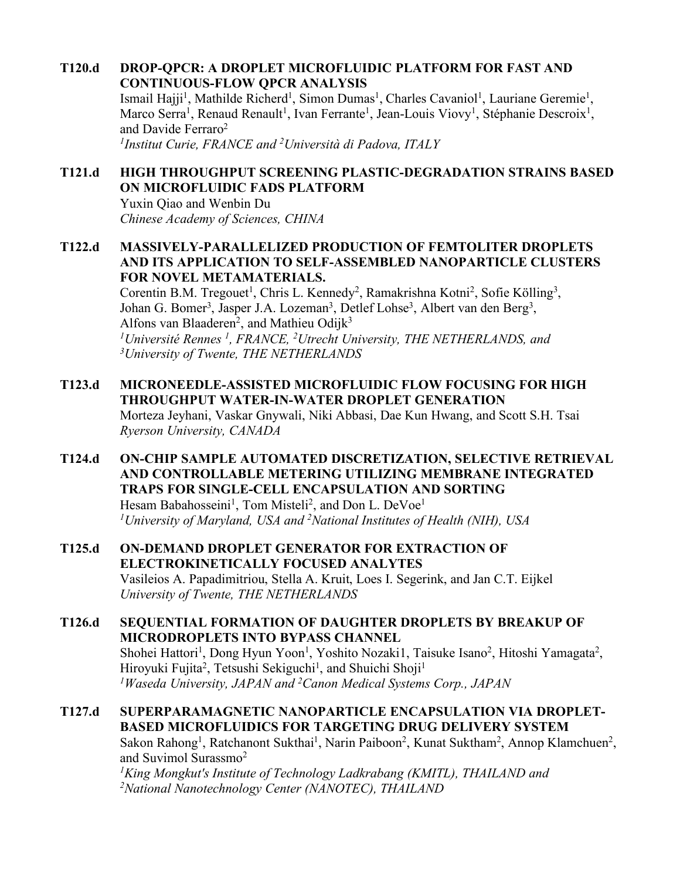**T120.d DROP-QPCR: A DROPLET MICROFLUIDIC PLATFORM FOR FAST AND CONTINUOUS-FLOW QPCR ANALYSIS**

Ismail Hajji[1], Mathilde Richerd[1], Simon Dumas[1], Charles Cavaniol[1], Lauriane Geremie[1], Marco Serra[1], Renaud Renault[1], Ivan Ferrante[1], Jean-Louis Viovy[1], Stéphanie Descroix[1], and Davide Ferraro[2]

*[1]Institut Curie, FRANCE and [2]Università di Padova, ITALY*

**T121.d HIGH THROUGHPUT SCREENING PLASTIC-DEGRADATION STRAINS BASED ON MICROFLUIDIC FADS PLATFORM**

Yuxin Qiao and Wenbin Du

*Chinese Academy of Sciences, CHINA*

**T122.d MASSIVELY-PARALLELIZED PRODUCTION OF FEMTOLITER DROPLETS AND ITS APPLICATION TO SELF-ASSEMBLED NANOPARTICLE CLUSTERS FOR NOVEL METAMATERIALS.**

Corentin B.M. Tregouet[1], Chris L. Kennedy[2], Ramakrishna Kotni[2], Sofie Kölling[3], Johan G. Bomer[3], Jasper J.A. Lozeman[3], Detlef Lohse[3], Albert van den Berg[3], Alfons van Blaaderen[2], and Mathieu Odijk[3]

*[1]Université Rennes [1], FRANCE, [2]Utrecht University, THE NETHERLANDS, and [3]University of Twente, THE NETHERLANDS*

**T123.d MICRONEEDLE-ASSISTED MICROFLUIDIC FLOW FOCUSING FOR HIGH THROUGHPUT WATER-IN-WATER DROPLET GENERATION**

Morteza Jeyhani, Vaskar Gnywali, Niki Abbasi, Dae Kun Hwang, and Scott S.H. Tsai

*Ryerson University, CANADA*

**T124.d ON-CHIP SAMPLE AUTOMATED DISCRETIZATION, SELECTIVE RETRIEVAL AND CONTROLLABLE METERING UTILIZING MEMBRANE INTEGRATED TRAPS FOR SINGLE-CELL ENCAPSULATION AND SORTING**

Hesam Babahosseini[1], Tom Misteli[2], and Don L. DeVoe[1]

*[1]University of Maryland, USA and [2]National Institutes of Health (NIH), USA*

**T125.d ON-DEMAND DROPLET GENERATOR FOR EXTRACTION OF ELECTROKINETICALLY FOCUSED ANALYTES**

Vasileios A. Papadimitriou, Stella A. Kruit, Loes I. Segerink, and Jan C.T. Eijkel

*University of Twente, THE NETHERLANDS*

**T126.d SEQUENTIAL FORMATION OF DAUGHTER DROPLETS BY BREAKUP OF MICRODROPLETS INTO BYPASS CHANNEL**

Shohei Hattori[1], Dong Hyun Yoon[1], Yoshito Nozaki1, Taisuke Isano[2], Hitoshi Yamagata[2], Hiroyuki Fujita[2], Tetsushi Sekiguchi[1], and Shuichi Shoji[1]

*[1]Waseda University, JAPAN and [2]Canon Medical Systems Corp., JAPAN*

**T127.d SUPERPARAMAGNETIC NANOPARTICLE ENCAPSULATION VIA DROPLET-BASED MICROFLUIDICS FOR TARGETING DRUG DELIVERY SYSTEM**

Sakon Rahong[1], Ratchanont Sukthai[1], Narin Paiboon[2], Kunat Suktham[2], Annop Klamchuen[2], and Suvimol Surassmo[2]

*[1]King Mongkut's Institute of Technology Ladkrabang (KMITL), THAILAND and [2]National Nanotechnology Center (NANOTEC), THAILAND*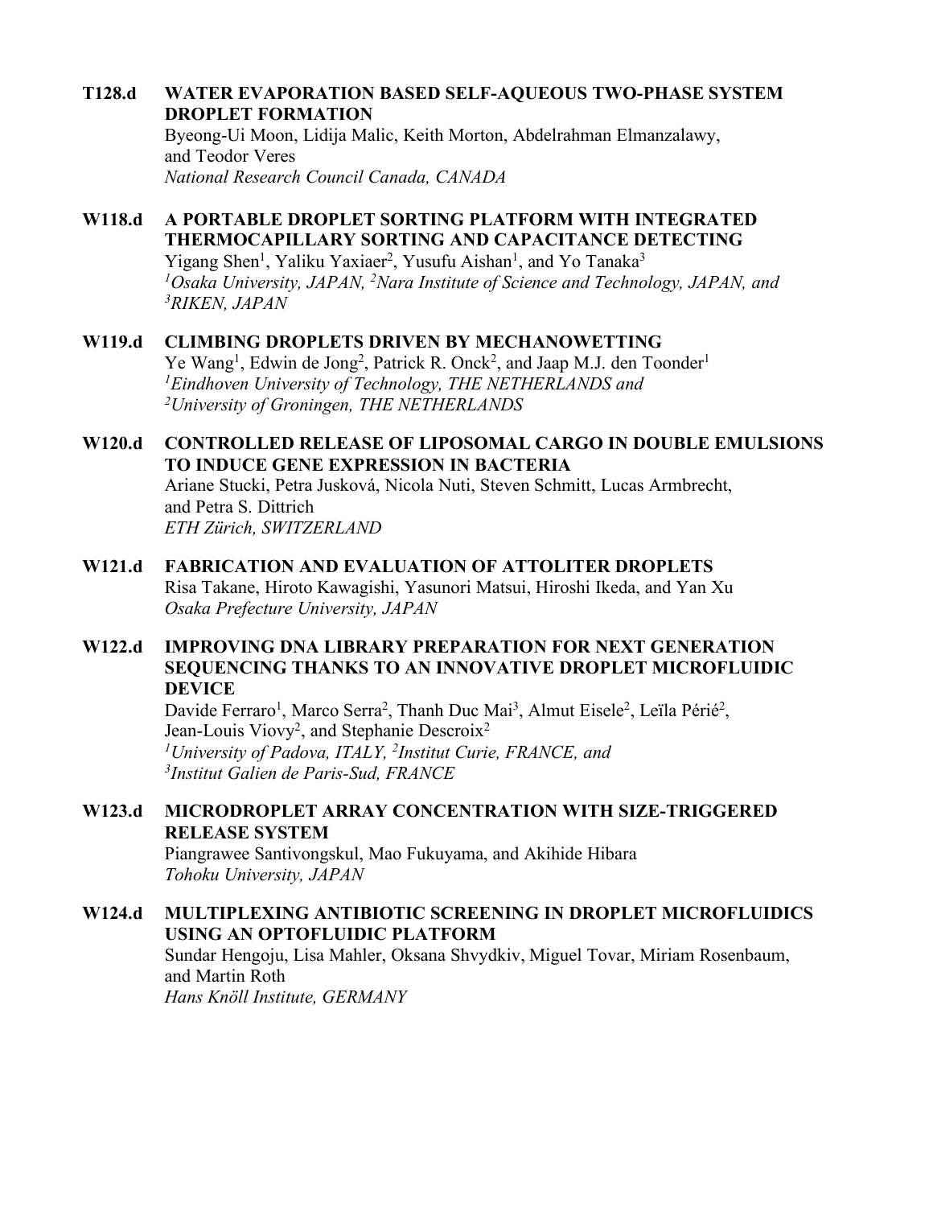**T128.d WATER EVAPORATION BASED SELF-AQUEOUS TWO-PHASE SYSTEM DROPLET FORMATION**
Byeong-Ui Moon, Lidija Malic, Keith Morton, Abdelrahman Elmanzalawy, and Teodor Veres
*National Research Council Canada, CANADA*

**W118.d A PORTABLE DROPLET SORTING PLATFORM WITH INTEGRATED THERMOCAPILLARY SORTING AND CAPACITANCE DETECTING**
Yigang Shen[1], Yaliku Yaxiaer[2], Yusufu Aishan[1], and Yo Tanaka[3]
*[1]Osaka University, JAPAN, [2]Nara Institute of Science and Technology, JAPAN, and [3]RIKEN, JAPAN*

**W119.d CLIMBING DROPLETS DRIVEN BY MECHANOWETTING**
Ye Wang[1], Edwin de Jong[2], Patrick R. Onck[2], and Jaap M.J. den Toonder[1]
*[1]Eindhoven University of Technology, THE NETHERLANDS and [2]University of Groningen, THE NETHERLANDS*

**W120.d CONTROLLED RELEASE OF LIPOSOMAL CARGO IN DOUBLE EMULSIONS TO INDUCE GENE EXPRESSION IN BACTERIA**
Ariane Stucki, Petra Jusková, Nicola Nuti, Steven Schmitt, Lucas Armbrecht, and Petra S. Dittrich
*ETH Zürich, SWITZERLAND*

**W121.d FABRICATION AND EVALUATION OF ATTOLITER DROPLETS**
Risa Takane, Hiroto Kawagishi, Yasunori Matsui, Hiroshi Ikeda, and Yan Xu
*Osaka Prefecture University, JAPAN*

**W122.d IMPROVING DNA LIBRARY PREPARATION FOR NEXT GENERATION SEQUENCING THANKS TO AN INNOVATIVE DROPLET MICROFLUIDIC DEVICE**
Davide Ferraro[1], Marco Serra[2], Thanh Duc Mai[3], Almut Eisele[2], Leïla Périé[2], Jean-Louis Viovy[2], and Stephanie Descroix[2]
*[1]University of Padova, ITALY, [2]Institut Curie, FRANCE, and [3]Institut Galien de Paris-Sud, FRANCE*

**W123.d MICRODROPLET ARRAY CONCENTRATION WITH SIZE-TRIGGERED RELEASE SYSTEM**
Piangrawee Santivongskul, Mao Fukuyama, and Akihide Hibara
*Tohoku University, JAPAN*

**W124.d MULTIPLEXING ANTIBIOTIC SCREENING IN DROPLET MICROFLUIDICS USING AN OPTOFLUIDIC PLATFORM**
Sundar Hengoju, Lisa Mahler, Oksana Shvydkiv, Miguel Tovar, Miriam Rosenbaum, and Martin Roth
*Hans Knöll Institute, GERMANY*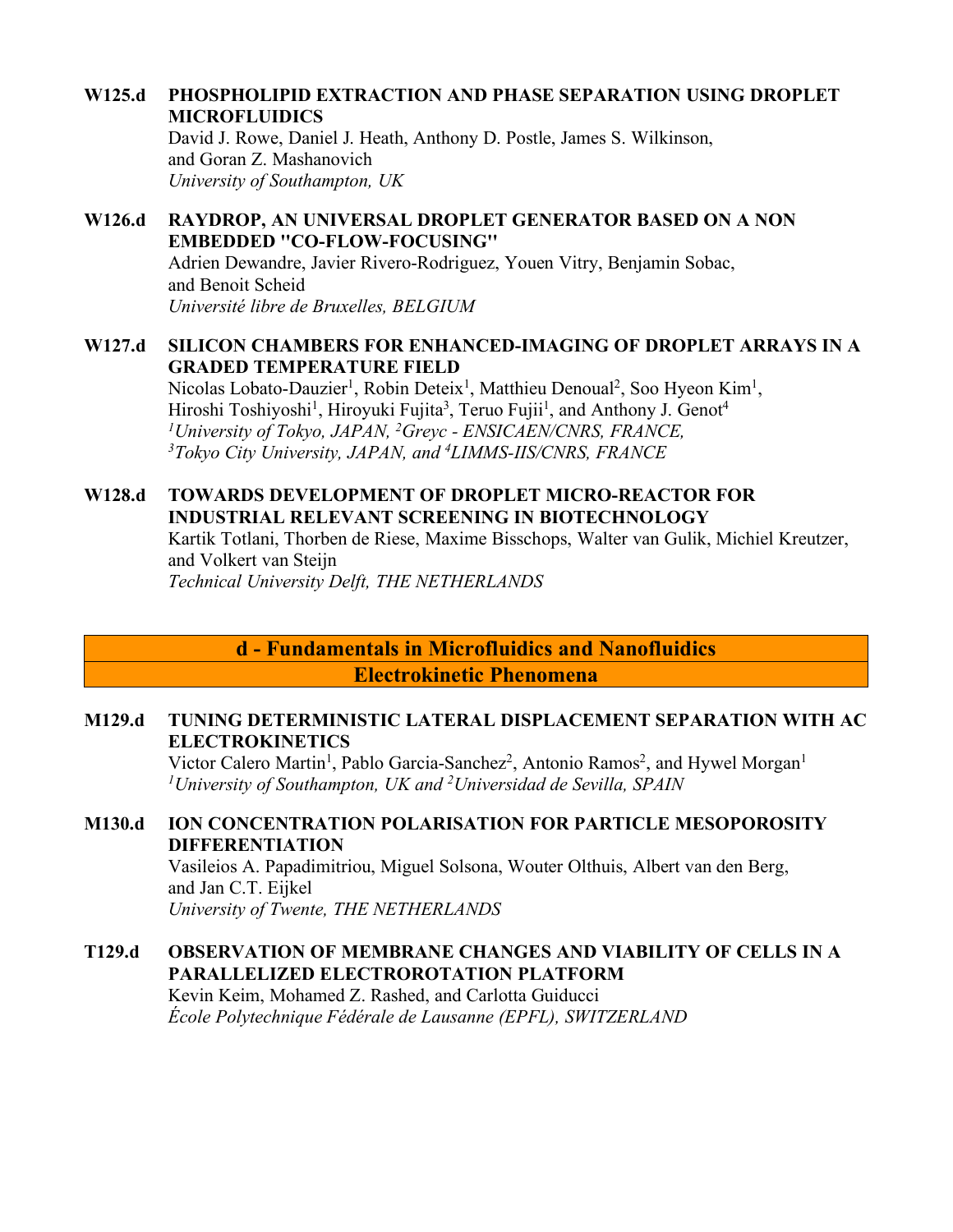**W125.d PHOSPHOLIPID EXTRACTION AND PHASE SEPARATION USING DROPLET MICROFLUIDICS**
David J. Rowe, Daniel J. Heath, Anthony D. Postle, James S. Wilkinson, and Goran Z. Mashanovich
*University of Southampton, UK*

**W126.d RAYDROP, AN UNIVERSAL DROPLET GENERATOR BASED ON A NON EMBEDDED "CO-FLOW-FOCUSING"**
Adrien Dewandre, Javier Rivero-Rodriguez, Youen Vitry, Benjamin Sobac, and Benoit Scheid
*Université libre de Bruxelles, BELGIUM*

**W127.d SILICON CHAMBERS FOR ENHANCED-IMAGING OF DROPLET ARRAYS IN A GRADED TEMPERATURE FIELD**
Nicolas Lobato-Dauzier[1], Robin Deteix[1], Matthieu Denoual[2], Soo Hyeon Kim[1], Hiroshi Toshiyoshi[1], Hiroyuki Fujita[3], Teruo Fujii[1], and Anthony J. Genot[4]
*[1]University of Tokyo, JAPAN, [2]Greyc - ENSICAEN/CNRS, FRANCE, [3]Tokyo City University, JAPAN, and [4]LIMMS-IIS/CNRS, FRANCE*

**W128.d TOWARDS DEVELOPMENT OF DROPLET MICRO-REACTOR FOR INDUSTRIAL RELEVANT SCREENING IN BIOTECHNOLOGY**
Kartik Totlani, Thorben de Riese, Maxime Bisschops, Walter van Gulik, Michiel Kreutzer, and Volkert van Steijn
*Technical University Delft, THE NETHERLANDS*

## d - Fundamentals in Microfluidics and Nanofluidics
### Electrokinetic Phenomena

**M129.d TUNING DETERMINISTIC LATERAL DISPLACEMENT SEPARATION WITH AC ELECTROKINETICS**
Victor Calero Martin[1], Pablo Garcia-Sanchez[2], Antonio Ramos[2], and Hywel Morgan[1]
*[1]University of Southampton, UK and [2]Universidad de Sevilla, SPAIN*

**M130.d ION CONCENTRATION POLARISATION FOR PARTICLE MESOPOROSITY DIFFERENTIATION**
Vasileios A. Papadimitriou, Miguel Solsona, Wouter Olthuis, Albert van den Berg, and Jan C.T. Eijkel
*University of Twente, THE NETHERLANDS*

**T129.d OBSERVATION OF MEMBRANE CHANGES AND VIABILITY OF CELLS IN A PARALLELIZED ELECTROROTATION PLATFORM**
Kevin Keim, Mohamed Z. Rashed, and Carlotta Guiducci
*École Polytechnique Fédérale de Lausanne (EPFL), SWITZERLAND*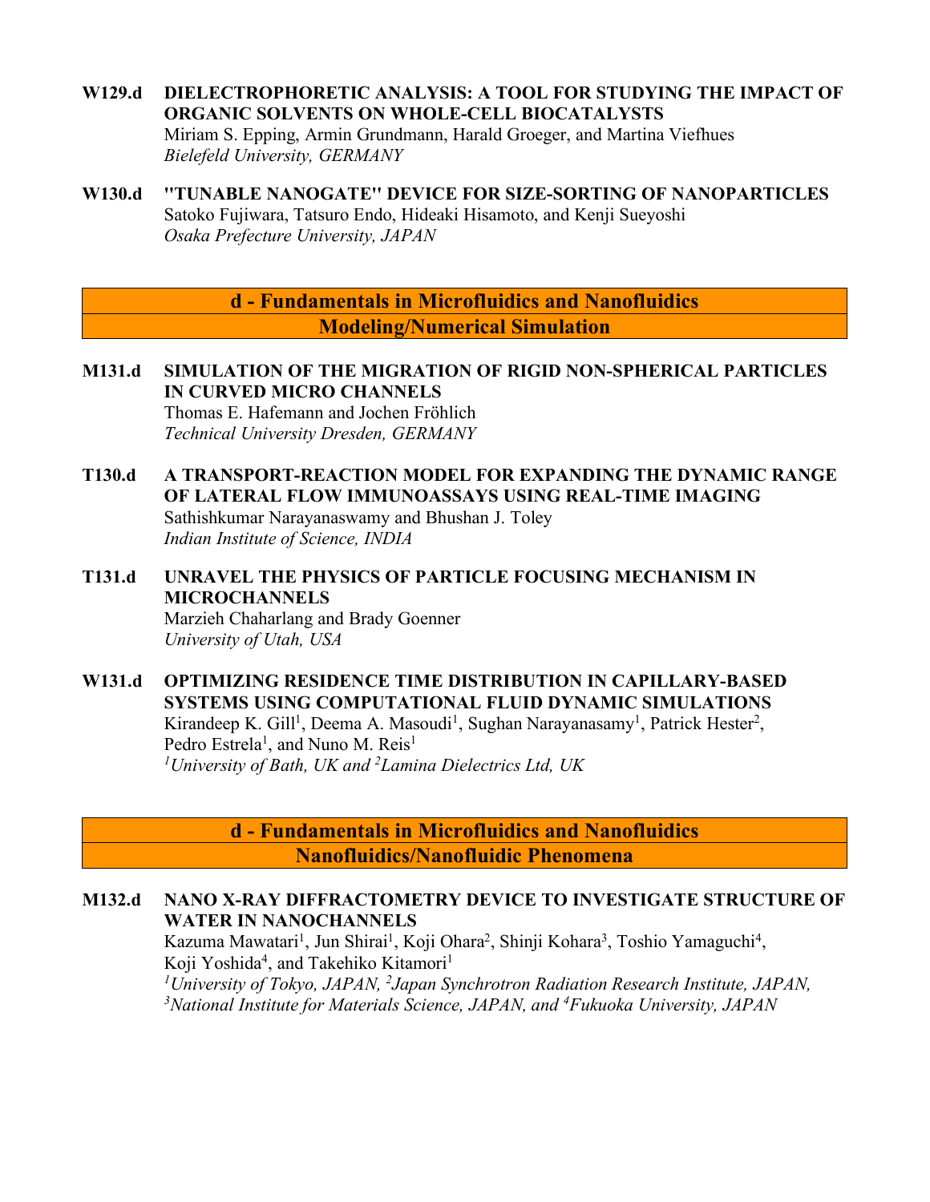**W129.d DIELECTROPHORETIC ANALYSIS: A TOOL FOR STUDYING THE IMPACT OF ORGANIC SOLVENTS ON WHOLE-CELL BIOCATALYSTS**
Miriam S. Epping, Armin Grundmann, Harald Groeger, and Martina Viefhues
*Bielefeld University, GERMANY*

**W130.d "TUNABLE NANOGATE" DEVICE FOR SIZE-SORTING OF NANOPARTICLES**
Satoko Fujiwara, Tatsuro Endo, Hideaki Hisamoto, and Kenji Sueyoshi
*Osaka Prefecture University, JAPAN*

## d - Fundamentals in Microfluidics and Nanofluidics
## Modeling/Numerical Simulation

**M131.d SIMULATION OF THE MIGRATION OF RIGID NON-SPHERICAL PARTICLES IN CURVED MICRO CHANNELS**
Thomas E. Hafemann and Jochen Fröhlich
*Technical University Dresden, GERMANY*

**T130.d A TRANSPORT-REACTION MODEL FOR EXPANDING THE DYNAMIC RANGE OF LATERAL FLOW IMMUNOASSAYS USING REAL-TIME IMAGING**
Sathishkumar Narayanaswamy and Bhushan J. Toley
*Indian Institute of Science, INDIA*

**T131.d UNRAVEL THE PHYSICS OF PARTICLE FOCUSING MECHANISM IN MICROCHANNELS**
Marzieh Chaharlang and Brady Goenner
*University of Utah, USA*

**W131.d OPTIMIZING RESIDENCE TIME DISTRIBUTION IN CAPILLARY-BASED SYSTEMS USING COMPUTATIONAL FLUID DYNAMIC SIMULATIONS**
Kirandeep K. Gill[1], Deema A. Masoudi[1], Sughan Narayanasamy[1], Patrick Hester[2], Pedro Estrela[1], and Nuno M. Reis[1]
*[1]University of Bath, UK and [2]Lamina Dielectrics Ltd, UK*

## d - Fundamentals in Microfluidics and Nanofluidics
## Nanofluidics/Nanofluidic Phenomena

**M132.d NANO X-RAY DIFFRACTOMETRY DEVICE TO INVESTIGATE STRUCTURE OF WATER IN NANOCHANNELS**
Kazuma Mawatari[1], Jun Shirai[1], Koji Ohara[2], Shinji Kohara[3], Toshio Yamaguchi[4], Koji Yoshida[4], and Takehiko Kitamori[1]
*[1]University of Tokyo, JAPAN, [2]Japan Synchrotron Radiation Research Institute, JAPAN, [3]National Institute for Materials Science, JAPAN, and [4]Fukuoka University, JAPAN*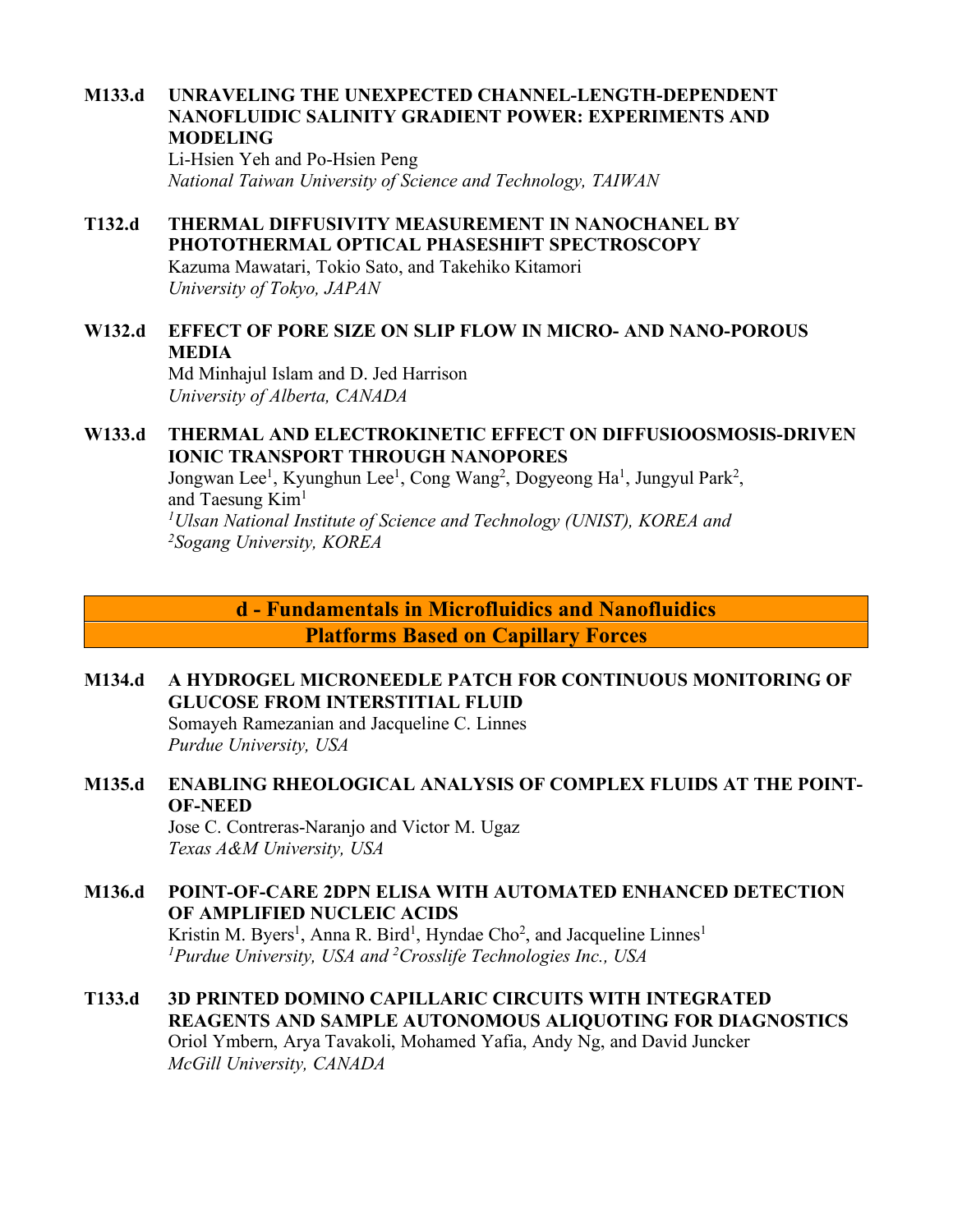**M133.d UNRAVELING THE UNEXPECTED CHANNEL-LENGTH-DEPENDENT NANOFLUIDIC SALINITY GRADIENT POWER: EXPERIMENTS AND MODELING**
Li-Hsien Yeh and Po-Hsien Peng
*National Taiwan University of Science and Technology, TAIWAN*

**T132.d THERMAL DIFFUSIVITY MEASUREMENT IN NANOCHANEL BY PHOTOTHERMAL OPTICAL PHASESHIFT SPECTROSCOPY**
Kazuma Mawatari, Tokio Sato, and Takehiko Kitamori
*University of Tokyo, JAPAN*

**W132.d EFFECT OF PORE SIZE ON SLIP FLOW IN MICRO- AND NANO-POROUS MEDIA**
Md Minhajul Islam and D. Jed Harrison
*University of Alberta, CANADA*

**W133.d THERMAL AND ELECTROKINETIC EFFECT ON DIFFUSIOOSMOSIS-DRIVEN IONIC TRANSPORT THROUGH NANOPORES**
Jongwan Lee[1], Kyunghun Lee[1], Cong Wang[2], Dogyeong Ha[1], Jungyul Park[2], and Taesung Kim[1]
*[1]Ulsan National Institute of Science and Technology (UNIST), KOREA and [2]Sogang University, KOREA*

## d - Fundamentals in Microfluidics and Nanofluidics
## Platforms Based on Capillary Forces

**M134.d A HYDROGEL MICRONEEDLE PATCH FOR CONTINUOUS MONITORING OF GLUCOSE FROM INTERSTITIAL FLUID**
Somayeh Ramezanian and Jacqueline C. Linnes
*Purdue University, USA*

**M135.d ENABLING RHEOLOGICAL ANALYSIS OF COMPLEX FLUIDS AT THE POINT-OF-NEED**
Jose C. Contreras-Naranjo and Victor M. Ugaz
*Texas A&M University, USA*

**M136.d POINT-OF-CARE 2DPN ELISA WITH AUTOMATED ENHANCED DETECTION OF AMPLIFIED NUCLEIC ACIDS**
Kristin M. Byers[1], Anna R. Bird[1], Hyndae Cho[2], and Jacqueline Linnes[1]
*[1]Purdue University, USA and [2]Crosslife Technologies Inc., USA*

**T133.d 3D PRINTED DOMINO CAPILLARIC CIRCUITS WITH INTEGRATED REAGENTS AND SAMPLE AUTONOMOUS ALIQUOTING FOR DIAGNOSTICS**
Oriol Ymbern, Arya Tavakoli, Mohamed Yafia, Andy Ng, and David Juncker
*McGill University, CANADA*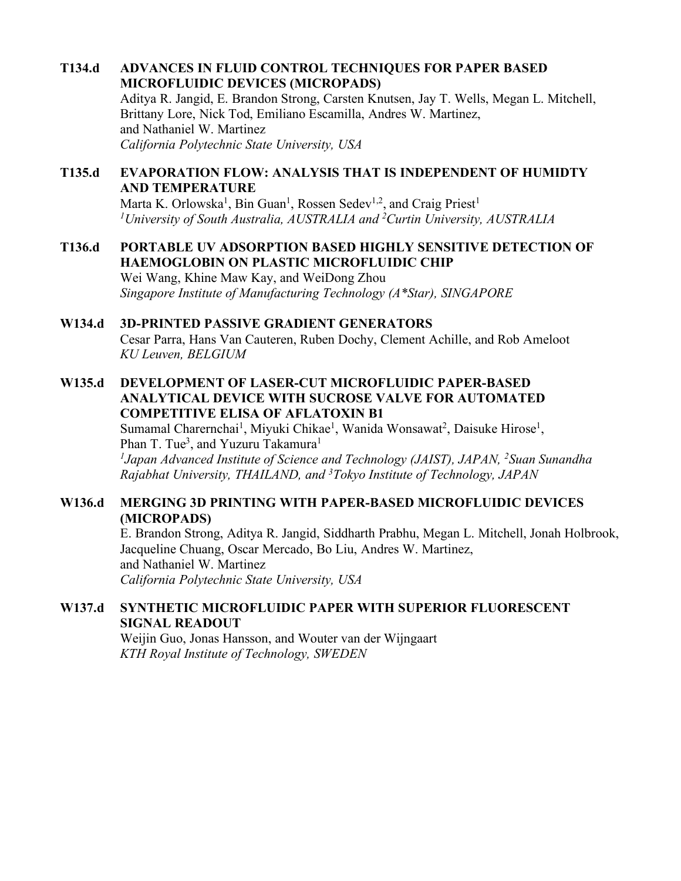**T134.d ADVANCES IN FLUID CONTROL TECHNIQUES FOR PAPER BASED MICROFLUIDIC DEVICES (MICROPADS)**
Aditya R. Jangid, E. Brandon Strong, Carsten Knutsen, Jay T. Wells, Megan L. Mitchell, Brittany Lore, Nick Tod, Emiliano Escamilla, Andres W. Martinez, and Nathaniel W. Martinez
*California Polytechnic State University, USA*

**T135.d EVAPORATION FLOW: ANALYSIS THAT IS INDEPENDENT OF HUMIDTY AND TEMPERATURE**
Marta K. Orlowska[1], Bin Guan[1], Rossen Sedev[1,2], and Craig Priest[1]
*[1]University of South Australia, AUSTRALIA and [2]Curtin University, AUSTRALIA*

**T136.d PORTABLE UV ADSORPTION BASED HIGHLY SENSITIVE DETECTION OF HAEMOGLOBIN ON PLASTIC MICROFLUIDIC CHIP**
Wei Wang, Khine Maw Kay, and WeiDong Zhou
*Singapore Institute of Manufacturing Technology (A*Star), SINGAPORE*

**W134.d 3D-PRINTED PASSIVE GRADIENT GENERATORS**
Cesar Parra, Hans Van Cauteren, Ruben Dochy, Clement Achille, and Rob Ameloot
*KU Leuven, BELGIUM*

**W135.d DEVELOPMENT OF LASER-CUT MICROFLUIDIC PAPER-BASED ANALYTICAL DEVICE WITH SUCROSE VALVE FOR AUTOMATED COMPETITIVE ELISA OF AFLATOXIN B1**
Sumamal Charernchai[1], Miyuki Chikae[1], Wanida Wonsawat[2], Daisuke Hirose[1], Phan T. Tue[3], and Yuzuru Takamura[1]
*[1]Japan Advanced Institute of Science and Technology (JAIST), JAPAN, [2]Suan Sunandha Rajabhat University, THAILAND, and [3]Tokyo Institute of Technology, JAPAN*

**W136.d MERGING 3D PRINTING WITH PAPER-BASED MICROFLUIDIC DEVICES (MICROPADS)**
E. Brandon Strong, Aditya R. Jangid, Siddharth Prabhu, Megan L. Mitchell, Jonah Holbrook, Jacqueline Chuang, Oscar Mercado, Bo Liu, Andres W. Martinez, and Nathaniel W. Martinez
*California Polytechnic State University, USA*

**W137.d SYNTHETIC MICROFLUIDIC PAPER WITH SUPERIOR FLUORESCENT SIGNAL READOUT**
Weijin Guo, Jonas Hansson, and Wouter van der Wijngaart
*KTH Royal Institute of Technology, SWEDEN*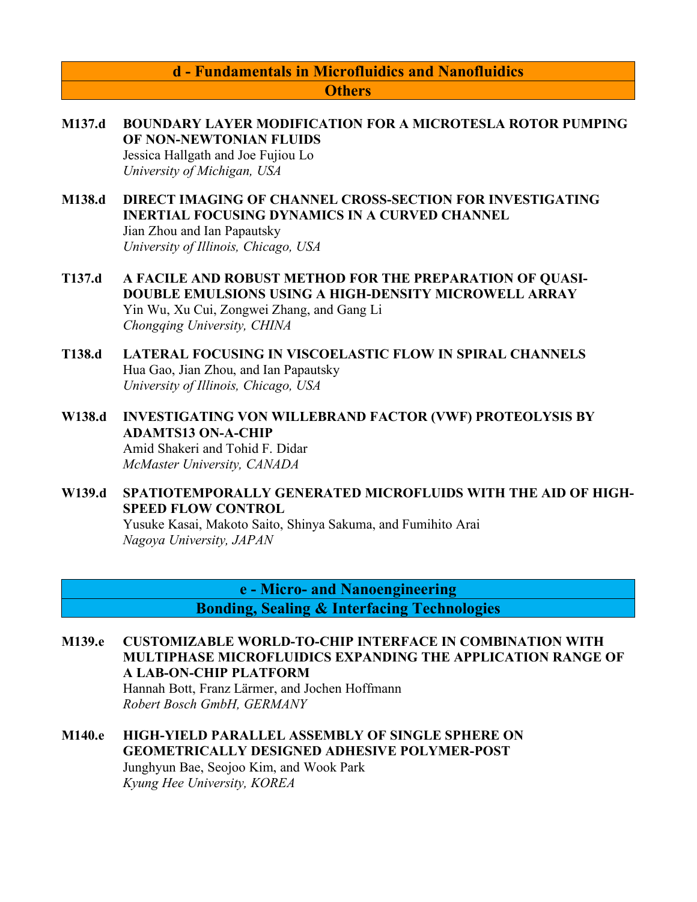## d - Fundamentals in Microfluidics and Nanofluidics
### Others

**M137.d** **BOUNDARY LAYER MODIFICATION FOR A MICROTESLA ROTOR PUMPING OF NON-NEWTONIAN FLUIDS**
Jessica Hallgath and Joe Fujiou Lo
*University of Michigan, USA*

**M138.d** **DIRECT IMAGING OF CHANNEL CROSS-SECTION FOR INVESTIGATING INERTIAL FOCUSING DYNAMICS IN A CURVED CHANNEL**
Jian Zhou and Ian Papautsky
*University of Illinois, Chicago, USA*

**T137.d** **A FACILE AND ROBUST METHOD FOR THE PREPARATION OF QUASI-DOUBLE EMULSIONS USING A HIGH-DENSITY MICROWELL ARRAY**
Yin Wu, Xu Cui, Zongwei Zhang, and Gang Li
*Chongqing University, CHINA*

**T138.d** **LATERAL FOCUSING IN VISCOELASTIC FLOW IN SPIRAL CHANNELS**
Hua Gao, Jian Zhou, and Ian Papautsky
*University of Illinois, Chicago, USA*

**W138.d** **INVESTIGATING VON WILLEBRAND FACTOR (VWF) PROTEOLYSIS BY ADAMTS13 ON-A-CHIP**
Amid Shakeri and Tohid F. Didar
*McMaster University, CANADA*

**W139.d** **SPATIOTEMPORALLY GENERATED MICROFLUIDS WITH THE AID OF HIGH-SPEED FLOW CONTROL**
Yusuke Kasai, Makoto Saito, Shinya Sakuma, and Fumihito Arai
*Nagoya University, JAPAN*

## e - Micro- and Nanoengineering
### Bonding, Sealing & Interfacing Technologies

**M139.e** **CUSTOMIZABLE WORLD-TO-CHIP INTERFACE IN COMBINATION WITH MULTIPHASE MICROFLUIDICS EXPANDING THE APPLICATION RANGE OF A LAB-ON-CHIP PLATFORM**
Hannah Bott, Franz Lärmer, and Jochen Hoffmann
*Robert Bosch GmbH, GERMANY*

**M140.e** **HIGH-YIELD PARALLEL ASSEMBLY OF SINGLE SPHERE ON GEOMETRICALLY DESIGNED ADHESIVE POLYMER-POST**
Junghyun Bae, Seojoo Kim, and Wook Park
*Kyung Hee University, KOREA*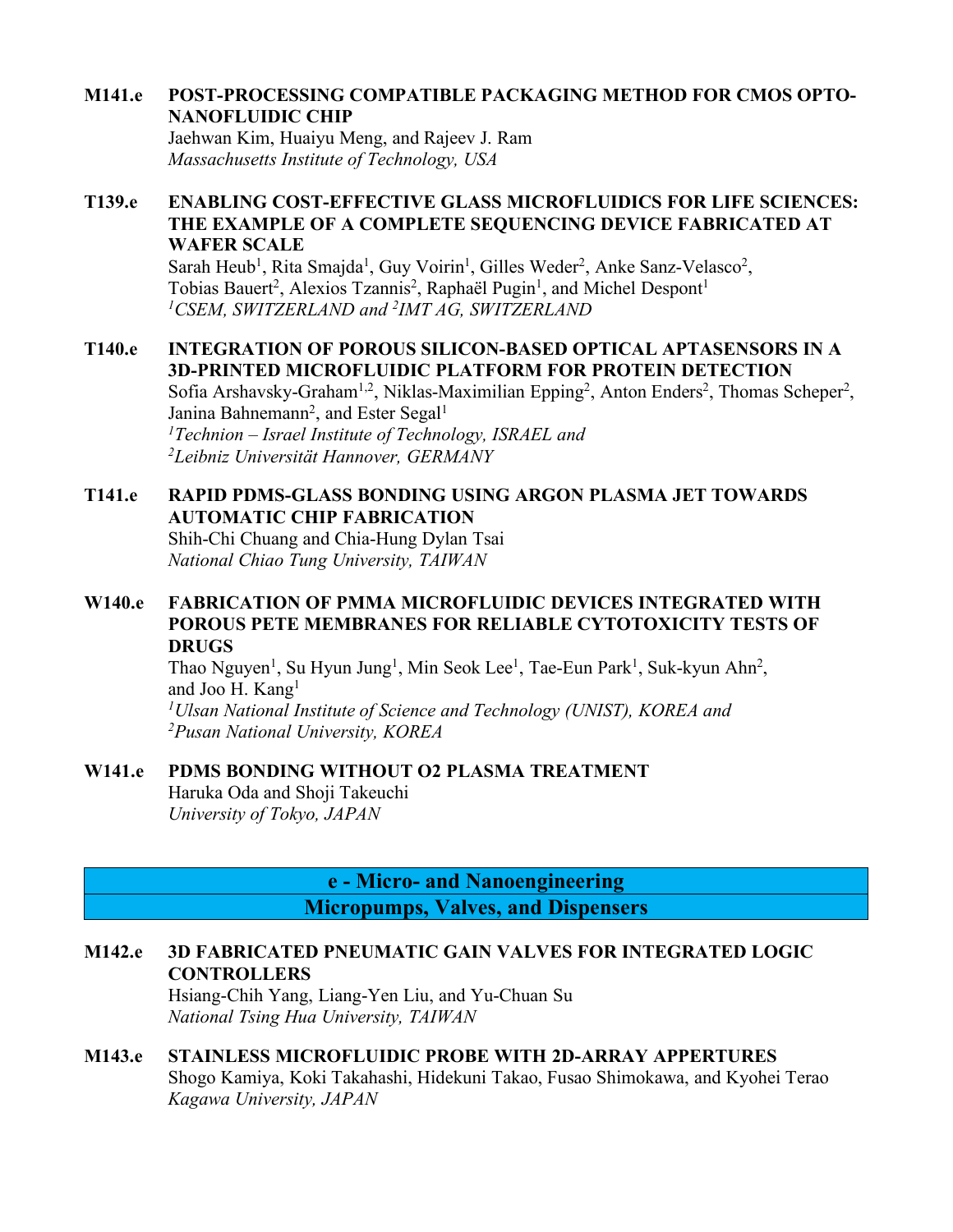**M141.e POST-PROCESSING COMPATIBLE PACKAGING METHOD FOR CMOS OPTO-NANOFLUIDIC CHIP**
Jaehwan Kim, Huaiyu Meng, and Rajeev J. Ram
*Massachusetts Institute of Technology, USA*

**T139.e ENABLING COST-EFFECTIVE GLASS MICROFLUIDICS FOR LIFE SCIENCES: THE EXAMPLE OF A COMPLETE SEQUENCING DEVICE FABRICATED AT WAFER SCALE**
Sarah Heub[1], Rita Smajda[1], Guy Voirin[1], Gilles Weder[2], Anke Sanz-Velasco[2], Tobias Bauert[2], Alexios Tzannis[2], Raphaël Pugin[1], and Michel Despont[1]
*[1]CSEM, SWITZERLAND and [2]IMT AG, SWITZERLAND*

**T140.e INTEGRATION OF POROUS SILICON-BASED OPTICAL APTASENSORS IN A 3D-PRINTED MICROFLUIDIC PLATFORM FOR PROTEIN DETECTION**
Sofia Arshavsky-Graham[1,2], Niklas-Maximilian Epping[2], Anton Enders[2], Thomas Scheper[2], Janina Bahnemann[2], and Ester Segal[1]
*[1]Technion – Israel Institute of Technology, ISRAEL and*
*[2]Leibniz Universität Hannover, GERMANY*

**T141.e RAPID PDMS-GLASS BONDING USING ARGON PLASMA JET TOWARDS AUTOMATIC CHIP FABRICATION**
Shih-Chi Chuang and Chia-Hung Dylan Tsai
*National Chiao Tung University, TAIWAN*

**W140.e FABRICATION OF PMMA MICROFLUIDIC DEVICES INTEGRATED WITH POROUS PETE MEMBRANES FOR RELIABLE CYTOTOXICITY TESTS OF DRUGS**
Thao Nguyen[1], Su Hyun Jung[1], Min Seok Lee[1], Tae-Eun Park[1], Suk-kyun Ahn[2], and Joo H. Kang[1]
*[1]Ulsan National Institute of Science and Technology (UNIST), KOREA and*
*[2]Pusan National University, KOREA*

**W141.e PDMS BONDING WITHOUT O2 PLASMA TREATMENT**
Haruka Oda and Shoji Takeuchi
*University of Tokyo, JAPAN*

## e - Micro- and Nanoengineering
## Micropumps, Valves, and Dispensers

**M142.e 3D FABRICATED PNEUMATIC GAIN VALVES FOR INTEGRATED LOGIC CONTROLLERS**
Hsiang-Chih Yang, Liang-Yen Liu, and Yu-Chuan Su
*National Tsing Hua University, TAIWAN*

**M143.e STAINLESS MICROFLUIDIC PROBE WITH 2D-ARRAY APPERTURES**
Shogo Kamiya, Koki Takahashi, Hidekuni Takao, Fusao Shimokawa, and Kyohei Terao
*Kagawa University, JAPAN*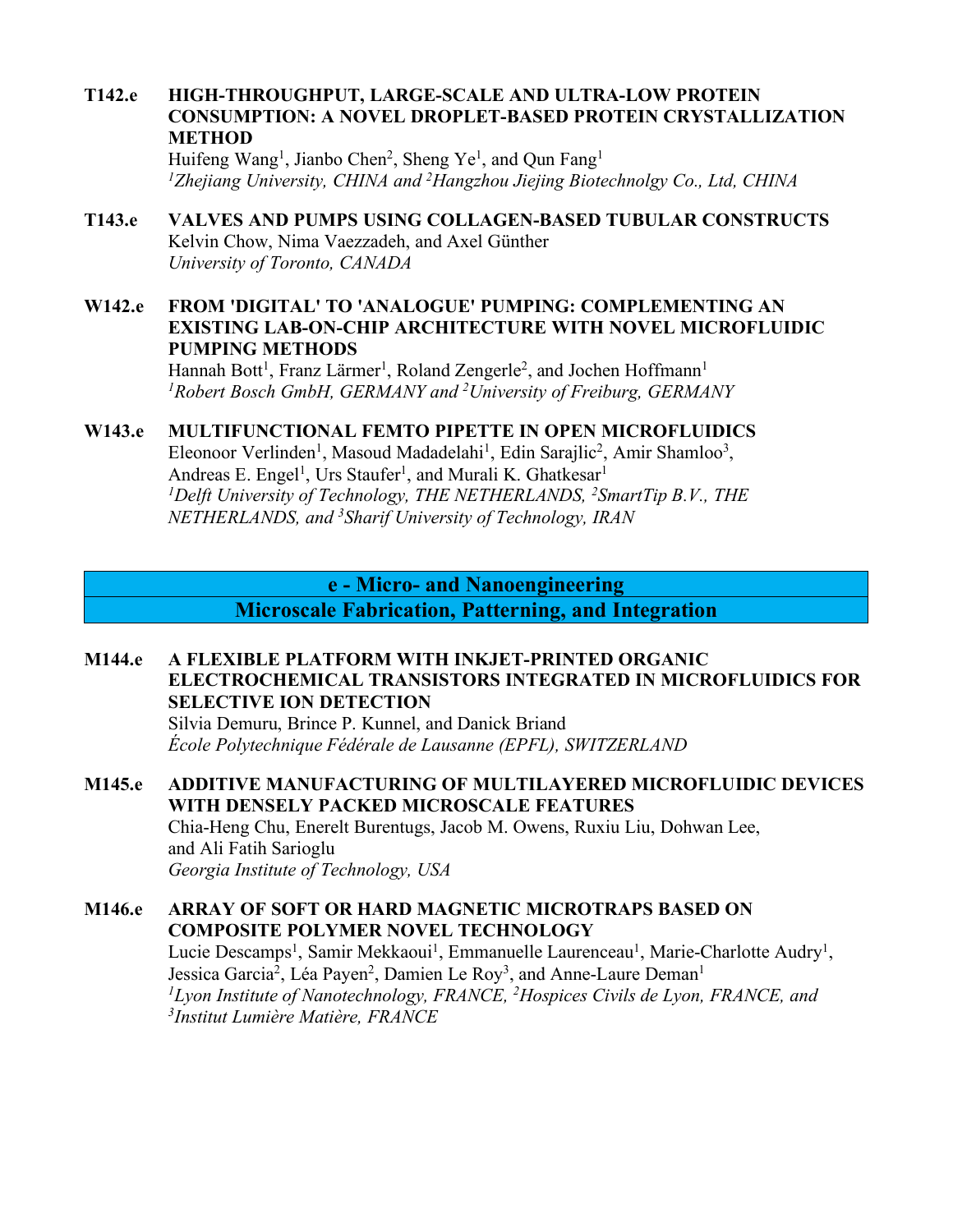**T142.e HIGH-THROUGHPUT, LARGE-SCALE AND ULTRA-LOW PROTEIN CONSUMPTION: A NOVEL DROPLET-BASED PROTEIN CRYSTALLIZATION METHOD**
Huifeng Wang[1], Jianbo Chen[2], Sheng Ye[1], and Qun Fang[1]
*[1]Zhejiang University, CHINA and [2]Hangzhou Jiejing Biotechnolgy Co., Ltd, CHINA*

**T143.e VALVES AND PUMPS USING COLLAGEN-BASED TUBULAR CONSTRUCTS**
Kelvin Chow, Nima Vaezzadeh, and Axel Günther
*University of Toronto, CANADA*

**W142.e FROM 'DIGITAL' TO 'ANALOGUE' PUMPING: COMPLEMENTING AN EXISTING LAB-ON-CHIP ARCHITECTURE WITH NOVEL MICROFLUIDIC PUMPING METHODS**
Hannah Bott[1], Franz Lärmer[1], Roland Zengerle[2], and Jochen Hoffmann[1]
*[1]Robert Bosch GmbH, GERMANY and [2]University of Freiburg, GERMANY*

**W143.e MULTIFUNCTIONAL FEMTO PIPETTE IN OPEN MICROFLUIDICS**
Eleonoor Verlinden[1], Masoud Madadelahi[1], Edin Sarajlic[2], Amir Shamloo[3], Andreas E. Engel[1], Urs Staufer[1], and Murali K. Ghatkesar[1]
*[1]Delft University of Technology, THE NETHERLANDS, [2]SmartTip B.V., THE NETHERLANDS, and [3]Sharif University of Technology, IRAN*

## e - Micro- and Nanoengineering
## Microscale Fabrication, Patterning, and Integration

**M144.e A FLEXIBLE PLATFORM WITH INKJET-PRINTED ORGANIC ELECTROCHEMICAL TRANSISTORS INTEGRATED IN MICROFLUIDICS FOR SELECTIVE ION DETECTION**
Silvia Demuru, Brince P. Kunnel, and Danick Briand
*École Polytechnique Fédérale de Lausanne (EPFL), SWITZERLAND*

**M145.e ADDITIVE MANUFACTURING OF MULTILAYERED MICROFLUIDIC DEVICES WITH DENSELY PACKED MICROSCALE FEATURES**
Chia-Heng Chu, Enerelt Burentugs, Jacob M. Owens, Ruxiu Liu, Dohwan Lee, and Ali Fatih Sarioglu
*Georgia Institute of Technology, USA*

**M146.e ARRAY OF SOFT OR HARD MAGNETIC MICROTRAPS BASED ON COMPOSITE POLYMER NOVEL TECHNOLOGY**
Lucie Descamps[1], Samir Mekkaoui[1], Emmanuelle Laurenceau[1], Marie-Charlotte Audry[1], Jessica Garcia[2], Léa Payen[2], Damien Le Roy[3], and Anne-Laure Deman[1]
*[1]Lyon Institute of Nanotechnology, FRANCE, [2]Hospices Civils de Lyon, FRANCE, and [3]Institut Lumière Matière, FRANCE*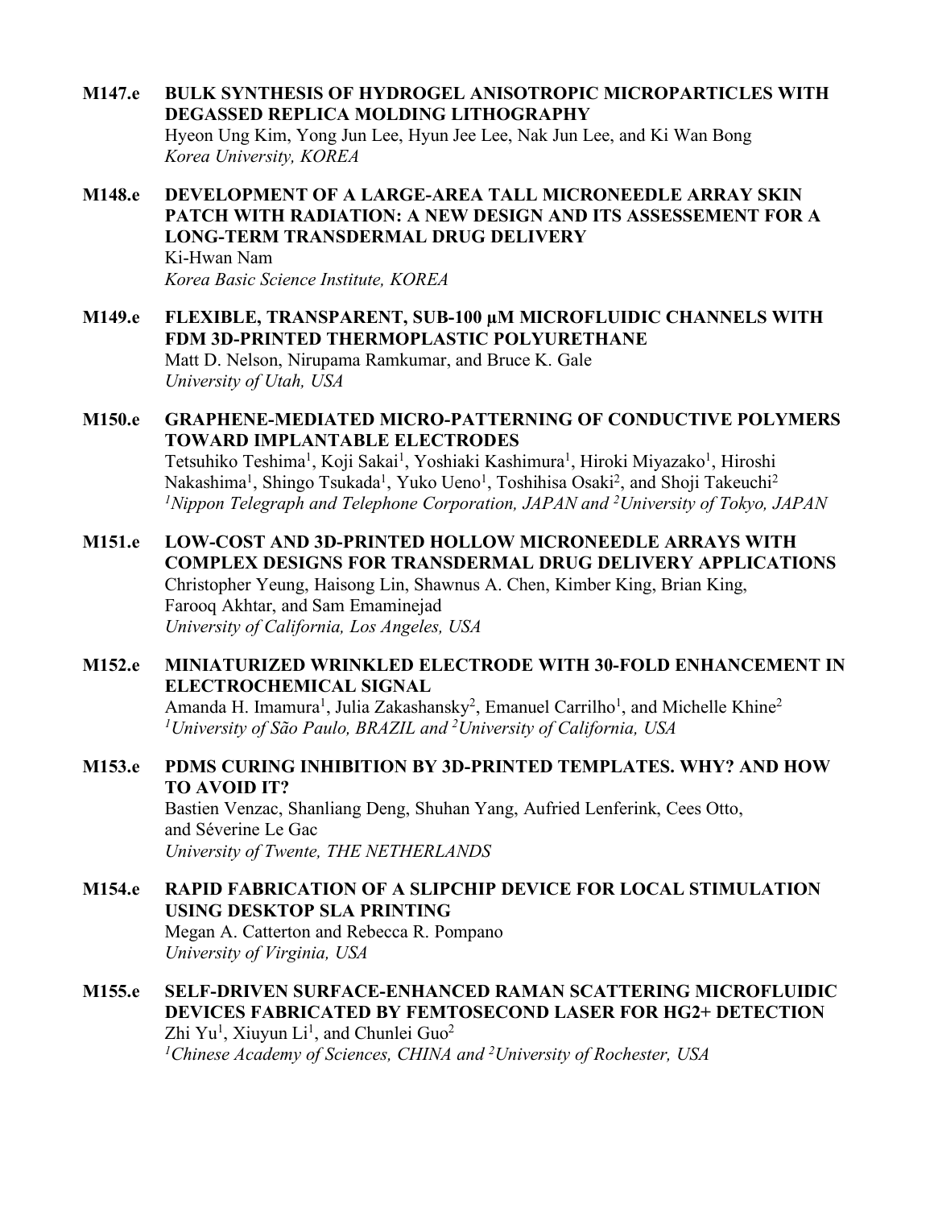**M147.e BULK SYNTHESIS OF HYDROGEL ANISOTROPIC MICROPARTICLES WITH DEGASSED REPLICA MOLDING LITHOGRAPHY**
Hyeon Ung Kim, Yong Jun Lee, Hyun Jee Lee, Nak Jun Lee, and Ki Wan Bong
*Korea University, KOREA*

**M148.e DEVELOPMENT OF A LARGE-AREA TALL MICRONEEDLE ARRAY SKIN PATCH WITH RADIATION: A NEW DESIGN AND ITS ASSESSEMENT FOR A LONG-TERM TRANSDERMAL DRUG DELIVERY**
Ki-Hwan Nam
*Korea Basic Science Institute, KOREA*

**M149.e FLEXIBLE, TRANSPARENT, SUB-100 μM MICROFLUIDIC CHANNELS WITH FDM 3D-PRINTED THERMOPLASTIC POLYURETHANE**
Matt D. Nelson, Nirupama Ramkumar, and Bruce K. Gale
*University of Utah, USA*

**M150.e GRAPHENE-MEDIATED MICRO-PATTERNING OF CONDUCTIVE POLYMERS TOWARD IMPLANTABLE ELECTRODES**
Tetsuhiko Teshima[1], Koji Sakai[1], Yoshiaki Kashimura[1], Hiroki Miyazako[1], Hiroshi Nakashima[1], Shingo Tsukada[1], Yuko Ueno[1], Toshihisa Osaki[2], and Shoji Takeuchi[2]
*[1]Nippon Telegraph and Telephone Corporation, JAPAN and [2]University of Tokyo, JAPAN*

**M151.e LOW-COST AND 3D-PRINTED HOLLOW MICRONEEDLE ARRAYS WITH COMPLEX DESIGNS FOR TRANSDERMAL DRUG DELIVERY APPLICATIONS**
Christopher Yeung, Haisong Lin, Shawnus A. Chen, Kimber King, Brian King, Farooq Akhtar, and Sam Emaminejad
*University of California, Los Angeles, USA*

**M152.e MINIATURIZED WRINKLED ELECTRODE WITH 30-FOLD ENHANCEMENT IN ELECTROCHEMICAL SIGNAL**
Amanda H. Imamura[1], Julia Zakashansky[2], Emanuel Carrilho[1], and Michelle Khine[2]
*[1]University of São Paulo, BRAZIL and [2]University of California, USA*

**M153.e PDMS CURING INHIBITION BY 3D-PRINTED TEMPLATES. WHY? AND HOW TO AVOID IT?**
Bastien Venzac, Shanliang Deng, Shuhan Yang, Aufried Lenferink, Cees Otto, and Séverine Le Gac
*University of Twente, THE NETHERLANDS*

**M154.e RAPID FABRICATION OF A SLIPCHIP DEVICE FOR LOCAL STIMULATION USING DESKTOP SLA PRINTING**
Megan A. Catterton and Rebecca R. Pompano
*University of Virginia, USA*

**M155.e SELF-DRIVEN SURFACE-ENHANCED RAMAN SCATTERING MICROFLUIDIC DEVICES FABRICATED BY FEMTOSECOND LASER FOR HG2+ DETECTION**
Zhi Yu[1], Xiuyun Li[1], and Chunlei Guo[2]
*[1]Chinese Academy of Sciences, CHINA and [2]University of Rochester, USA*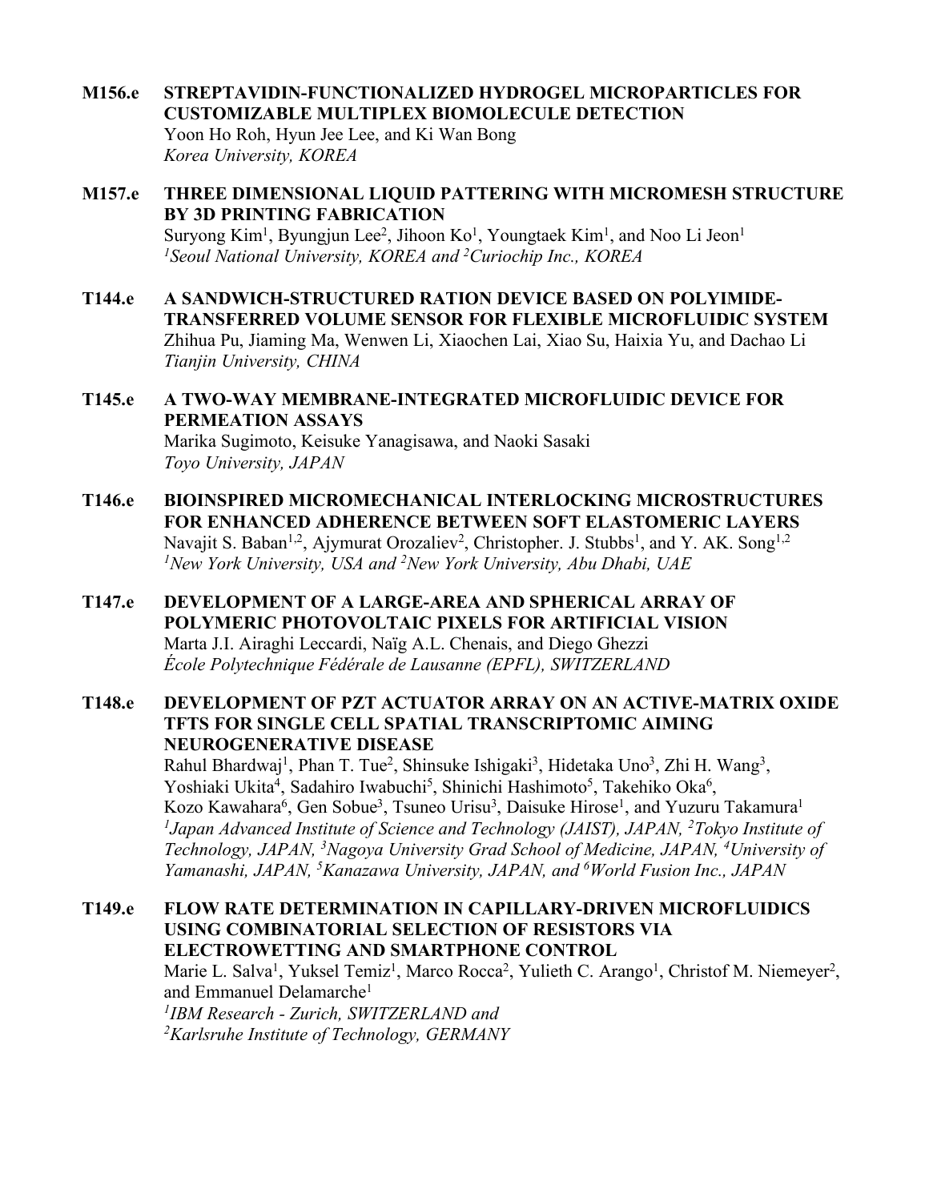**M156.e** **STREPTAVIDIN-FUNCTIONALIZED HYDROGEL MICROPARTICLES FOR CUSTOMIZABLE MULTIPLEX BIOMOLECULE DETECTION**
Yoon Ho Roh, Hyun Jee Lee, and Ki Wan Bong
*Korea University, KOREA*

**M157.e** **THREE DIMENSIONAL LIQUID PATTERING WITH MICROMESH STRUCTURE BY 3D PRINTING FABRICATION**
Suryong Kim[1], Byungjun Lee[2], Jihoon Ko[1], Youngtaek Kim[1], and Noo Li Jeon[1]
*[1]Seoul National University, KOREA and [2]Curiochip Inc., KOREA*

**T144.e** **A SANDWICH-STRUCTURED RATION DEVICE BASED ON POLYIMIDE-TRANSFERRED VOLUME SENSOR FOR FLEXIBLE MICROFLUIDIC SYSTEM**
Zhihua Pu, Jiaming Ma, Wenwen Li, Xiaochen Lai, Xiao Su, Haixia Yu, and Dachao Li
*Tianjin University, CHINA*

**T145.e** **A TWO-WAY MEMBRANE-INTEGRATED MICROFLUIDIC DEVICE FOR PERMEATION ASSAYS**
Marika Sugimoto, Keisuke Yanagisawa, and Naoki Sasaki
*Toyo University, JAPAN*

**T146.e** **BIOINSPIRED MICROMECHANICAL INTERLOCKING MICROSTRUCTURES FOR ENHANCED ADHERENCE BETWEEN SOFT ELASTOMERIC LAYERS**
Navajit S. Baban[1,2], Ajymurat Orozaliev[2], Christopher. J. Stubbs[1], and Y. AK. Song[1,2]
*[1]New York University, USA and [2]New York University, Abu Dhabi, UAE*

**T147.e** **DEVELOPMENT OF A LARGE-AREA AND SPHERICAL ARRAY OF POLYMERIC PHOTOVOLTAIC PIXELS FOR ARTIFICIAL VISION**
Marta J.I. Airaghi Leccardi, Naïg A.L. Chenais, and Diego Ghezzi
*École Polytechnique Fédérale de Lausanne (EPFL), SWITZERLAND*

**T148.e** **DEVELOPMENT OF PZT ACTUATOR ARRAY ON AN ACTIVE-MATRIX OXIDE TFTS FOR SINGLE CELL SPATIAL TRANSCRIPTOMIC AIMING NEUROGENERATIVE DISEASE**
Rahul Bhardwaj[1], Phan T. Tue[2], Shinsuke Ishigaki[3], Hidetaka Uno[3], Zhi H. Wang[3], Yoshiaki Ukita[4], Sadahiro Iwabuchi[5], Shinichi Hashimoto[5], Takehiko Oka[6], Kozo Kawahara[6], Gen Sobue[3], Tsuneo Urisu[3], Daisuke Hirose[1], and Yuzuru Takamura[1]
*[1]Japan Advanced Institute of Science and Technology (JAIST), JAPAN, [2]Tokyo Institute of Technology, JAPAN, [3]Nagoya University Grad School of Medicine, JAPAN, [4]University of Yamanashi, JAPAN, [5]Kanazawa University, JAPAN, and [6]World Fusion Inc., JAPAN*

**T149.e** **FLOW RATE DETERMINATION IN CAPILLARY-DRIVEN MICROFLUIDICS USING COMBINATORIAL SELECTION OF RESISTORS VIA ELECTROWETTING AND SMARTPHONE CONTROL**
Marie L. Salva[1], Yuksel Temiz[1], Marco Rocca[2], Yulieth C. Arango[1], Christof M. Niemeyer[2], and Emmanuel Delamarche[1]
*[1]IBM Research - Zurich, SWITZERLAND and*
*[2]Karlsruhe Institute of Technology, GERMANY*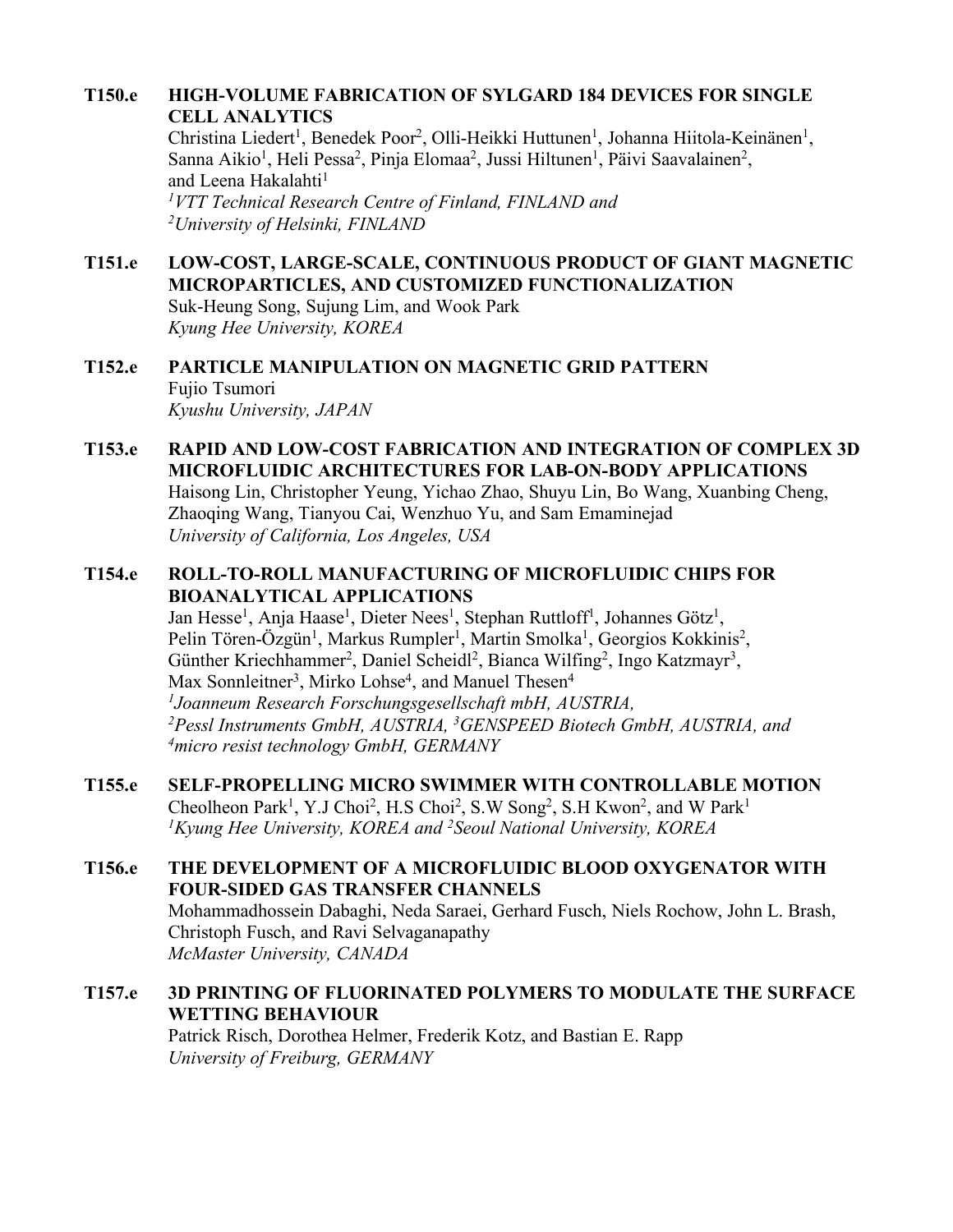**T150.e HIGH-VOLUME FABRICATION OF SYLGARD 184 DEVICES FOR SINGLE CELL ANALYTICS**
Christina Liedert[1], Benedek Poor[2], Olli-Heikki Huttunen[1], Johanna Hiitola-Keinänen[1], Sanna Aikio[1], Heli Pessa[2], Pinja Elomaa[2], Jussi Hiltunen[1], Päivi Saavalainen[2], and Leena Hakalahti[1]
*[1]VTT Technical Research Centre of Finland, FINLAND and*
*[2]University of Helsinki, FINLAND*

**T151.e LOW-COST, LARGE-SCALE, CONTINUOUS PRODUCT OF GIANT MAGNETIC MICROPARTICLES, AND CUSTOMIZED FUNCTIONALIZATION**
Suk-Heung Song, Sujung Lim, and Wook Park
*Kyung Hee University, KOREA*

**T152.e PARTICLE MANIPULATION ON MAGNETIC GRID PATTERN**
Fujio Tsumori
*Kyushu University, JAPAN*

**T153.e RAPID AND LOW-COST FABRICATION AND INTEGRATION OF COMPLEX 3D MICROFLUIDIC ARCHITECTURES FOR LAB-ON-BODY APPLICATIONS**
Haisong Lin, Christopher Yeung, Yichao Zhao, Shuyu Lin, Bo Wang, Xuanbing Cheng, Zhaoqing Wang, Tianyou Cai, Wenzhuo Yu, and Sam Emaminejad
*University of California, Los Angeles, USA*

**T154.e ROLL-TO-ROLL MANUFACTURING OF MICROFLUIDIC CHIPS FOR BIOANALYTICAL APPLICATIONS**
Jan Hesse[1], Anja Haase[1], Dieter Nees[1], Stephan Ruttloff[1], Johannes Götz[1], Pelin Tören-Özgün[1], Markus Rumpler[1], Martin Smolka[1], Georgios Kokkinis[2], Günther Kriechhammer[2], Daniel Scheidl[2], Bianca Wilfing[2], Ingo Katzmayr[3], Max Sonnleitner[3], Mirko Lohse[4], and Manuel Thesen[4]
*[1]Joanneum Research Forschungsgesellschaft mbH, AUSTRIA,*
*[2]Pessl Instruments GmbH, AUSTRIA, [3]GENSPEED Biotech GmbH, AUSTRIA, and*
*[4]micro resist technology GmbH, GERMANY*

**T155.e SELF-PROPELLING MICRO SWIMMER WITH CONTROLLABLE MOTION**
Cheolheon Park[1], Y.J Choi[2], H.S Choi[2], S.W Song[2], S.H Kwon[2], and W Park[1]
*[1]Kyung Hee University, KOREA and [2]Seoul National University, KOREA*

**T156.e THE DEVELOPMENT OF A MICROFLUIDIC BLOOD OXYGENATOR WITH FOUR-SIDED GAS TRANSFER CHANNELS**
Mohammadhossein Dabaghi, Neda Saraei, Gerhard Fusch, Niels Rochow, John L. Brash, Christoph Fusch, and Ravi Selvaganapathy
*McMaster University, CANADA*

**T157.e 3D PRINTING OF FLUORINATED POLYMERS TO MODULATE THE SURFACE WETTING BEHAVIOUR**
Patrick Risch, Dorothea Helmer, Frederik Kotz, and Bastian E. Rapp
*University of Freiburg, GERMANY*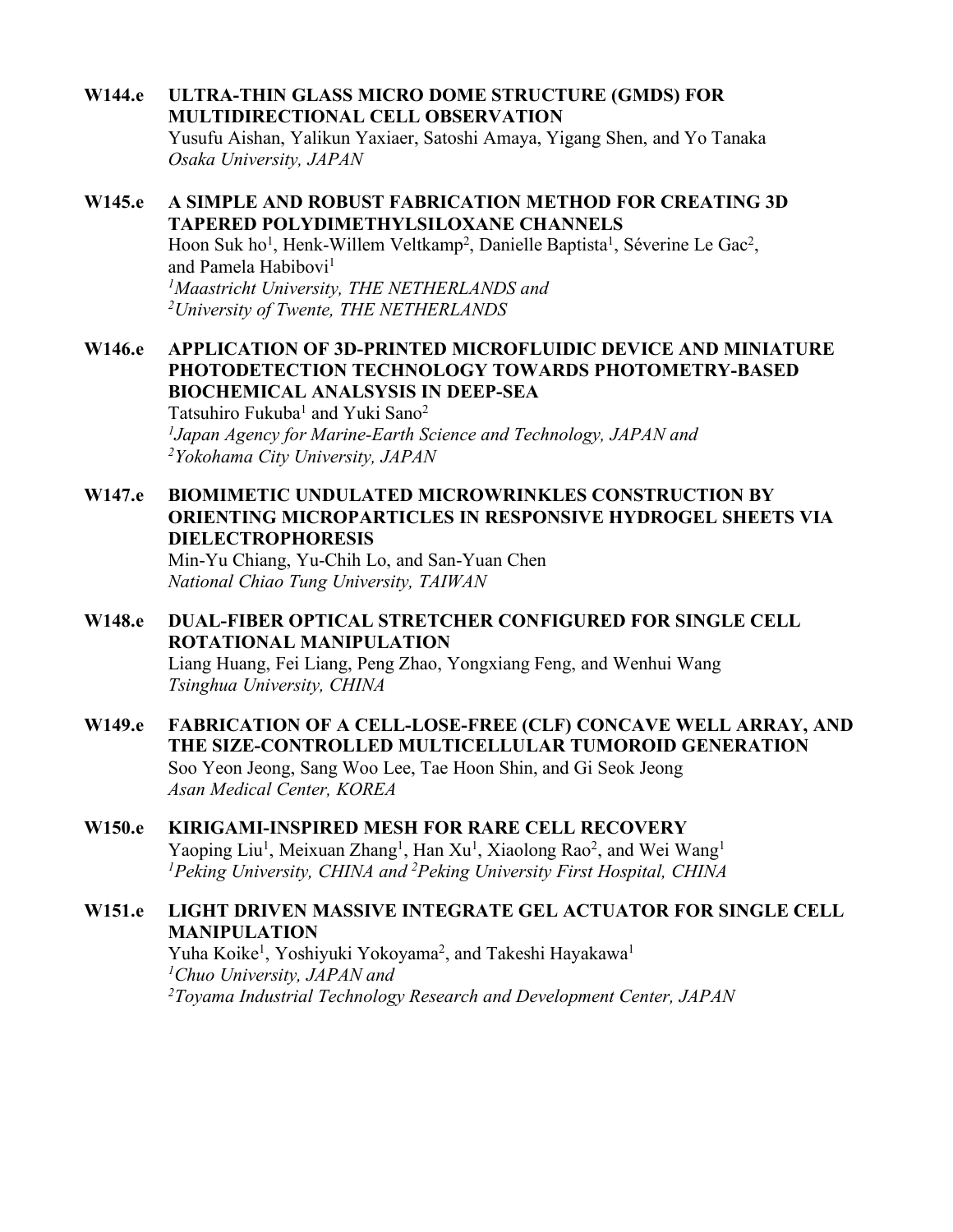**W144.e ULTRA-THIN GLASS MICRO DOME STRUCTURE (GMDS) FOR MULTIDIRECTIONAL CELL OBSERVATION**
Yusufu Aishan, Yalikun Yaxiaer, Satoshi Amaya, Yigang Shen, and Yo Tanaka
*Osaka University, JAPAN*

**W145.e A SIMPLE AND ROBUST FABRICATION METHOD FOR CREATING 3D TAPERED POLYDIMETHYLSILOXANE CHANNELS**
Hoon Suk ho[1], Henk-Willem Veltkamp[2], Danielle Baptista[1], Séverine Le Gac[2], and Pamela Habibovi[1]
*[1]Maastricht University, THE NETHERLANDS and*
*[2]University of Twente, THE NETHERLANDS*

**W146.e APPLICATION OF 3D-PRINTED MICROFLUIDIC DEVICE AND MINIATURE PHOTODETECTION TECHNOLOGY TOWARDS PHOTOMETRY-BASED BIOCHEMICAL ANALSYSIS IN DEEP-SEA**
Tatsuhiro Fukuba[1] and Yuki Sano[2]
*[1]Japan Agency for Marine-Earth Science and Technology, JAPAN and*
*[2]Yokohama City University, JAPAN*

**W147.e BIOMIMETIC UNDULATED MICROWRINKLES CONSTRUCTION BY ORIENTING MICROPARTICLES IN RESPONSIVE HYDROGEL SHEETS VIA DIELECTROPHORESIS**
Min-Yu Chiang, Yu-Chih Lo, and San-Yuan Chen
*National Chiao Tung University, TAIWAN*

**W148.e DUAL-FIBER OPTICAL STRETCHER CONFIGURED FOR SINGLE CELL ROTATIONAL MANIPULATION**
Liang Huang, Fei Liang, Peng Zhao, Yongxiang Feng, and Wenhui Wang
*Tsinghua University, CHINA*

**W149.e FABRICATION OF A CELL-LOSE-FREE (CLF) CONCAVE WELL ARRAY, AND THE SIZE-CONTROLLED MULTICELLULAR TUMOROID GENERATION**
Soo Yeon Jeong, Sang Woo Lee, Tae Hoon Shin, and Gi Seok Jeong
*Asan Medical Center, KOREA*

**W150.e KIRIGAMI-INSPIRED MESH FOR RARE CELL RECOVERY**
Yaoping Liu[1], Meixuan Zhang[1], Han Xu[1], Xiaolong Rao[2], and Wei Wang[1]
*[1]Peking University, CHINA and [2]Peking University First Hospital, CHINA*

**W151.e LIGHT DRIVEN MASSIVE INTEGRATE GEL ACTUATOR FOR SINGLE CELL MANIPULATION**
Yuha Koike[1], Yoshiyuki Yokoyama[2], and Takeshi Hayakawa[1]
*[1]Chuo University, JAPAN and*
*[2]Toyama Industrial Technology Research and Development Center, JAPAN*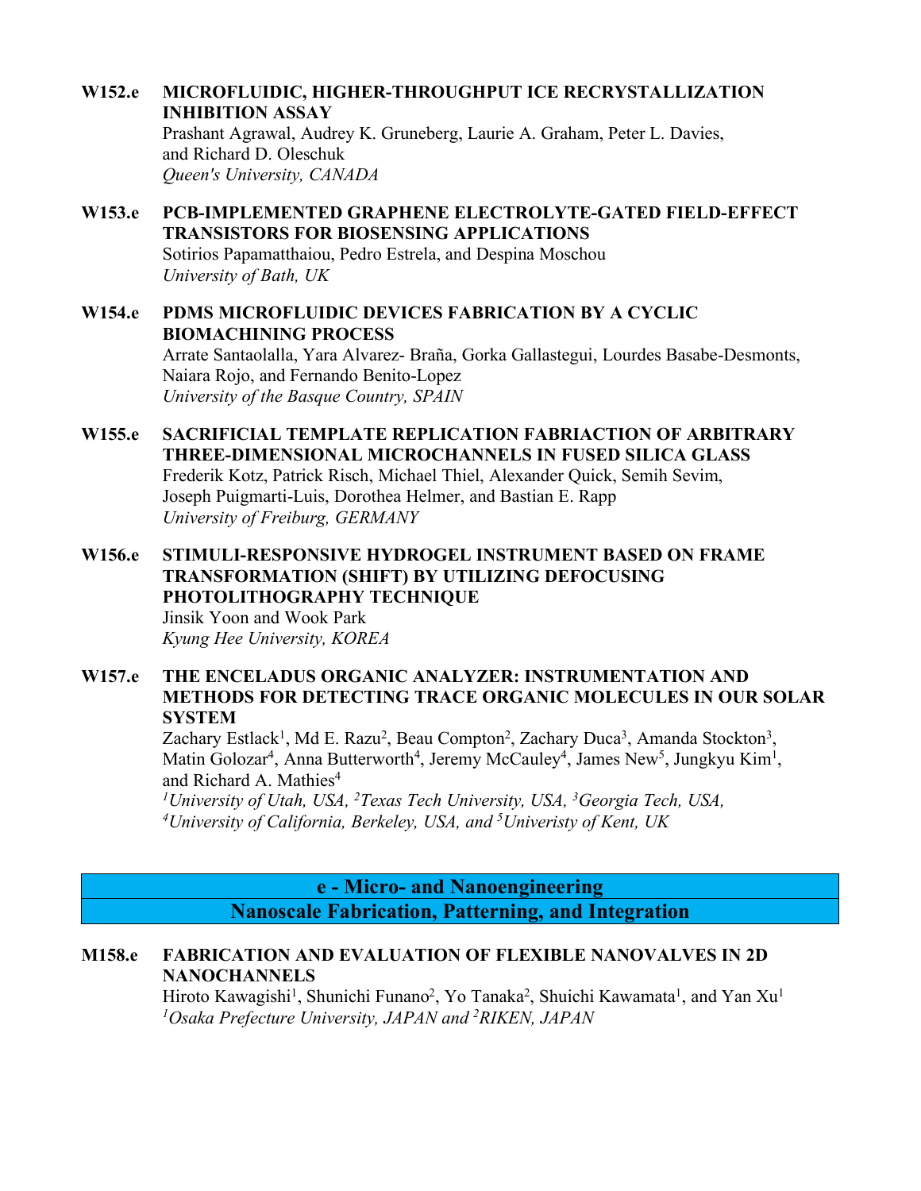**W152.e MICROFLUIDIC, HIGHER-THROUGHPUT ICE RECRYSTALLIZATION INHIBITION ASSAY**
Prashant Agrawal, Audrey K. Gruneberg, Laurie A. Graham, Peter L. Davies, and Richard D. Oleschuk
*Queen's University, CANADA*

**W153.e PCB-IMPLEMENTED GRAPHENE ELECTROLYTE-GATED FIELD-EFFECT TRANSISTORS FOR BIOSENSING APPLICATIONS**
Sotirios Papamatthaiou, Pedro Estrela, and Despina Moschou
*University of Bath, UK*

**W154.e PDMS MICROFLUIDIC DEVICES FABRICATION BY A CYCLIC BIOMACHINING PROCESS**
Arrate Santaolalla, Yara Alvarez- Braña, Gorka Gallastegui, Lourdes Basabe-Desmonts, Naiara Rojo, and Fernando Benito-Lopez
*University of the Basque Country, SPAIN*

**W155.e SACRIFICIAL TEMPLATE REPLICATION FABRIACTION OF ARBITRARY THREE-DIMENSIONAL MICROCHANNELS IN FUSED SILICA GLASS**
Frederik Kotz, Patrick Risch, Michael Thiel, Alexander Quick, Semih Sevim, Joseph Puigmarti-Luis, Dorothea Helmer, and Bastian E. Rapp
*University of Freiburg, GERMANY*

**W156.e STIMULI-RESPONSIVE HYDROGEL INSTRUMENT BASED ON FRAME TRANSFORMATION (SHIFT) BY UTILIZING DEFOCUSING PHOTOLITHOGRAPHY TECHNIQUE**
Jinsik Yoon and Wook Park
*Kyung Hee University, KOREA*

**W157.e THE ENCELADUS ORGANIC ANALYZER: INSTRUMENTATION AND METHODS FOR DETECTING TRACE ORGANIC MOLECULES IN OUR SOLAR SYSTEM**
Zachary Estlack[1], Md E. Razu[2], Beau Compton[2], Zachary Duca[3], Amanda Stockton[3], Matin Golozar[4], Anna Butterworth[4], Jeremy McCauley[4], James New[5], Jungkyu Kim[1], and Richard A. Mathies[4]
*[1]University of Utah, USA, [2]Texas Tech University, USA, [3]Georgia Tech, USA, [4]University of California, Berkeley, USA, and [5]Univeristy of Kent, UK*

## e - Micro- and Nanoengineering
## Nanoscale Fabrication, Patterning, and Integration

**M158.e FABRICATION AND EVALUATION OF FLEXIBLE NANOVALVES IN 2D NANOCHANNELS**
Hiroto Kawagishi[1], Shunichi Funano[2], Yo Tanaka[2], Shuichi Kawamata[1], and Yan Xu[1]
*[1]Osaka Prefecture University, JAPAN and [2]RIKEN, JAPAN*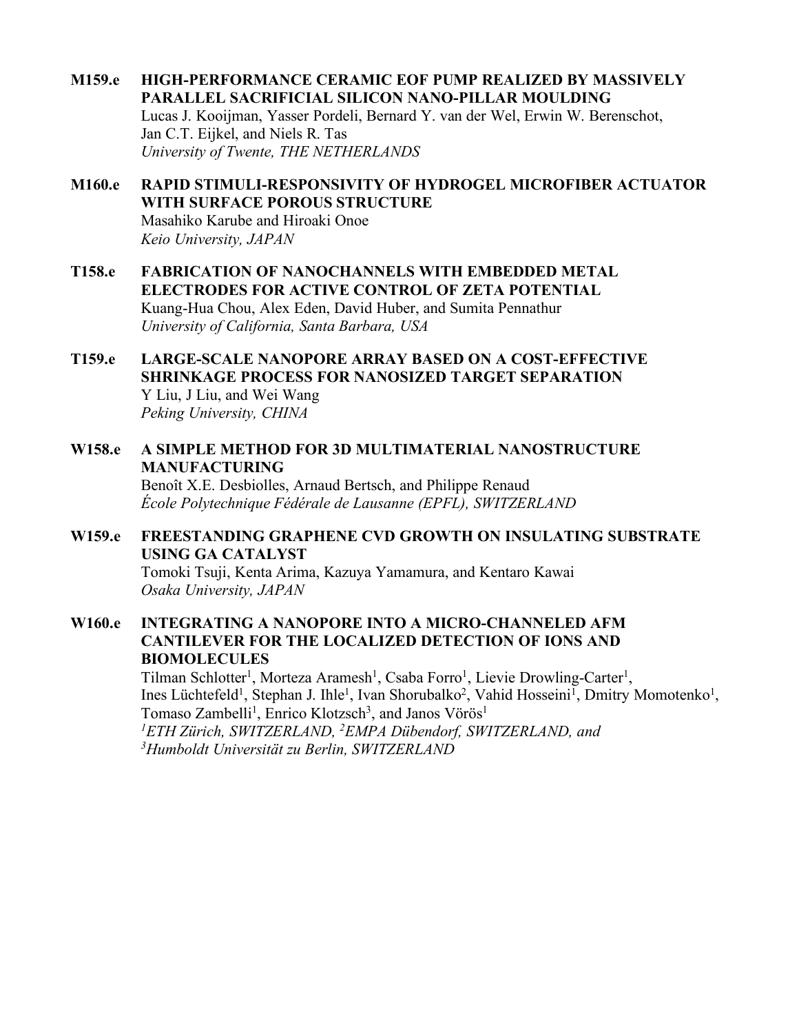**M159.e** **HIGH-PERFORMANCE CERAMIC EOF PUMP REALIZED BY MASSIVELY PARALLEL SACRIFICIAL SILICON NANO-PILLAR MOULDING**
Lucas J. Kooijman, Yasser Pordeli, Bernard Y. van der Wel, Erwin W. Berenschot, Jan C.T. Eijkel, and Niels R. Tas
*University of Twente, THE NETHERLANDS*

**M160.e** **RAPID STIMULI-RESPONSIVITY OF HYDROGEL MICROFIBER ACTUATOR WITH SURFACE POROUS STRUCTURE**
Masahiko Karube and Hiroaki Onoe
*Keio University, JAPAN*

**T158.e** **FABRICATION OF NANOCHANNELS WITH EMBEDDED METAL ELECTRODES FOR ACTIVE CONTROL OF ZETA POTENTIAL**
Kuang-Hua Chou, Alex Eden, David Huber, and Sumita Pennathur
*University of California, Santa Barbara, USA*

**T159.e** **LARGE-SCALE NANOPORE ARRAY BASED ON A COST-EFFECTIVE SHRINKAGE PROCESS FOR NANOSIZED TARGET SEPARATION**
Y Liu, J Liu, and Wei Wang
*Peking University, CHINA*

**W158.e** **A SIMPLE METHOD FOR 3D MULTIMATERIAL NANOSTRUCTURE MANUFACTURING**
Benoît X.E. Desbiolles, Arnaud Bertsch, and Philippe Renaud
*École Polytechnique Fédérale de Lausanne (EPFL), SWITZERLAND*

**W159.e** **FREESTANDING GRAPHENE CVD GROWTH ON INSULATING SUBSTRATE USING GA CATALYST**
Tomoki Tsuji, Kenta Arima, Kazuya Yamamura, and Kentaro Kawai
*Osaka University, JAPAN*

**W160.e** **INTEGRATING A NANOPORE INTO A MICRO-CHANNELED AFM CANTILEVER FOR THE LOCALIZED DETECTION OF IONS AND BIOMOLECULES**
Tilman Schlotter[1], Morteza Aramesh[1], Csaba Forro[1], Lievie Drowling-Carter[1], Ines Lüchtefeld[1], Stephan J. Ihle[1], Ivan Shorubalko[2], Vahid Hosseini[1], Dmitry Momotenko[1], Tomaso Zambelli[1], Enrico Klotzsch[3], and Janos Vörös[1]
*[1]ETH Zürich, SWITZERLAND, [2]EMPA Dübendorf, SWITZERLAND, and [3]Humboldt Universität zu Berlin, SWITZERLAND*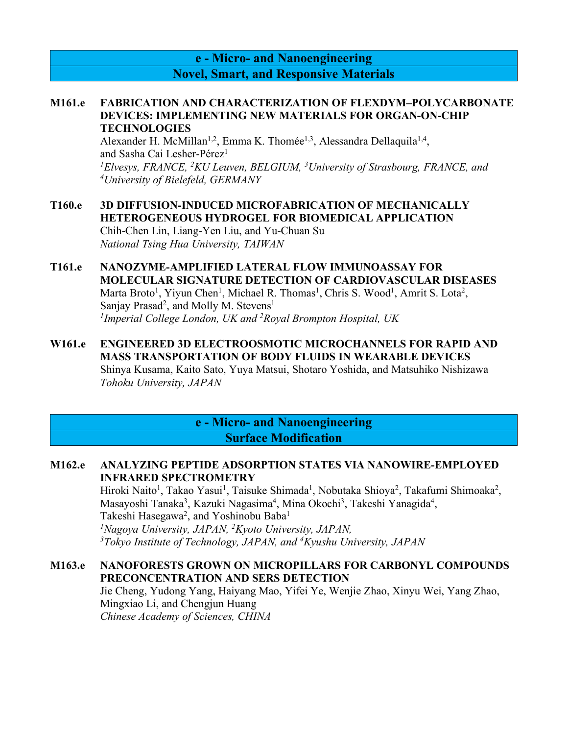## e - Micro- and Nanoengineering
## Novel, Smart, and Responsive Materials

**M161.e** **FABRICATION AND CHARACTERIZATION OF FLEXDYM–POLYCARBONATE DEVICES: IMPLEMENTING NEW MATERIALS FOR ORGAN-ON-CHIP TECHNOLOGIES**
Alexander H. McMillan[1,2], Emma K. Thomée[1,3], Alessandra Dellaquila[1,4], and Sasha Cai Lesher-Pérez[1]
*[1]Elvesys, FRANCE, [2]KU Leuven, BELGIUM, [3]University of Strasbourg, FRANCE, and [4]University of Bielefeld, GERMANY*

**T160.e** **3D DIFFUSION-INDUCED MICROFABRICATION OF MECHANICALLY HETEROGENEOUS HYDROGEL FOR BIOMEDICAL APPLICATION**
Chih-Chen Lin, Liang-Yen Liu, and Yu-Chuan Su
*National Tsing Hua University, TAIWAN*

**T161.e** **NANOZYME-AMPLIFIED LATERAL FLOW IMMUNOASSAY FOR MOLECULAR SIGNATURE DETECTION OF CARDIOVASCULAR DISEASES**
Marta Broto[1], Yiyun Chen[1], Michael R. Thomas[1], Chris S. Wood[1], Amrit S. Lota[2], Sanjay Prasad[2], and Molly M. Stevens[1]
*[1]Imperial College London, UK and [2]Royal Brompton Hospital, UK*

**W161.e** **ENGINEERED 3D ELECTROOSMOTIC MICROCHANNELS FOR RAPID AND MASS TRANSPORTATION OF BODY FLUIDS IN WEARABLE DEVICES**
Shinya Kusama, Kaito Sato, Yuya Matsui, Shotaro Yoshida, and Matsuhiko Nishizawa
*Tohoku University, JAPAN*

## e - Micro- and Nanoengineering
## Surface Modification

**M162.e** **ANALYZING PEPTIDE ADSORPTION STATES VIA NANOWIRE-EMPLOYED INFRARED SPECTROMETRY**
Hiroki Naito[1], Takao Yasui[1], Taisuke Shimada[1], Nobutaka Shioya[2], Takafumi Shimoaka[2], Masayoshi Tanaka[3], Kazuki Nagasima[4], Mina Okochi[3], Takeshi Yanagida[4], Takeshi Hasegawa[2], and Yoshinobu Baba[1]
*[1]Nagoya University, JAPAN, [2]Kyoto University, JAPAN, [3]Tokyo Institute of Technology, JAPAN, and [4]Kyushu University, JAPAN*

**M163.e** **NANOFORESTS GROWN ON MICROPILLARS FOR CARBONYL COMPOUNDS PRECONCENTRATION AND SERS DETECTION**
Jie Cheng, Yudong Yang, Haiyang Mao, Yifei Ye, Wenjie Zhao, Xinyu Wei, Yang Zhao, Mingxiao Li, and Chengjun Huang
*Chinese Academy of Sciences, CHINA*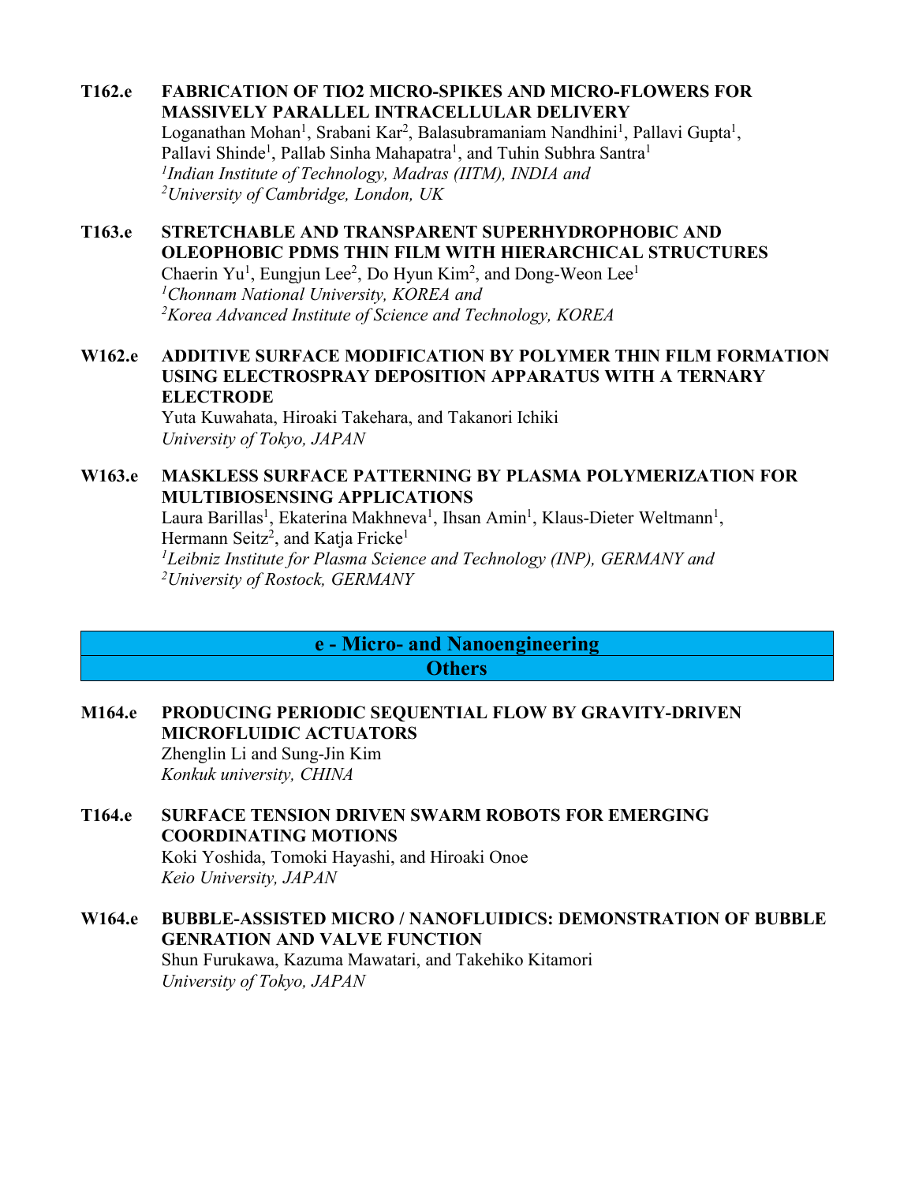**T162.e FABRICATION OF TIO2 MICRO-SPIKES AND MICRO-FLOWERS FOR MASSIVELY PARALLEL INTRACELLULAR DELIVERY**
Loganathan Mohan[1], Srabani Kar[2], Balasubramaniam Nandhini[1], Pallavi Gupta[1], Pallavi Shinde[1], Pallab Sinha Mahapatra[1], and Tuhin Subhra Santra[1]
*[1]Indian Institute of Technology, Madras (IITM), INDIA and*
*[2]University of Cambridge, London, UK*

**T163.e STRETCHABLE AND TRANSPARENT SUPERHYDROPHOBIC AND OLEOPHOBIC PDMS THIN FILM WITH HIERARCHICAL STRUCTURES**
Chaerin Yu[1], Eungjun Lee[2], Do Hyun Kim[2], and Dong-Weon Lee[1]
*[1]Chonnam National University, KOREA and*
*[2]Korea Advanced Institute of Science and Technology, KOREA*

**W162.e ADDITIVE SURFACE MODIFICATION BY POLYMER THIN FILM FORMATION USING ELECTROSPRAY DEPOSITION APPARATUS WITH A TERNARY ELECTRODE**
Yuta Kuwahata, Hiroaki Takehara, and Takanori Ichiki
*University of Tokyo, JAPAN*

**W163.e MASKLESS SURFACE PATTERNING BY PLASMA POLYMERIZATION FOR MULTIBIOSENSING APPLICATIONS**
Laura Barillas[1], Ekaterina Makhneva[1], Ihsan Amin[1], Klaus-Dieter Weltmann[1], Hermann Seitz[2], and Katja Fricke[1]
*[1]Leibniz Institute for Plasma Science and Technology (INP), GERMANY and*
*[2]University of Rostock, GERMANY*

## e - Micro- and Nanoengineering
## Others

**M164.e PRODUCING PERIODIC SEQUENTIAL FLOW BY GRAVITY-DRIVEN MICROFLUIDIC ACTUATORS**
Zhenglin Li and Sung-Jin Kim
*Konkuk university, CHINA*

**T164.e SURFACE TENSION DRIVEN SWARM ROBOTS FOR EMERGING COORDINATING MOTIONS**
Koki Yoshida, Tomoki Hayashi, and Hiroaki Onoe
*Keio University, JAPAN*

**W164.e BUBBLE-ASSISTED MICRO / NANOFLUIDICS: DEMONSTRATION OF BUBBLE GENRATION AND VALVE FUNCTION**
Shun Furukawa, Kazuma Mawatari, and Takehiko Kitamori
*University of Tokyo, JAPAN*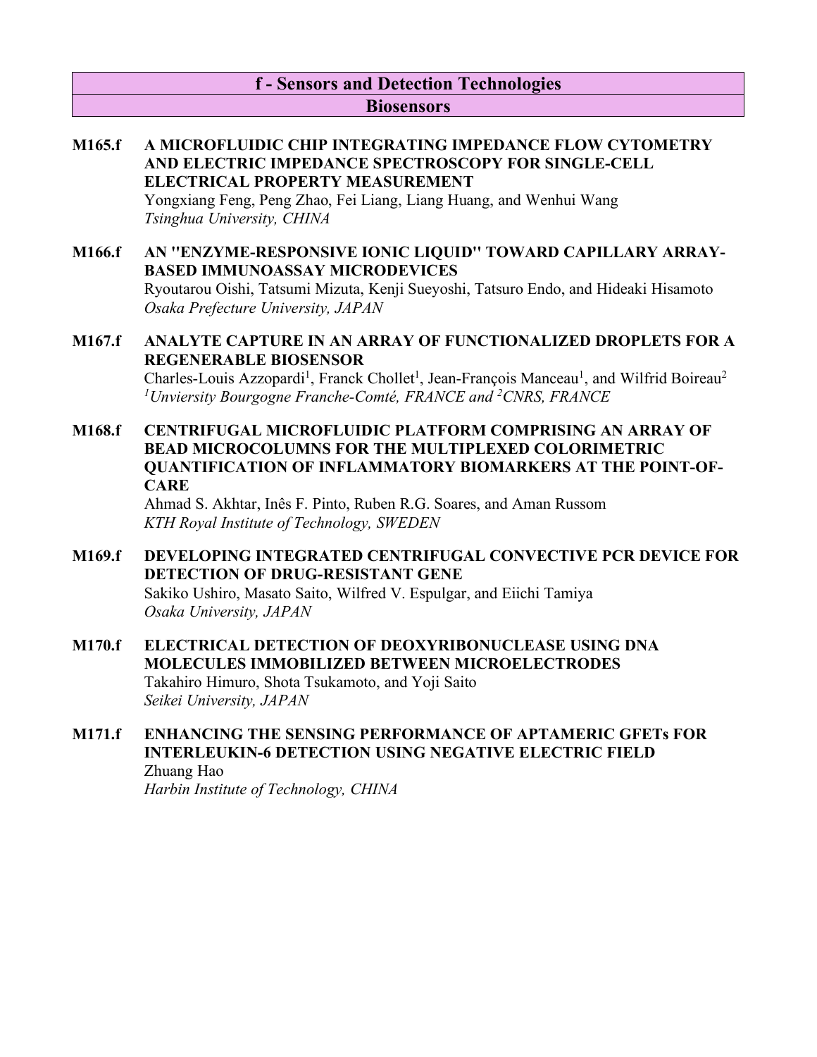## f - Sensors and Detection Technologies

### Biosensors

**M165.f A MICROFLUIDIC CHIP INTEGRATING IMPEDANCE FLOW CYTOMETRY AND ELECTRIC IMPEDANCE SPECTROSCOPY FOR SINGLE-CELL ELECTRICAL PROPERTY MEASUREMENT**
Yongxiang Feng, Peng Zhao, Fei Liang, Liang Huang, and Wenhui Wang
*Tsinghua University, CHINA*

**M166.f AN "ENZYME-RESPONSIVE IONIC LIQUID" TOWARD CAPILLARY ARRAY-BASED IMMUNOASSAY MICRODEVICES**
Ryoutarou Oishi, Tatsumi Mizuta, Kenji Sueyoshi, Tatsuro Endo, and Hideaki Hisamoto
*Osaka Prefecture University, JAPAN*

**M167.f ANALYTE CAPTURE IN AN ARRAY OF FUNCTIONALIZED DROPLETS FOR A REGENERABLE BIOSENSOR**
Charles-Louis Azzopardi[1], Franck Chollet[1], Jean-François Manceau[1], and Wilfrid Boireau[2]
*[1]Unviersity Bourgogne Franche-Comté, FRANCE and [2]CNRS, FRANCE*

**M168.f CENTRIFUGAL MICROFLUIDIC PLATFORM COMPRISING AN ARRAY OF BEAD MICROCOLUMNS FOR THE MULTIPLEXED COLORIMETRIC QUANTIFICATION OF INFLAMMATORY BIOMARKERS AT THE POINT-OF-CARE**
Ahmad S. Akhtar, Inês F. Pinto, Ruben R.G. Soares, and Aman Russom
*KTH Royal Institute of Technology, SWEDEN*

**M169.f DEVELOPING INTEGRATED CENTRIFUGAL CONVECTIVE PCR DEVICE FOR DETECTION OF DRUG-RESISTANT GENE**
Sakiko Ushiro, Masato Saito, Wilfred V. Espulgar, and Eiichi Tamiya
*Osaka University, JAPAN*

**M170.f ELECTRICAL DETECTION OF DEOXYRIBONUCLEASE USING DNA MOLECULES IMMOBILIZED BETWEEN MICROELECTRODES**
Takahiro Himuro, Shota Tsukamoto, and Yoji Saito
*Seikei University, JAPAN*

**M171.f ENHANCING THE SENSING PERFORMANCE OF APTAMERIC GFETs FOR INTERLEUKIN-6 DETECTION USING NEGATIVE ELECTRIC FIELD**
Zhuang Hao
*Harbin Institute of Technology, CHINA*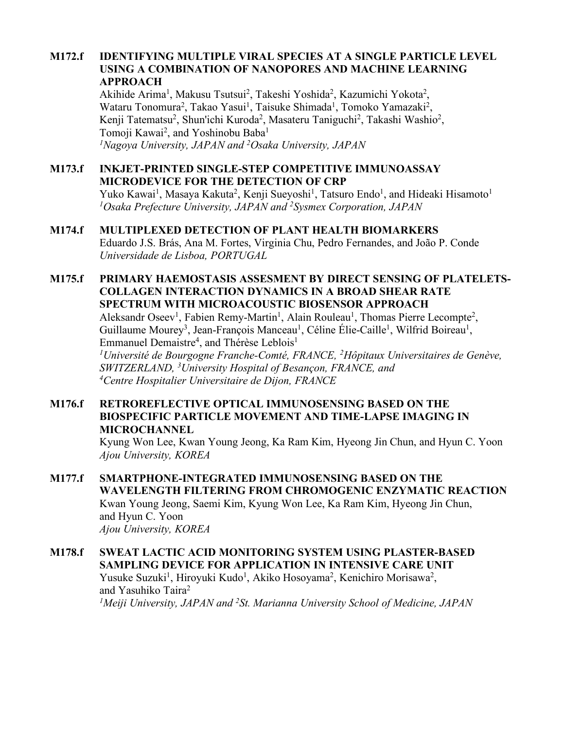**M172.f IDENTIFYING MULTIPLE VIRAL SPECIES AT A SINGLE PARTICLE LEVEL USING A COMBINATION OF NANOPORES AND MACHINE LEARNING APPROACH**

Akihide Arima[1], Makusu Tsutsui[2], Takeshi Yoshida[2], Kazumichi Yokota[2], Wataru Tonomura[2], Takao Yasui[1], Taisuke Shimada[1], Tomoko Yamazaki[2], Kenji Tatematsu[2], Shun'ichi Kuroda[2], Masateru Taniguchi[2], Takashi Washio[2], Tomoji Kawai[2], and Yoshinobu Baba[1]
*[1]Nagoya University, JAPAN and [2]Osaka University, JAPAN*

**M173.f INKJET-PRINTED SINGLE-STEP COMPETITIVE IMMUNOASSAY MICRODEVICE FOR THE DETECTION OF CRP**

Yuko Kawai[1], Masaya Kakuta[2], Kenji Sueyoshi[1], Tatsuro Endo[1], and Hideaki Hisamoto[1]
*[1]Osaka Prefecture University, JAPAN and [2]Sysmex Corporation, JAPAN*

**M174.f MULTIPLEXED DETECTION OF PLANT HEALTH BIOMARKERS**

Eduardo J.S. Brás, Ana M. Fortes, Virginia Chu, Pedro Fernandes, and João P. Conde
*Universidade de Lisboa, PORTUGAL*

**M175.f PRIMARY HAEMOSTASIS ASSESMENT BY DIRECT SENSING OF PLATELETS-COLLAGEN INTERACTION DYNAMICS IN A BROAD SHEAR RATE SPECTRUM WITH MICROACOUSTIC BIOSENSOR APPROACH**

Aleksandr Oseev[1], Fabien Remy-Martin[1], Alain Rouleau[1], Thomas Pierre Lecompte[2], Guillaume Mourey[3], Jean-François Manceau[1], Céline Élie-Caille[1], Wilfrid Boireau[1], Emmanuel Demaistre[4], and Thérèse Leblois[1]
*[1]Université de Bourgogne Franche-Comté, FRANCE, [2]Hôpitaux Universitaires de Genève, SWITZERLAND, [3]University Hospital of Besançon, FRANCE, and [4]Centre Hospitalier Universitaire de Dijon, FRANCE*

**M176.f RETROREFLECTIVE OPTICAL IMMUNOSENSING BASED ON THE BIOSPECIFIC PARTICLE MOVEMENT AND TIME-LAPSE IMAGING IN MICROCHANNEL**

Kyung Won Lee, Kwan Young Jeong, Ka Ram Kim, Hyeong Jin Chun, and Hyun C. Yoon
*Ajou University, KOREA*

**M177.f SMARTPHONE-INTEGRATED IMMUNOSENSING BASED ON THE WAVELENGTH FILTERING FROM CHROMOGENIC ENZYMATIC REACTION**

Kwan Young Jeong, Saemi Kim, Kyung Won Lee, Ka Ram Kim, Hyeong Jin Chun, and Hyun C. Yoon
*Ajou University, KOREA*

**M178.f SWEAT LACTIC ACID MONITORING SYSTEM USING PLASTER-BASED SAMPLING DEVICE FOR APPLICATION IN INTENSIVE CARE UNIT**

Yusuke Suzuki[1], Hiroyuki Kudo[1], Akiko Hosoyama[2], Kenichiro Morisawa[2], and Yasuhiko Taira[2]
*[1]Meiji University, JAPAN and [2]St. Marianna University School of Medicine, JAPAN*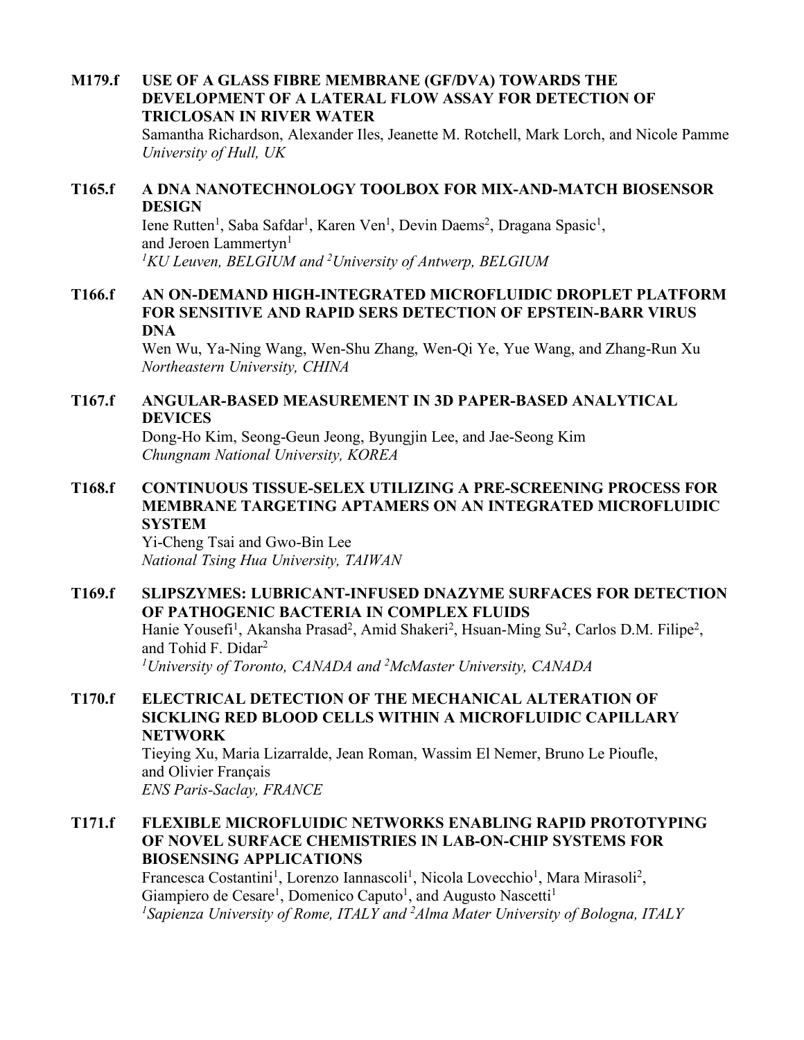**M179.f USE OF A GLASS FIBRE MEMBRANE (GF/DVA) TOWARDS THE DEVELOPMENT OF A LATERAL FLOW ASSAY FOR DETECTION OF TRICLOSAN IN RIVER WATER**
Samantha Richardson, Alexander Iles, Jeanette M. Rotchell, Mark Lorch, and Nicole Pamme
*University of Hull, UK*

**T165.f A DNA NANOTECHNOLOGY TOOLBOX FOR MIX-AND-MATCH BIOSENSOR DESIGN**
Iene Rutten[1], Saba Safdar[1], Karen Ven[1], Devin Daems[2], Dragana Spasic[1], and Jeroen Lammertyn[1]
*[1]KU Leuven, BELGIUM and [2]University of Antwerp, BELGIUM*

**T166.f AN ON-DEMAND HIGH-INTEGRATED MICROFLUIDIC DROPLET PLATFORM FOR SENSITIVE AND RAPID SERS DETECTION OF EPSTEIN-BARR VIRUS DNA**
Wen Wu, Ya-Ning Wang, Wen-Shu Zhang, Wen-Qi Ye, Yue Wang, and Zhang-Run Xu
*Northeastern University, CHINA*

**T167.f ANGULAR-BASED MEASUREMENT IN 3D PAPER-BASED ANALYTICAL DEVICES**
Dong-Ho Kim, Seong-Geun Jeong, Byungjin Lee, and Jae-Seong Kim
*Chungnam National University, KOREA*

**T168.f CONTINUOUS TISSUE-SELEX UTILIZING A PRE-SCREENING PROCESS FOR MEMBRANE TARGETING APTAMERS ON AN INTEGRATED MICROFLUIDIC SYSTEM**
Yi-Cheng Tsai and Gwo-Bin Lee
*National Tsing Hua University, TAIWAN*

**T169.f SLIPSZYMES: LUBRICANT-INFUSED DNAZYME SURFACES FOR DETECTION OF PATHOGENIC BACTERIA IN COMPLEX FLUIDS**
Hanie Yousefi[1], Akansha Prasad[2], Amid Shakeri[2], Hsuan-Ming Su[2], Carlos D.M. Filipe[2], and Tohid F. Didar[2]
*[1]University of Toronto, CANADA and [2]McMaster University, CANADA*

**T170.f ELECTRICAL DETECTION OF THE MECHANICAL ALTERATION OF SICKLING RED BLOOD CELLS WITHIN A MICROFLUIDIC CAPILLARY NETWORK**
Tieying Xu, Maria Lizarralde, Jean Roman, Wassim El Nemer, Bruno Le Pioufle, and Olivier Français
*ENS Paris-Saclay, FRANCE*

**T171.f FLEXIBLE MICROFLUIDIC NETWORKS ENABLING RAPID PROTOTYPING OF NOVEL SURFACE CHEMISTRIES IN LAB-ON-CHIP SYSTEMS FOR BIOSENSING APPLICATIONS**
Francesca Costantini[1], Lorenzo Iannascoli[1], Nicola Lovecchio[1], Mara Mirasoli[2], Giampiero de Cesare[1], Domenico Caputo[1], and Augusto Nascetti[1]
*[1]Sapienza University of Rome, ITALY and [2]Alma Mater University of Bologna, ITALY*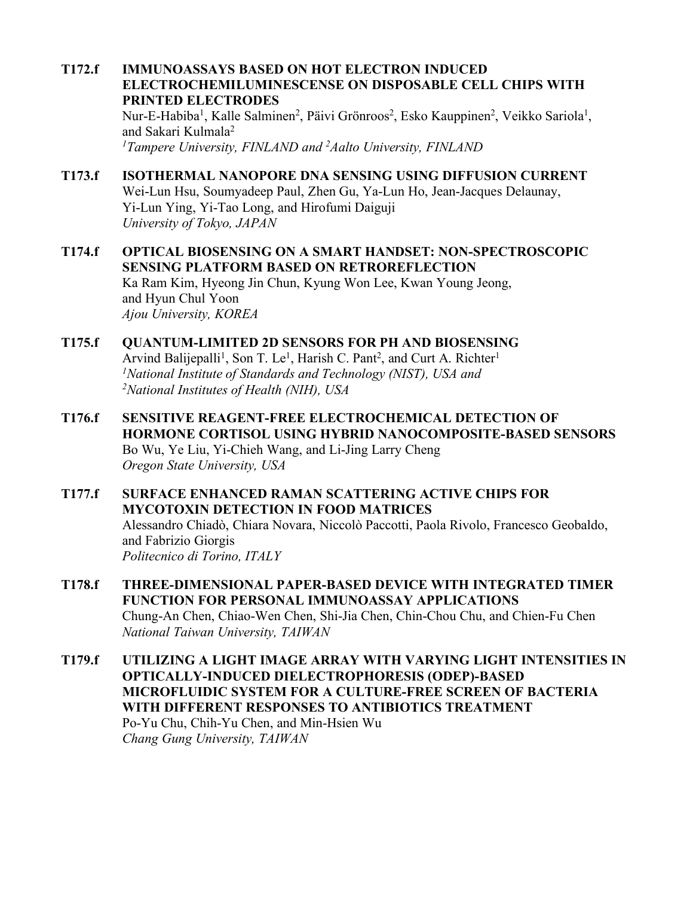**T172.f IMMUNOASSAYS BASED ON HOT ELECTRON INDUCED ELECTROCHEMILUMINESCENSE ON DISPOSABLE CELL CHIPS WITH PRINTED ELECTRODES**
Nur-E-Habiba[1], Kalle Salminen[2], Päivi Grönroos[2], Esko Kauppinen[2], Veikko Sariola[1], and Sakari Kulmala[2]
*[1]Tampere University, FINLAND and [2]Aalto University, FINLAND*

**T173.f ISOTHERMAL NANOPORE DNA SENSING USING DIFFUSION CURRENT**
Wei-Lun Hsu, Soumyadeep Paul, Zhen Gu, Ya-Lun Ho, Jean-Jacques Delaunay, Yi-Lun Ying, Yi-Tao Long, and Hirofumi Daiguji
*University of Tokyo, JAPAN*

**T174.f OPTICAL BIOSENSING ON A SMART HANDSET: NON-SPECTROSCOPIC SENSING PLATFORM BASED ON RETROREFLECTION**
Ka Ram Kim, Hyeong Jin Chun, Kyung Won Lee, Kwan Young Jeong, and Hyun Chul Yoon
*Ajou University, KOREA*

**T175.f QUANTUM-LIMITED 2D SENSORS FOR PH AND BIOSENSING**
Arvind Balijepalli[1], Son T. Le[1], Harish C. Pant[2], and Curt A. Richter[1]
*[1]National Institute of Standards and Technology (NIST), USA and [2]National Institutes of Health (NIH), USA*

**T176.f SENSITIVE REAGENT-FREE ELECTROCHEMICAL DETECTION OF HORMONE CORTISOL USING HYBRID NANOCOMPOSITE-BASED SENSORS**
Bo Wu, Ye Liu, Yi-Chieh Wang, and Li-Jing Larry Cheng
*Oregon State University, USA*

**T177.f SURFACE ENHANCED RAMAN SCATTERING ACTIVE CHIPS FOR MYCOTOXIN DETECTION IN FOOD MATRICES**
Alessandro Chiadò, Chiara Novara, Niccolò Paccotti, Paola Rivolo, Francesco Geobaldo, and Fabrizio Giorgis
*Politecnico di Torino, ITALY*

**T178.f THREE-DIMENSIONAL PAPER-BASED DEVICE WITH INTEGRATED TIMER FUNCTION FOR PERSONAL IMMUNOASSAY APPLICATIONS**
Chung-An Chen, Chiao-Wen Chen, Shi-Jia Chen, Chin-Chou Chu, and Chien-Fu Chen
*National Taiwan University, TAIWAN*

**T179.f UTILIZING A LIGHT IMAGE ARRAY WITH VARYING LIGHT INTENSITIES IN OPTICALLY-INDUCED DIELECTROPHORESIS (ODEP)-BASED MICROFLUIDIC SYSTEM FOR A CULTURE-FREE SCREEN OF BACTERIA WITH DIFFERENT RESPONSES TO ANTIBIOTICS TREATMENT**
Po-Yu Chu, Chih-Yu Chen, and Min-Hsien Wu
*Chang Gung University, TAIWAN*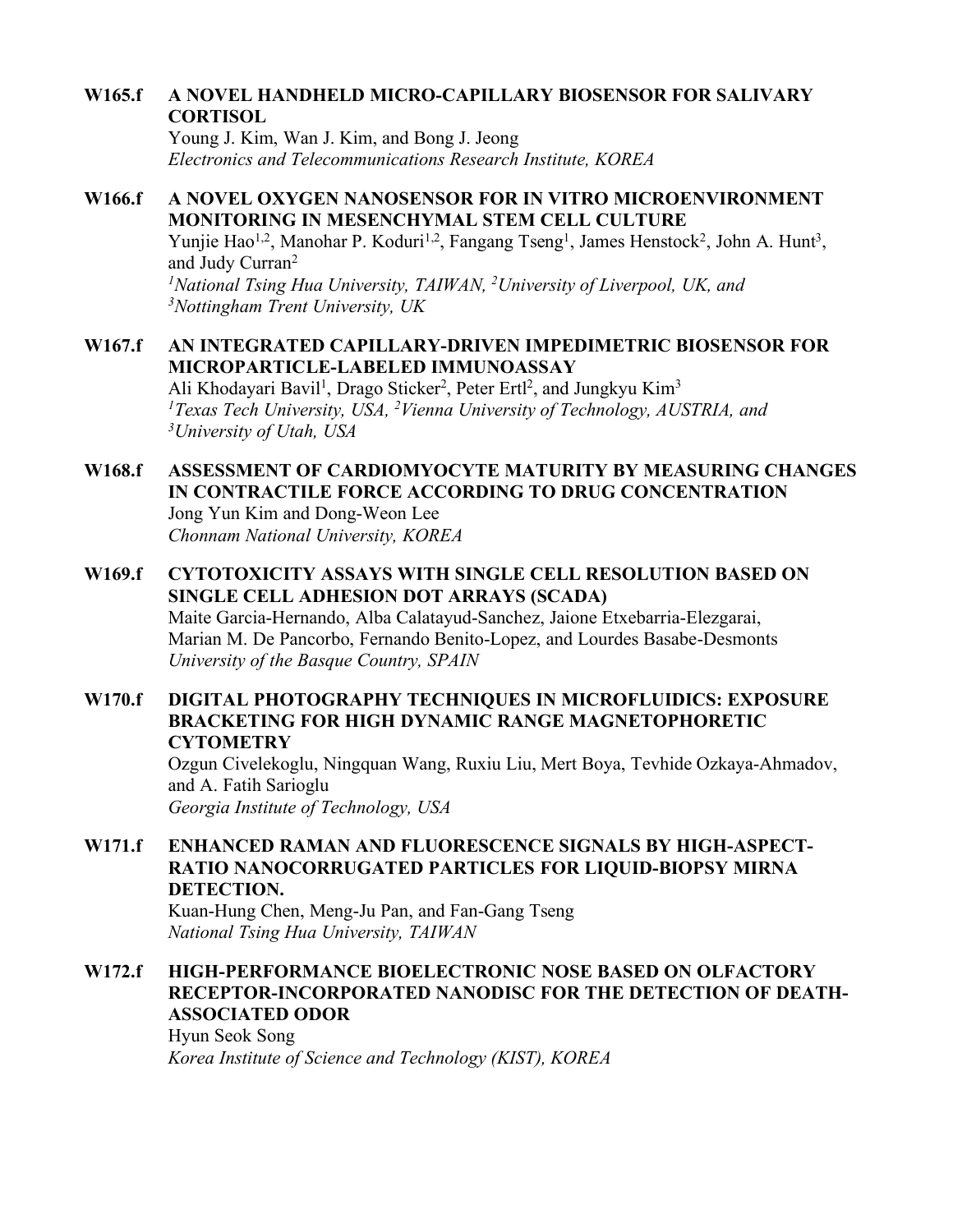**W165.f A NOVEL HANDHELD MICRO-CAPILLARY BIOSENSOR FOR SALIVARY CORTISOL**
Young J. Kim, Wan J. Kim, and Bong J. Jeong
*Electronics and Telecommunications Research Institute, KOREA*

**W166.f A NOVEL OXYGEN NANOSENSOR FOR IN VITRO MICROENVIRONMENT MONITORING IN MESENCHYMAL STEM CELL CULTURE**
Yunjie Hao[1,2], Manohar P. Koduri[1,2], Fangang Tseng[1], James Henstock[2], John A. Hunt[3], and Judy Curran[2]
*[1]National Tsing Hua University, TAIWAN, [2]University of Liverpool, UK, and [3]Nottingham Trent University, UK*

**W167.f AN INTEGRATED CAPILLARY-DRIVEN IMPEDIMETRIC BIOSENSOR FOR MICROPARTICLE-LABELED IMMUNOASSAY**
Ali Khodayari Bavil[1], Drago Sticker[2], Peter Ertl[2], and Jungkyu Kim[3]
*[1]Texas Tech University, USA, [2]Vienna University of Technology, AUSTRIA, and [3]University of Utah, USA*

**W168.f ASSESSMENT OF CARDIOMYOCYTE MATURITY BY MEASURING CHANGES IN CONTRACTILE FORCE ACCORDING TO DRUG CONCENTRATION**
Jong Yun Kim and Dong-Weon Lee
*Chonnam National University, KOREA*

**W169.f CYTOTOXICITY ASSAYS WITH SINGLE CELL RESOLUTION BASED ON SINGLE CELL ADHESION DOT ARRAYS (SCADA)**
Maite Garcia-Hernando, Alba Calatayud-Sanchez, Jaione Etxebarria-Elezgarai, Marian M. De Pancorbo, Fernando Benito-Lopez, and Lourdes Basabe-Desmonts
*University of the Basque Country, SPAIN*

**W170.f DIGITAL PHOTOGRAPHY TECHNIQUES IN MICROFLUIDICS: EXPOSURE BRACKETING FOR HIGH DYNAMIC RANGE MAGNETOPHORETIC CYTOMETRY**
Ozgun Civelekoglu, Ningquan Wang, Ruxiu Liu, Mert Boya, Tevhide Ozkaya-Ahmadov, and A. Fatih Sarioglu
*Georgia Institute of Technology, USA*

**W171.f ENHANCED RAMAN AND FLUORESCENCE SIGNALS BY HIGH-ASPECT-RATIO NANOCORRUGATED PARTICLES FOR LIQUID-BIOPSY MIRNA DETECTION.**
Kuan-Hung Chen, Meng-Ju Pan, and Fan-Gang Tseng
*National Tsing Hua University, TAIWAN*

**W172.f HIGH-PERFORMANCE BIOELECTRONIC NOSE BASED ON OLFACTORY RECEPTOR-INCORPORATED NANODISC FOR THE DETECTION OF DEATH-ASSOCIATED ODOR**
Hyun Seok Song
*Korea Institute of Science and Technology (KIST), KOREA*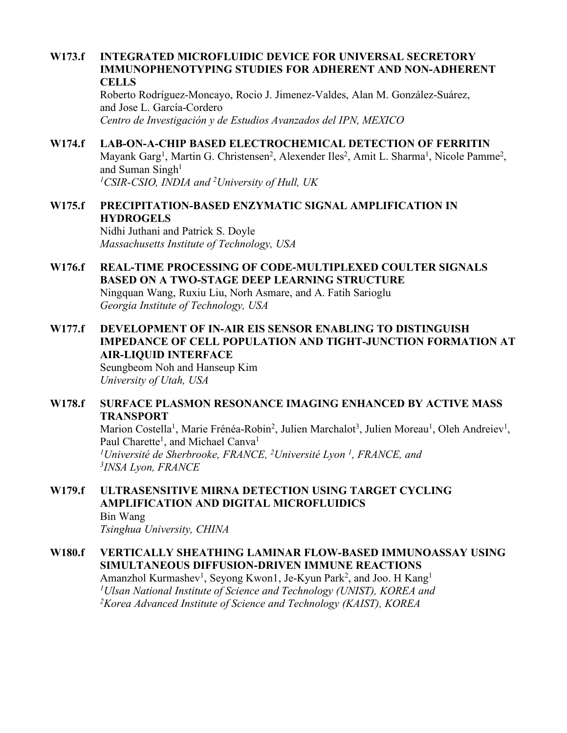**W173.f INTEGRATED MICROFLUIDIC DEVICE FOR UNIVERSAL SECRETORY IMMUNOPHENOTYPING STUDIES FOR ADHERENT AND NON-ADHERENT CELLS**
Roberto Rodríguez-Moncayo, Rocio J. Jimenez-Valdes, Alan M. González-Suárez, and Jose L. García-Cordero
*Centro de Investigación y de Estudios Avanzados del IPN, MEXICO*

**W174.f LAB-ON-A-CHIP BASED ELECTROCHEMICAL DETECTION OF FERRITIN**
Mayank Garg[1], Martin G. Christensen[2], Alexender Iles[2], Amit L. Sharma[1], Nicole Pamme[2], and Suman Singh[1]
*[1]CSIR-CSIO, INDIA and [2]University of Hull, UK*

**W175.f PRECIPITATION-BASED ENZYMATIC SIGNAL AMPLIFICATION IN HYDROGELS**
Nidhi Juthani and Patrick S. Doyle
*Massachusetts Institute of Technology, USA*

**W176.f REAL-TIME PROCESSING OF CODE-MULTIPLEXED COULTER SIGNALS BASED ON A TWO-STAGE DEEP LEARNING STRUCTURE**
Ningquan Wang, Ruxiu Liu, Norh Asmare, and A. Fatih Sarioglu
*Georgia Institute of Technology, USA*

**W177.f DEVELOPMENT OF IN-AIR EIS SENSOR ENABLING TO DISTINGUISH IMPEDANCE OF CELL POPULATION AND TIGHT-JUNCTION FORMATION AT AIR-LIQUID INTERFACE**
Seungbeom Noh and Hanseup Kim
*University of Utah, USA*

**W178.f SURFACE PLASMON RESONANCE IMAGING ENHANCED BY ACTIVE MASS TRANSPORT**
Marion Costella[1], Marie Frénéa-Robin[2], Julien Marchalot[3], Julien Moreau[1], Oleh Andreiev[1], Paul Charette[1], and Michael Canva[1]
*[1]Université de Sherbrooke, FRANCE, [2]Université Lyon [1], FRANCE, and [3]INSA Lyon, FRANCE*

**W179.f ULTRASENSITIVE MIRNA DETECTION USING TARGET CYCLING AMPLIFICATION AND DIGITAL MICROFLUIDICS**
Bin Wang
*Tsinghua University, CHINA*

**W180.f VERTICALLY SHEATHING LAMINAR FLOW-BASED IMMUNOASSAY USING SIMULTANEOUS DIFFUSION-DRIVEN IMMUNE REACTIONS**
Amanzhol Kurmashev[1], Seyong Kwon1, Je-Kyun Park[2], and Joo. H Kang[1]
*[1]Ulsan National Institute of Science and Technology (UNIST), KOREA and [2]Korea Advanced Institute of Science and Technology (KAIST), KOREA*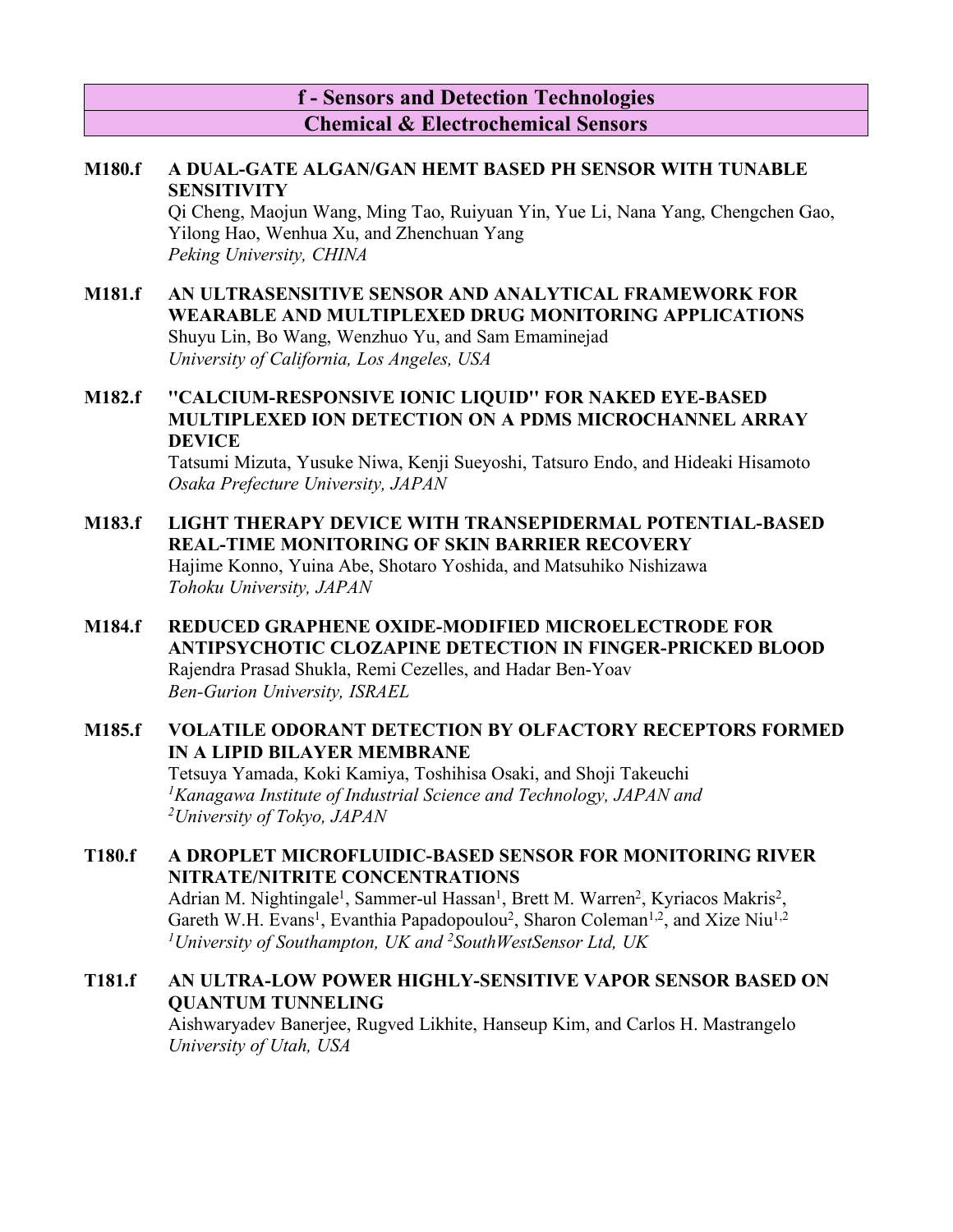## f - Sensors and Detection Technologies

## Chemical & Electrochemical Sensors

**M180.f** **A DUAL-GATE ALGAN/GAN HEMT BASED PH SENSOR WITH TUNABLE SENSITIVITY**
Qi Cheng, Maojun Wang, Ming Tao, Ruiyuan Yin, Yue Li, Nana Yang, Chengchen Gao, Yilong Hao, Wenhua Xu, and Zhenchuan Yang
*Peking University, CHINA*

**M181.f** **AN ULTRASENSITIVE SENSOR AND ANALYTICAL FRAMEWORK FOR WEARABLE AND MULTIPLEXED DRUG MONITORING APPLICATIONS**
Shuyu Lin, Bo Wang, Wenzhuo Yu, and Sam Emaminejad
*University of California, Los Angeles, USA*

**M182.f** **"CALCIUM-RESPONSIVE IONIC LIQUID" FOR NAKED EYE-BASED MULTIPLEXED ION DETECTION ON A PDMS MICROCHANNEL ARRAY DEVICE**
Tatsumi Mizuta, Yusuke Niwa, Kenji Sueyoshi, Tatsuro Endo, and Hideaki Hisamoto
*Osaka Prefecture University, JAPAN*

**M183.f** **LIGHT THERAPY DEVICE WITH TRANSEPIDERMAL POTENTIAL-BASED REAL-TIME MONITORING OF SKIN BARRIER RECOVERY**
Hajime Konno, Yuina Abe, Shotaro Yoshida, and Matsuhiko Nishizawa
*Tohoku University, JAPAN*

**M184.f** **REDUCED GRAPHENE OXIDE-MODIFIED MICROELECTRODE FOR ANTIPSYCHOTIC CLOZAPINE DETECTION IN FINGER-PRICKED BLOOD**
Rajendra Prasad Shukla, Remi Cezelles, and Hadar Ben-Yoav
*Ben-Gurion University, ISRAEL*

**M185.f** **VOLATILE ODORANT DETECTION BY OLFACTORY RECEPTORS FORMED IN A LIPID BILAYER MEMBRANE**
Tetsuya Yamada, Koki Kamiya, Toshihisa Osaki, and Shoji Takeuchi
*[1]Kanagawa Institute of Industrial Science and Technology, JAPAN and*
*[2]University of Tokyo, JAPAN*

**T180.f** **A DROPLET MICROFLUIDIC-BASED SENSOR FOR MONITORING RIVER NITRATE/NITRITE CONCENTRATIONS**
Adrian M. Nightingale[1], Sammer-ul Hassan[1], Brett M. Warren[2], Kyriacos Makris[2], Gareth W.H. Evans[1], Evanthia Papadopoulou[2], Sharon Coleman[1,2], and Xize Niu[1,2]
*[1]University of Southampton, UK and [2]SouthWestSensor Ltd, UK*

**T181.f** **AN ULTRA-LOW POWER HIGHLY-SENSITIVE VAPOR SENSOR BASED ON QUANTUM TUNNELING**
Aishwaryadev Banerjee, Rugved Likhite, Hanseup Kim, and Carlos H. Mastrangelo
*University of Utah, USA*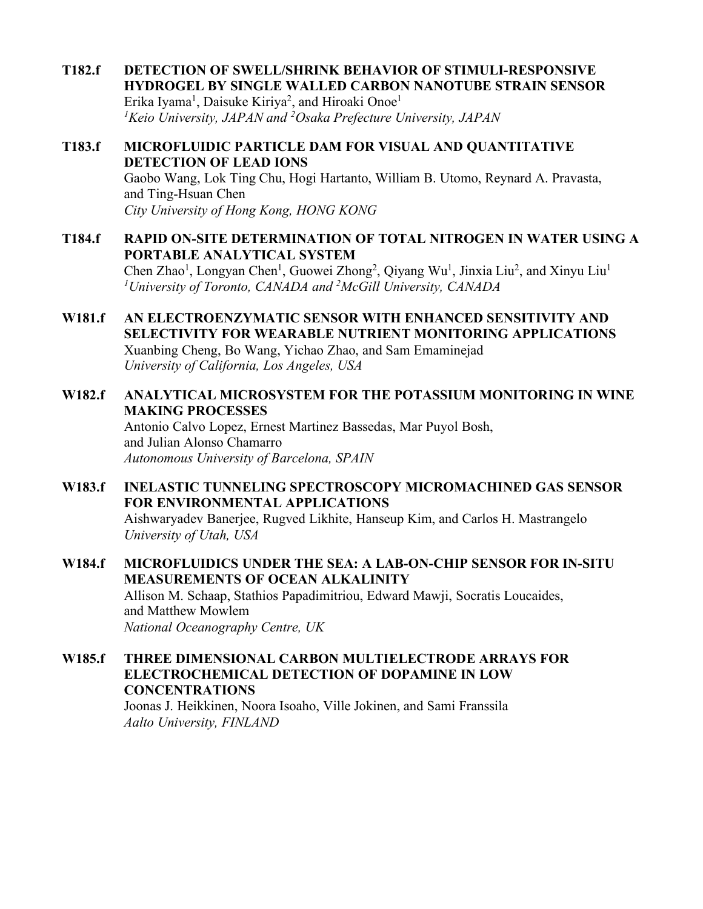**T182.f DETECTION OF SWELL/SHRINK BEHAVIOR OF STIMULI-RESPONSIVE HYDROGEL BY SINGLE WALLED CARBON NANOTUBE STRAIN SENSOR**
Erika Iyama[1], Daisuke Kiriya[2], and Hiroaki Onoe[1]
*[1]Keio University, JAPAN and [2]Osaka Prefecture University, JAPAN*

**T183.f MICROFLUIDIC PARTICLE DAM FOR VISUAL AND QUANTITATIVE DETECTION OF LEAD IONS**
Gaobo Wang, Lok Ting Chu, Hogi Hartanto, William B. Utomo, Reynard A. Pravasta, and Ting-Hsuan Chen
*City University of Hong Kong, HONG KONG*

**T184.f RAPID ON-SITE DETERMINATION OF TOTAL NITROGEN IN WATER USING A PORTABLE ANALYTICAL SYSTEM**
Chen Zhao[1], Longyan Chen[1], Guowei Zhong[2], Qiyang Wu[1], Jinxia Liu[2], and Xinyu Liu[1]
*[1]University of Toronto, CANADA and [2]McGill University, CANADA*

**W181.f AN ELECTROENZYMATIC SENSOR WITH ENHANCED SENSITIVITY AND SELECTIVITY FOR WEARABLE NUTRIENT MONITORING APPLICATIONS**
Xuanbing Cheng, Bo Wang, Yichao Zhao, and Sam Emaminejad
*University of California, Los Angeles, USA*

**W182.f ANALYTICAL MICROSYSTEM FOR THE POTASSIUM MONITORING IN WINE MAKING PROCESSES**
Antonio Calvo Lopez, Ernest Martinez Bassedas, Mar Puyol Bosh, and Julian Alonso Chamarro
*Autonomous University of Barcelona, SPAIN*

**W183.f INELASTIC TUNNELING SPECTROSCOPY MICROMACHINED GAS SENSOR FOR ENVIRONMENTAL APPLICATIONS**
Aishwaryadev Banerjee, Rugved Likhite, Hanseup Kim, and Carlos H. Mastrangelo
*University of Utah, USA*

**W184.f MICROFLUIDICS UNDER THE SEA: A LAB-ON-CHIP SENSOR FOR IN-SITU MEASUREMENTS OF OCEAN ALKALINITY**
Allison M. Schaap, Stathios Papadimitriou, Edward Mawji, Socratis Loucaides, and Matthew Mowlem
*National Oceanography Centre, UK*

**W185.f THREE DIMENSIONAL CARBON MULTIELECTRODE ARRAYS FOR ELECTROCHEMICAL DETECTION OF DOPAMINE IN LOW CONCENTRATIONS**
Joonas J. Heikkinen, Noora Isoaho, Ville Jokinen, and Sami Franssila
*Aalto University, FINLAND*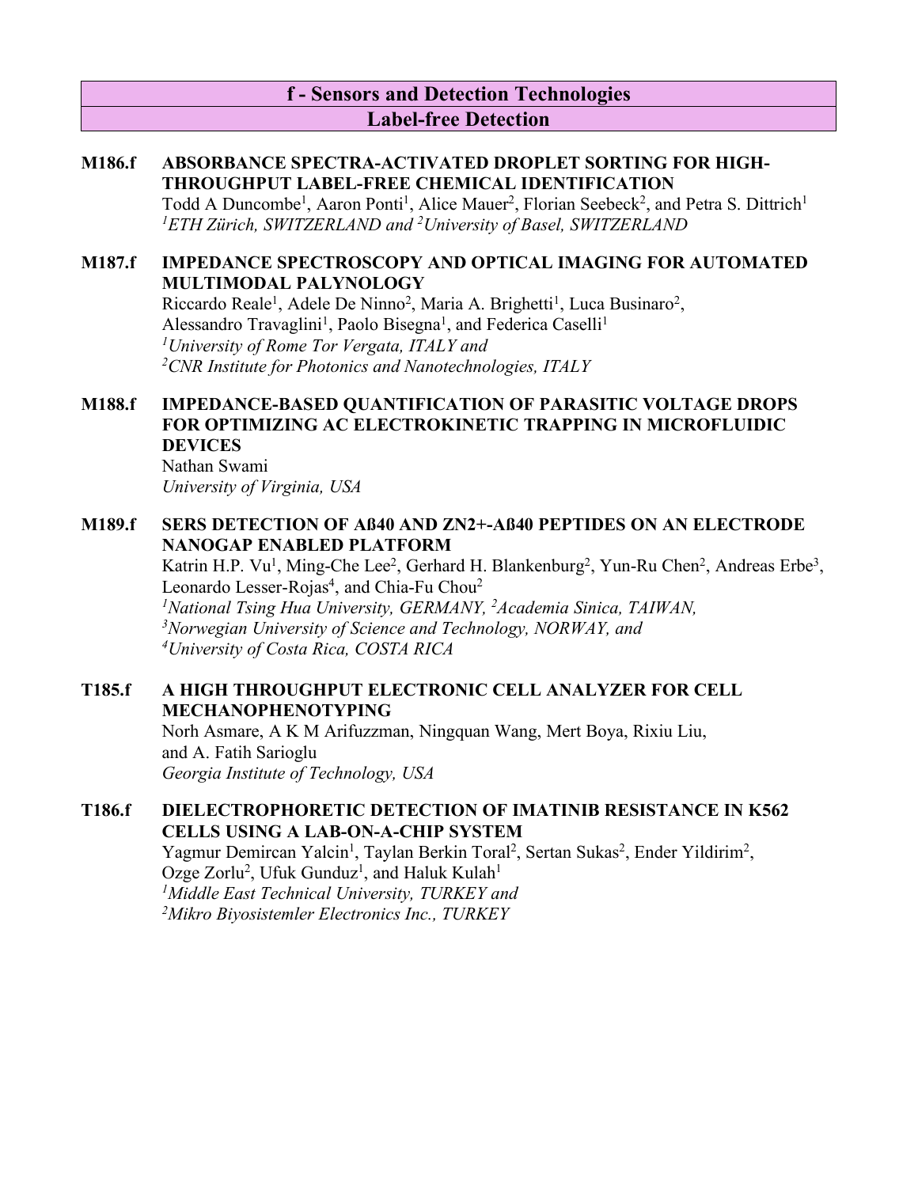## f - Sensors and Detection Technologies

## Label-free Detection

**M186.f ABSORBANCE SPECTRA-ACTIVATED DROPLET SORTING FOR HIGH-THROUGHPUT LABEL-FREE CHEMICAL IDENTIFICATION**
Todd A Duncombe[1], Aaron Ponti[1], Alice Mauer[2], Florian Seebeck[2], and Petra S. Dittrich[1]
*[1]ETH Zürich, SWITZERLAND and [2]University of Basel, SWITZERLAND*

**M187.f IMPEDANCE SPECTROSCOPY AND OPTICAL IMAGING FOR AUTOMATED MULTIMODAL PALYNOLOGY**
Riccardo Reale[1], Adele De Ninno[2], Maria A. Brighetti[1], Luca Businaro[2], Alessandro Travaglini[1], Paolo Bisegna[1], and Federica Caselli[1]
*[1]University of Rome Tor Vergata, ITALY and*
*[2]CNR Institute for Photonics and Nanotechnologies, ITALY*

**M188.f IMPEDANCE-BASED QUANTIFICATION OF PARASITIC VOLTAGE DROPS FOR OPTIMIZING AC ELECTROKINETIC TRAPPING IN MICROFLUIDIC DEVICES**
Nathan Swami
*University of Virginia, USA*

**M189.f SERS DETECTION OF Aß40 AND ZN2+-Aß40 PEPTIDES ON AN ELECTRODE NANOGAP ENABLED PLATFORM**
Katrin H.P. Vu[1], Ming-Che Lee[2], Gerhard H. Blankenburg[2], Yun-Ru Chen[2], Andreas Erbe[3], Leonardo Lesser-Rojas[4], and Chia-Fu Chou[2]
*[1]National Tsing Hua University, GERMANY, [2]Academia Sinica, TAIWAN,*
*[3]Norwegian University of Science and Technology, NORWAY, and*
*[4]University of Costa Rica, COSTA RICA*

**T185.f A HIGH THROUGHPUT ELECTRONIC CELL ANALYZER FOR CELL MECHANOPHENOTYPING**
Norh Asmare, A K M Arifuzzman, Ningquan Wang, Mert Boya, Rixiu Liu, and A. Fatih Sarioglu
*Georgia Institute of Technology, USA*

**T186.f DIELECTROPHORETIC DETECTION OF IMATINIB RESISTANCE IN K562 CELLS USING A LAB-ON-A-CHIP SYSTEM**
Yagmur Demircan Yalcin[1], Taylan Berkin Toral[2], Sertan Sukas[2], Ender Yildirim[2], Ozge Zorlu[2], Ufuk Gunduz[1], and Haluk Kulah[1]
*[1]Middle East Technical University, TURKEY and*
*[2]Mikro Biyosistemler Electronics Inc., TURKEY*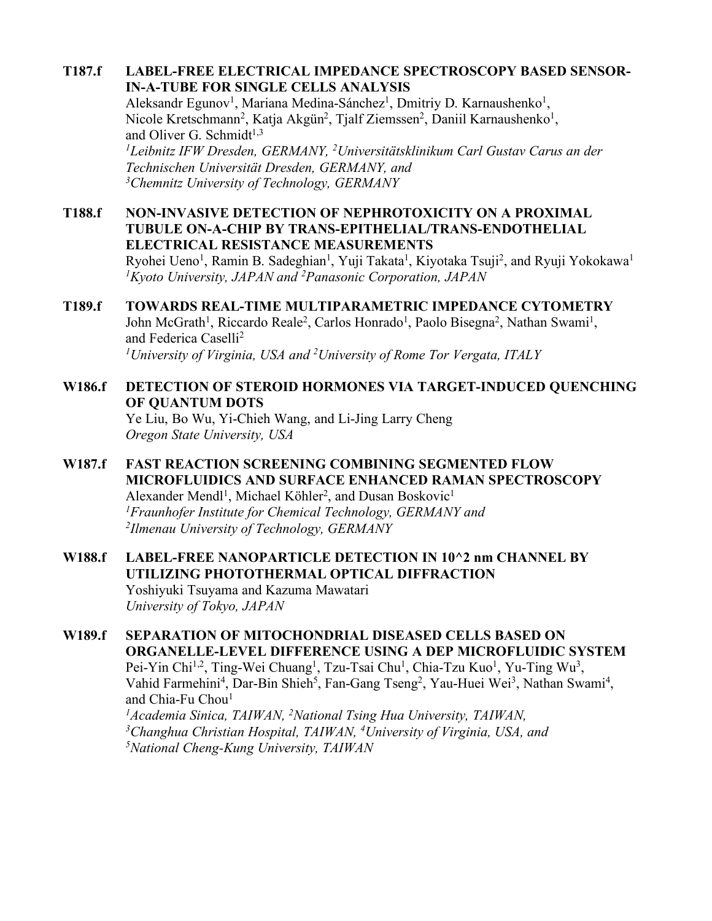**T187.f LABEL-FREE ELECTRICAL IMPEDANCE SPECTROSCOPY BASED SENSOR-IN-A-TUBE FOR SINGLE CELLS ANALYSIS**
Aleksandr Egunov[1], Mariana Medina-Sánchez[1], Dmitriy D. Karnaushenko[1], Nicole Kretschmann[2], Katja Akgün[2], Tjalf Ziemssen[2], Daniil Karnaushenko[1], and Oliver G. Schmidt[1,3]
*[1]Leibnitz IFW Dresden, GERMANY, [2]Universitätsklinikum Carl Gustav Carus an der Technischen Universität Dresden, GERMANY, and [3]Chemnitz University of Technology, GERMANY*

**T188.f NON-INVASIVE DETECTION OF NEPHROTOXICITY ON A PROXIMAL TUBULE ON-A-CHIP BY TRANS-EPITHELIAL/TRANS-ENDOTHELIAL ELECTRICAL RESISTANCE MEASUREMENTS**
Ryohei Ueno[1], Ramin B. Sadeghian[1], Yuji Takata[1], Kiyotaka Tsuji[2], and Ryuji Yokokawa[1]
*[1]Kyoto University, JAPAN and [2]Panasonic Corporation, JAPAN*

**T189.f TOWARDS REAL-TIME MULTIPARAMETRIC IMPEDANCE CYTOMETRY**
John McGrath[1], Riccardo Reale[2], Carlos Honrado[1], Paolo Bisegna[2], Nathan Swami[1], and Federica Caselli[2]
*[1]University of Virginia, USA and [2]University of Rome Tor Vergata, ITALY*

**W186.f DETECTION OF STEROID HORMONES VIA TARGET-INDUCED QUENCHING OF QUANTUM DOTS**
Ye Liu, Bo Wu, Yi-Chieh Wang, and Li-Jing Larry Cheng
*Oregon State University, USA*

**W187.f FAST REACTION SCREENING COMBINING SEGMENTED FLOW MICROFLUIDICS AND SURFACE ENHANCED RAMAN SPECTROSCOPY**
Alexander Mendl[1], Michael Köhler[2], and Dusan Boskovic[1]
*[1]Fraunhofer Institute for Chemical Technology, GERMANY and [2]Ilmenau University of Technology, GERMANY*

**W188.f LABEL-FREE NANOPARTICLE DETECTION IN 10^2 nm CHANNEL BY UTILIZING PHOTOTHERMAL OPTICAL DIFFRACTION**
Yoshiyuki Tsuyama and Kazuma Mawatari
*University of Tokyo, JAPAN*

**W189.f SEPARATION OF MITOCHONDRIAL DISEASED CELLS BASED ON ORGANELLE-LEVEL DIFFERENCE USING A DEP MICROFLUIDIC SYSTEM**
Pei-Yin Chi[1,2], Ting-Wei Chuang[1], Tzu-Tsai Chu[1], Chia-Tzu Kuo[1], Yu-Ting Wu[3], Vahid Farmehini[4], Dar-Bin Shieh[5], Fan-Gang Tseng[2], Yau-Huei Wei[3], Nathan Swami[4], and Chia-Fu Chou[1]
*[1]Academia Sinica, TAIWAN, [2]National Tsing Hua University, TAIWAN, [3]Changhua Christian Hospital, TAIWAN, [4]University of Virginia, USA, and [5]National Cheng-Kung University, TAIWAN*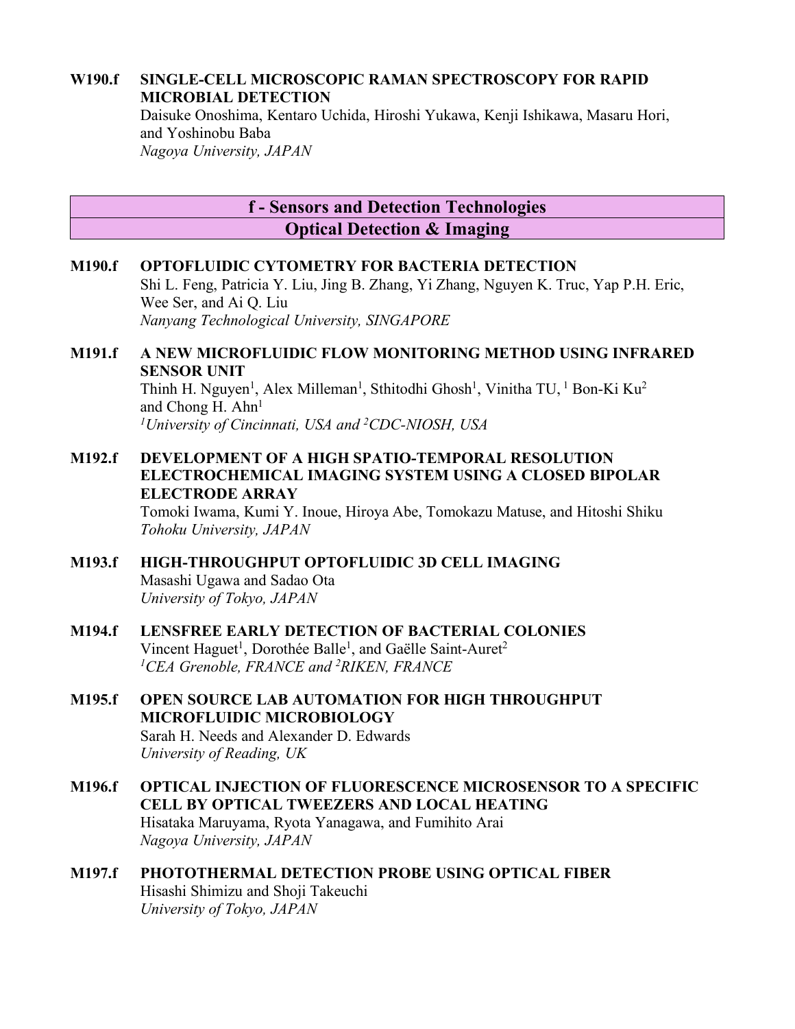**W190.f SINGLE-CELL MICROSCOPIC RAMAN SPECTROSCOPY FOR RAPID MICROBIAL DETECTION**
Daisuke Onoshima, Kentaro Uchida, Hiroshi Yukawa, Kenji Ishikawa, Masaru Hori, and Yoshinobu Baba
*Nagoya University, JAPAN*

## f - Sensors and Detection Technologies
## Optical Detection & Imaging

**M190.f OPTOFLUIDIC CYTOMETRY FOR BACTERIA DETECTION**
Shi L. Feng, Patricia Y. Liu, Jing B. Zhang, Yi Zhang, Nguyen K. Truc, Yap P.H. Eric, Wee Ser, and Ai Q. Liu
*Nanyang Technological University, SINGAPORE*

**M191.f A NEW MICROFLUIDIC FLOW MONITORING METHOD USING INFRARED SENSOR UNIT**
Thinh H. Nguyen[1], Alex Milleman[1], Sthitodhi Ghosh[1], Vinitha TU, [1] Bon-Ki Ku[2] and Chong H. Ahn[1]
*[1]University of Cincinnati, USA and [2]CDC-NIOSH, USA*

**M192.f DEVELOPMENT OF A HIGH SPATIO-TEMPORAL RESOLUTION ELECTROCHEMICAL IMAGING SYSTEM USING A CLOSED BIPOLAR ELECTRODE ARRAY**
Tomoki Iwama, Kumi Y. Inoue, Hiroya Abe, Tomokazu Matuse, and Hitoshi Shiku
*Tohoku University, JAPAN*

**M193.f HIGH-THROUGHPUT OPTOFLUIDIC 3D CELL IMAGING**
Masashi Ugawa and Sadao Ota
*University of Tokyo, JAPAN*

**M194.f LENSFREE EARLY DETECTION OF BACTERIAL COLONIES**
Vincent Haguet[1], Dorothée Balle[1], and Gaëlle Saint-Auret[2]
*[1]CEA Grenoble, FRANCE and [2]RIKEN, FRANCE*

**M195.f OPEN SOURCE LAB AUTOMATION FOR HIGH THROUGHPUT MICROFLUIDIC MICROBIOLOGY**
Sarah H. Needs and Alexander D. Edwards
*University of Reading, UK*

**M196.f OPTICAL INJECTION OF FLUORESCENCE MICROSENSOR TO A SPECIFIC CELL BY OPTICAL TWEEZERS AND LOCAL HEATING**
Hisataka Maruyama, Ryota Yanagawa, and Fumihito Arai
*Nagoya University, JAPAN*

**M197.f PHOTOTHERMAL DETECTION PROBE USING OPTICAL FIBER**
Hisashi Shimizu and Shoji Takeuchi
*University of Tokyo, JAPAN*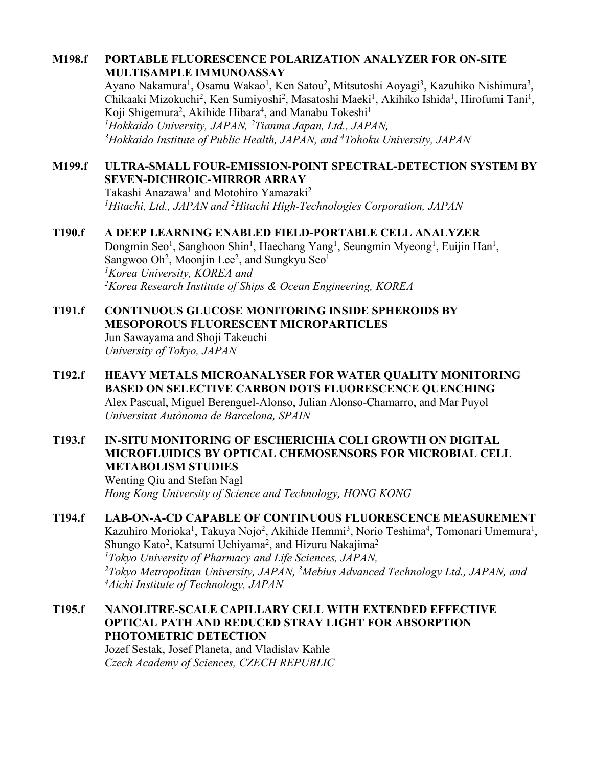**M198.f PORTABLE FLUORESCENCE POLARIZATION ANALYZER FOR ON-SITE MULTISAMPLE IMMUNOASSAY**
Ayano Nakamura[1], Osamu Wakao[1], Ken Satou[2], Mitsutoshi Aoyagi[3], Kazuhiko Nishimura[3], Chikaaki Mizokuchi[2], Ken Sumiyoshi[2], Masatoshi Maeki[1], Akihiko Ishida[1], Hirofumi Tani[1], Koji Shigemura[2], Akihide Hibara[4], and Manabu Tokeshi[1]
*[1]Hokkaido University, JAPAN, [2]Tianma Japan, Ltd., JAPAN, [3]Hokkaido Institute of Public Health, JAPAN, and [4]Tohoku University, JAPAN*

**M199.f ULTRA-SMALL FOUR-EMISSION-POINT SPECTRAL-DETECTION SYSTEM BY SEVEN-DICHROIC-MIRROR ARRAY**
Takashi Anazawa[1] and Motohiro Yamazaki[2]
*[1]Hitachi, Ltd., JAPAN and [2]Hitachi High-Technologies Corporation, JAPAN*

**T190.f A DEEP LEARNING ENABLED FIELD-PORTABLE CELL ANALYZER**
Dongmin Seo[1], Sanghoon Shin[1], Haechang Yang[1], Seungmin Myeong[1], Euijin Han[1], Sangwoo Oh[2], Moonjin Lee[2], and Sungkyu Seo[1]
*[1]Korea University, KOREA and*
*[2]Korea Research Institute of Ships & Ocean Engineering, KOREA*

**T191.f CONTINUOUS GLUCOSE MONITORING INSIDE SPHEROIDS BY MESOPOROUS FLUORESCENT MICROPARTICLES**
Jun Sawayama and Shoji Takeuchi
*University of Tokyo, JAPAN*

**T192.f HEAVY METALS MICROANALYSER FOR WATER QUALITY MONITORING BASED ON SELECTIVE CARBON DOTS FLUORESCENCE QUENCHING**
Alex Pascual, Miguel Berenguel-Alonso, Julian Alonso-Chamarro, and Mar Puyol
*Universitat Autònoma de Barcelona, SPAIN*

**T193.f IN-SITU MONITORING OF ESCHERICHIA COLI GROWTH ON DIGITAL MICROFLUIDICS BY OPTICAL CHEMOSENSORS FOR MICROBIAL CELL METABOLISM STUDIES**
Wenting Qiu and Stefan Nagl
*Hong Kong University of Science and Technology, HONG KONG*

**T194.f LAB-ON-A-CD CAPABLE OF CONTINUOUS FLUORESCENCE MEASUREMENT**
Kazuhiro Morioka[1], Takuya Nojo[2], Akihide Hemmi[3], Norio Teshima[4], Tomonari Umemura[1], Shungo Kato[2], Katsumi Uchiyama[2], and Hizuru Nakajima[2]
*[1]Tokyo University of Pharmacy and Life Sciences, JAPAN,*
*[2]Tokyo Metropolitan University, JAPAN, [3]Mebius Advanced Technology Ltd., JAPAN, and [4]Aichi Institute of Technology, JAPAN*

**T195.f NANOLITRE-SCALE CAPILLARY CELL WITH EXTENDED EFFECTIVE OPTICAL PATH AND REDUCED STRAY LIGHT FOR ABSORPTION PHOTOMETRIC DETECTION**
Jozef Sestak, Josef Planeta, and Vladislav Kahle
*Czech Academy of Sciences, CZECH REPUBLIC*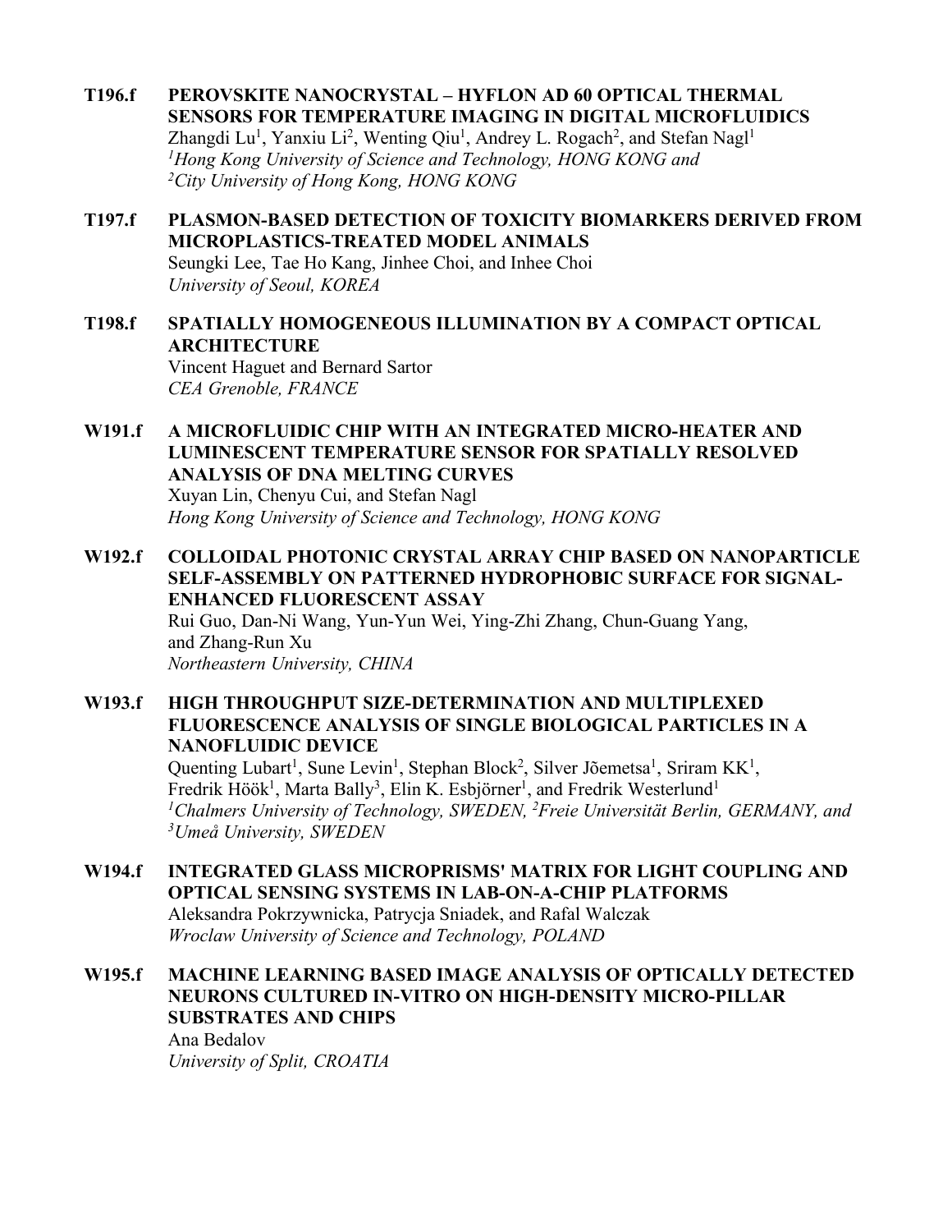**T196.f PEROVSKITE NANOCRYSTAL – HYFLON AD 60 OPTICAL THERMAL SENSORS FOR TEMPERATURE IMAGING IN DIGITAL MICROFLUIDICS**
Zhangdi Lu[1], Yanxiu Li[2], Wenting Qiu[1], Andrey L. Rogach[2], and Stefan Nagl[1]
*[1]Hong Kong University of Science and Technology, HONG KONG and*
*[2]City University of Hong Kong, HONG KONG*

**T197.f PLASMON-BASED DETECTION OF TOXICITY BIOMARKERS DERIVED FROM MICROPLASTICS-TREATED MODEL ANIMALS**
Seungki Lee, Tae Ho Kang, Jinhee Choi, and Inhee Choi
*University of Seoul, KOREA*

**T198.f SPATIALLY HOMOGENEOUS ILLUMINATION BY A COMPACT OPTICAL ARCHITECTURE**
Vincent Haguet and Bernard Sartor
*CEA Grenoble, FRANCE*

**W191.f A MICROFLUIDIC CHIP WITH AN INTEGRATED MICRO-HEATER AND LUMINESCENT TEMPERATURE SENSOR FOR SPATIALLY RESOLVED ANALYSIS OF DNA MELTING CURVES**
Xuyan Lin, Chenyu Cui, and Stefan Nagl
*Hong Kong University of Science and Technology, HONG KONG*

**W192.f COLLOIDAL PHOTONIC CRYSTAL ARRAY CHIP BASED ON NANOPARTICLE SELF-ASSEMBLY ON PATTERNED HYDROPHOBIC SURFACE FOR SIGNAL-ENHANCED FLUORESCENT ASSAY**
Rui Guo, Dan-Ni Wang, Yun-Yun Wei, Ying-Zhi Zhang, Chun-Guang Yang, and Zhang-Run Xu
*Northeastern University, CHINA*

**W193.f HIGH THROUGHPUT SIZE-DETERMINATION AND MULTIPLEXED FLUORESCENCE ANALYSIS OF SINGLE BIOLOGICAL PARTICLES IN A NANOFLUIDIC DEVICE**
Quenting Lubart[1], Sune Levin[1], Stephan Block[2], Silver Jõemetsa[1], Sriram KK[1], Fredrik Höök[1], Marta Bally[3], Elin K. Esbjörner[1], and Fredrik Westerlund[1]
*[1]Chalmers University of Technology, SWEDEN, [2]Freie Universität Berlin, GERMANY, and [3]Umeå University, SWEDEN*

**W194.f INTEGRATED GLASS MICROPRISMS' MATRIX FOR LIGHT COUPLING AND OPTICAL SENSING SYSTEMS IN LAB-ON-A-CHIP PLATFORMS**
Aleksandra Pokrzywnicka, Patrycja Sniadek, and Rafal Walczak
*Wroclaw University of Science and Technology, POLAND*

**W195.f MACHINE LEARNING BASED IMAGE ANALYSIS OF OPTICALLY DETECTED NEURONS CULTURED IN-VITRO ON HIGH-DENSITY MICRO-PILLAR SUBSTRATES AND CHIPS**
Ana Bedalov
*University of Split, CROATIA*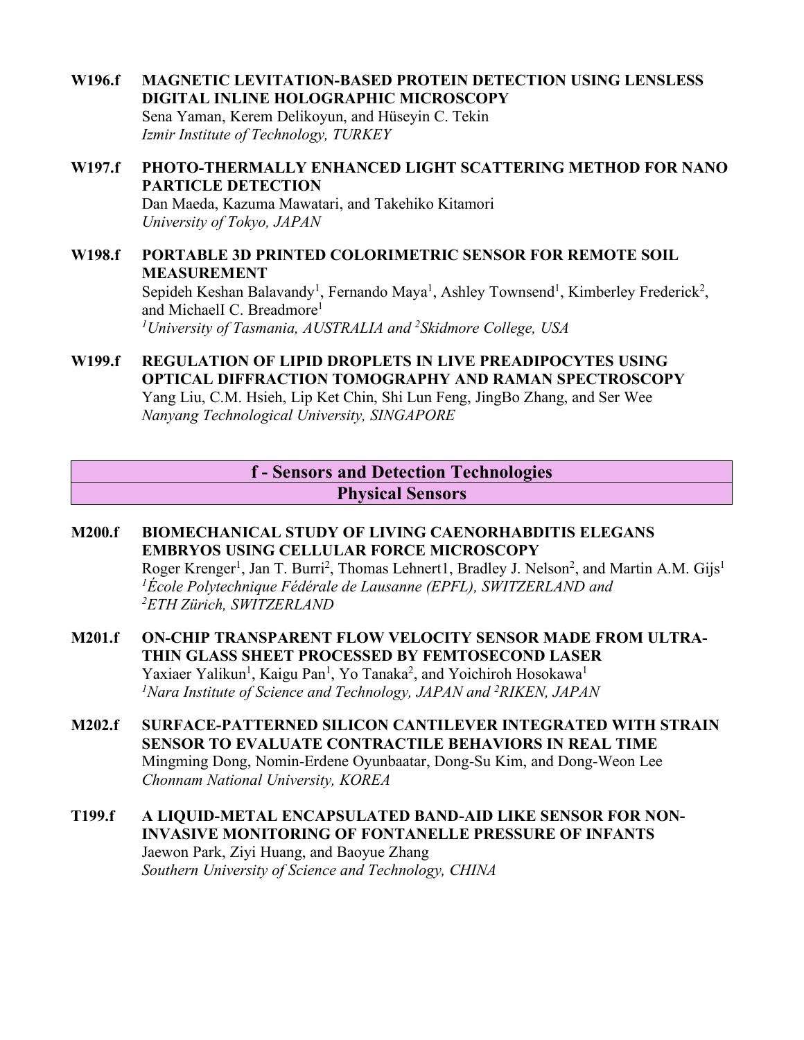**W196.f MAGNETIC LEVITATION-BASED PROTEIN DETECTION USING LENSLESS DIGITAL INLINE HOLOGRAPHIC MICROSCOPY**
Sena Yaman, Kerem Delikoyun, and Hüseyin C. Tekin
*Izmir Institute of Technology, TURKEY*

**W197.f PHOTO-THERMALLY ENHANCED LIGHT SCATTERING METHOD FOR NANO PARTICLE DETECTION**
Dan Maeda, Kazuma Mawatari, and Takehiko Kitamori
*University of Tokyo, JAPAN*

**W198.f PORTABLE 3D PRINTED COLORIMETRIC SENSOR FOR REMOTE SOIL MEASUREMENT**
Sepideh Keshan Balavandy[1], Fernando Maya[1], Ashley Townsend[1], Kimberley Frederick[2], and MichaelI C. Breadmore[1]
*[1]University of Tasmania, AUSTRALIA and [2]Skidmore College, USA*

**W199.f REGULATION OF LIPID DROPLETS IN LIVE PREADIPOCYTES USING OPTICAL DIFFRACTION TOMOGRAPHY AND RAMAN SPECTROSCOPY**
Yang Liu, C.M. Hsieh, Lip Ket Chin, Shi Lun Feng, JingBo Zhang, and Ser Wee
*Nanyang Technological University, SINGAPORE*

## f - Sensors and Detection Technologies
## Physical Sensors

**M200.f BIOMECHANICAL STUDY OF LIVING CAENORHABDITIS ELEGANS EMBRYOS USING CELLULAR FORCE MICROSCOPY**
Roger Krenger[1], Jan T. Burri[2], Thomas Lehnert1, Bradley J. Nelson[2], and Martin A.M. Gijs[1]
*[1]École Polytechnique Fédérale de Lausanne (EPFL), SWITZERLAND and [2]ETH Zürich, SWITZERLAND*

**M201.f ON-CHIP TRANSPARENT FLOW VELOCITY SENSOR MADE FROM ULTRA-THIN GLASS SHEET PROCESSED BY FEMTOSECOND LASER**
Yaxiaer Yalikun[1], Kaigu Pan[1], Yo Tanaka[2], and Yoichiroh Hosokawa[1]
*[1]Nara Institute of Science and Technology, JAPAN and [2]RIKEN, JAPAN*

**M202.f SURFACE-PATTERNED SILICON CANTILEVER INTEGRATED WITH STRAIN SENSOR TO EVALUATE CONTRACTILE BEHAVIORS IN REAL TIME**
Mingming Dong, Nomin-Erdene Oyunbaatar, Dong-Su Kim, and Dong-Weon Lee
*Chonnam National University, KOREA*

**T199.f A LIQUID-METAL ENCAPSULATED BAND-AID LIKE SENSOR FOR NON-INVASIVE MONITORING OF FONTANELLE PRESSURE OF INFANTS**
Jaewon Park, Ziyi Huang, and Baoyue Zhang
*Southern University of Science and Technology, CHINA*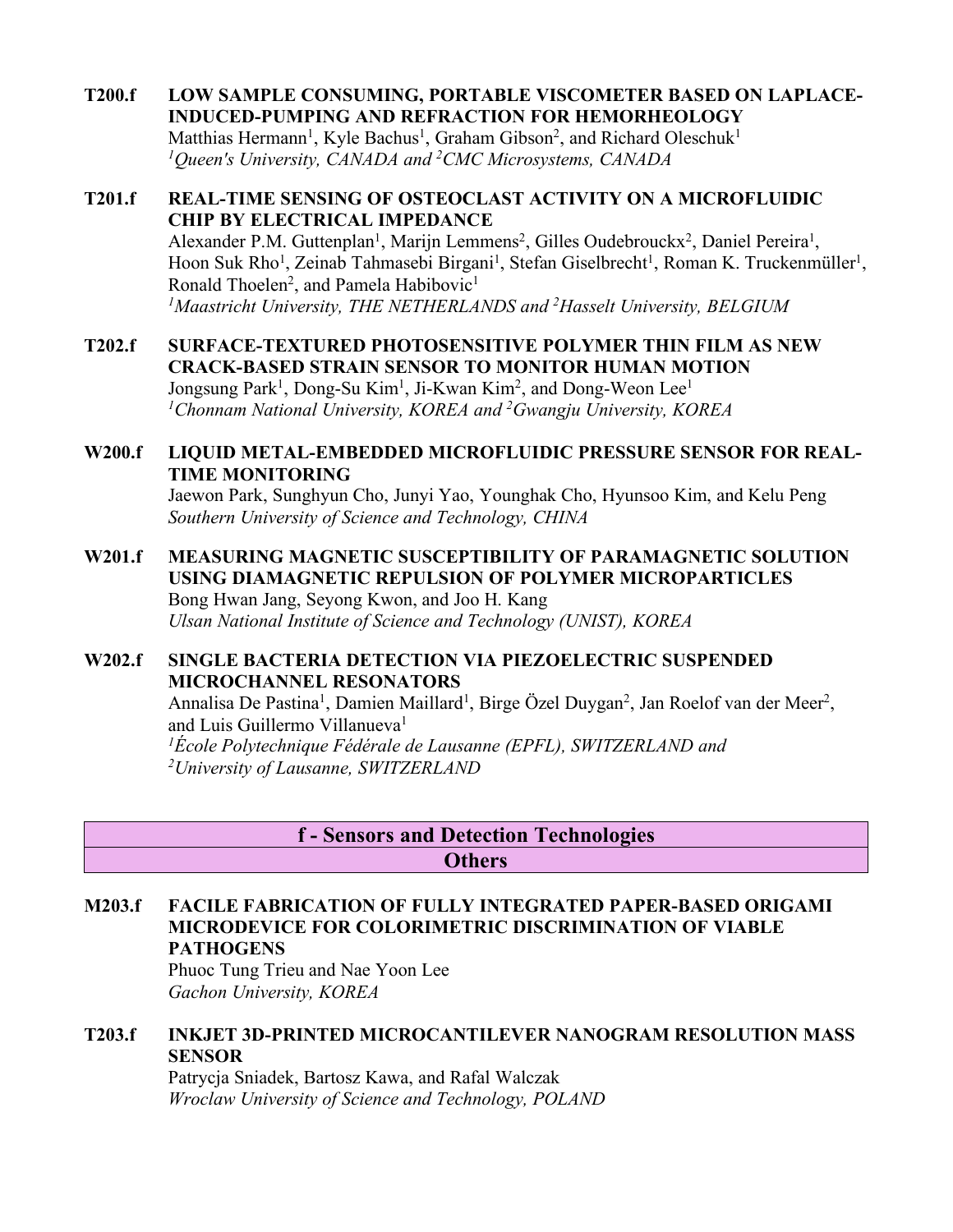**T200.f LOW SAMPLE CONSUMING, PORTABLE VISCOMETER BASED ON LAPLACE-INDUCED-PUMPING AND REFRACTION FOR HEMORHEOLOGY**
Matthias Hermann[1], Kyle Bachus[1], Graham Gibson[2], and Richard Oleschuk[1]
*[1]Queen's University, CANADA and [2]CMC Microsystems, CANADA*

**T201.f REAL-TIME SENSING OF OSTEOCLAST ACTIVITY ON A MICROFLUIDIC CHIP BY ELECTRICAL IMPEDANCE**
Alexander P.M. Guttenplan[1], Marijn Lemmens[2], Gilles Oudebrouckx[2], Daniel Pereira[1], Hoon Suk Rho[1], Zeinab Tahmasebi Birgani[1], Stefan Giselbrecht[1], Roman K. Truckenmüller[1], Ronald Thoelen[2], and Pamela Habibovic[1]
*[1]Maastricht University, THE NETHERLANDS and [2]Hasselt University, BELGIUM*

**T202.f SURFACE-TEXTURED PHOTOSENSITIVE POLYMER THIN FILM AS NEW CRACK-BASED STRAIN SENSOR TO MONITOR HUMAN MOTION**
Jongsung Park[1], Dong-Su Kim[1], Ji-Kwan Kim[2], and Dong-Weon Lee[1]
*[1]Chonnam National University, KOREA and [2]Gwangju University, KOREA*

**W200.f LIQUID METAL-EMBEDDED MICROFLUIDIC PRESSURE SENSOR FOR REAL-TIME MONITORING**
Jaewon Park, Sunghyun Cho, Junyi Yao, Younghak Cho, Hyunsoo Kim, and Kelu Peng
*Southern University of Science and Technology, CHINA*

**W201.f MEASURING MAGNETIC SUSCEPTIBILITY OF PARAMAGNETIC SOLUTION USING DIAMAGNETIC REPULSION OF POLYMER MICROPARTICLES**
Bong Hwan Jang, Seyong Kwon, and Joo H. Kang
*Ulsan National Institute of Science and Technology (UNIST), KOREA*

**W202.f SINGLE BACTERIA DETECTION VIA PIEZOELECTRIC SUSPENDED MICROCHANNEL RESONATORS**
Annalisa De Pastina[1], Damien Maillard[1], Birge Özel Duygan[2], Jan Roelof van der Meer[2], and Luis Guillermo Villanueva[1]
*[1]École Polytechnique Fédérale de Lausanne (EPFL), SWITZERLAND and [2]University of Lausanne, SWITZERLAND*

## f - Sensors and Detection Technologies
### Others

**M203.f FACILE FABRICATION OF FULLY INTEGRATED PAPER-BASED ORIGAMI MICRODEVICE FOR COLORIMETRIC DISCRIMINATION OF VIABLE PATHOGENS**
Phuoc Tung Trieu and Nae Yoon Lee
*Gachon University, KOREA*

**T203.f INKJET 3D-PRINTED MICROCANTILEVER NANOGRAM RESOLUTION MASS SENSOR**
Patrycja Sniadek, Bartosz Kawa, and Rafal Walczak
*Wroclaw University of Science and Technology, POLAND*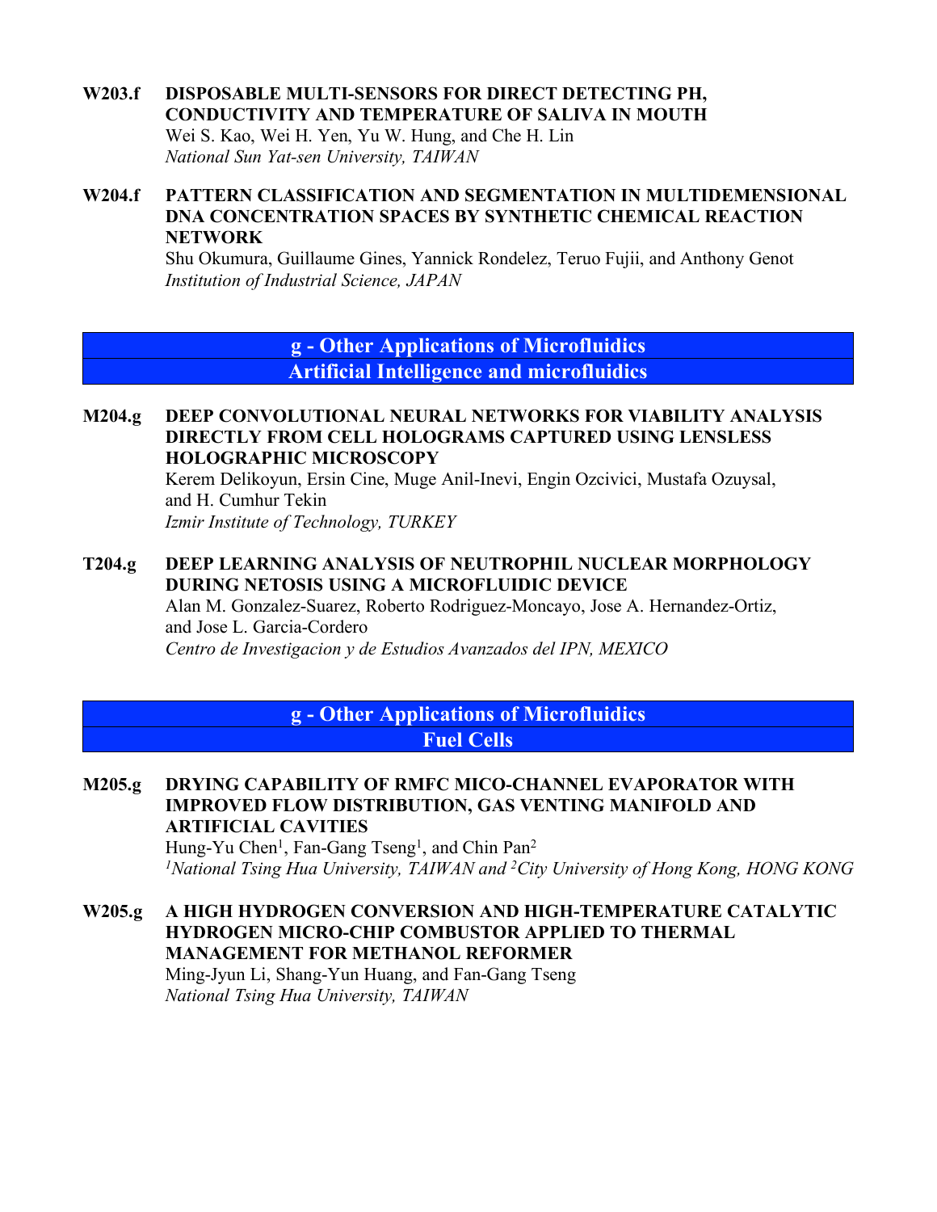**W203.f DISPOSABLE MULTI-SENSORS FOR DIRECT DETECTING PH, CONDUCTIVITY AND TEMPERATURE OF SALIVA IN MOUTH**
Wei S. Kao, Wei H. Yen, Yu W. Hung, and Che H. Lin
*National Sun Yat-sen University, TAIWAN*

**W204.f PATTERN CLASSIFICATION AND SEGMENTATION IN MULTIDEMENSIONAL DNA CONCENTRATION SPACES BY SYNTHETIC CHEMICAL REACTION NETWORK**
Shu Okumura, Guillaume Gines, Yannick Rondelez, Teruo Fujii, and Anthony Genot
*Institution of Industrial Science, JAPAN*

## g - Other Applications of Microfluidics
## Artificial Intelligence and microfluidics

**M204.g DEEP CONVOLUTIONAL NEURAL NETWORKS FOR VIABILITY ANALYSIS DIRECTLY FROM CELL HOLOGRAMS CAPTURED USING LENSLESS HOLOGRAPHIC MICROSCOPY**
Kerem Delikoyun, Ersin Cine, Muge Anil-Inevi, Engin Ozcivici, Mustafa Ozuysal, and H. Cumhur Tekin
*Izmir Institute of Technology, TURKEY*

**T204.g DEEP LEARNING ANALYSIS OF NEUTROPHIL NUCLEAR MORPHOLOGY DURING NETOSIS USING A MICROFLUIDIC DEVICE**
Alan M. Gonzalez-Suarez, Roberto Rodriguez-Moncayo, Jose A. Hernandez-Ortiz, and Jose L. Garcia-Cordero
*Centro de Investigacion y de Estudios Avanzados del IPN, MEXICO*

## g - Other Applications of Microfluidics
## Fuel Cells

**M205.g DRYING CAPABILITY OF RMFC MICO-CHANNEL EVAPORATOR WITH IMPROVED FLOW DISTRIBUTION, GAS VENTING MANIFOLD AND ARTIFICIAL CAVITIES**
Hung-Yu Chen[1], Fan-Gang Tseng[1], and Chin Pan[2]
*[1]National Tsing Hua University, TAIWAN and [2]City University of Hong Kong, HONG KONG*

**W205.g A HIGH HYDROGEN CONVERSION AND HIGH-TEMPERATURE CATALYTIC HYDROGEN MICRO-CHIP COMBUSTOR APPLIED TO THERMAL MANAGEMENT FOR METHANOL REFORMER**
Ming-Jyun Li, Shang-Yun Huang, and Fan-Gang Tseng
*National Tsing Hua University, TAIWAN*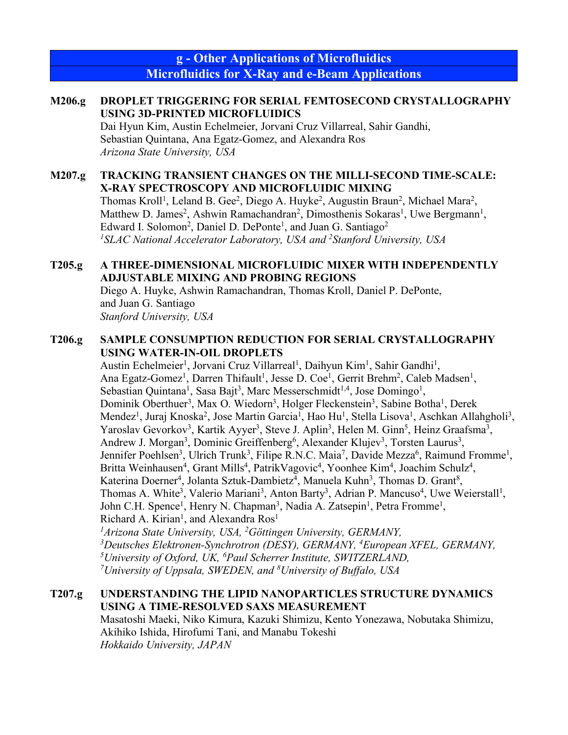## g - Other Applications of Microfluidics
## Microfluidics for X-Ray and e-Beam Applications

**M206.g** **DROPLET TRIGGERING FOR SERIAL FEMTOSECOND CRYSTALLOGRAPHY USING 3D-PRINTED MICROFLUIDICS**
Dai Hyun Kim, Austin Echelmeier, Jorvani Cruz Villarreal, Sahir Gandhi, Sebastian Quintana, Ana Egatz-Gomez, and Alexandra Ros
*Arizona State University, USA*

**M207.g** **TRACKING TRANSIENT CHANGES ON THE MILLI-SECOND TIME-SCALE: X-RAY SPECTROSCOPY AND MICROFLUIDIC MIXING**
Thomas Kroll[1], Leland B. Gee[2], Diego A. Huyke[2], Augustin Braun[2], Michael Mara[2], Matthew D. James[2], Ashwin Ramachandran[2], Dimosthenis Sokaras[1], Uwe Bergmann[1], Edward I. Solomon[2], Daniel D. DePonte[1], and Juan G. Santiago[2]
*[1]SLAC National Accelerator Laboratory, USA and [2]Stanford University, USA*

**T205.g** **A THREE-DIMENSIONAL MICROFLUIDIC MIXER WITH INDEPENDENTLY ADJUSTABLE MIXING AND PROBING REGIONS**
Diego A. Huyke, Ashwin Ramachandran, Thomas Kroll, Daniel P. DePonte, and Juan G. Santiago
*Stanford University, USA*

**T206.g** **SAMPLE CONSUMPTION REDUCTION FOR SERIAL CRYSTALLOGRAPHY USING WATER-IN-OIL DROPLETS**
Austin Echelmeier[1], Jorvani Cruz Villarreal[1], Daihyun Kim[1], Sahir Gandhi[1], Ana Egatz-Gomez[1], Darren Thifault[1], Jesse D. Coe[1], Gerrit Brehm[2], Caleb Madsen[1], Sebastian Quintana[1], Sasa Bajt[3], Marc Messerschmidt[1,4], Jose Domingo[1], Dominik Oberthuer[3], Max O. Wiedorn[3], Holger Fleckenstein[3], Sabine Botha[1], Derek Mendez[1], Juraj Knoska[2], Jose Martin Garcia[1], Hao Hu[1], Stella Lisova[1], Aschkan Allahgholi[3], Yaroslav Gevorkov[3], Kartik Ayyer[3], Steve J. Aplin[3], Helen M. Ginn[5], Heinz Graafsma[3], Andrew J. Morgan[3], Dominic Greiffenberg[6], Alexander Klujev[3], Torsten Laurus[3], Jennifer Poehlsen[3], Ulrich Trunk[3], Filipe R.N.C. Maia[7], Davide Mezza[6], Raimund Fromme[1], Britta Weinhausen[4], Grant Mills[4], PatrikVagovic[4], Yoonhee Kim[4], Joachim Schulz[4], Katerina Doerner[4], Jolanta Sztuk-Dambietz[4], Manuela Kuhn[3], Thomas D. Grant[8], Thomas A. White[3], Valerio Mariani[3], Anton Barty[3], Adrian P. Mancuso[4], Uwe Weierstall[1], John C.H. Spence[1], Henry N. Chapman[3], Nadia A. Zatsepin[1], Petra Fromme[1], Richard A. Kirian[1], and Alexandra Ros[1]
*[1]Arizona State University, USA, [2]Göttingen University, GERMANY,*
*[3]Deutsches Elektronen-Synchrotron (DESY), GERMANY, [4]European XFEL, GERMANY,*
*[5]University of Oxford, UK, [6]Paul Scherrer Institute, SWITZERLAND,*
*[7]University of Uppsala, SWEDEN, and [8]University of Buffalo, USA*

**T207.g** **UNDERSTANDING THE LIPID NANOPARTICLES STRUCTURE DYNAMICS USING A TIME-RESOLVED SAXS MEASUREMENT**
Masatoshi Maeki, Niko Kimura, Kazuki Shimizu, Kento Yonezawa, Nobutaka Shimizu, Akihiko Ishida, Hirofumi Tani, and Manabu Tokeshi
*Hokkaido University, JAPAN*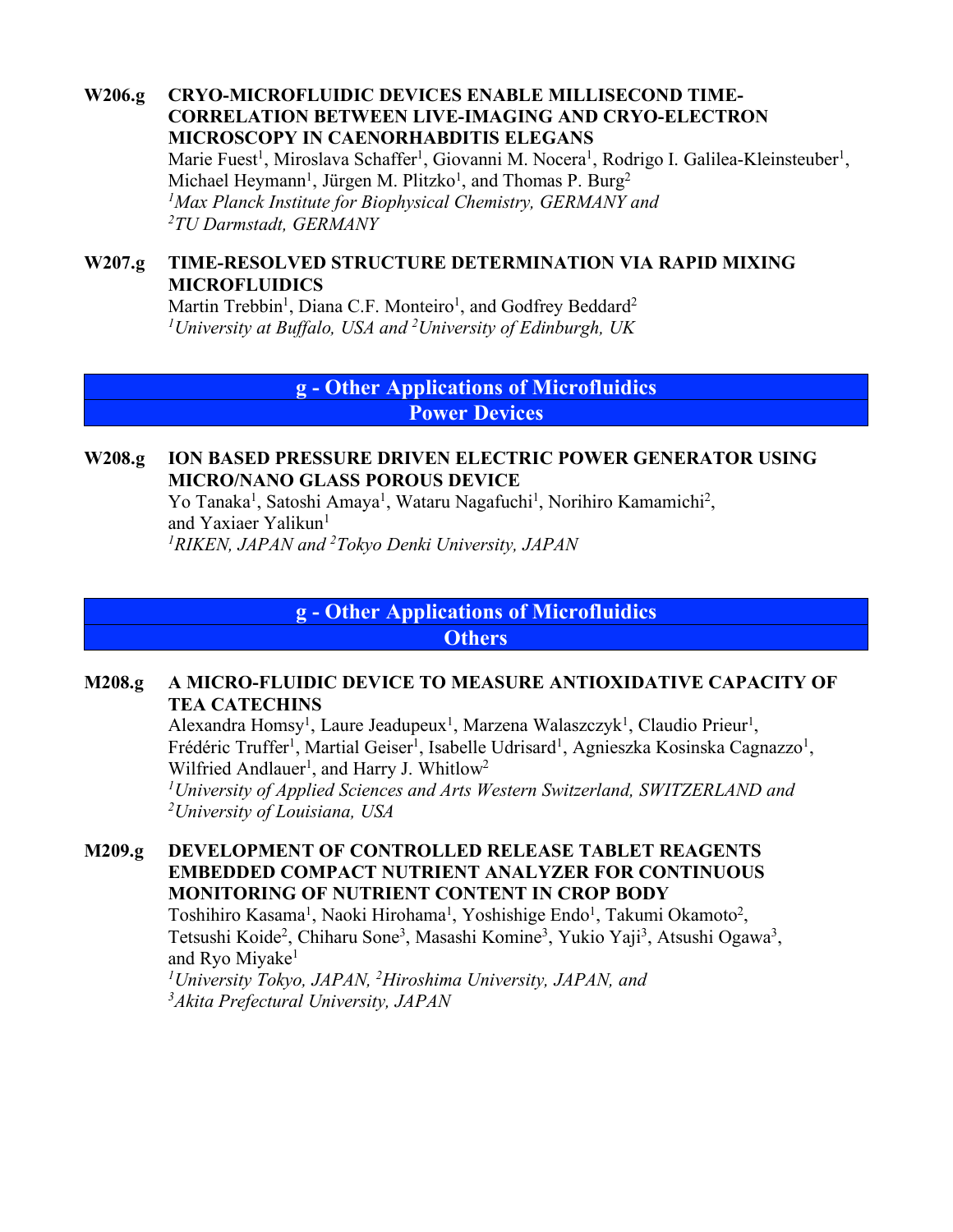**W206.g CRYO-MICROFLUIDIC DEVICES ENABLE MILLISECOND TIME-CORRELATION BETWEEN LIVE-IMAGING AND CRYO-ELECTRON MICROSCOPY IN CAENORHABDITIS ELEGANS**

Marie Fuest[1], Miroslava Schaffer[1], Giovanni M. Nocera[1], Rodrigo I. Galilea-Kleinsteuber[1], Michael Heymann[1], Jürgen M. Plitzko[1], and Thomas P. Burg[2]
*[1]Max Planck Institute for Biophysical Chemistry, GERMANY and*
*[2]TU Darmstadt, GERMANY*

**W207.g TIME-RESOLVED STRUCTURE DETERMINATION VIA RAPID MIXING MICROFLUIDICS**

Martin Trebbin[1], Diana C.F. Monteiro[1], and Godfrey Beddard[2]
*[1]University at Buffalo, USA and [2]University of Edinburgh, UK*

## g - Other Applications of Microfluidics
## Power Devices

**W208.g ION BASED PRESSURE DRIVEN ELECTRIC POWER GENERATOR USING MICRO/NANO GLASS POROUS DEVICE**

Yo Tanaka[1], Satoshi Amaya[1], Wataru Nagafuchi[1], Norihiro Kamamichi[2], and Yaxiaer Yalikun[1]
*[1]RIKEN, JAPAN and [2]Tokyo Denki University, JAPAN*

## g - Other Applications of Microfluidics
## Others

**M208.g A MICRO-FLUIDIC DEVICE TO MEASURE ANTIOXIDATIVE CAPACITY OF TEA CATECHINS**

Alexandra Homsy[1], Laure Jeadupeux[1], Marzena Walaszczyk[1], Claudio Prieur[1], Frédéric Truffer[1], Martial Geiser[1], Isabelle Udrisard[1], Agnieszka Kosinska Cagnazzo[1], Wilfried Andlauer[1], and Harry J. Whitlow[2]
*[1]University of Applied Sciences and Arts Western Switzerland, SWITZERLAND and*
*[2]University of Louisiana, USA*

**M209.g DEVELOPMENT OF CONTROLLED RELEASE TABLET REAGENTS EMBEDDED COMPACT NUTRIENT ANALYZER FOR CONTINUOUS MONITORING OF NUTRIENT CONTENT IN CROP BODY**

Toshihiro Kasama[1], Naoki Hirohama[1], Yoshishige Endo[1], Takumi Okamoto[2], Tetsushi Koide[2], Chiharu Sone[3], Masashi Komine[3], Yukio Yaji[3], Atsushi Ogawa[3], and Ryo Miyake[1]
*[1]University Tokyo, JAPAN, [2]Hiroshima University, JAPAN, and*
*[3]Akita Prefectural University, JAPAN*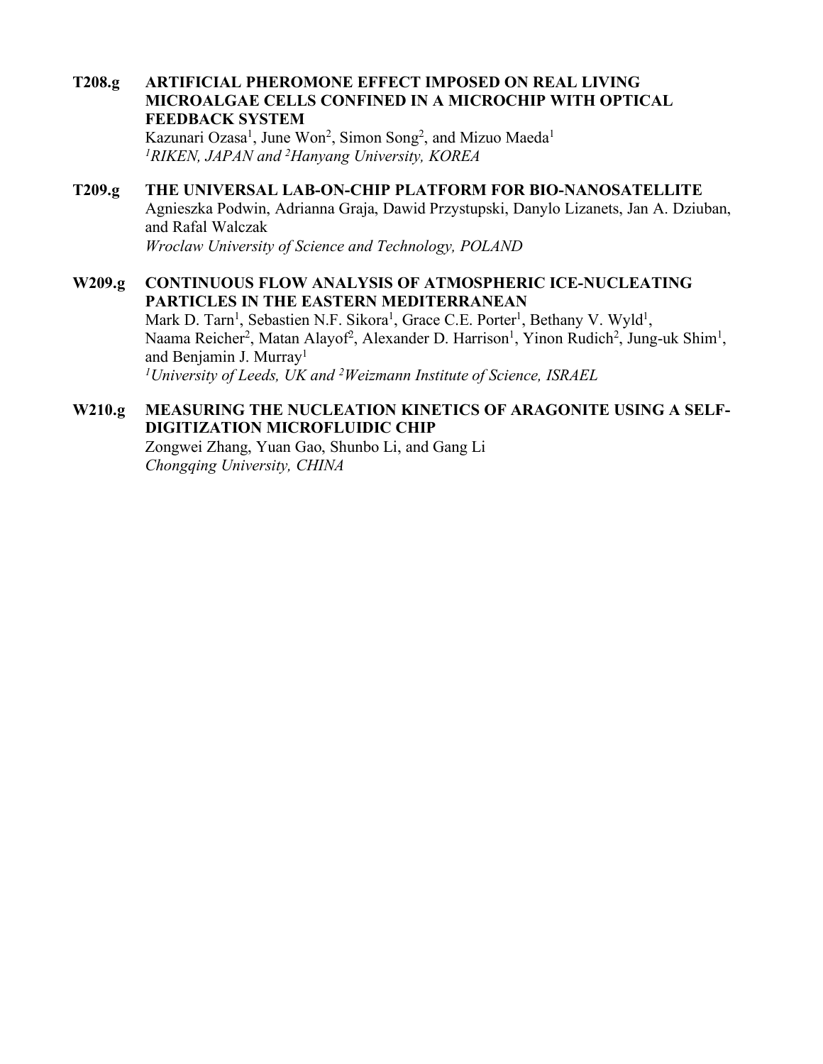**T208.g ARTIFICIAL PHEROMONE EFFECT IMPOSED ON REAL LIVING MICROALGAE CELLS CONFINED IN A MICROCHIP WITH OPTICAL FEEDBACK SYSTEM**

Kazunari Ozasa[1], June Won[2], Simon Song[2], and Mizuo Maeda[1]

*[1]RIKEN, JAPAN and [2]Hanyang University, KOREA*

**T209.g THE UNIVERSAL LAB-ON-CHIP PLATFORM FOR BIO-NANOSATELLITE**

Agnieszka Podwin, Adrianna Graja, Dawid Przystupski, Danylo Lizanets, Jan A. Dziuban, and Rafal Walczak

*Wroclaw University of Science and Technology, POLAND*

**W209.g CONTINUOUS FLOW ANALYSIS OF ATMOSPHERIC ICE-NUCLEATING PARTICLES IN THE EASTERN MEDITERRANEAN**

Mark D. Tarn[1], Sebastien N.F. Sikora[1], Grace C.E. Porter[1], Bethany V. Wyld[1], Naama Reicher[2], Matan Alayof[2], Alexander D. Harrison[1], Yinon Rudich[2], Jung-uk Shim[1], and Benjamin J. Murray[1]

*[1]University of Leeds, UK and [2]Weizmann Institute of Science, ISRAEL*

**W210.g MEASURING THE NUCLEATION KINETICS OF ARAGONITE USING A SELF-DIGITIZATION MICROFLUIDIC CHIP**

Zongwei Zhang, Yuan Gao, Shunbo Li, and Gang Li

*Chongqing University, CHINA*